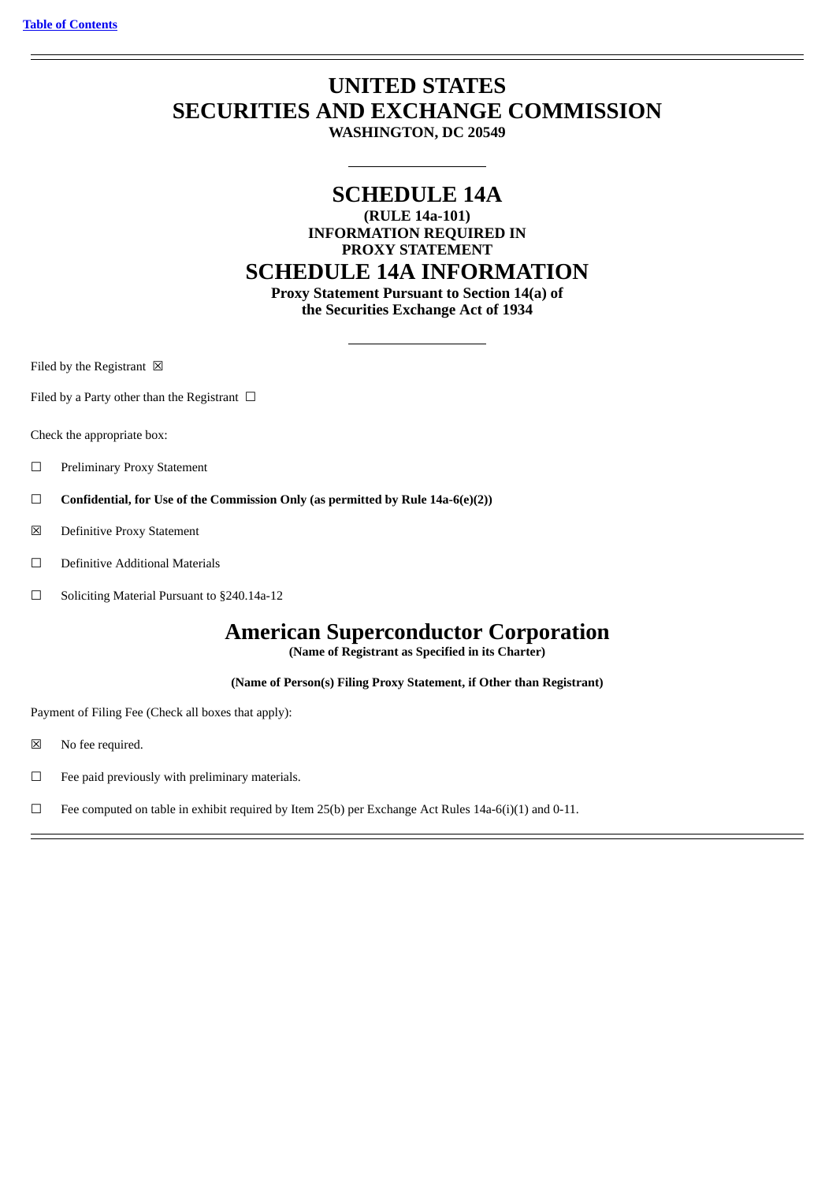[Table of Contents](#)

# UNITED STATES
# SECURITIES AND EXCHANGE COMMISSION

**WASHINGTON, DC 20549**

# SCHEDULE 14A

**(RULE 14a-101)**
**INFORMATION REQUIRED IN**
**PROXY STATEMENT**

# SCHEDULE 14A INFORMATION

**Proxy Statement Pursuant to Section 14(a) of**
**the Securities Exchange Act of 1934**

Filed by the Registrant ☒

Filed by a Party other than the Registrant ☐

Check the appropriate box:

☐ Preliminary Proxy Statement

☐ **Confidential, for Use of the Commission Only (as permitted by Rule 14a-6(e)(2))**

☒ Definitive Proxy Statement

☐ Definitive Additional Materials

☐ Soliciting Material Pursuant to §240.14a-12

# American Superconductor Corporation

**(Name of Registrant as Specified in its Charter)**

**(Name of Person(s) Filing Proxy Statement, if Other than Registrant)**

Payment of Filing Fee (Check all boxes that apply):

☒ No fee required.

☐ Fee paid previously with preliminary materials.

☐ Fee computed on table in exhibit required by Item 25(b) per Exchange Act Rules 14a-6(i)(1) and 0-11.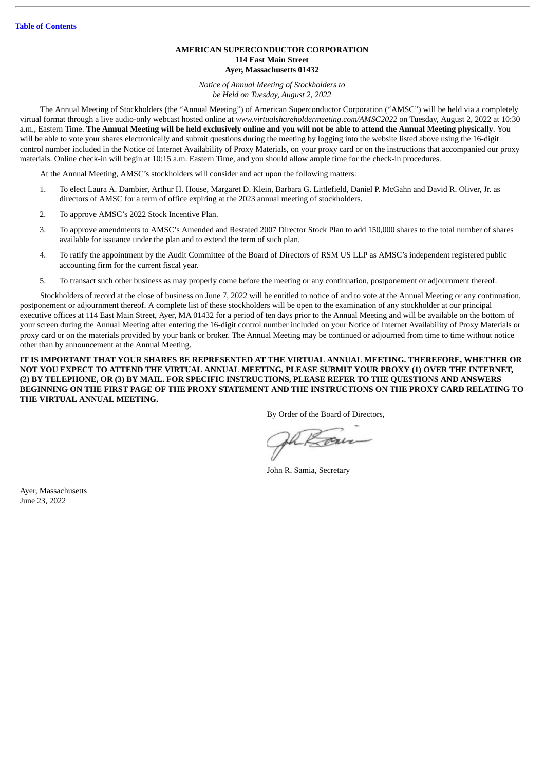[Table of Contents](#)

**AMERICAN SUPERCONDUCTOR CORPORATION**
**114 East Main Street**
**Ayer, Massachusetts 01432**

*Notice of Annual Meeting of Stockholders to be Held on Tuesday, August 2, 2022*

The Annual Meeting of Stockholders (the "Annual Meeting") of American Superconductor Corporation ("AMSC") will be held via a completely virtual format through a live audio-only webcast hosted online at *www.virtualshareholdermeeting.com/AMSC2022* on Tuesday, August 2, 2022 at 10:30 a.m., Eastern Time. **The Annual Meeting will be held exclusively online and you will not be able to attend the Annual Meeting physically**. You will be able to vote your shares electronically and submit questions during the meeting by logging into the website listed above using the 16-digit control number included in the Notice of Internet Availability of Proxy Materials, on your proxy card or on the instructions that accompanied our proxy materials. Online check-in will begin at 10:15 a.m. Eastern Time, and you should allow ample time for the check-in procedures.

At the Annual Meeting, AMSC's stockholders will consider and act upon the following matters:

1. To elect Laura A. Dambier, Arthur H. House, Margaret D. Klein, Barbara G. Littlefield, Daniel P. McGahn and David R. Oliver, Jr. as directors of AMSC for a term of office expiring at the 2023 annual meeting of stockholders.
2. To approve AMSC's 2022 Stock Incentive Plan.
3. To approve amendments to AMSC's Amended and Restated 2007 Director Stock Plan to add 150,000 shares to the total number of shares available for issuance under the plan and to extend the term of such plan.
4. To ratify the appointment by the Audit Committee of the Board of Directors of RSM US LLP as AMSC's independent registered public accounting firm for the current fiscal year.
5. To transact such other business as may properly come before the meeting or any continuation, postponement or adjournment thereof.

Stockholders of record at the close of business on June 7, 2022 will be entitled to notice of and to vote at the Annual Meeting or any continuation, postponement or adjournment thereof. A complete list of these stockholders will be open to the examination of any stockholder at our principal executive offices at 114 East Main Street, Ayer, MA 01432 for a period of ten days prior to the Annual Meeting and will be available on the bottom of your screen during the Annual Meeting after entering the 16-digit control number included on your Notice of Internet Availability of Proxy Materials or proxy card or on the materials provided by your bank or broker. The Annual Meeting may be continued or adjourned from time to time without notice other than by announcement at the Annual Meeting.

**IT IS IMPORTANT THAT YOUR SHARES BE REPRESENTED AT THE VIRTUAL ANNUAL MEETING. THEREFORE, WHETHER OR NOT YOU EXPECT TO ATTEND THE VIRTUAL ANNUAL MEETING, PLEASE SUBMIT YOUR PROXY (1) OVER THE INTERNET, (2) BY TELEPHONE, OR (3) BY MAIL. FOR SPECIFIC INSTRUCTIONS, PLEASE REFER TO THE QUESTIONS AND ANSWERS BEGINNING ON THE FIRST PAGE OF THE PROXY STATEMENT AND THE INSTRUCTIONS ON THE PROXY CARD RELATING TO THE VIRTUAL ANNUAL MEETING.**

By Order of the Board of Directors,

John R. Samia, Secretary

Ayer, Massachusetts
June 23, 2022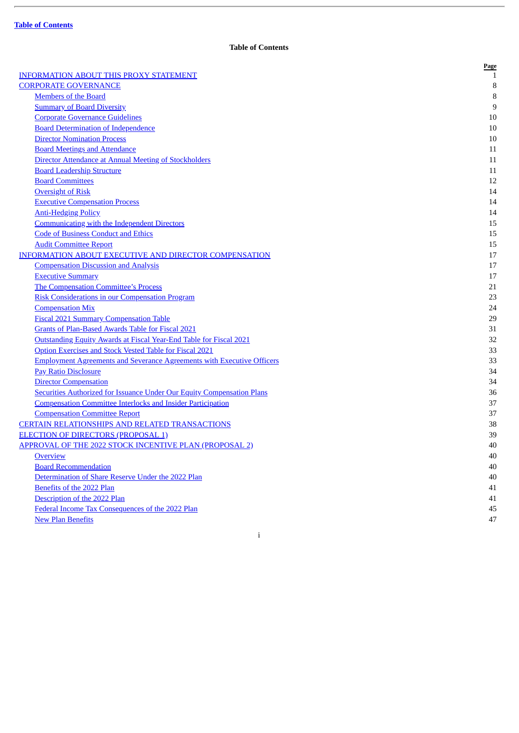[Table of Contents](#)

## Table of Contents

| | Page |
|---|---|
| INFORMATION ABOUT THIS PROXY STATEMENT | 1 |
| CORPORATE GOVERNANCE | 8 |
| Members of the Board | 8 |
| Summary of Board Diversity | 9 |
| Corporate Governance Guidelines | 10 |
| Board Determination of Independence | 10 |
| Director Nomination Process | 10 |
| Board Meetings and Attendance | 11 |
| Director Attendance at Annual Meeting of Stockholders | 11 |
| Board Leadership Structure | 11 |
| Board Committees | 12 |
| Oversight of Risk | 14 |
| Executive Compensation Process | 14 |
| Anti-Hedging Policy | 14 |
| Communicating with the Independent Directors | 15 |
| Code of Business Conduct and Ethics | 15 |
| Audit Committee Report | 15 |
| INFORMATION ABOUT EXECUTIVE AND DIRECTOR COMPENSATION | 17 |
| Compensation Discussion and Analysis | 17 |
| Executive Summary | 17 |
| The Compensation Committee's Process | 21 |
| Risk Considerations in our Compensation Program | 23 |
| Compensation Mix | 24 |
| Fiscal 2021 Summary Compensation Table | 29 |
| Grants of Plan-Based Awards Table for Fiscal 2021 | 31 |
| Outstanding Equity Awards at Fiscal Year-End Table for Fiscal 2021 | 32 |
| Option Exercises and Stock Vested Table for Fiscal 2021 | 33 |
| Employment Agreements and Severance Agreements with Executive Officers | 33 |
| Pay Ratio Disclosure | 34 |
| Director Compensation | 34 |
| Securities Authorized for Issuance Under Our Equity Compensation Plans | 36 |
| Compensation Committee Interlocks and Insider Participation | 37 |
| Compensation Committee Report | 37 |
| CERTAIN RELATIONSHIPS AND RELATED TRANSACTIONS | 38 |
| ELECTION OF DIRECTORS (PROPOSAL 1) | 39 |
| APPROVAL OF THE 2022 STOCK INCENTIVE PLAN (PROPOSAL 2) | 40 |
| Overview | 40 |
| Board Recommendation | 40 |
| Determination of Share Reserve Under the 2022 Plan | 40 |
| Benefits of the 2022 Plan | 41 |
| Description of the 2022 Plan | 41 |
| Federal Income Tax Consequences of the 2022 Plan | 45 |
| New Plan Benefits | 47 |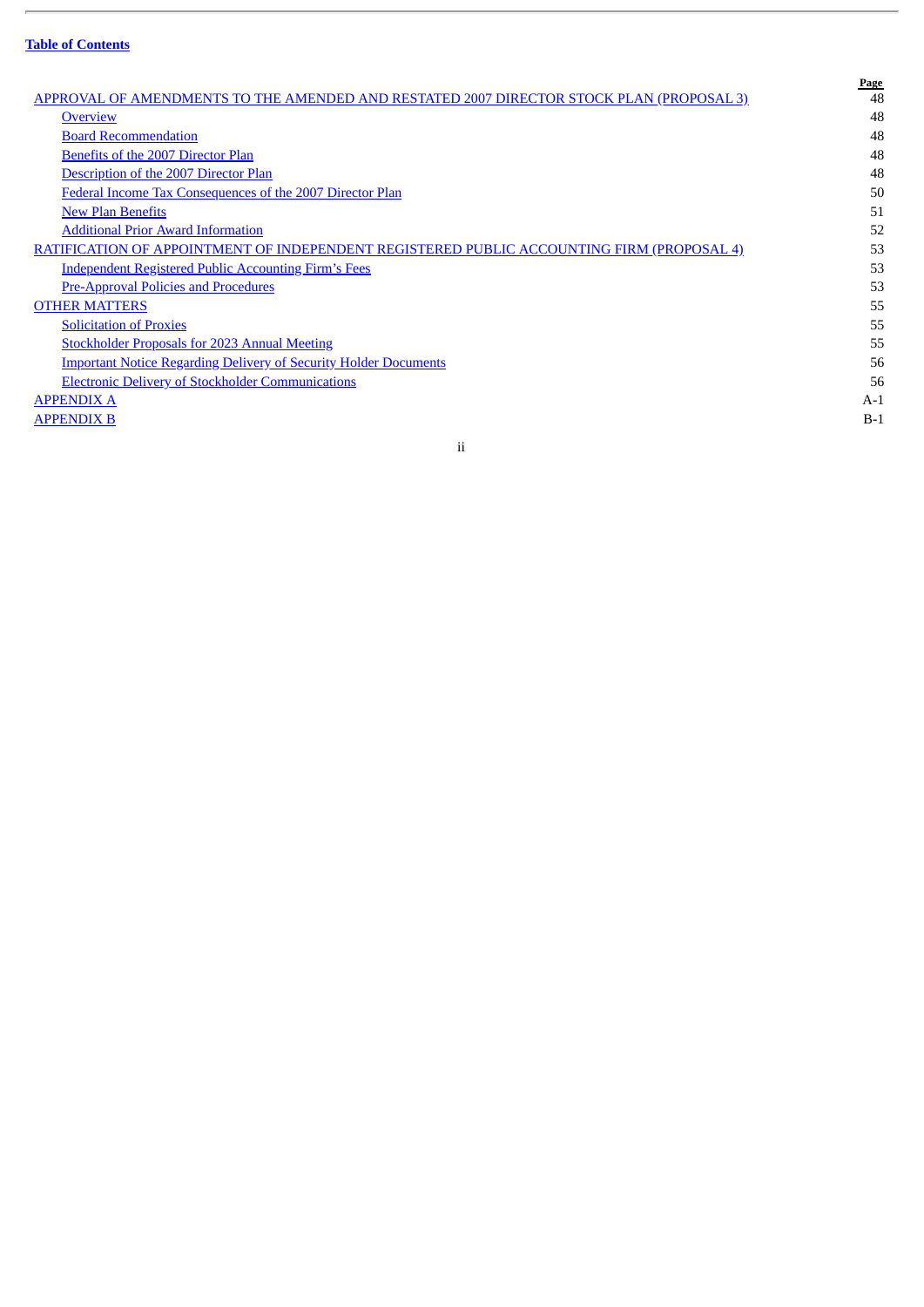**Table of Contents**

| | Page |
|---|---|
| APPROVAL OF AMENDMENTS TO THE AMENDED AND RESTATED 2007 DIRECTOR STOCK PLAN (PROPOSAL 3) | 48 |
| Overview | 48 |
| Board Recommendation | 48 |
| Benefits of the 2007 Director Plan | 48 |
| Description of the 2007 Director Plan | 48 |
| Federal Income Tax Consequences of the 2007 Director Plan | 50 |
| New Plan Benefits | 51 |
| Additional Prior Award Information | 52 |
| RATIFICATION OF APPOINTMENT OF INDEPENDENT REGISTERED PUBLIC ACCOUNTING FIRM (PROPOSAL 4) | 53 |
| Independent Registered Public Accounting Firm's Fees | 53 |
| Pre-Approval Policies and Procedures | 53 |
| OTHER MATTERS | 55 |
| Solicitation of Proxies | 55 |
| Stockholder Proposals for 2023 Annual Meeting | 55 |
| Important Notice Regarding Delivery of Security Holder Documents | 56 |
| Electronic Delivery of Stockholder Communications | 56 |
| APPENDIX A | A-1 |
| APPENDIX B | B-1 |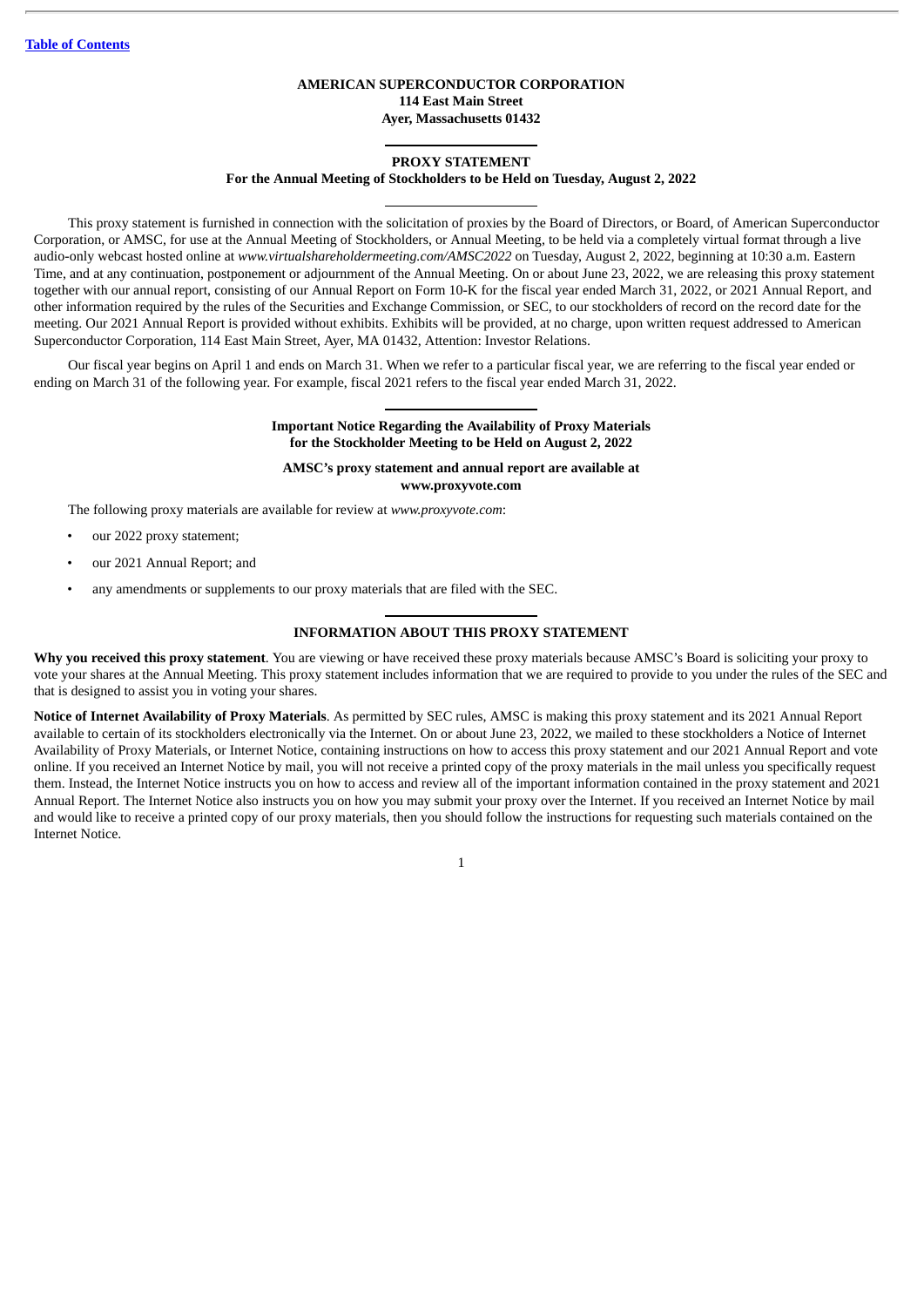[Table of Contents](#)

**AMERICAN SUPERCONDUCTOR CORPORATION**
**114 East Main Street**
**Ayer, Massachusetts 01432**

---

# PROXY STATEMENT

**For the Annual Meeting of Stockholders to be Held on Tuesday, August 2, 2022**

---

This proxy statement is furnished in connection with the solicitation of proxies by the Board of Directors, or Board, of American Superconductor Corporation, or AMSC, for use at the Annual Meeting of Stockholders, or Annual Meeting, to be held via a completely virtual format through a live audio-only webcast hosted online at *www.virtualshareholdermeeting.com/AMSC2022* on Tuesday, August 2, 2022, beginning at 10:30 a.m. Eastern Time, and at any continuation, postponement or adjournment of the Annual Meeting. On or about June 23, 2022, we are releasing this proxy statement together with our annual report, consisting of our Annual Report on Form 10-K for the fiscal year ended March 31, 2022, or 2021 Annual Report, and other information required by the rules of the Securities and Exchange Commission, or SEC, to our stockholders of record on the record date for the meeting. Our 2021 Annual Report is provided without exhibits. Exhibits will be provided, at no charge, upon written request addressed to American Superconductor Corporation, 114 East Main Street, Ayer, MA 01432, Attention: Investor Relations.

Our fiscal year begins on April 1 and ends on March 31. When we refer to a particular fiscal year, we are referring to the fiscal year ended or ending on March 31 of the following year. For example, fiscal 2021 refers to the fiscal year ended March 31, 2022.

---

**Important Notice Regarding the Availability of Proxy Materials for the Stockholder Meeting to be Held on August 2, 2022**

**AMSC's proxy statement and annual report are available at www.proxyvote.com**

The following proxy materials are available for review at *www.proxyvote.com*:

- our 2022 proxy statement;
- our 2021 Annual Report; and
- any amendments or supplements to our proxy materials that are filed with the SEC.

---

## INFORMATION ABOUT THIS PROXY STATEMENT

**Why you received this proxy statement**. You are viewing or have received these proxy materials because AMSC's Board is soliciting your proxy to vote your shares at the Annual Meeting. This proxy statement includes information that we are required to provide to you under the rules of the SEC and that is designed to assist you in voting your shares.

**Notice of Internet Availability of Proxy Materials**. As permitted by SEC rules, AMSC is making this proxy statement and its 2021 Annual Report available to certain of its stockholders electronically via the Internet. On or about June 23, 2022, we mailed to these stockholders a Notice of Internet Availability of Proxy Materials, or Internet Notice, containing instructions on how to access this proxy statement and our 2021 Annual Report and vote online. If you received an Internet Notice by mail, you will not receive a printed copy of the proxy materials in the mail unless you specifically request them. Instead, the Internet Notice instructs you on how to access and review all of the important information contained in the proxy statement and 2021 Annual Report. The Internet Notice also instructs you on how you may submit your proxy over the Internet. If you received an Internet Notice by mail and would like to receive a printed copy of our proxy materials, then you should follow the instructions for requesting such materials contained on the Internet Notice.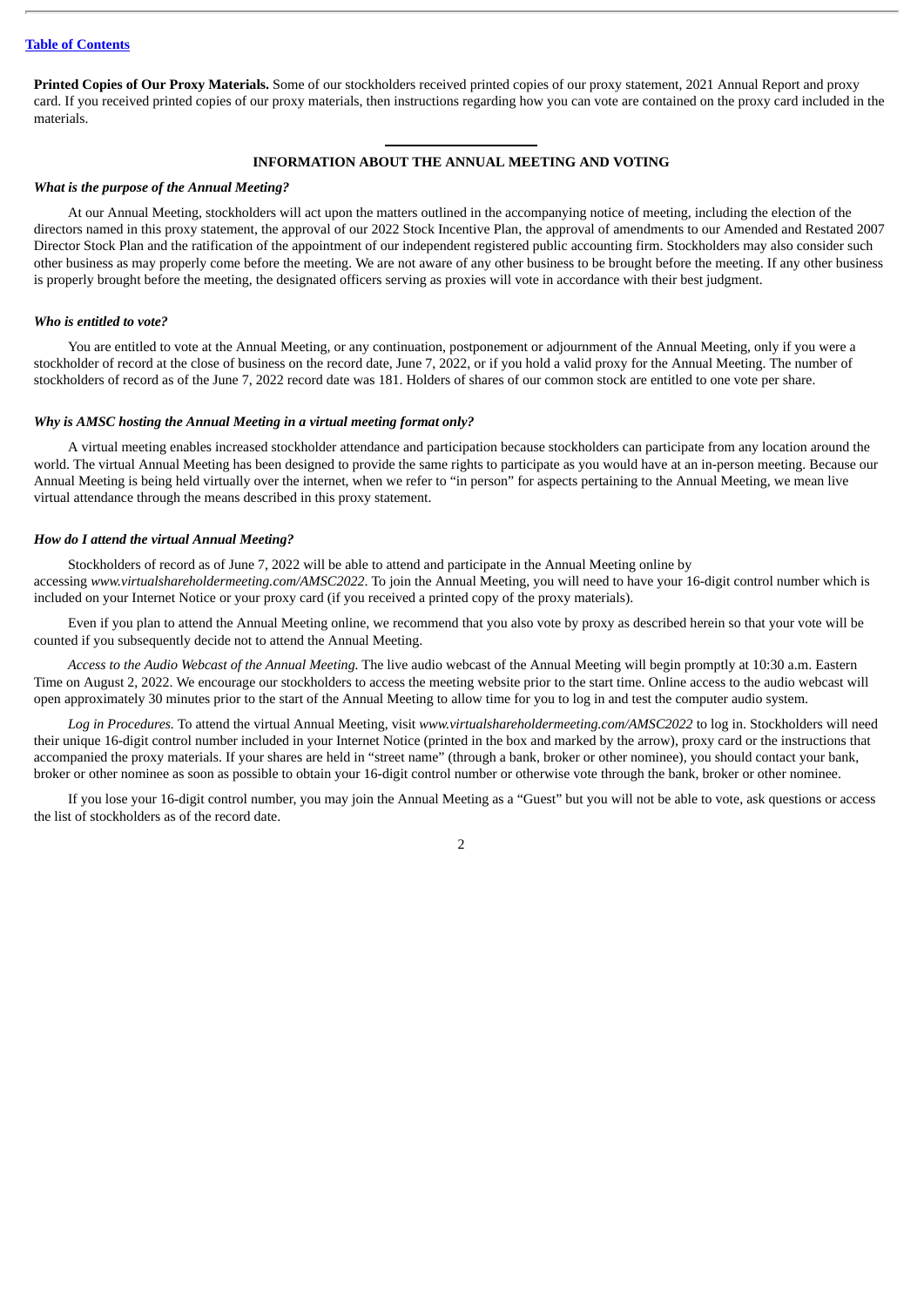**Printed Copies of Our Proxy Materials.** Some of our stockholders received printed copies of our proxy statement, 2021 Annual Report and proxy card. If you received printed copies of our proxy materials, then instructions regarding how you can vote are contained on the proxy card included in the materials.

## INFORMATION ABOUT THE ANNUAL MEETING AND VOTING

***What is the purpose of the Annual Meeting?***

At our Annual Meeting, stockholders will act upon the matters outlined in the accompanying notice of meeting, including the election of the directors named in this proxy statement, the approval of our 2022 Stock Incentive Plan, the approval of amendments to our Amended and Restated 2007 Director Stock Plan and the ratification of the appointment of our independent registered public accounting firm. Stockholders may also consider such other business as may properly come before the meeting. We are not aware of any other business to be brought before the meeting. If any other business is properly brought before the meeting, the designated officers serving as proxies will vote in accordance with their best judgment.

***Who is entitled to vote?***

You are entitled to vote at the Annual Meeting, or any continuation, postponement or adjournment of the Annual Meeting, only if you were a stockholder of record at the close of business on the record date, June 7, 2022, or if you hold a valid proxy for the Annual Meeting. The number of stockholders of record as of the June 7, 2022 record date was 181. Holders of shares of our common stock are entitled to one vote per share.

***Why is AMSC hosting the Annual Meeting in a virtual meeting format only?***

A virtual meeting enables increased stockholder attendance and participation because stockholders can participate from any location around the world. The virtual Annual Meeting has been designed to provide the same rights to participate as you would have at an in-person meeting. Because our Annual Meeting is being held virtually over the internet, when we refer to "in person" for aspects pertaining to the Annual Meeting, we mean live virtual attendance through the means described in this proxy statement.

***How do I attend the virtual Annual Meeting?***

Stockholders of record as of June 7, 2022 will be able to attend and participate in the Annual Meeting online by accessing *www.virtualshareholdermeeting.com/AMSC2022*. To join the Annual Meeting, you will need to have your 16-digit control number which is included on your Internet Notice or your proxy card (if you received a printed copy of the proxy materials).

Even if you plan to attend the Annual Meeting online, we recommend that you also vote by proxy as described herein so that your vote will be counted if you subsequently decide not to attend the Annual Meeting.

*Access to the Audio Webcast of the Annual Meeting.* The live audio webcast of the Annual Meeting will begin promptly at 10:30 a.m. Eastern Time on August 2, 2022. We encourage our stockholders to access the meeting website prior to the start time. Online access to the audio webcast will open approximately 30 minutes prior to the start of the Annual Meeting to allow time for you to log in and test the computer audio system.

*Log in Procedures.* To attend the virtual Annual Meeting, visit *www.virtualshareholdermeeting.com/AMSC2022* to log in. Stockholders will need their unique 16-digit control number included in your Internet Notice (printed in the box and marked by the arrow), proxy card or the instructions that accompanied the proxy materials. If your shares are held in "street name" (through a bank, broker or other nominee), you should contact your bank, broker or other nominee as soon as possible to obtain your 16-digit control number or otherwise vote through the bank, broker or other nominee.

If you lose your 16-digit control number, you may join the Annual Meeting as a "Guest" but you will not be able to vote, ask questions or access the list of stockholders as of the record date.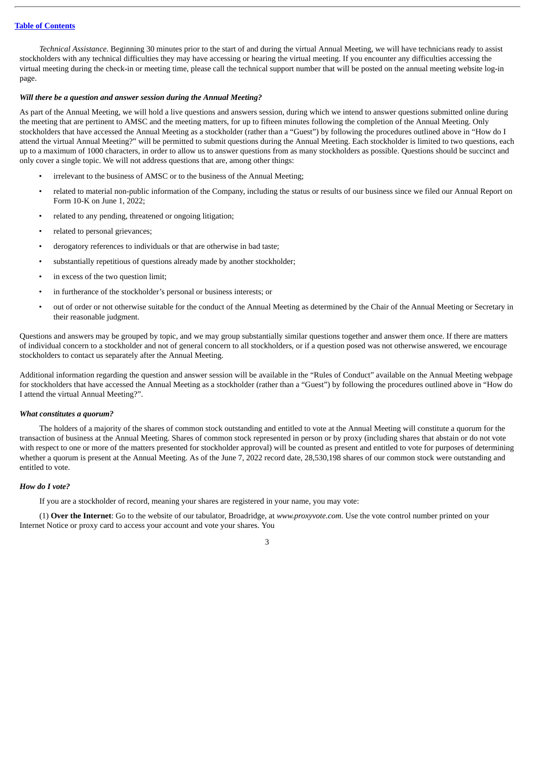*Technical Assistance*. Beginning 30 minutes prior to the start of and during the virtual Annual Meeting, we will have technicians ready to assist stockholders with any technical difficulties they may have accessing or hearing the virtual meeting. If you encounter any difficulties accessing the virtual meeting during the check-in or meeting time, please call the technical support number that will be posted on the annual meeting website log-in page.

***Will there be a question and answer session during the Annual Meeting?***

As part of the Annual Meeting, we will hold a live questions and answers session, during which we intend to answer questions submitted online during the meeting that are pertinent to AMSC and the meeting matters, for up to fifteen minutes following the completion of the Annual Meeting. Only stockholders that have accessed the Annual Meeting as a stockholder (rather than a "Guest") by following the procedures outlined above in "How do I attend the virtual Annual Meeting?" will be permitted to submit questions during the Annual Meeting. Each stockholder is limited to two questions, each up to a maximum of 1000 characters, in order to allow us to answer questions from as many stockholders as possible. Questions should be succinct and only cover a single topic. We will not address questions that are, among other things:

- irrelevant to the business of AMSC or to the business of the Annual Meeting;
- related to material non-public information of the Company, including the status or results of our business since we filed our Annual Report on Form 10-K on June 1, 2022;
- related to any pending, threatened or ongoing litigation;
- related to personal grievances;
- derogatory references to individuals or that are otherwise in bad taste;
- substantially repetitious of questions already made by another stockholder;
- in excess of the two question limit;
- in furtherance of the stockholder's personal or business interests; or
- out of order or not otherwise suitable for the conduct of the Annual Meeting as determined by the Chair of the Annual Meeting or Secretary in their reasonable judgment.

Questions and answers may be grouped by topic, and we may group substantially similar questions together and answer them once. If there are matters of individual concern to a stockholder and not of general concern to all stockholders, or if a question posed was not otherwise answered, we encourage stockholders to contact us separately after the Annual Meeting.

Additional information regarding the question and answer session will be available in the "Rules of Conduct" available on the Annual Meeting webpage for stockholders that have accessed the Annual Meeting as a stockholder (rather than a "Guest") by following the procedures outlined above in "How do I attend the virtual Annual Meeting?".

***What constitutes a quorum?***

The holders of a majority of the shares of common stock outstanding and entitled to vote at the Annual Meeting will constitute a quorum for the transaction of business at the Annual Meeting. Shares of common stock represented in person or by proxy (including shares that abstain or do not vote with respect to one or more of the matters presented for stockholder approval) will be counted as present and entitled to vote for purposes of determining whether a quorum is present at the Annual Meeting. As of the June 7, 2022 record date, 28,530,198 shares of our common stock were outstanding and entitled to vote.

***How do I vote?***

If you are a stockholder of record, meaning your shares are registered in your name, you may vote:

(1) **Over the Internet**: Go to the website of our tabulator, Broadridge, at *www.proxyvote.com*. Use the vote control number printed on your Internet Notice or proxy card to access your account and vote your shares. You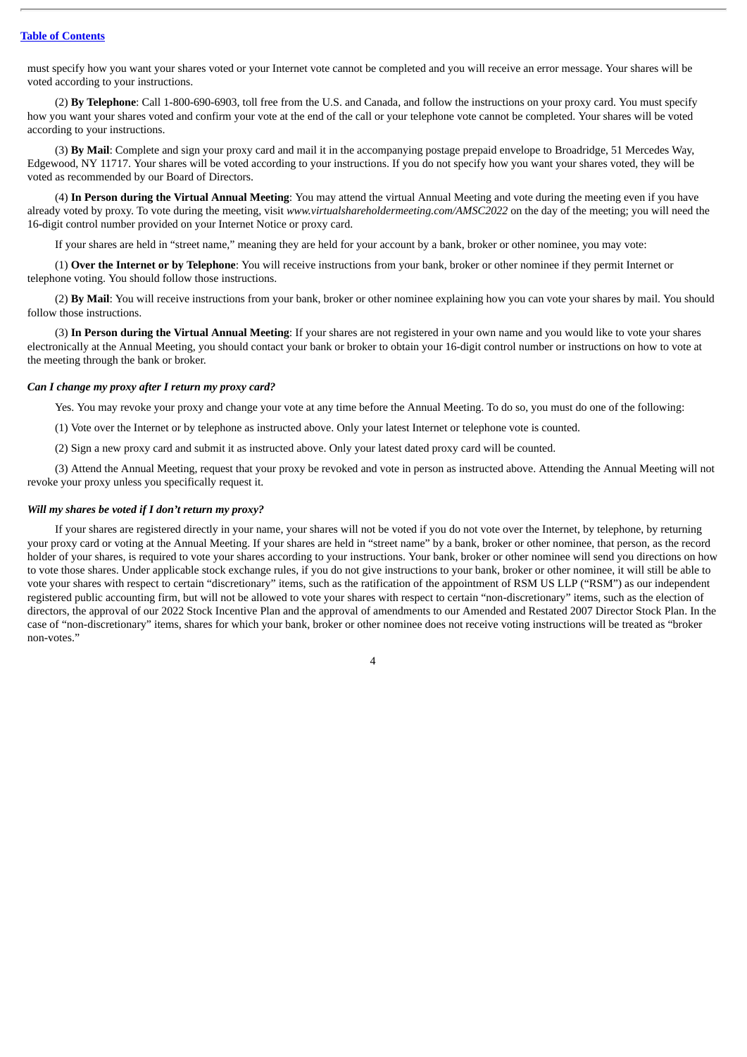must specify how you want your shares voted or your Internet vote cannot be completed and you will receive an error message. Your shares will be voted according to your instructions.

(2) **By Telephone**: Call 1-800-690-6903, toll free from the U.S. and Canada, and follow the instructions on your proxy card. You must specify how you want your shares voted and confirm your vote at the end of the call or your telephone vote cannot be completed. Your shares will be voted according to your instructions.

(3) **By Mail**: Complete and sign your proxy card and mail it in the accompanying postage prepaid envelope to Broadridge, 51 Mercedes Way, Edgewood, NY 11717. Your shares will be voted according to your instructions. If you do not specify how you want your shares voted, they will be voted as recommended by our Board of Directors.

(4) **In Person during the Virtual Annual Meeting**: You may attend the virtual Annual Meeting and vote during the meeting even if you have already voted by proxy. To vote during the meeting, visit *www.virtualshareholdermeeting.com/AMSC2022* on the day of the meeting; you will need the 16-digit control number provided on your Internet Notice or proxy card.

If your shares are held in "street name," meaning they are held for your account by a bank, broker or other nominee, you may vote:

(1) **Over the Internet or by Telephone**: You will receive instructions from your bank, broker or other nominee if they permit Internet or telephone voting. You should follow those instructions.

(2) **By Mail**: You will receive instructions from your bank, broker or other nominee explaining how you can vote your shares by mail. You should follow those instructions.

(3) **In Person during the Virtual Annual Meeting**: If your shares are not registered in your own name and you would like to vote your shares electronically at the Annual Meeting, you should contact your bank or broker to obtain your 16-digit control number or instructions on how to vote at the meeting through the bank or broker.

***Can I change my proxy after I return my proxy card?***

Yes. You may revoke your proxy and change your vote at any time before the Annual Meeting. To do so, you must do one of the following:

(1) Vote over the Internet or by telephone as instructed above. Only your latest Internet or telephone vote is counted.

(2) Sign a new proxy card and submit it as instructed above. Only your latest dated proxy card will be counted.

(3) Attend the Annual Meeting, request that your proxy be revoked and vote in person as instructed above. Attending the Annual Meeting will not revoke your proxy unless you specifically request it.

***Will my shares be voted if I don't return my proxy?***

If your shares are registered directly in your name, your shares will not be voted if you do not vote over the Internet, by telephone, by returning your proxy card or voting at the Annual Meeting. If your shares are held in "street name" by a bank, broker or other nominee, that person, as the record holder of your shares, is required to vote your shares according to your instructions. Your bank, broker or other nominee will send you directions on how to vote those shares. Under applicable stock exchange rules, if you do not give instructions to your bank, broker or other nominee, it will still be able to vote your shares with respect to certain "discretionary" items, such as the ratification of the appointment of RSM US LLP ("RSM") as our independent registered public accounting firm, but will not be allowed to vote your shares with respect to certain "non-discretionary" items, such as the election of directors, the approval of our 2022 Stock Incentive Plan and the approval of amendments to our Amended and Restated 2007 Director Stock Plan. In the case of "non-discretionary" items, shares for which your bank, broker or other nominee does not receive voting instructions will be treated as "broker non-votes."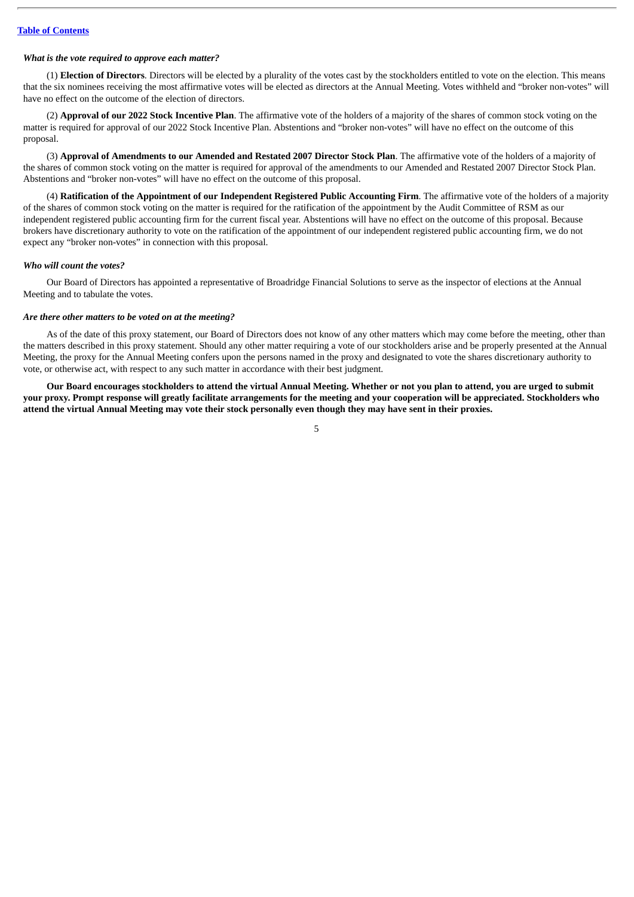***What is the vote required to approve each matter?***

(1) **Election of Directors**. Directors will be elected by a plurality of the votes cast by the stockholders entitled to vote on the election. This means that the six nominees receiving the most affirmative votes will be elected as directors at the Annual Meeting. Votes withheld and "broker non-votes" will have no effect on the outcome of the election of directors.

(2) **Approval of our 2022 Stock Incentive Plan**. The affirmative vote of the holders of a majority of the shares of common stock voting on the matter is required for approval of our 2022 Stock Incentive Plan. Abstentions and "broker non-votes" will have no effect on the outcome of this proposal.

(3) **Approval of Amendments to our Amended and Restated 2007 Director Stock Plan**. The affirmative vote of the holders of a majority of the shares of common stock voting on the matter is required for approval of the amendments to our Amended and Restated 2007 Director Stock Plan. Abstentions and "broker non-votes" will have no effect on the outcome of this proposal.

(4) **Ratification of the Appointment of our Independent Registered Public Accounting Firm**. The affirmative vote of the holders of a majority of the shares of common stock voting on the matter is required for the ratification of the appointment by the Audit Committee of RSM as our independent registered public accounting firm for the current fiscal year. Abstentions will have no effect on the outcome of this proposal. Because brokers have discretionary authority to vote on the ratification of the appointment of our independent registered public accounting firm, we do not expect any "broker non-votes" in connection with this proposal.

***Who will count the votes?***

Our Board of Directors has appointed a representative of Broadridge Financial Solutions to serve as the inspector of elections at the Annual Meeting and to tabulate the votes.

***Are there other matters to be voted on at the meeting?***

As of the date of this proxy statement, our Board of Directors does not know of any other matters which may come before the meeting, other than the matters described in this proxy statement. Should any other matter requiring a vote of our stockholders arise and be properly presented at the Annual Meeting, the proxy for the Annual Meeting confers upon the persons named in the proxy and designated to vote the shares discretionary authority to vote, or otherwise act, with respect to any such matter in accordance with their best judgment.

**Our Board encourages stockholders to attend the virtual Annual Meeting. Whether or not you plan to attend, you are urged to submit your proxy. Prompt response will greatly facilitate arrangements for the meeting and your cooperation will be appreciated. Stockholders who attend the virtual Annual Meeting may vote their stock personally even though they may have sent in their proxies.**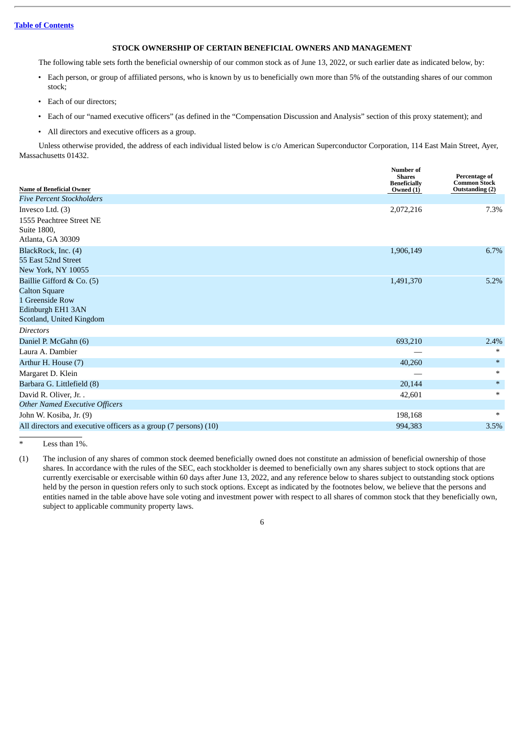[Table of Contents](#)

## STOCK OWNERSHIP OF CERTAIN BENEFICIAL OWNERS AND MANAGEMENT

The following table sets forth the beneficial ownership of our common stock as of June 13, 2022, or such earlier date as indicated below, by:

- Each person, or group of affiliated persons, who is known by us to beneficially own more than 5% of the outstanding shares of our common stock;
- Each of our directors;
- Each of our "named executive officers" (as defined in the "Compensation Discussion and Analysis" section of this proxy statement); and
- All directors and executive officers as a group.

Unless otherwise provided, the address of each individual listed below is c/o American Superconductor Corporation, 114 East Main Street, Ayer, Massachusetts 01432.

| Name of Beneficial Owner | Number of Shares Beneficially Owned (1) | Percentage of Common Stock Outstanding (2) |
|---|---|---|
| *Five Percent Stockholders* | | |
| Invesco Ltd. (3)<br>1555 Peachtree Street NE<br>Suite 1800,<br>Atlanta, GA 30309 | 2,072,216 | 7.3% |
| BlackRock, Inc. (4)<br>55 East 52nd Street<br>New York, NY 10055 | 1,906,149 | 6.7% |
| Baillie Gifford & Co. (5)<br>Calton Square<br>1 Greenside Row<br>Edinburgh EH1 3AN<br>Scotland, United Kingdom | 1,491,370 | 5.2% |
| *Directors* | | |
| Daniel P. McGahn (6) | 693,210 | 2.4% |
| Laura A. Dambier | — | * |
| Arthur H. House (7) | 40,260 | * |
| Margaret D. Klein | — | * |
| Barbara G. Littlefield (8) | 20,144 | * |
| David R. Oliver, Jr. . | 42,601 | * |
| *Other Named Executive Officers* | | |
| John W. Kosiba, Jr. (9) | 198,168 | * |
| All directors and executive officers as a group (7 persons) (10) | 994,383 | 3.5% |

\* Less than 1%.

(1) The inclusion of any shares of common stock deemed beneficially owned does not constitute an admission of beneficial ownership of those shares. In accordance with the rules of the SEC, each stockholder is deemed to beneficially own any shares subject to stock options that are currently exercisable or exercisable within 60 days after June 13, 2022, and any reference below to shares subject to outstanding stock options held by the person in question refers only to such stock options. Except as indicated by the footnotes below, we believe that the persons and entities named in the table above have sole voting and investment power with respect to all shares of common stock that they beneficially own, subject to applicable community property laws.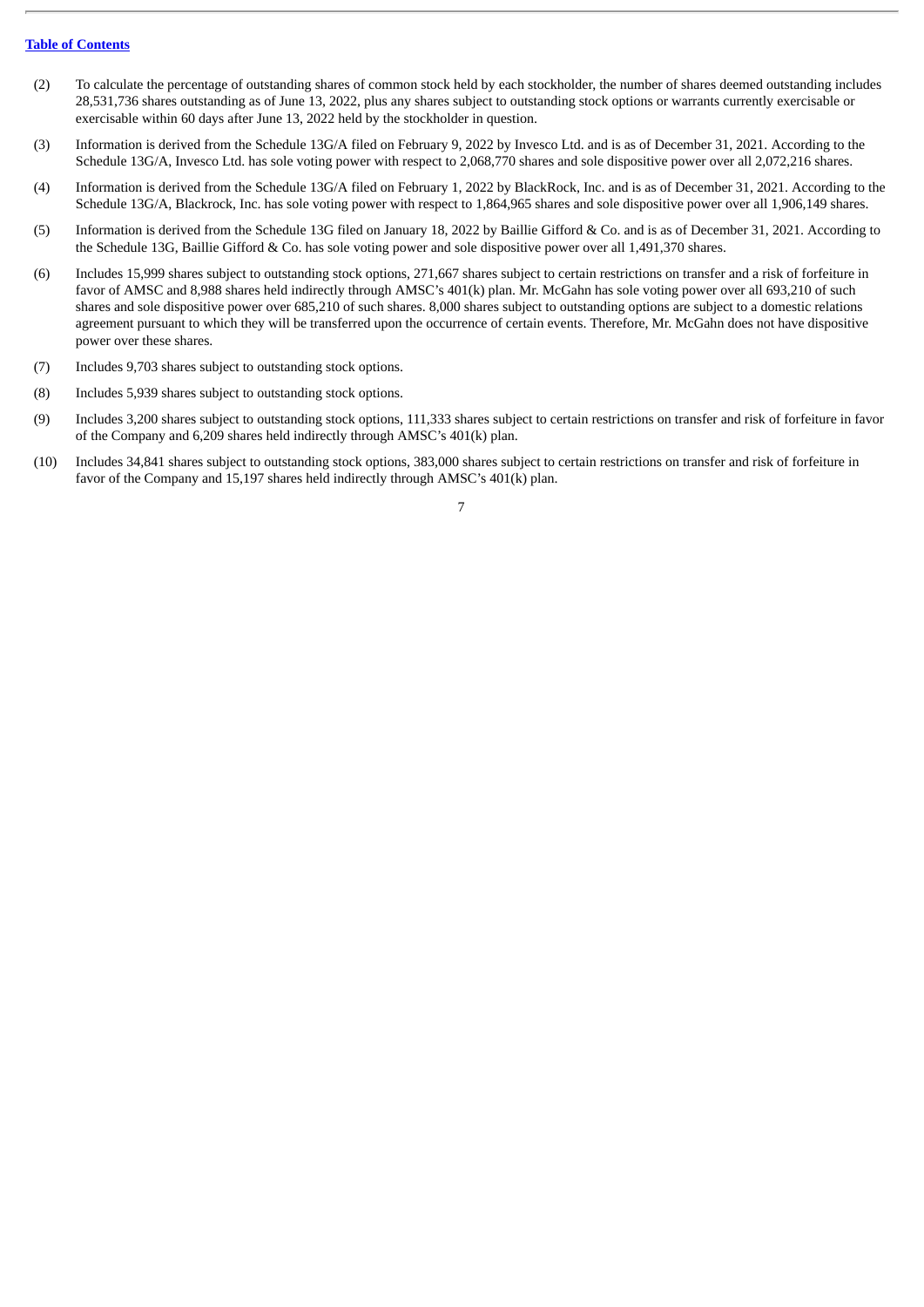(2) To calculate the percentage of outstanding shares of common stock held by each stockholder, the number of shares deemed outstanding includes 28,531,736 shares outstanding as of June 13, 2022, plus any shares subject to outstanding stock options or warrants currently exercisable or exercisable within 60 days after June 13, 2022 held by the stockholder in question.

(3) Information is derived from the Schedule 13G/A filed on February 9, 2022 by Invesco Ltd. and is as of December 31, 2021. According to the Schedule 13G/A, Invesco Ltd. has sole voting power with respect to 2,068,770 shares and sole dispositive power over all 2,072,216 shares.

(4) Information is derived from the Schedule 13G/A filed on February 1, 2022 by BlackRock, Inc. and is as of December 31, 2021. According to the Schedule 13G/A, Blackrock, Inc. has sole voting power with respect to 1,864,965 shares and sole dispositive power over all 1,906,149 shares.

(5) Information is derived from the Schedule 13G filed on January 18, 2022 by Baillie Gifford & Co. and is as of December 31, 2021. According to the Schedule 13G, Baillie Gifford & Co. has sole voting power and sole dispositive power over all 1,491,370 shares.

(6) Includes 15,999 shares subject to outstanding stock options, 271,667 shares subject to certain restrictions on transfer and a risk of forfeiture in favor of AMSC and 8,988 shares held indirectly through AMSC's 401(k) plan. Mr. McGahn has sole voting power over all 693,210 of such shares and sole dispositive power over 685,210 of such shares. 8,000 shares subject to outstanding options are subject to a domestic relations agreement pursuant to which they will be transferred upon the occurrence of certain events. Therefore, Mr. McGahn does not have dispositive power over these shares.

(7) Includes 9,703 shares subject to outstanding stock options.

(8) Includes 5,939 shares subject to outstanding stock options.

(9) Includes 3,200 shares subject to outstanding stock options, 111,333 shares subject to certain restrictions on transfer and risk of forfeiture in favor of the Company and 6,209 shares held indirectly through AMSC's 401(k) plan.

(10) Includes 34,841 shares subject to outstanding stock options, 383,000 shares subject to certain restrictions on transfer and risk of forfeiture in favor of the Company and 15,197 shares held indirectly through AMSC's 401(k) plan.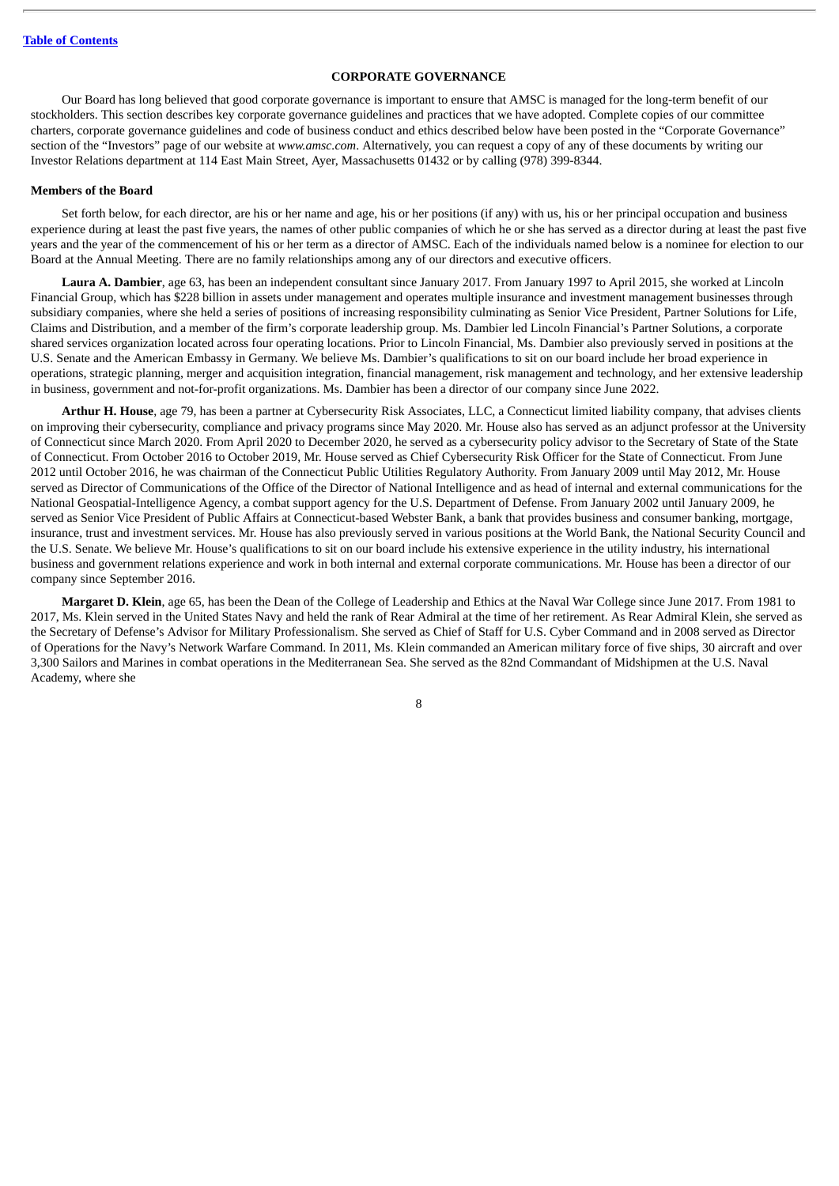## CORPORATE GOVERNANCE

Our Board has long believed that good corporate governance is important to ensure that AMSC is managed for the long-term benefit of our stockholders. This section describes key corporate governance guidelines and practices that we have adopted. Complete copies of our committee charters, corporate governance guidelines and code of business conduct and ethics described below have been posted in the "Corporate Governance" section of the "Investors" page of our website at *www.amsc.com*. Alternatively, you can request a copy of any of these documents by writing our Investor Relations department at 114 East Main Street, Ayer, Massachusetts 01432 or by calling (978) 399-8344.

### Members of the Board

Set forth below, for each director, are his or her name and age, his or her positions (if any) with us, his or her principal occupation and business experience during at least the past five years, the names of other public companies of which he or she has served as a director during at least the past five years and the year of the commencement of his or her term as a director of AMSC. Each of the individuals named below is a nominee for election to our Board at the Annual Meeting. There are no family relationships among any of our directors and executive officers.

**Laura A. Dambier**, age 63, has been an independent consultant since January 2017. From January 1997 to April 2015, she worked at Lincoln Financial Group, which has $228 billion in assets under management and operates multiple insurance and investment management businesses through subsidiary companies, where she held a series of positions of increasing responsibility culminating as Senior Vice President, Partner Solutions for Life, Claims and Distribution, and a member of the firm's corporate leadership group. Ms. Dambier led Lincoln Financial's Partner Solutions, a corporate shared services organization located across four operating locations. Prior to Lincoln Financial, Ms. Dambier also previously served in positions at the U.S. Senate and the American Embassy in Germany. We believe Ms. Dambier's qualifications to sit on our board include her broad experience in operations, strategic planning, merger and acquisition integration, financial management, risk management and technology, and her extensive leadership in business, government and not-for-profit organizations. Ms. Dambier has been a director of our company since June 2022.

**Arthur H. House**, age 79, has been a partner at Cybersecurity Risk Associates, LLC, a Connecticut limited liability company, that advises clients on improving their cybersecurity, compliance and privacy programs since May 2020. Mr. House also has served as an adjunct professor at the University of Connecticut since March 2020. From April 2020 to December 2020, he served as a cybersecurity policy advisor to the Secretary of State of the State of Connecticut. From October 2016 to October 2019, Mr. House served as Chief Cybersecurity Risk Officer for the State of Connecticut. From June 2012 until October 2016, he was chairman of the Connecticut Public Utilities Regulatory Authority. From January 2009 until May 2012, Mr. House served as Director of Communications of the Office of the Director of National Intelligence and as head of internal and external communications for the National Geospatial-Intelligence Agency, a combat support agency for the U.S. Department of Defense. From January 2002 until January 2009, he served as Senior Vice President of Public Affairs at Connecticut-based Webster Bank, a bank that provides business and consumer banking, mortgage, insurance, trust and investment services. Mr. House has also previously served in various positions at the World Bank, the National Security Council and the U.S. Senate. We believe Mr. House's qualifications to sit on our board include his extensive experience in the utility industry, his international business and government relations experience and work in both internal and external corporate communications. Mr. House has been a director of our company since September 2016.

**Margaret D. Klein**, age 65, has been the Dean of the College of Leadership and Ethics at the Naval War College since June 2017. From 1981 to 2017, Ms. Klein served in the United States Navy and held the rank of Rear Admiral at the time of her retirement. As Rear Admiral Klein, she served as the Secretary of Defense's Advisor for Military Professionalism. She served as Chief of Staff for U.S. Cyber Command and in 2008 served as Director of Operations for the Navy's Network Warfare Command. In 2011, Ms. Klein commanded an American military force of five ships, 30 aircraft and over 3,300 Sailors and Marines in combat operations in the Mediterranean Sea. She served as the 82nd Commandant of Midshipmen at the U.S. Naval Academy, where she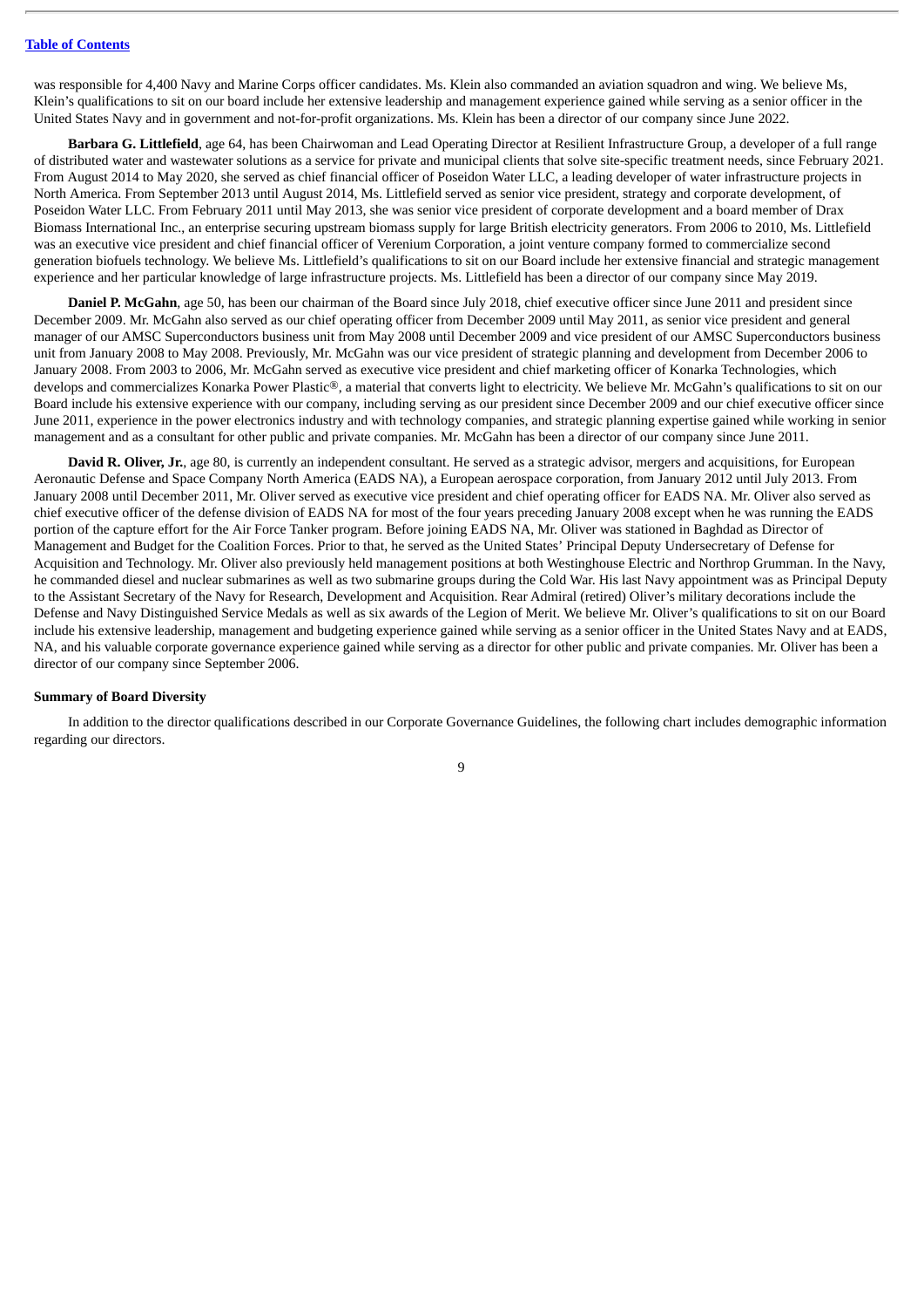was responsible for 4,400 Navy and Marine Corps officer candidates. Ms. Klein also commanded an aviation squadron and wing. We believe Ms, Klein's qualifications to sit on our board include her extensive leadership and management experience gained while serving as a senior officer in the United States Navy and in government and not-for-profit organizations. Ms. Klein has been a director of our company since June 2022.

**Barbara G. Littlefield**, age 64, has been Chairwoman and Lead Operating Director at Resilient Infrastructure Group, a developer of a full range of distributed water and wastewater solutions as a service for private and municipal clients that solve site-specific treatment needs, since February 2021. From August 2014 to May 2020, she served as chief financial officer of Poseidon Water LLC, a leading developer of water infrastructure projects in North America. From September 2013 until August 2014, Ms. Littlefield served as senior vice president, strategy and corporate development, of Poseidon Water LLC. From February 2011 until May 2013, she was senior vice president of corporate development and a board member of Drax Biomass International Inc., an enterprise securing upstream biomass supply for large British electricity generators. From 2006 to 2010, Ms. Littlefield was an executive vice president and chief financial officer of Verenium Corporation, a joint venture company formed to commercialize second generation biofuels technology. We believe Ms. Littlefield's qualifications to sit on our Board include her extensive financial and strategic management experience and her particular knowledge of large infrastructure projects. Ms. Littlefield has been a director of our company since May 2019.

**Daniel P. McGahn**, age 50, has been our chairman of the Board since July 2018, chief executive officer since June 2011 and president since December 2009. Mr. McGahn also served as our chief operating officer from December 2009 until May 2011, as senior vice president and general manager of our AMSC Superconductors business unit from May 2008 until December 2009 and vice president of our AMSC Superconductors business unit from January 2008 to May 2008. Previously, Mr. McGahn was our vice president of strategic planning and development from December 2006 to January 2008. From 2003 to 2006, Mr. McGahn served as executive vice president and chief marketing officer of Konarka Technologies, which develops and commercializes Konarka Power Plastic®, a material that converts light to electricity. We believe Mr. McGahn's qualifications to sit on our Board include his extensive experience with our company, including serving as our president since December 2009 and our chief executive officer since June 2011, experience in the power electronics industry and with technology companies, and strategic planning expertise gained while working in senior management and as a consultant for other public and private companies. Mr. McGahn has been a director of our company since June 2011.

**David R. Oliver, Jr.**, age 80, is currently an independent consultant. He served as a strategic advisor, mergers and acquisitions, for European Aeronautic Defense and Space Company North America (EADS NA), a European aerospace corporation, from January 2012 until July 2013. From January 2008 until December 2011, Mr. Oliver served as executive vice president and chief operating officer for EADS NA. Mr. Oliver also served as chief executive officer of the defense division of EADS NA for most of the four years preceding January 2008 except when he was running the EADS portion of the capture effort for the Air Force Tanker program. Before joining EADS NA, Mr. Oliver was stationed in Baghdad as Director of Management and Budget for the Coalition Forces. Prior to that, he served as the United States' Principal Deputy Undersecretary of Defense for Acquisition and Technology. Mr. Oliver also previously held management positions at both Westinghouse Electric and Northrop Grumman. In the Navy, he commanded diesel and nuclear submarines as well as two submarine groups during the Cold War. His last Navy appointment was as Principal Deputy to the Assistant Secretary of the Navy for Research, Development and Acquisition. Rear Admiral (retired) Oliver's military decorations include the Defense and Navy Distinguished Service Medals as well as six awards of the Legion of Merit. We believe Mr. Oliver's qualifications to sit on our Board include his extensive leadership, management and budgeting experience gained while serving as a senior officer in the United States Navy and at EADS, NA, and his valuable corporate governance experience gained while serving as a director for other public and private companies. Mr. Oliver has been a director of our company since September 2006.

**Summary of Board Diversity**

In addition to the director qualifications described in our Corporate Governance Guidelines, the following chart includes demographic information regarding our directors.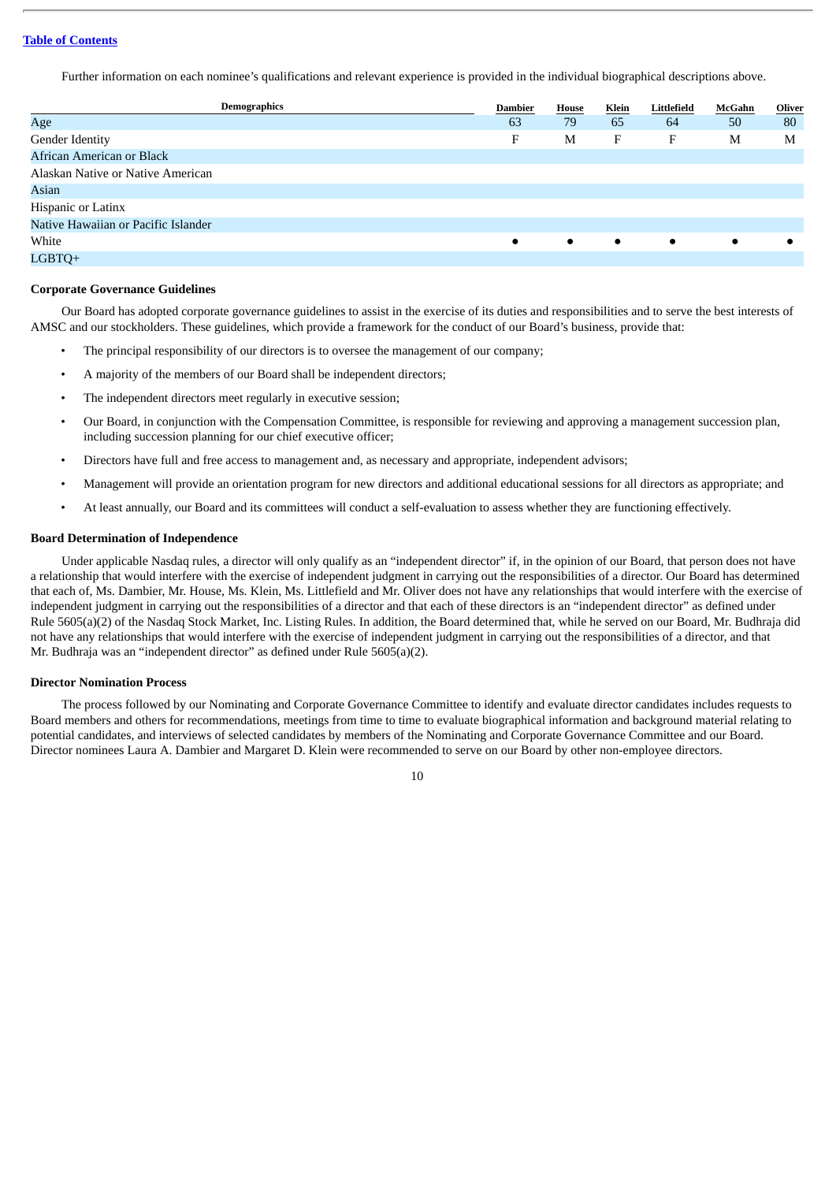Further information on each nominee's qualifications and relevant experience is provided in the individual biographical descriptions above.

| Demographics | Dambier | House | Klein | Littlefield | McGahn | Oliver |
|---|---|---|---|---|---|---|
| Age | 63 | 79 | 65 | 64 | 50 | 80 |
| Gender Identity | F | M | F | F | M | M |
| African American or Black | | | | | | |
| Alaskan Native or Native American | | | | | | |
| Asian | | | | | | |
| Hispanic or Latinx | | | | | | |
| Native Hawaiian or Pacific Islander | | | | | | |
| White | ● | ● | ● | ● | ● | ● |
| LGBTQ+ | | | | | | |

**Corporate Governance Guidelines**

Our Board has adopted corporate governance guidelines to assist in the exercise of its duties and responsibilities and to serve the best interests of AMSC and our stockholders. These guidelines, which provide a framework for the conduct of our Board's business, provide that:

- The principal responsibility of our directors is to oversee the management of our company;
- A majority of the members of our Board shall be independent directors;
- The independent directors meet regularly in executive session;
- Our Board, in conjunction with the Compensation Committee, is responsible for reviewing and approving a management succession plan, including succession planning for our chief executive officer;
- Directors have full and free access to management and, as necessary and appropriate, independent advisors;
- Management will provide an orientation program for new directors and additional educational sessions for all directors as appropriate; and
- At least annually, our Board and its committees will conduct a self-evaluation to assess whether they are functioning effectively.

**Board Determination of Independence**

Under applicable Nasdaq rules, a director will only qualify as an "independent director" if, in the opinion of our Board, that person does not have a relationship that would interfere with the exercise of independent judgment in carrying out the responsibilities of a director. Our Board has determined that each of, Ms. Dambier, Mr. House, Ms. Klein, Ms. Littlefield and Mr. Oliver does not have any relationships that would interfere with the exercise of independent judgment in carrying out the responsibilities of a director and that each of these directors is an "independent director" as defined under Rule 5605(a)(2) of the Nasdaq Stock Market, Inc. Listing Rules. In addition, the Board determined that, while he served on our Board, Mr. Budhraja did not have any relationships that would interfere with the exercise of independent judgment in carrying out the responsibilities of a director, and that Mr. Budhraja was an "independent director" as defined under Rule 5605(a)(2).

**Director Nomination Process**

The process followed by our Nominating and Corporate Governance Committee to identify and evaluate director candidates includes requests to Board members and others for recommendations, meetings from time to time to evaluate biographical information and background material relating to potential candidates, and interviews of selected candidates by members of the Nominating and Corporate Governance Committee and our Board. Director nominees Laura A. Dambier and Margaret D. Klein were recommended to serve on our Board by other non-employee directors.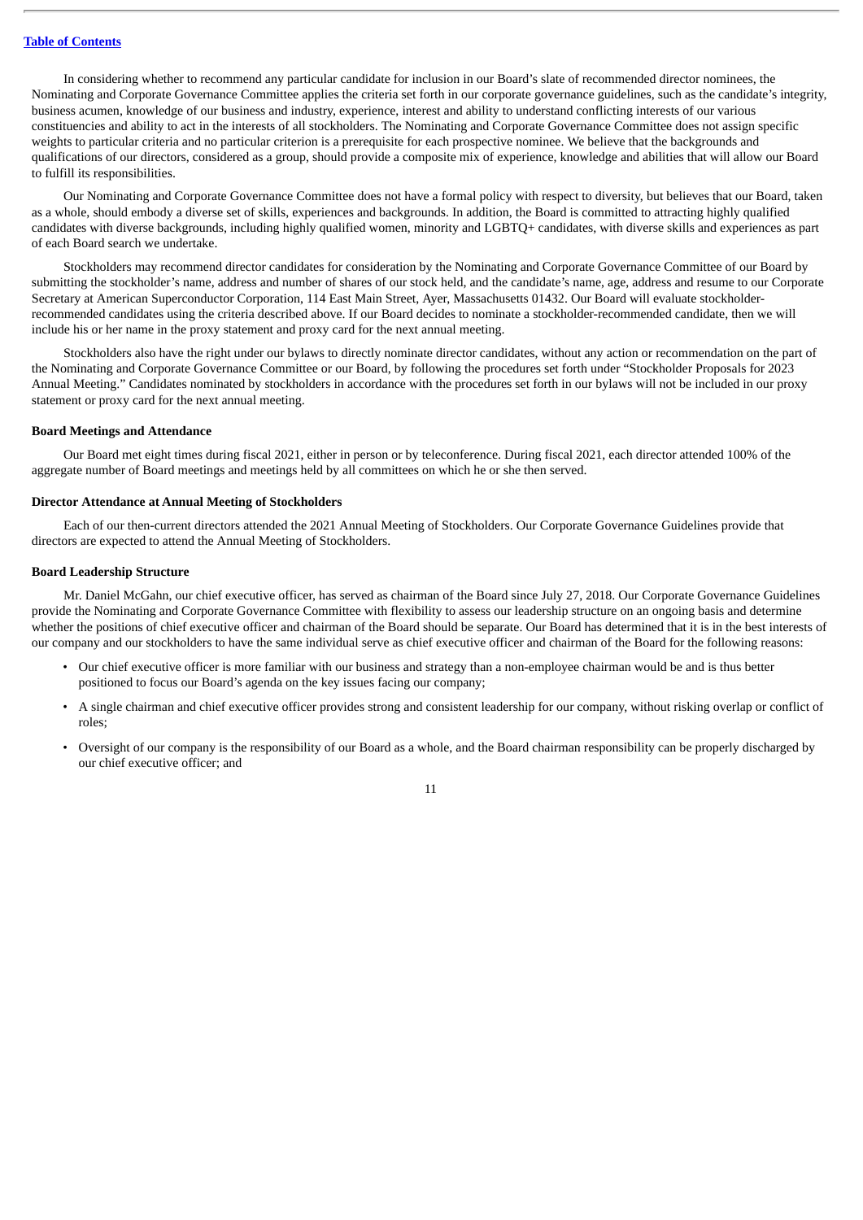In considering whether to recommend any particular candidate for inclusion in our Board's slate of recommended director nominees, the Nominating and Corporate Governance Committee applies the criteria set forth in our corporate governance guidelines, such as the candidate's integrity, business acumen, knowledge of our business and industry, experience, interest and ability to understand conflicting interests of our various constituencies and ability to act in the interests of all stockholders. The Nominating and Corporate Governance Committee does not assign specific weights to particular criteria and no particular criterion is a prerequisite for each prospective nominee. We believe that the backgrounds and qualifications of our directors, considered as a group, should provide a composite mix of experience, knowledge and abilities that will allow our Board to fulfill its responsibilities.

Our Nominating and Corporate Governance Committee does not have a formal policy with respect to diversity, but believes that our Board, taken as a whole, should embody a diverse set of skills, experiences and backgrounds. In addition, the Board is committed to attracting highly qualified candidates with diverse backgrounds, including highly qualified women, minority and LGBTQ+ candidates, with diverse skills and experiences as part of each Board search we undertake.

Stockholders may recommend director candidates for consideration by the Nominating and Corporate Governance Committee of our Board by submitting the stockholder's name, address and number of shares of our stock held, and the candidate's name, age, address and resume to our Corporate Secretary at American Superconductor Corporation, 114 East Main Street, Ayer, Massachusetts 01432. Our Board will evaluate stockholder-recommended candidates using the criteria described above. If our Board decides to nominate a stockholder-recommended candidate, then we will include his or her name in the proxy statement and proxy card for the next annual meeting.

Stockholders also have the right under our bylaws to directly nominate director candidates, without any action or recommendation on the part of the Nominating and Corporate Governance Committee or our Board, by following the procedures set forth under "Stockholder Proposals for 2023 Annual Meeting." Candidates nominated by stockholders in accordance with the procedures set forth in our bylaws will not be included in our proxy statement or proxy card for the next annual meeting.

**Board Meetings and Attendance**

Our Board met eight times during fiscal 2021, either in person or by teleconference. During fiscal 2021, each director attended 100% of the aggregate number of Board meetings and meetings held by all committees on which he or she then served.

**Director Attendance at Annual Meeting of Stockholders**

Each of our then-current directors attended the 2021 Annual Meeting of Stockholders. Our Corporate Governance Guidelines provide that directors are expected to attend the Annual Meeting of Stockholders.

**Board Leadership Structure**

Mr. Daniel McGahn, our chief executive officer, has served as chairman of the Board since July 27, 2018. Our Corporate Governance Guidelines provide the Nominating and Corporate Governance Committee with flexibility to assess our leadership structure on an ongoing basis and determine whether the positions of chief executive officer and chairman of the Board should be separate. Our Board has determined that it is in the best interests of our company and our stockholders to have the same individual serve as chief executive officer and chairman of the Board for the following reasons:

- Our chief executive officer is more familiar with our business and strategy than a non-employee chairman would be and is thus better positioned to focus our Board's agenda on the key issues facing our company;
- A single chairman and chief executive officer provides strong and consistent leadership for our company, without risking overlap or conflict of roles;
- Oversight of our company is the responsibility of our Board as a whole, and the Board chairman responsibility can be properly discharged by our chief executive officer; and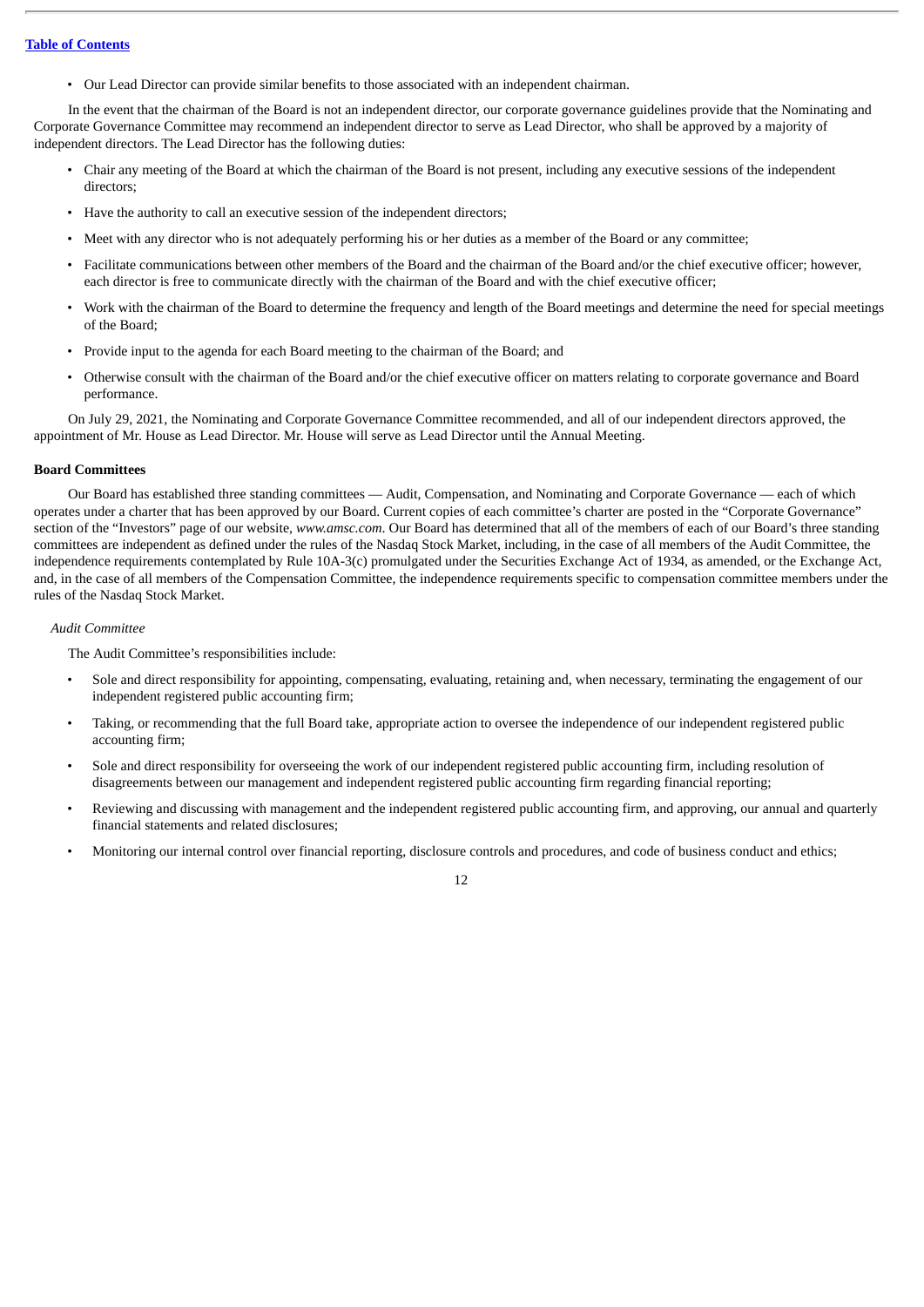- Our Lead Director can provide similar benefits to those associated with an independent chairman.

In the event that the chairman of the Board is not an independent director, our corporate governance guidelines provide that the Nominating and Corporate Governance Committee may recommend an independent director to serve as Lead Director, who shall be approved by a majority of independent directors. The Lead Director has the following duties:

- Chair any meeting of the Board at which the chairman of the Board is not present, including any executive sessions of the independent directors;
- Have the authority to call an executive session of the independent directors;
- Meet with any director who is not adequately performing his or her duties as a member of the Board or any committee;
- Facilitate communications between other members of the Board and the chairman of the Board and/or the chief executive officer; however, each director is free to communicate directly with the chairman of the Board and with the chief executive officer;
- Work with the chairman of the Board to determine the frequency and length of the Board meetings and determine the need for special meetings of the Board;
- Provide input to the agenda for each Board meeting to the chairman of the Board; and
- Otherwise consult with the chairman of the Board and/or the chief executive officer on matters relating to corporate governance and Board performance.

On July 29, 2021, the Nominating and Corporate Governance Committee recommended, and all of our independent directors approved, the appointment of Mr. House as Lead Director. Mr. House will serve as Lead Director until the Annual Meeting.

**Board Committees**

Our Board has established three standing committees — Audit, Compensation, and Nominating and Corporate Governance — each of which operates under a charter that has been approved by our Board. Current copies of each committee's charter are posted in the "Corporate Governance" section of the "Investors" page of our website, *www.amsc.com*. Our Board has determined that all of the members of each of our Board's three standing committees are independent as defined under the rules of the Nasdaq Stock Market, including, in the case of all members of the Audit Committee, the independence requirements contemplated by Rule 10A-3(c) promulgated under the Securities Exchange Act of 1934, as amended, or the Exchange Act, and, in the case of all members of the Compensation Committee, the independence requirements specific to compensation committee members under the rules of the Nasdaq Stock Market.

*Audit Committee*

The Audit Committee's responsibilities include:

- Sole and direct responsibility for appointing, compensating, evaluating, retaining and, when necessary, terminating the engagement of our independent registered public accounting firm;
- Taking, or recommending that the full Board take, appropriate action to oversee the independence of our independent registered public accounting firm;
- Sole and direct responsibility for overseeing the work of our independent registered public accounting firm, including resolution of disagreements between our management and independent registered public accounting firm regarding financial reporting;
- Reviewing and discussing with management and the independent registered public accounting firm, and approving, our annual and quarterly financial statements and related disclosures;
- Monitoring our internal control over financial reporting, disclosure controls and procedures, and code of business conduct and ethics;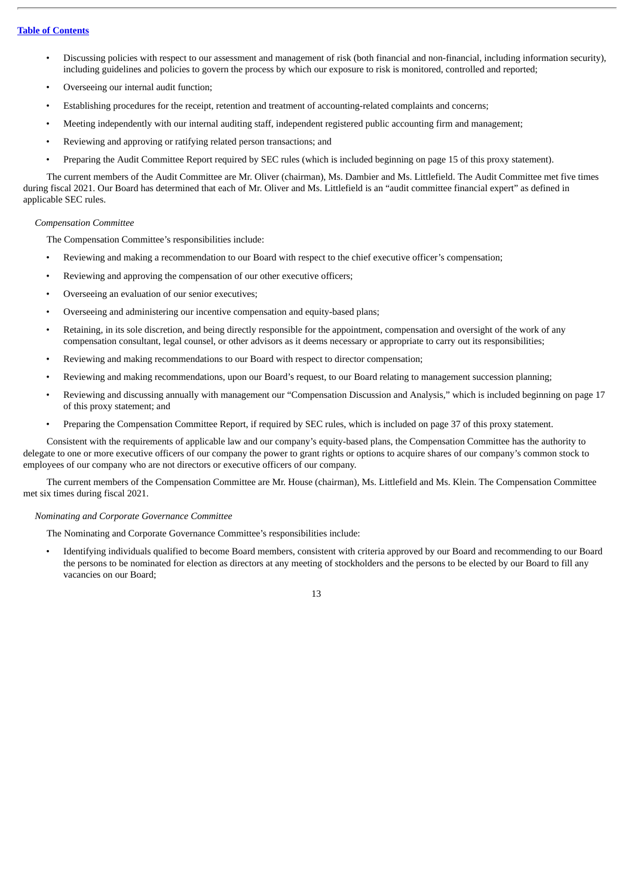- Discussing policies with respect to our assessment and management of risk (both financial and non-financial, including information security), including guidelines and policies to govern the process by which our exposure to risk is monitored, controlled and reported;
- Overseeing our internal audit function;
- Establishing procedures for the receipt, retention and treatment of accounting-related complaints and concerns;
- Meeting independently with our internal auditing staff, independent registered public accounting firm and management;
- Reviewing and approving or ratifying related person transactions; and
- Preparing the Audit Committee Report required by SEC rules (which is included beginning on page 15 of this proxy statement).

The current members of the Audit Committee are Mr. Oliver (chairman), Ms. Dambier and Ms. Littlefield. The Audit Committee met five times during fiscal 2021. Our Board has determined that each of Mr. Oliver and Ms. Littlefield is an "audit committee financial expert" as defined in applicable SEC rules.

*Compensation Committee*

The Compensation Committee's responsibilities include:

- Reviewing and making a recommendation to our Board with respect to the chief executive officer's compensation;
- Reviewing and approving the compensation of our other executive officers;
- Overseeing an evaluation of our senior executives;
- Overseeing and administering our incentive compensation and equity-based plans;
- Retaining, in its sole discretion, and being directly responsible for the appointment, compensation and oversight of the work of any compensation consultant, legal counsel, or other advisors as it deems necessary or appropriate to carry out its responsibilities;
- Reviewing and making recommendations to our Board with respect to director compensation;
- Reviewing and making recommendations, upon our Board's request, to our Board relating to management succession planning;
- Reviewing and discussing annually with management our "Compensation Discussion and Analysis," which is included beginning on page 17 of this proxy statement; and
- Preparing the Compensation Committee Report, if required by SEC rules, which is included on page 37 of this proxy statement.

Consistent with the requirements of applicable law and our company's equity-based plans, the Compensation Committee has the authority to delegate to one or more executive officers of our company the power to grant rights or options to acquire shares of our company's common stock to employees of our company who are not directors or executive officers of our company.

The current members of the Compensation Committee are Mr. House (chairman), Ms. Littlefield and Ms. Klein. The Compensation Committee met six times during fiscal 2021.

*Nominating and Corporate Governance Committee*

The Nominating and Corporate Governance Committee's responsibilities include:

- Identifying individuals qualified to become Board members, consistent with criteria approved by our Board and recommending to our Board the persons to be nominated for election as directors at any meeting of stockholders and the persons to be elected by our Board to fill any vacancies on our Board;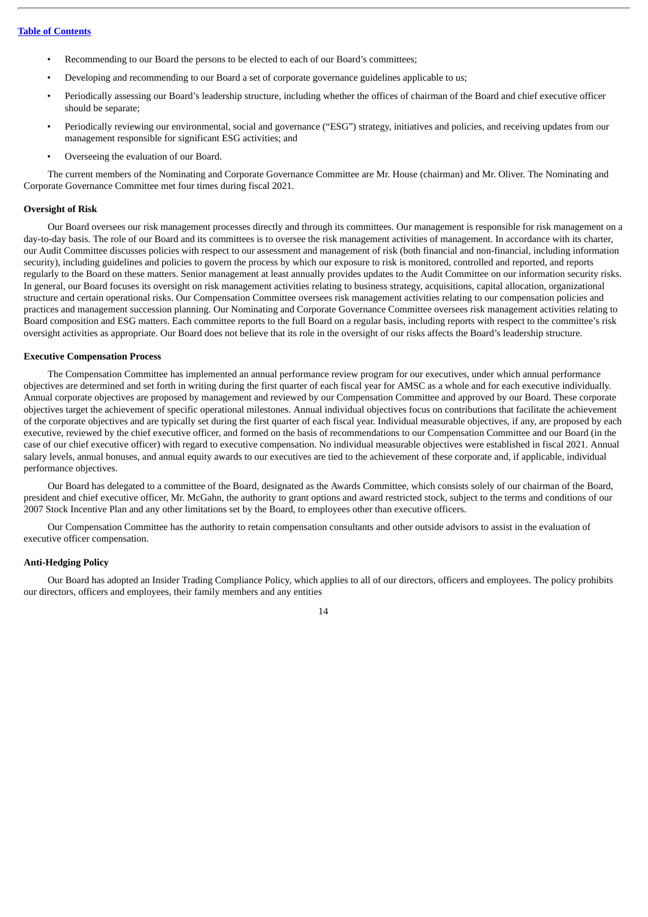- Recommending to our Board the persons to be elected to each of our Board's committees;
- Developing and recommending to our Board a set of corporate governance guidelines applicable to us;
- Periodically assessing our Board's leadership structure, including whether the offices of chairman of the Board and chief executive officer should be separate;
- Periodically reviewing our environmental, social and governance ("ESG") strategy, initiatives and policies, and receiving updates from our management responsible for significant ESG activities; and
- Overseeing the evaluation of our Board.

The current members of the Nominating and Corporate Governance Committee are Mr. House (chairman) and Mr. Oliver. The Nominating and Corporate Governance Committee met four times during fiscal 2021.

**Oversight of Risk**

Our Board oversees our risk management processes directly and through its committees. Our management is responsible for risk management on a day-to-day basis. The role of our Board and its committees is to oversee the risk management activities of management. In accordance with its charter, our Audit Committee discusses policies with respect to our assessment and management of risk (both financial and non-financial, including information security), including guidelines and policies to govern the process by which our exposure to risk is monitored, controlled and reported, and reports regularly to the Board on these matters. Senior management at least annually provides updates to the Audit Committee on our information security risks. In general, our Board focuses its oversight on risk management activities relating to business strategy, acquisitions, capital allocation, organizational structure and certain operational risks. Our Compensation Committee oversees risk management activities relating to our compensation policies and practices and management succession planning. Our Nominating and Corporate Governance Committee oversees risk management activities relating to Board composition and ESG matters. Each committee reports to the full Board on a regular basis, including reports with respect to the committee's risk oversight activities as appropriate. Our Board does not believe that its role in the oversight of our risks affects the Board's leadership structure.

**Executive Compensation Process**

The Compensation Committee has implemented an annual performance review program for our executives, under which annual performance objectives are determined and set forth in writing during the first quarter of each fiscal year for AMSC as a whole and for each executive individually. Annual corporate objectives are proposed by management and reviewed by our Compensation Committee and approved by our Board. These corporate objectives target the achievement of specific operational milestones. Annual individual objectives focus on contributions that facilitate the achievement of the corporate objectives and are typically set during the first quarter of each fiscal year. Individual measurable objectives, if any, are proposed by each executive, reviewed by the chief executive officer, and formed on the basis of recommendations to our Compensation Committee and our Board (in the case of our chief executive officer) with regard to executive compensation. No individual measurable objectives were established in fiscal 2021. Annual salary levels, annual bonuses, and annual equity awards to our executives are tied to the achievement of these corporate and, if applicable, individual performance objectives.

Our Board has delegated to a committee of the Board, designated as the Awards Committee, which consists solely of our chairman of the Board, president and chief executive officer, Mr. McGahn, the authority to grant options and award restricted stock, subject to the terms and conditions of our 2007 Stock Incentive Plan and any other limitations set by the Board, to employees other than executive officers.

Our Compensation Committee has the authority to retain compensation consultants and other outside advisors to assist in the evaluation of executive officer compensation.

**Anti-Hedging Policy**

Our Board has adopted an Insider Trading Compliance Policy, which applies to all of our directors, officers and employees. The policy prohibits our directors, officers and employees, their family members and any entities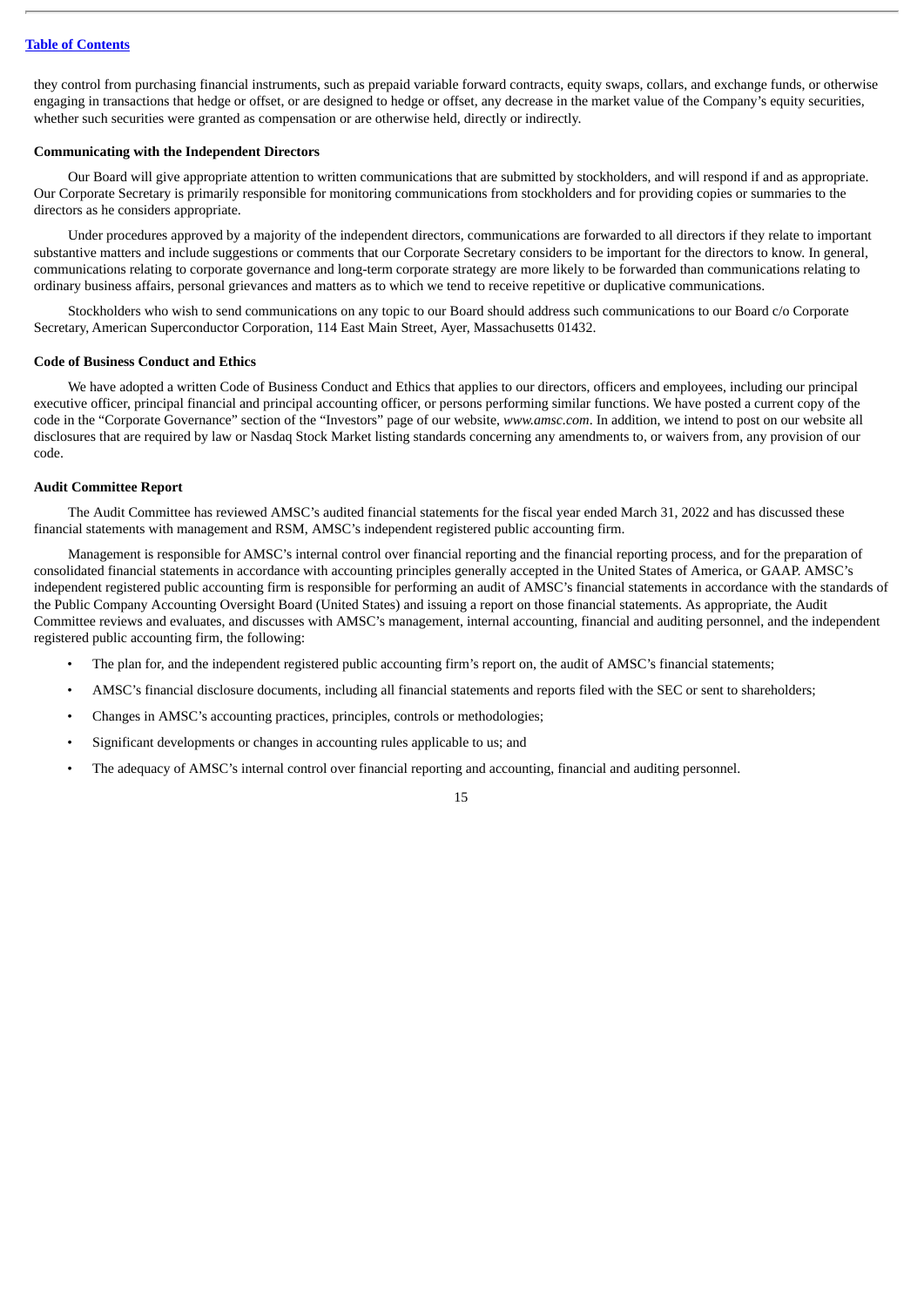they control from purchasing financial instruments, such as prepaid variable forward contracts, equity swaps, collars, and exchange funds, or otherwise engaging in transactions that hedge or offset, or are designed to hedge or offset, any decrease in the market value of the Company's equity securities, whether such securities were granted as compensation or are otherwise held, directly or indirectly.

**Communicating with the Independent Directors**

Our Board will give appropriate attention to written communications that are submitted by stockholders, and will respond if and as appropriate. Our Corporate Secretary is primarily responsible for monitoring communications from stockholders and for providing copies or summaries to the directors as he considers appropriate.

Under procedures approved by a majority of the independent directors, communications are forwarded to all directors if they relate to important substantive matters and include suggestions or comments that our Corporate Secretary considers to be important for the directors to know. In general, communications relating to corporate governance and long-term corporate strategy are more likely to be forwarded than communications relating to ordinary business affairs, personal grievances and matters as to which we tend to receive repetitive or duplicative communications.

Stockholders who wish to send communications on any topic to our Board should address such communications to our Board c/o Corporate Secretary, American Superconductor Corporation, 114 East Main Street, Ayer, Massachusetts 01432.

**Code of Business Conduct and Ethics**

We have adopted a written Code of Business Conduct and Ethics that applies to our directors, officers and employees, including our principal executive officer, principal financial and principal accounting officer, or persons performing similar functions. We have posted a current copy of the code in the "Corporate Governance" section of the "Investors" page of our website, *www.amsc.com*. In addition, we intend to post on our website all disclosures that are required by law or Nasdaq Stock Market listing standards concerning any amendments to, or waivers from, any provision of our code.

**Audit Committee Report**

The Audit Committee has reviewed AMSC's audited financial statements for the fiscal year ended March 31, 2022 and has discussed these financial statements with management and RSM, AMSC's independent registered public accounting firm.

Management is responsible for AMSC's internal control over financial reporting and the financial reporting process, and for the preparation of consolidated financial statements in accordance with accounting principles generally accepted in the United States of America, or GAAP. AMSC's independent registered public accounting firm is responsible for performing an audit of AMSC's financial statements in accordance with the standards of the Public Company Accounting Oversight Board (United States) and issuing a report on those financial statements. As appropriate, the Audit Committee reviews and evaluates, and discusses with AMSC's management, internal accounting, financial and auditing personnel, and the independent registered public accounting firm, the following:

- The plan for, and the independent registered public accounting firm's report on, the audit of AMSC's financial statements;
- AMSC's financial disclosure documents, including all financial statements and reports filed with the SEC or sent to shareholders;
- Changes in AMSC's accounting practices, principles, controls or methodologies;
- Significant developments or changes in accounting rules applicable to us; and
- The adequacy of AMSC's internal control over financial reporting and accounting, financial and auditing personnel.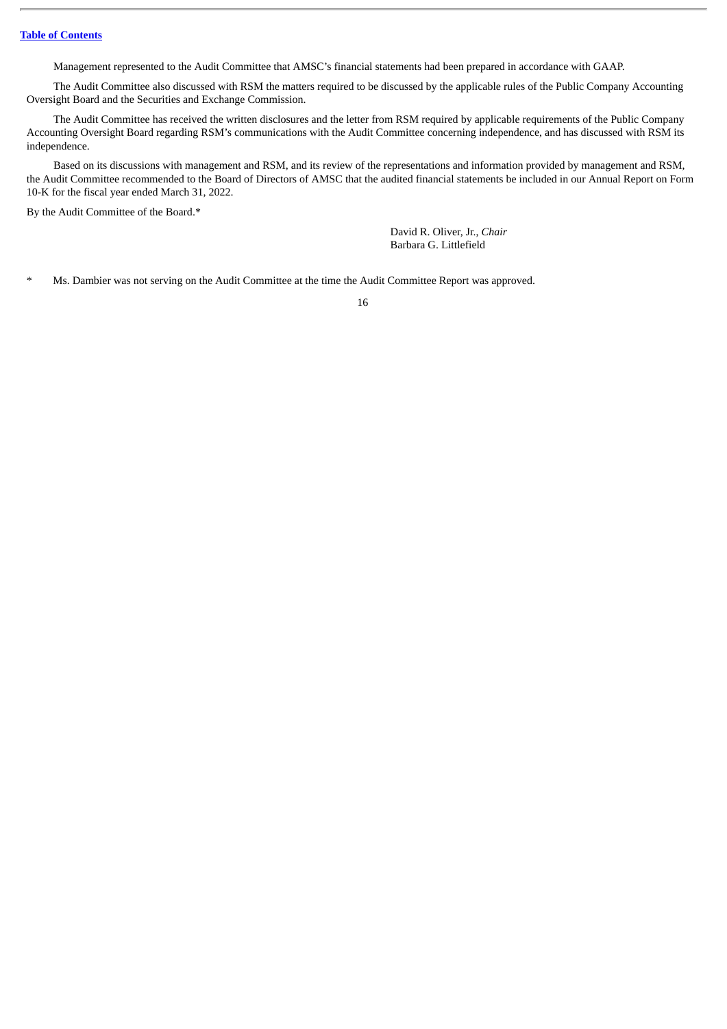Management represented to the Audit Committee that AMSC's financial statements had been prepared in accordance with GAAP.

The Audit Committee also discussed with RSM the matters required to be discussed by the applicable rules of the Public Company Accounting Oversight Board and the Securities and Exchange Commission.

The Audit Committee has received the written disclosures and the letter from RSM required by applicable requirements of the Public Company Accounting Oversight Board regarding RSM's communications with the Audit Committee concerning independence, and has discussed with RSM its independence.

Based on its discussions with management and RSM, and its review of the representations and information provided by management and RSM, the Audit Committee recommended to the Board of Directors of AMSC that the audited financial statements be included in our Annual Report on Form 10-K for the fiscal year ended March 31, 2022.

By the Audit Committee of the Board.*

David R. Oliver, Jr., *Chair*
Barbara G. Littlefield

\* Ms. Dambier was not serving on the Audit Committee at the time the Audit Committee Report was approved.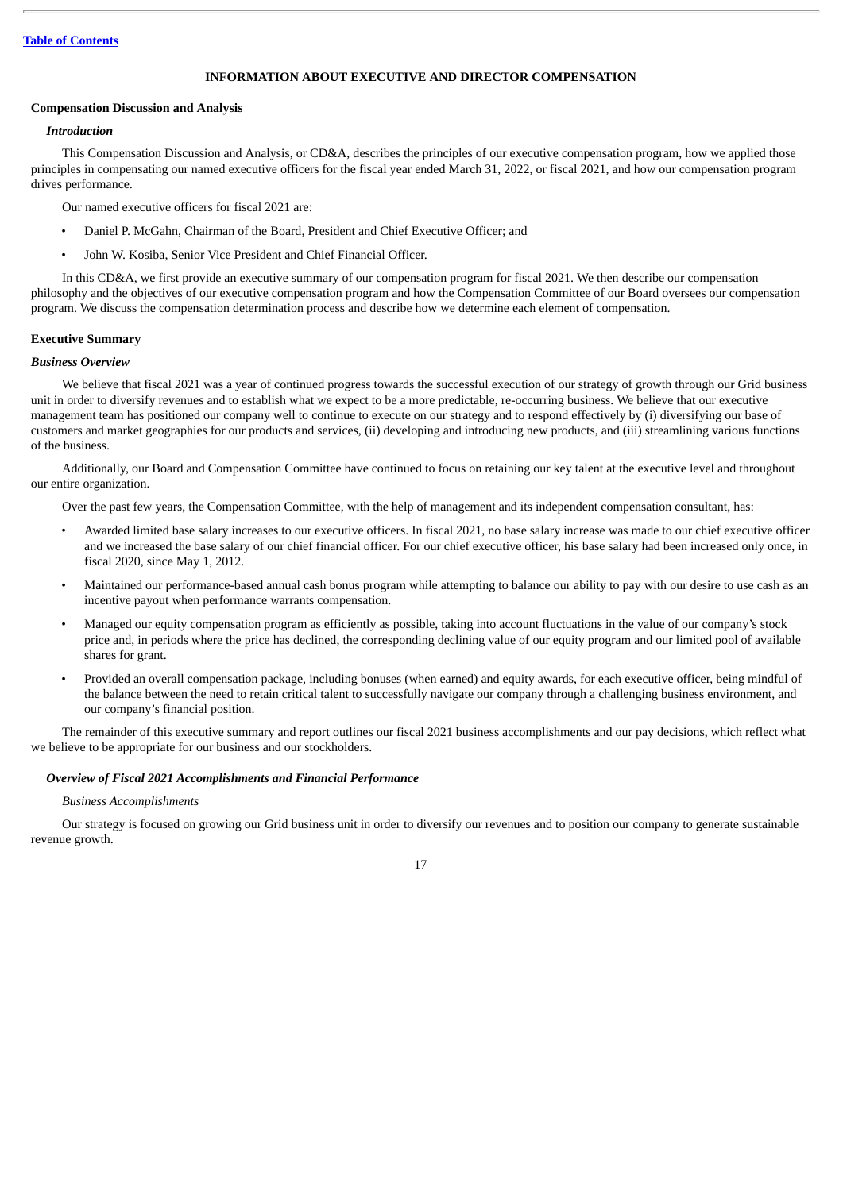## INFORMATION ABOUT EXECUTIVE AND DIRECTOR COMPENSATION

### Compensation Discussion and Analysis

#### *Introduction*

This Compensation Discussion and Analysis, or CD&A, describes the principles of our executive compensation program, how we applied those principles in compensating our named executive officers for the fiscal year ended March 31, 2022, or fiscal 2021, and how our compensation program drives performance.

Our named executive officers for fiscal 2021 are:

- Daniel P. McGahn, Chairman of the Board, President and Chief Executive Officer; and
- John W. Kosiba, Senior Vice President and Chief Financial Officer.

In this CD&A, we first provide an executive summary of our compensation program for fiscal 2021. We then describe our compensation philosophy and the objectives of our executive compensation program and how the Compensation Committee of our Board oversees our compensation program. We discuss the compensation determination process and describe how we determine each element of compensation.

### Executive Summary

#### *Business Overview*

We believe that fiscal 2021 was a year of continued progress towards the successful execution of our strategy of growth through our Grid business unit in order to diversify revenues and to establish what we expect to be a more predictable, re-occurring business. We believe that our executive management team has positioned our company well to continue to execute on our strategy and to respond effectively by (i) diversifying our base of customers and market geographies for our products and services, (ii) developing and introducing new products, and (iii) streamlining various functions of the business.

Additionally, our Board and Compensation Committee have continued to focus on retaining our key talent at the executive level and throughout our entire organization.

Over the past few years, the Compensation Committee, with the help of management and its independent compensation consultant, has:

- Awarded limited base salary increases to our executive officers. In fiscal 2021, no base salary increase was made to our chief executive officer and we increased the base salary of our chief financial officer. For our chief executive officer, his base salary had been increased only once, in fiscal 2020, since May 1, 2012.
- Maintained our performance-based annual cash bonus program while attempting to balance our ability to pay with our desire to use cash as an incentive payout when performance warrants compensation.
- Managed our equity compensation program as efficiently as possible, taking into account fluctuations in the value of our company's stock price and, in periods where the price has declined, the corresponding declining value of our equity program and our limited pool of available shares for grant.
- Provided an overall compensation package, including bonuses (when earned) and equity awards, for each executive officer, being mindful of the balance between the need to retain critical talent to successfully navigate our company through a challenging business environment, and our company's financial position.

The remainder of this executive summary and report outlines our fiscal 2021 business accomplishments and our pay decisions, which reflect what we believe to be appropriate for our business and our stockholders.

#### *Overview of Fiscal 2021 Accomplishments and Financial Performance*

*Business Accomplishments*

Our strategy is focused on growing our Grid business unit in order to diversify our revenues and to position our company to generate sustainable revenue growth.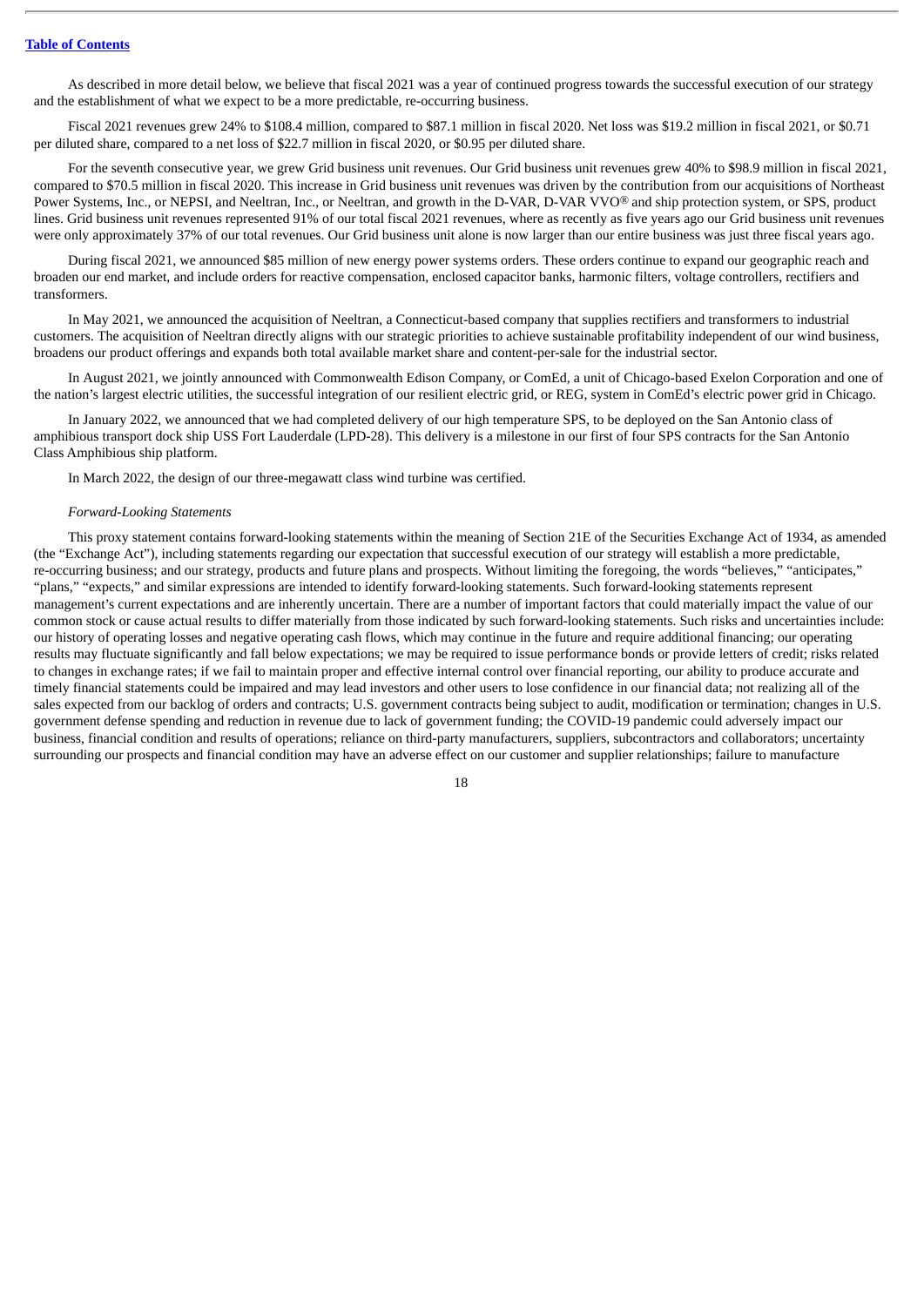As described in more detail below, we believe that fiscal 2021 was a year of continued progress towards the successful execution of our strategy and the establishment of what we expect to be a more predictable, re-occurring business.

Fiscal 2021 revenues grew 24% to $108.4 million, compared to $87.1 million in fiscal 2020. Net loss was $19.2 million in fiscal 2021, or $0.71 per diluted share, compared to a net loss of $22.7 million in fiscal 2020, or $0.95 per diluted share.

For the seventh consecutive year, we grew Grid business unit revenues. Our Grid business unit revenues grew 40% to $98.9 million in fiscal 2021, compared to $70.5 million in fiscal 2020. This increase in Grid business unit revenues was driven by the contribution from our acquisitions of Northeast Power Systems, Inc., or NEPSI, and Neeltran, Inc., or Neeltran, and growth in the D-VAR, D-VAR VVO® and ship protection system, or SPS, product lines. Grid business unit revenues represented 91% of our total fiscal 2021 revenues, where as recently as five years ago our Grid business unit revenues were only approximately 37% of our total revenues. Our Grid business unit alone is now larger than our entire business was just three fiscal years ago.

During fiscal 2021, we announced $85 million of new energy power systems orders. These orders continue to expand our geographic reach and broaden our end market, and include orders for reactive compensation, enclosed capacitor banks, harmonic filters, voltage controllers, rectifiers and transformers.

In May 2021, we announced the acquisition of Neeltran, a Connecticut-based company that supplies rectifiers and transformers to industrial customers. The acquisition of Neeltran directly aligns with our strategic priorities to achieve sustainable profitability independent of our wind business, broadens our product offerings and expands both total available market share and content-per-sale for the industrial sector.

In August 2021, we jointly announced with Commonwealth Edison Company, or ComEd, a unit of Chicago-based Exelon Corporation and one of the nation's largest electric utilities, the successful integration of our resilient electric grid, or REG, system in ComEd's electric power grid in Chicago.

In January 2022, we announced that we had completed delivery of our high temperature SPS, to be deployed on the San Antonio class of amphibious transport dock ship USS Fort Lauderdale (LPD-28). This delivery is a milestone in our first of four SPS contracts for the San Antonio Class Amphibious ship platform.

In March 2022, the design of our three-megawatt class wind turbine was certified.

*Forward-Looking Statements*

This proxy statement contains forward-looking statements within the meaning of Section 21E of the Securities Exchange Act of 1934, as amended (the "Exchange Act"), including statements regarding our expectation that successful execution of our strategy will establish a more predictable, re-occurring business; and our strategy, products and future plans and prospects. Without limiting the foregoing, the words "believes," "anticipates," "plans," "expects," and similar expressions are intended to identify forward-looking statements. Such forward-looking statements represent management's current expectations and are inherently uncertain. There are a number of important factors that could materially impact the value of our common stock or cause actual results to differ materially from those indicated by such forward-looking statements. Such risks and uncertainties include: our history of operating losses and negative operating cash flows, which may continue in the future and require additional financing; our operating results may fluctuate significantly and fall below expectations; we may be required to issue performance bonds or provide letters of credit; risks related to changes in exchange rates; if we fail to maintain proper and effective internal control over financial reporting, our ability to produce accurate and timely financial statements could be impaired and may lead investors and other users to lose confidence in our financial data; not realizing all of the sales expected from our backlog of orders and contracts; U.S. government contracts being subject to audit, modification or termination; changes in U.S. government defense spending and reduction in revenue due to lack of government funding; the COVID-19 pandemic could adversely impact our business, financial condition and results of operations; reliance on third-party manufacturers, suppliers, subcontractors and collaborators; uncertainty surrounding our prospects and financial condition may have an adverse effect on our customer and supplier relationships; failure to manufacture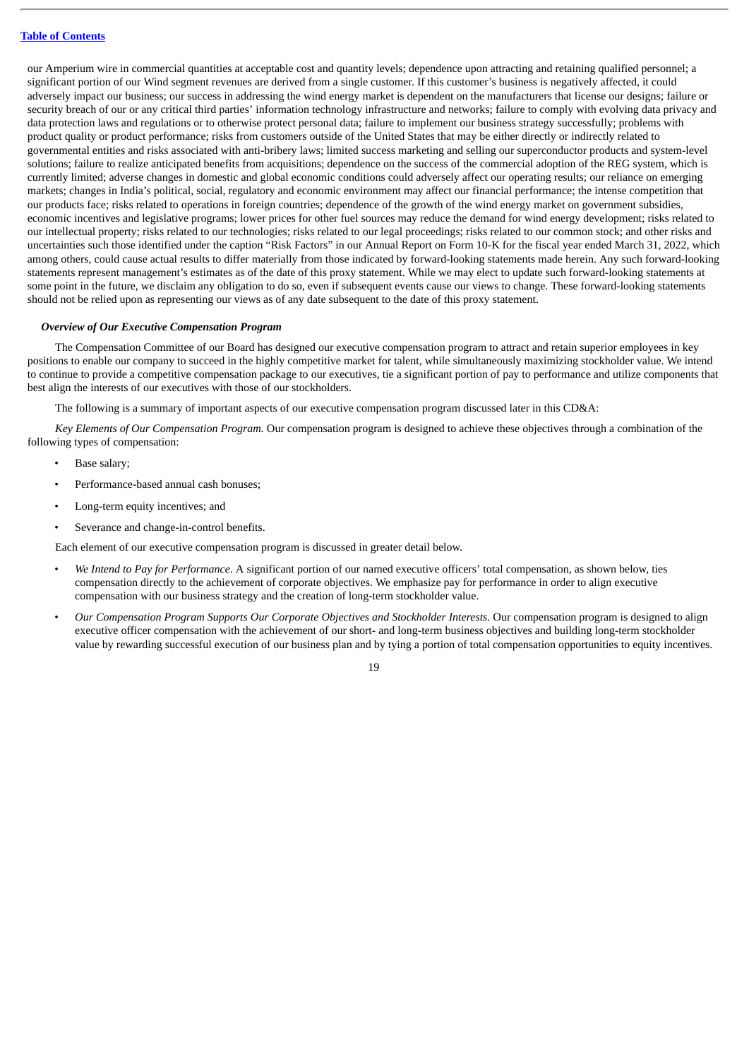our Amperium wire in commercial quantities at acceptable cost and quantity levels; dependence upon attracting and retaining qualified personnel; a significant portion of our Wind segment revenues are derived from a single customer. If this customer's business is negatively affected, it could adversely impact our business; our success in addressing the wind energy market is dependent on the manufacturers that license our designs; failure or security breach of our or any critical third parties' information technology infrastructure and networks; failure to comply with evolving data privacy and data protection laws and regulations or to otherwise protect personal data; failure to implement our business strategy successfully; problems with product quality or product performance; risks from customers outside of the United States that may be either directly or indirectly related to governmental entities and risks associated with anti-bribery laws; limited success marketing and selling our superconductor products and system-level solutions; failure to realize anticipated benefits from acquisitions; dependence on the success of the commercial adoption of the REG system, which is currently limited; adverse changes in domestic and global economic conditions could adversely affect our operating results; our reliance on emerging markets; changes in India's political, social, regulatory and economic environment may affect our financial performance; the intense competition that our products face; risks related to operations in foreign countries; dependence of the growth of the wind energy market on government subsidies, economic incentives and legislative programs; lower prices for other fuel sources may reduce the demand for wind energy development; risks related to our intellectual property; risks related to our technologies; risks related to our legal proceedings; risks related to our common stock; and other risks and uncertainties such those identified under the caption "Risk Factors" in our Annual Report on Form 10-K for the fiscal year ended March 31, 2022, which among others, could cause actual results to differ materially from those indicated by forward-looking statements made herein. Any such forward-looking statements represent management's estimates as of the date of this proxy statement. While we may elect to update such forward-looking statements at some point in the future, we disclaim any obligation to do so, even if subsequent events cause our views to change. These forward-looking statements should not be relied upon as representing our views as of any date subsequent to the date of this proxy statement.

***Overview of Our Executive Compensation Program***

The Compensation Committee of our Board has designed our executive compensation program to attract and retain superior employees in key positions to enable our company to succeed in the highly competitive market for talent, while simultaneously maximizing stockholder value. We intend to continue to provide a competitive compensation package to our executives, tie a significant portion of pay to performance and utilize components that best align the interests of our executives with those of our stockholders.

The following is a summary of important aspects of our executive compensation program discussed later in this CD&A:

*Key Elements of Our Compensation Program.* Our compensation program is designed to achieve these objectives through a combination of the following types of compensation:

- Base salary;
- Performance-based annual cash bonuses;
- Long-term equity incentives; and
- Severance and change-in-control benefits.

Each element of our executive compensation program is discussed in greater detail below.

- *We Intend to Pay for Performance*. A significant portion of our named executive officers' total compensation, as shown below, ties compensation directly to the achievement of corporate objectives. We emphasize pay for performance in order to align executive compensation with our business strategy and the creation of long-term stockholder value.
- *Our Compensation Program Supports Our Corporate Objectives and Stockholder Interests*. Our compensation program is designed to align executive officer compensation with the achievement of our short- and long-term business objectives and building long-term stockholder value by rewarding successful execution of our business plan and by tying a portion of total compensation opportunities to equity incentives.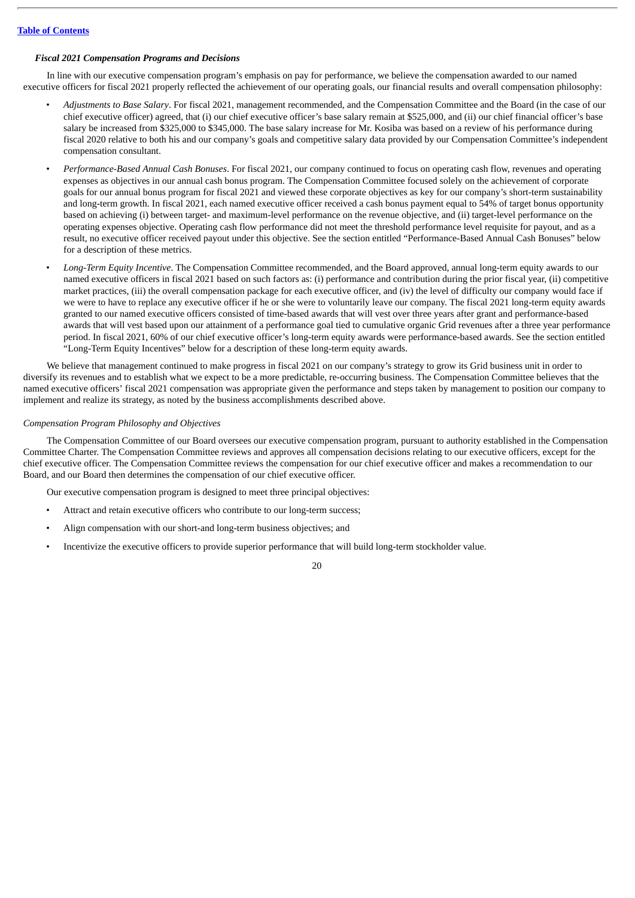### *Fiscal 2021 Compensation Programs and Decisions*

In line with our executive compensation program's emphasis on pay for performance, we believe the compensation awarded to our named executive officers for fiscal 2021 properly reflected the achievement of our operating goals, our financial results and overall compensation philosophy:

- *Adjustments to Base Salary*. For fiscal 2021, management recommended, and the Compensation Committee and the Board (in the case of our chief executive officer) agreed, that (i) our chief executive officer's base salary remain at $525,000, and (ii) our chief financial officer's base salary be increased from $325,000 to $345,000. The base salary increase for Mr. Kosiba was based on a review of his performance during fiscal 2020 relative to both his and our company's goals and competitive salary data provided by our Compensation Committee's independent compensation consultant.
- *Performance-Based Annual Cash Bonuses*. For fiscal 2021, our company continued to focus on operating cash flow, revenues and operating expenses as objectives in our annual cash bonus program. The Compensation Committee focused solely on the achievement of corporate goals for our annual bonus program for fiscal 2021 and viewed these corporate objectives as key for our company's short-term sustainability and long-term growth. In fiscal 2021, each named executive officer received a cash bonus payment equal to 54% of target bonus opportunity based on achieving (i) between target- and maximum-level performance on the revenue objective, and (ii) target-level performance on the operating expenses objective. Operating cash flow performance did not meet the threshold performance level requisite for payout, and as a result, no executive officer received payout under this objective. See the section entitled "Performance-Based Annual Cash Bonuses" below for a description of these metrics.
- *Long-Term Equity Incentive*. The Compensation Committee recommended, and the Board approved, annual long-term equity awards to our named executive officers in fiscal 2021 based on such factors as: (i) performance and contribution during the prior fiscal year, (ii) competitive market practices, (iii) the overall compensation package for each executive officer, and (iv) the level of difficulty our company would face if we were to have to replace any executive officer if he or she were to voluntarily leave our company. The fiscal 2021 long-term equity awards granted to our named executive officers consisted of time-based awards that will vest over three years after grant and performance-based awards that will vest based upon our attainment of a performance goal tied to cumulative organic Grid revenues after a three year performance period. In fiscal 2021, 60% of our chief executive officer's long-term equity awards were performance-based awards. See the section entitled "Long-Term Equity Incentives" below for a description of these long-term equity awards.

We believe that management continued to make progress in fiscal 2021 on our company's strategy to grow its Grid business unit in order to diversify its revenues and to establish what we expect to be a more predictable, re-occurring business. The Compensation Committee believes that the named executive officers' fiscal 2021 compensation was appropriate given the performance and steps taken by management to position our company to implement and realize its strategy, as noted by the business accomplishments described above.

#### *Compensation Program Philosophy and Objectives*

The Compensation Committee of our Board oversees our executive compensation program, pursuant to authority established in the Compensation Committee Charter. The Compensation Committee reviews and approves all compensation decisions relating to our executive officers, except for the chief executive officer. The Compensation Committee reviews the compensation for our chief executive officer and makes a recommendation to our Board, and our Board then determines the compensation of our chief executive officer.

Our executive compensation program is designed to meet three principal objectives:

- Attract and retain executive officers who contribute to our long-term success;
- Align compensation with our short-and long-term business objectives; and
- Incentivize the executive officers to provide superior performance that will build long-term stockholder value.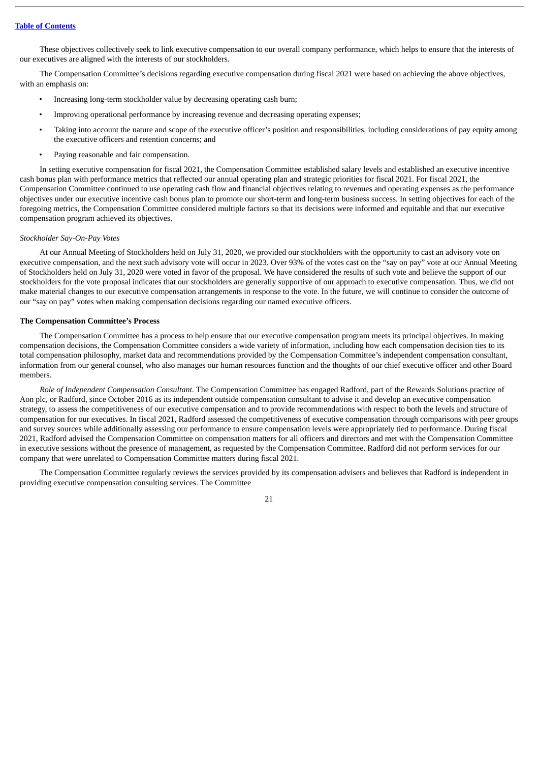These objectives collectively seek to link executive compensation to our overall company performance, which helps to ensure that the interests of our executives are aligned with the interests of our stockholders.

The Compensation Committee's decisions regarding executive compensation during fiscal 2021 were based on achieving the above objectives, with an emphasis on:

- Increasing long-term stockholder value by decreasing operating cash burn;
- Improving operational performance by increasing revenue and decreasing operating expenses;
- Taking into account the nature and scope of the executive officer's position and responsibilities, including considerations of pay equity among the executive officers and retention concerns; and
- Paying reasonable and fair compensation.

In setting executive compensation for fiscal 2021, the Compensation Committee established salary levels and established an executive incentive cash bonus plan with performance metrics that reflected our annual operating plan and strategic priorities for fiscal 2021. For fiscal 2021, the Compensation Committee continued to use operating cash flow and financial objectives relating to revenues and operating expenses as the performance objectives under our executive incentive cash bonus plan to promote our short-term and long-term business success. In setting objectives for each of the foregoing metrics, the Compensation Committee considered multiple factors so that its decisions were informed and equitable and that our executive compensation program achieved its objectives.

*Stockholder Say-On-Pay Votes*

At our Annual Meeting of Stockholders held on July 31, 2020, we provided our stockholders with the opportunity to cast an advisory vote on executive compensation, and the next such advisory vote will occur in 2023. Over 93% of the votes cast on the "say on pay" vote at our Annual Meeting of Stockholders held on July 31, 2020 were voted in favor of the proposal. We have considered the results of such vote and believe the support of our stockholders for the vote proposal indicates that our stockholders are generally supportive of our approach to executive compensation. Thus, we did not make material changes to our executive compensation arrangements in response to the vote. In the future, we will continue to consider the outcome of our "say on pay" votes when making compensation decisions regarding our named executive officers.

**The Compensation Committee's Process**

The Compensation Committee has a process to help ensure that our executive compensation program meets its principal objectives. In making compensation decisions, the Compensation Committee considers a wide variety of information, including how each compensation decision ties to its total compensation philosophy, market data and recommendations provided by the Compensation Committee's independent compensation consultant, information from our general counsel, who also manages our human resources function and the thoughts of our chief executive officer and other Board members.

*Role of Independent Compensation Consultant.* The Compensation Committee has engaged Radford, part of the Rewards Solutions practice of Aon plc, or Radford, since October 2016 as its independent outside compensation consultant to advise it and develop an executive compensation strategy, to assess the competitiveness of our executive compensation and to provide recommendations with respect to both the levels and structure of compensation for our executives. In fiscal 2021, Radford assessed the competitiveness of executive compensation through comparisons with peer groups and survey sources while additionally assessing our performance to ensure compensation levels were appropriately tied to performance. During fiscal 2021, Radford advised the Compensation Committee on compensation matters for all officers and directors and met with the Compensation Committee in executive sessions without the presence of management, as requested by the Compensation Committee. Radford did not perform services for our company that were unrelated to Compensation Committee matters during fiscal 2021.

The Compensation Committee regularly reviews the services provided by its compensation advisers and believes that Radford is independent in providing executive compensation consulting services. The Committee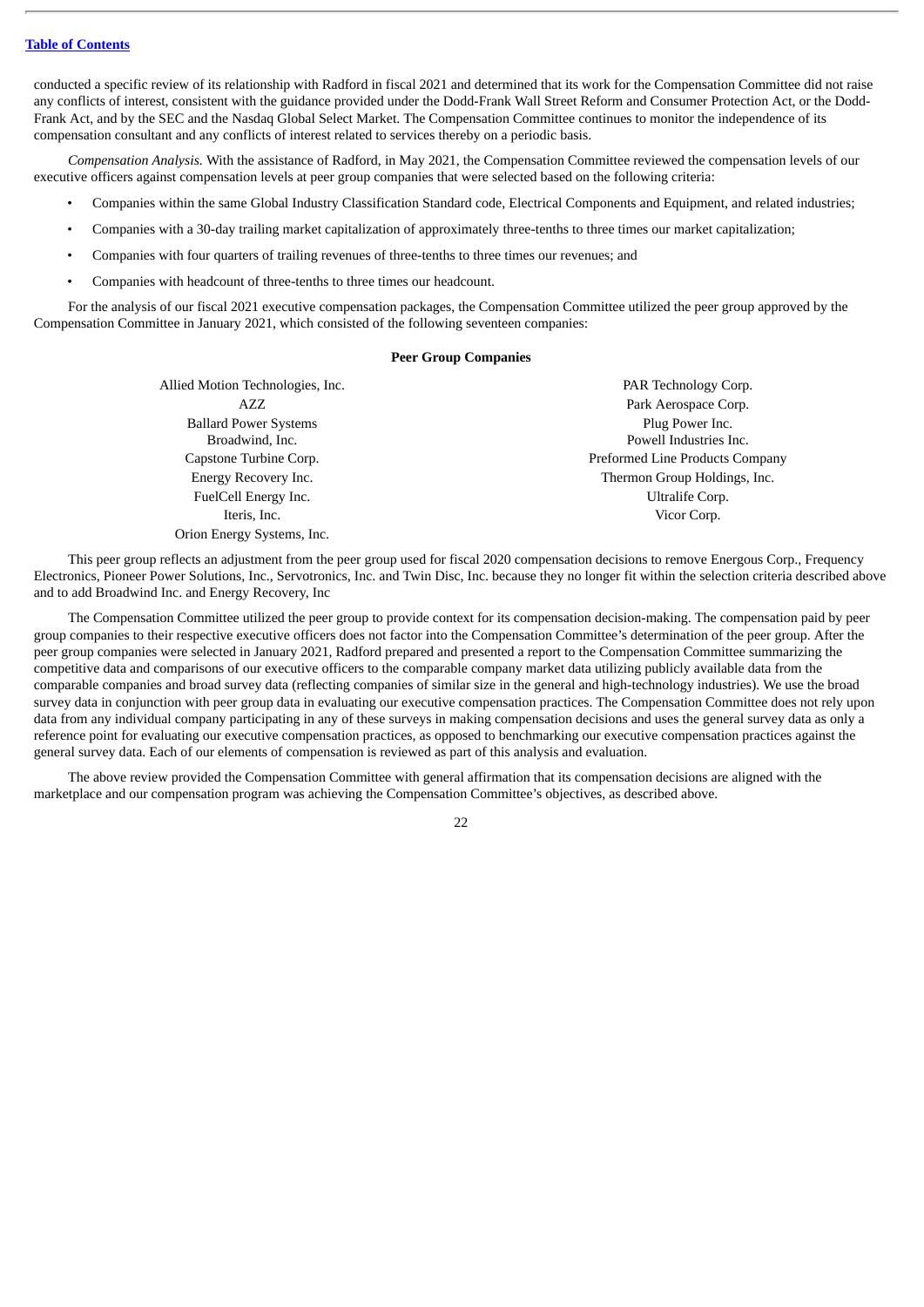conducted a specific review of its relationship with Radford in fiscal 2021 and determined that its work for the Compensation Committee did not raise any conflicts of interest, consistent with the guidance provided under the Dodd-Frank Wall Street Reform and Consumer Protection Act, or the Dodd-Frank Act, and by the SEC and the Nasdaq Global Select Market. The Compensation Committee continues to monitor the independence of its compensation consultant and any conflicts of interest related to services thereby on a periodic basis.

*Compensation Analysis.* With the assistance of Radford, in May 2021, the Compensation Committee reviewed the compensation levels of our executive officers against compensation levels at peer group companies that were selected based on the following criteria:

- Companies within the same Global Industry Classification Standard code, Electrical Components and Equipment, and related industries;
- Companies with a 30-day trailing market capitalization of approximately three-tenths to three times our market capitalization;
- Companies with four quarters of trailing revenues of three-tenths to three times our revenues; and
- Companies with headcount of three-tenths to three times our headcount.

For the analysis of our fiscal 2021 executive compensation packages, the Compensation Committee utilized the peer group approved by the Compensation Committee in January 2021, which consisted of the following seventeen companies:

**Peer Group Companies**

| | |
|---|---|
| Allied Motion Technologies, Inc. | PAR Technology Corp. |
| AZZ | Park Aerospace Corp. |
| Ballard Power Systems | Plug Power Inc. |
| Broadwind, Inc. | Powell Industries Inc. |
| Capstone Turbine Corp. | Preformed Line Products Company |
| Energy Recovery Inc. | Thermon Group Holdings, Inc. |
| FuelCell Energy Inc. | Ultralife Corp. |
| Iteris, Inc. | Vicor Corp. |
| Orion Energy Systems, Inc. | |

This peer group reflects an adjustment from the peer group used for fiscal 2020 compensation decisions to remove Energous Corp., Frequency Electronics, Pioneer Power Solutions, Inc., Servotronics, Inc. and Twin Disc, Inc. because they no longer fit within the selection criteria described above and to add Broadwind Inc. and Energy Recovery, Inc

The Compensation Committee utilized the peer group to provide context for its compensation decision-making. The compensation paid by peer group companies to their respective executive officers does not factor into the Compensation Committee's determination of the peer group. After the peer group companies were selected in January 2021, Radford prepared and presented a report to the Compensation Committee summarizing the competitive data and comparisons of our executive officers to the comparable company market data utilizing publicly available data from the comparable companies and broad survey data (reflecting companies of similar size in the general and high-technology industries). We use the broad survey data in conjunction with peer group data in evaluating our executive compensation practices. The Compensation Committee does not rely upon data from any individual company participating in any of these surveys in making compensation decisions and uses the general survey data as only a reference point for evaluating our executive compensation practices, as opposed to benchmarking our executive compensation practices against the general survey data. Each of our elements of compensation is reviewed as part of this analysis and evaluation.

The above review provided the Compensation Committee with general affirmation that its compensation decisions are aligned with the marketplace and our compensation program was achieving the Compensation Committee's objectives, as described above.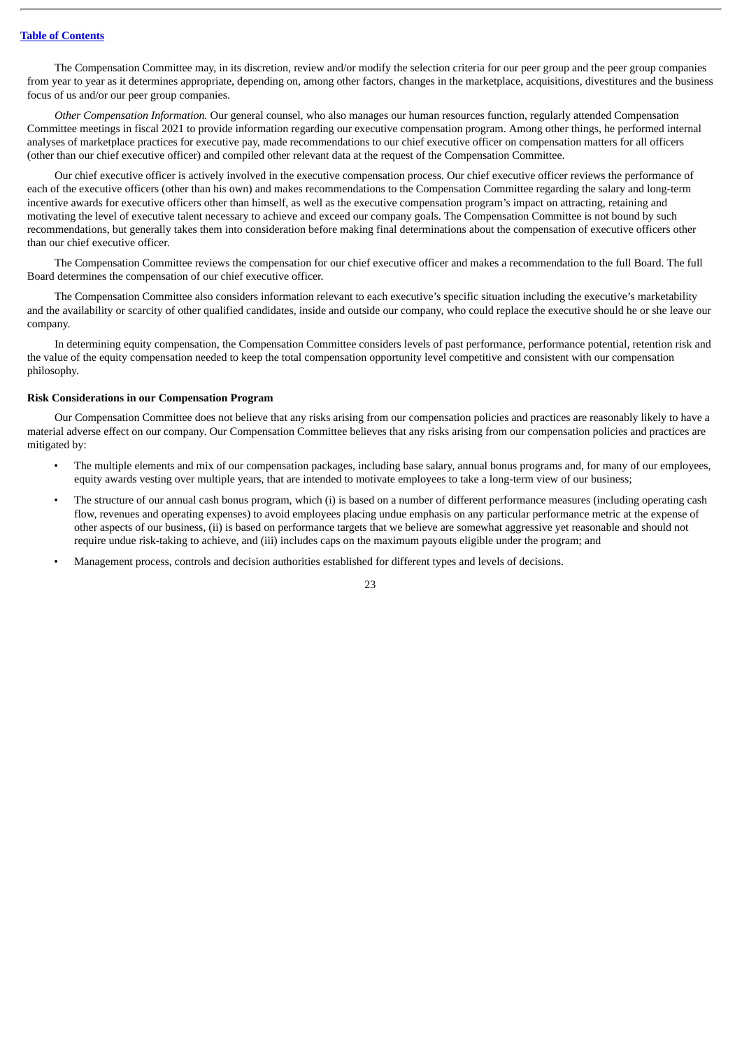The Compensation Committee may, in its discretion, review and/or modify the selection criteria for our peer group and the peer group companies from year to year as it determines appropriate, depending on, among other factors, changes in the marketplace, acquisitions, divestitures and the business focus of us and/or our peer group companies.

*Other Compensation Information.* Our general counsel, who also manages our human resources function, regularly attended Compensation Committee meetings in fiscal 2021 to provide information regarding our executive compensation program. Among other things, he performed internal analyses of marketplace practices for executive pay, made recommendations to our chief executive officer on compensation matters for all officers (other than our chief executive officer) and compiled other relevant data at the request of the Compensation Committee.

Our chief executive officer is actively involved in the executive compensation process. Our chief executive officer reviews the performance of each of the executive officers (other than his own) and makes recommendations to the Compensation Committee regarding the salary and long-term incentive awards for executive officers other than himself, as well as the executive compensation program's impact on attracting, retaining and motivating the level of executive talent necessary to achieve and exceed our company goals. The Compensation Committee is not bound by such recommendations, but generally takes them into consideration before making final determinations about the compensation of executive officers other than our chief executive officer.

The Compensation Committee reviews the compensation for our chief executive officer and makes a recommendation to the full Board. The full Board determines the compensation of our chief executive officer.

The Compensation Committee also considers information relevant to each executive's specific situation including the executive's marketability and the availability or scarcity of other qualified candidates, inside and outside our company, who could replace the executive should he or she leave our company.

In determining equity compensation, the Compensation Committee considers levels of past performance, performance potential, retention risk and the value of the equity compensation needed to keep the total compensation opportunity level competitive and consistent with our compensation philosophy.

**Risk Considerations in our Compensation Program**

Our Compensation Committee does not believe that any risks arising from our compensation policies and practices are reasonably likely to have a material adverse effect on our company. Our Compensation Committee believes that any risks arising from our compensation policies and practices are mitigated by:

- The multiple elements and mix of our compensation packages, including base salary, annual bonus programs and, for many of our employees, equity awards vesting over multiple years, that are intended to motivate employees to take a long-term view of our business;
- The structure of our annual cash bonus program, which (i) is based on a number of different performance measures (including operating cash flow, revenues and operating expenses) to avoid employees placing undue emphasis on any particular performance metric at the expense of other aspects of our business, (ii) is based on performance targets that we believe are somewhat aggressive yet reasonable and should not require undue risk-taking to achieve, and (iii) includes caps on the maximum payouts eligible under the program; and
- Management process, controls and decision authorities established for different types and levels of decisions.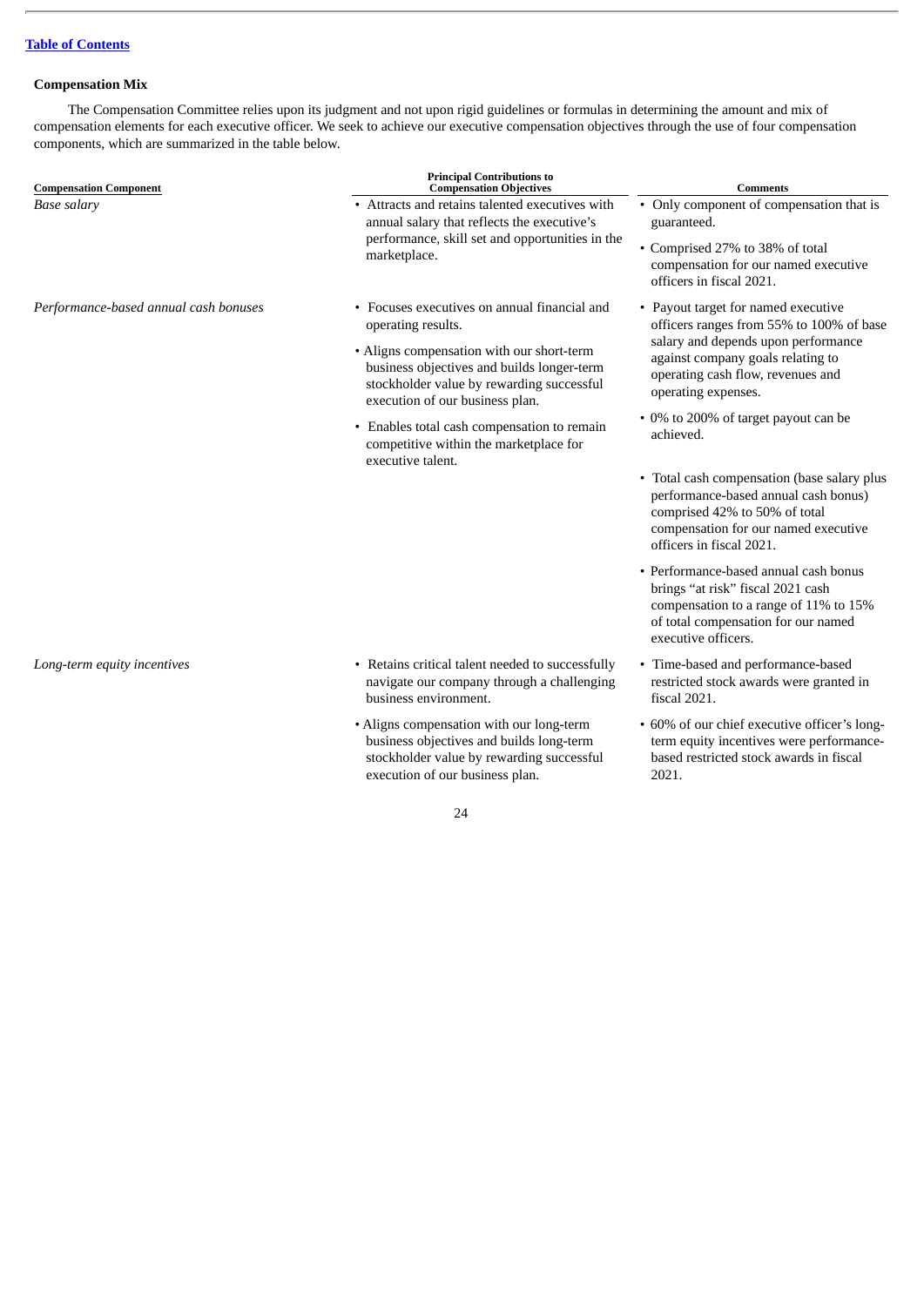[Table of Contents](#)

**Compensation Mix**

The Compensation Committee relies upon its judgment and not upon rigid guidelines or formulas in determining the amount and mix of compensation elements for each executive officer. We seek to achieve our executive compensation objectives through the use of four compensation components, which are summarized in the table below.

| Compensation Component | Principal Contributions to Compensation Objectives | Comments |
|---|---|---|
| *Base salary* | • Attracts and retains talented executives with annual salary that reflects the executive's performance, skill set and opportunities in the marketplace. | • Only component of compensation that is guaranteed.<br>• Comprised 27% to 38% of total compensation for our named executive officers in fiscal 2021. |
| *Performance-based annual cash bonuses* | • Focuses executives on annual financial and operating results.<br>• Aligns compensation with our short-term business objectives and builds longer-term stockholder value by rewarding successful execution of our business plan.<br>• Enables total cash compensation to remain competitive within the marketplace for executive talent. | • Payout target for named executive officers ranges from 55% to 100% of base salary and depends upon performance against company goals relating to operating cash flow, revenues and operating expenses.<br>• 0% to 200% of target payout can be achieved.<br>• Total cash compensation (base salary plus performance-based annual cash bonus) comprised 42% to 50% of total compensation for our named executive officers in fiscal 2021.<br>• Performance-based annual cash bonus brings "at risk" fiscal 2021 cash compensation to a range of 11% to 15% of total compensation for our named executive officers. |
| *Long-term equity incentives* | • Retains critical talent needed to successfully navigate our company through a challenging business environment.<br>• Aligns compensation with our long-term business objectives and builds long-term stockholder value by rewarding successful execution of our business plan. | • Time-based and performance-based restricted stock awards were granted in fiscal 2021.<br>• 60% of our chief executive officer's long-term equity incentives were performance-based restricted stock awards in fiscal 2021. |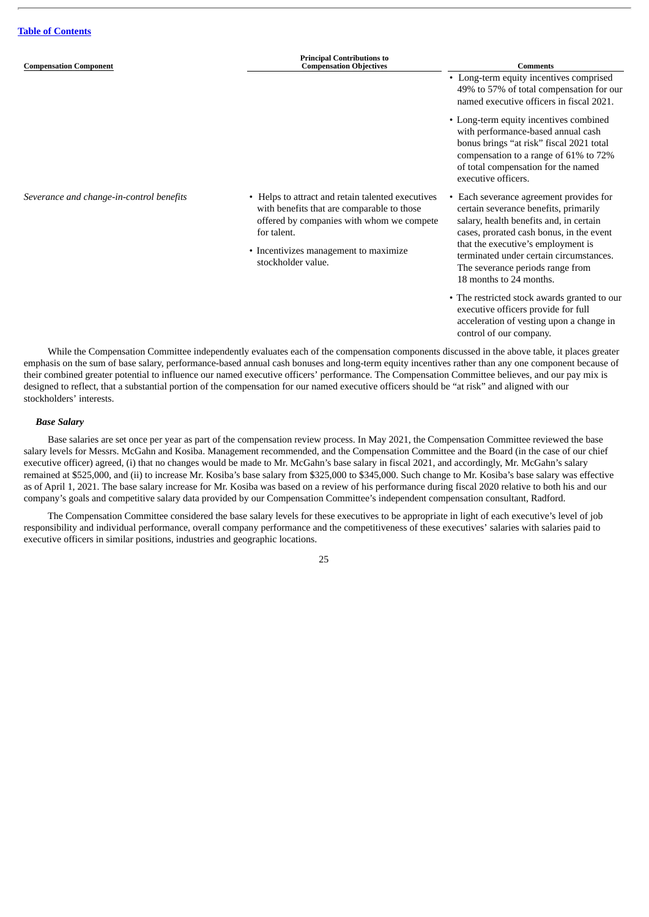| Compensation Component | Principal Contributions to Compensation Objectives | Comments |
|---|---|---|
| | | • Long-term equity incentives comprised 49% to 57% of total compensation for our named executive officers in fiscal 2021.<br>• Long-term equity incentives combined with performance-based annual cash bonus brings "at risk" fiscal 2021 total compensation to a range of 61% to 72% of total compensation for the named executive officers. |
| *Severance and change-in-control benefits* | • Helps to attract and retain talented executives with benefits that are comparable to those offered by companies with whom we compete for talent.<br>• Incentivizes management to maximize stockholder value. | • Each severance agreement provides for certain severance benefits, primarily salary, health benefits and, in certain cases, prorated cash bonus, in the event that the executive's employment is terminated under certain circumstances. The severance periods range from 18 months to 24 months.<br>• The restricted stock awards granted to our executive officers provide for full acceleration of vesting upon a change in control of our company. |

While the Compensation Committee independently evaluates each of the compensation components discussed in the above table, it places greater emphasis on the sum of base salary, performance-based annual cash bonuses and long-term equity incentives rather than any one component because of their combined greater potential to influence our named executive officers' performance. The Compensation Committee believes, and our pay mix is designed to reflect, that a substantial portion of the compensation for our named executive officers should be "at risk" and aligned with our stockholders' interests.

***Base Salary***

Base salaries are set once per year as part of the compensation review process. In May 2021, the Compensation Committee reviewed the base salary levels for Messrs. McGahn and Kosiba. Management recommended, and the Compensation Committee and the Board (in the case of our chief executive officer) agreed, (i) that no changes would be made to Mr. McGahn's base salary in fiscal 2021, and accordingly, Mr. McGahn's salary remained at $525,000, and (ii) to increase Mr. Kosiba's base salary from $325,000 to $345,000. Such change to Mr. Kosiba's base salary was effective as of April 1, 2021. The base salary increase for Mr. Kosiba was based on a review of his performance during fiscal 2020 relative to both his and our company's goals and competitive salary data provided by our Compensation Committee's independent compensation consultant, Radford.

The Compensation Committee considered the base salary levels for these executives to be appropriate in light of each executive's level of job responsibility and individual performance, overall company performance and the competitiveness of these executives' salaries with salaries paid to executive officers in similar positions, industries and geographic locations.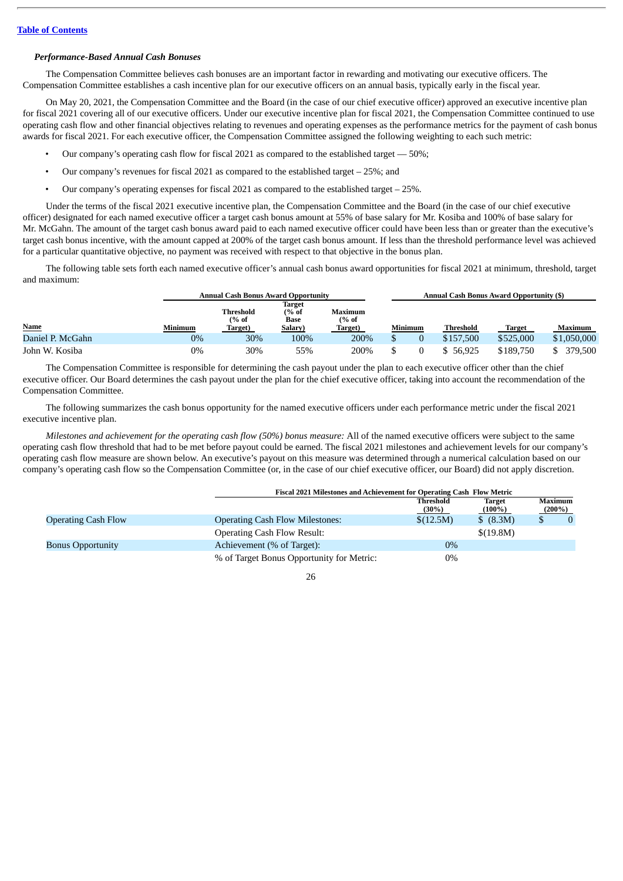*Performance-Based Annual Cash Bonuses*

The Compensation Committee believes cash bonuses are an important factor in rewarding and motivating our executive officers. The Compensation Committee establishes a cash incentive plan for our executive officers on an annual basis, typically early in the fiscal year.

On May 20, 2021, the Compensation Committee and the Board (in the case of our chief executive officer) approved an executive incentive plan for fiscal 2021 covering all of our executive officers. Under our executive incentive plan for fiscal 2021, the Compensation Committee continued to use operating cash flow and other financial objectives relating to revenues and operating expenses as the performance metrics for the payment of cash bonus awards for fiscal 2021. For each executive officer, the Compensation Committee assigned the following weighting to each such metric:

- Our company's operating cash flow for fiscal 2021 as compared to the established target — 50%;
- Our company's revenues for fiscal 2021 as compared to the established target – 25%; and
- Our company's operating expenses for fiscal 2021 as compared to the established target – 25%.

Under the terms of the fiscal 2021 executive incentive plan, the Compensation Committee and the Board (in the case of our chief executive officer) designated for each named executive officer a target cash bonus amount at 55% of base salary for Mr. Kosiba and 100% of base salary for Mr. McGahn. The amount of the target cash bonus award paid to each named executive officer could have been less than or greater than the executive's target cash bonus incentive, with the amount capped at 200% of the target cash bonus amount. If less than the threshold performance level was achieved for a particular quantitative objective, no payment was received with respect to that objective in the bonus plan.

The following table sets forth each named executive officer's annual cash bonus award opportunities for fiscal 2021 at minimum, threshold, target and maximum:

| | Annual Cash Bonus Award Opportunity | | | | Annual Cash Bonus Award Opportunity ($) | | | |
|---|---|---|---|---|---|---|---|---|
| Name | Minimum | Threshold (% of Target) | Target (% of Base Salary) | Maximum (% of Target) | Minimum | Threshold | Target | Maximum |
| Daniel P. McGahn | 0% | 30% | 100% | 200% | $ 0 | $157,500 | $525,000 | $1,050,000 |
| John W. Kosiba | 0% | 30% | 55% | 200% | $ 0 | $ 56,925 | $189,750 | $ 379,500 |

The Compensation Committee is responsible for determining the cash payout under the plan to each executive officer other than the chief executive officer. Our Board determines the cash payout under the plan for the chief executive officer, taking into account the recommendation of the Compensation Committee.

The following summarizes the cash bonus opportunity for the named executive officers under each performance metric under the fiscal 2021 executive incentive plan.

*Milestones and achievement for the operating cash flow (50%) bonus measure:* All of the named executive officers were subject to the same operating cash flow threshold that had to be met before payout could be earned. The fiscal 2021 milestones and achievement levels for our company's operating cash flow measure are shown below. An executive's payout on this measure was determined through a numerical calculation based on our company's operating cash flow so the Compensation Committee (or, in the case of our chief executive officer, our Board) did not apply discretion.

| | Fiscal 2021 Milestones and Achievement for Operating Cash Flow Metric | | | |
|---|---|---|---|---|
| | | Threshold (30%) | Target (100%) | Maximum (200%) |
| Operating Cash Flow | Operating Cash Flow Milestones: | $(12.5M) | $ (8.3M) | $ 0 |
| | Operating Cash Flow Result: | | $(19.8M) | |
| Bonus Opportunity | Achievement (% of Target): | 0% | | |
| | % of Target Bonus Opportunity for Metric: | 0% | | |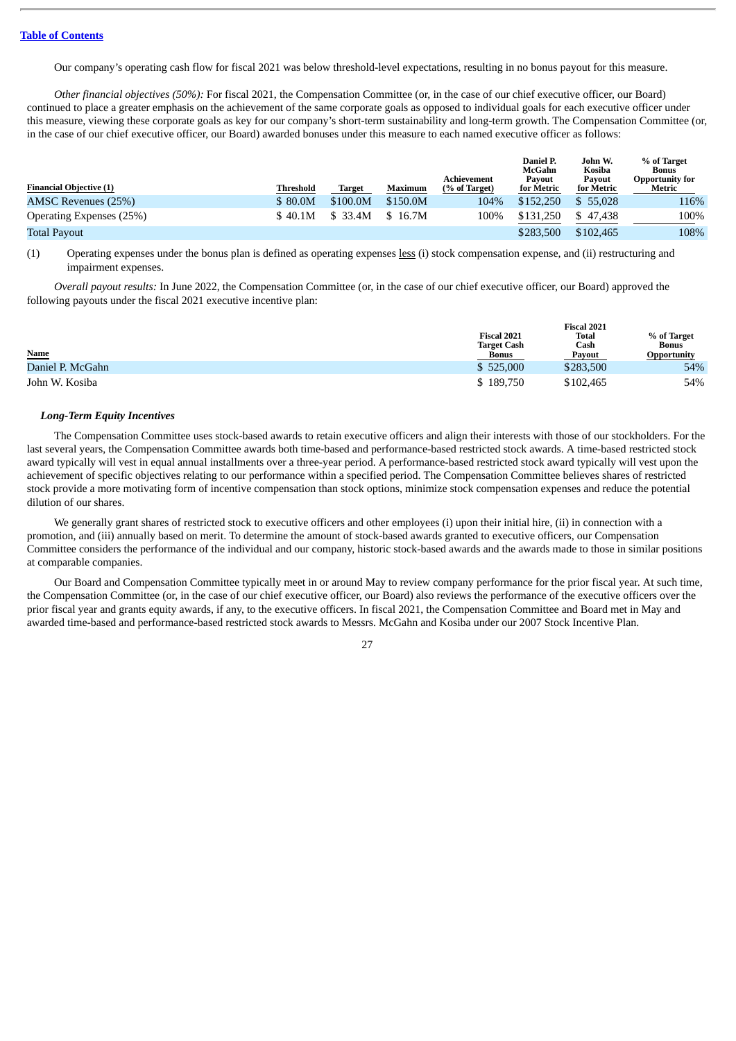Our company's operating cash flow for fiscal 2021 was below threshold-level expectations, resulting in no bonus payout for this measure.

*Other financial objectives (50%):* For fiscal 2021, the Compensation Committee (or, in the case of our chief executive officer, our Board) continued to place a greater emphasis on the achievement of the same corporate goals as opposed to individual goals for each executive officer under this measure, viewing these corporate goals as key for our company's short-term sustainability and long-term growth. The Compensation Committee (or, in the case of our chief executive officer, our Board) awarded bonuses under this measure to each named executive officer as follows:

| Financial Objective (1) | Threshold | Target | Maximum | Achievement (% of Target) | Daniel P. McGahn Payout for Metric | John W. Kosiba Payout for Metric | % of Target Bonus Opportunity for Metric |
|---|---|---|---|---|---|---|---|
| AMSC Revenues (25%) | $ 80.0M | $100.0M | $150.0M | 104% | $152,250 | $ 55,028 | 116% |
| Operating Expenses (25%) | $ 40.1M | $ 33.4M | $ 16.7M | 100% | $131,250 | $ 47,438 | 100% |
| Total Payout | | | | | $283,500 | $102,465 | 108% |

(1) Operating expenses under the bonus plan is defined as operating expenses less (i) stock compensation expense, and (ii) restructuring and impairment expenses.

*Overall payout results:* In June 2022, the Compensation Committee (or, in the case of our chief executive officer, our Board) approved the following payouts under the fiscal 2021 executive incentive plan:

| Name | Fiscal 2021 Target Cash Bonus | Fiscal 2021 Total Cash Payout | % of Target Bonus Opportunity |
|---|---|---|---|
| Daniel P. McGahn | $ 525,000 | $283,500 | 54% |
| John W. Kosiba | $ 189,750 | $102,465 | 54% |

***Long-Term Equity Incentives***

The Compensation Committee uses stock-based awards to retain executive officers and align their interests with those of our stockholders. For the last several years, the Compensation Committee awards both time-based and performance-based restricted stock awards. A time-based restricted stock award typically will vest in equal annual installments over a three-year period. A performance-based restricted stock award typically will vest upon the achievement of specific objectives relating to our performance within a specified period. The Compensation Committee believes shares of restricted stock provide a more motivating form of incentive compensation than stock options, minimize stock compensation expenses and reduce the potential dilution of our shares.

We generally grant shares of restricted stock to executive officers and other employees (i) upon their initial hire, (ii) in connection with a promotion, and (iii) annually based on merit. To determine the amount of stock-based awards granted to executive officers, our Compensation Committee considers the performance of the individual and our company, historic stock-based awards and the awards made to those in similar positions at comparable companies.

Our Board and Compensation Committee typically meet in or around May to review company performance for the prior fiscal year. At such time, the Compensation Committee (or, in the case of our chief executive officer, our Board) also reviews the performance of the executive officers over the prior fiscal year and grants equity awards, if any, to the executive officers. In fiscal 2021, the Compensation Committee and Board met in May and awarded time-based and performance-based restricted stock awards to Messrs. McGahn and Kosiba under our 2007 Stock Incentive Plan.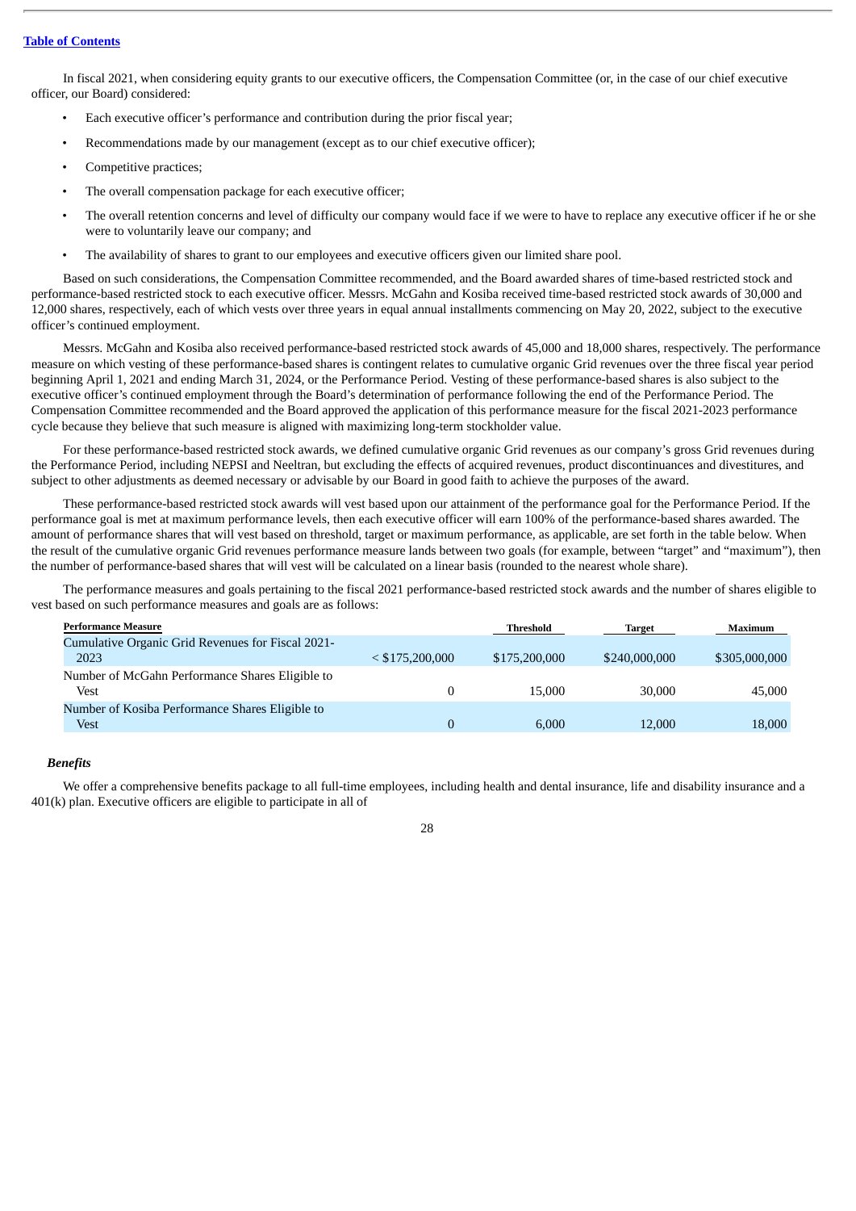In fiscal 2021, when considering equity grants to our executive officers, the Compensation Committee (or, in the case of our chief executive officer, our Board) considered:

- Each executive officer's performance and contribution during the prior fiscal year;
- Recommendations made by our management (except as to our chief executive officer);
- Competitive practices;
- The overall compensation package for each executive officer;
- The overall retention concerns and level of difficulty our company would face if we were to have to replace any executive officer if he or she were to voluntarily leave our company; and
- The availability of shares to grant to our employees and executive officers given our limited share pool.

Based on such considerations, the Compensation Committee recommended, and the Board awarded shares of time-based restricted stock and performance-based restricted stock to each executive officer. Messrs. McGahn and Kosiba received time-based restricted stock awards of 30,000 and 12,000 shares, respectively, each of which vests over three years in equal annual installments commencing on May 20, 2022, subject to the executive officer's continued employment.

Messrs. McGahn and Kosiba also received performance-based restricted stock awards of 45,000 and 18,000 shares, respectively. The performance measure on which vesting of these performance-based shares is contingent relates to cumulative organic Grid revenues over the three fiscal year period beginning April 1, 2021 and ending March 31, 2024, or the Performance Period. Vesting of these performance-based shares is also subject to the executive officer's continued employment through the Board's determination of performance following the end of the Performance Period. The Compensation Committee recommended and the Board approved the application of this performance measure for the fiscal 2021-2023 performance cycle because they believe that such measure is aligned with maximizing long-term stockholder value.

For these performance-based restricted stock awards, we defined cumulative organic Grid revenues as our company's gross Grid revenues during the Performance Period, including NEPSI and Neeltran, but excluding the effects of acquired revenues, product discontinuances and divestitures, and subject to other adjustments as deemed necessary or advisable by our Board in good faith to achieve the purposes of the award.

These performance-based restricted stock awards will vest based upon our attainment of the performance goal for the Performance Period. If the performance goal is met at maximum performance levels, then each executive officer will earn 100% of the performance-based shares awarded. The amount of performance shares that will vest based on threshold, target or maximum performance, as applicable, are set forth in the table below. When the result of the cumulative organic Grid revenues performance measure lands between two goals (for example, between "target" and "maximum"), then the number of performance-based shares that will vest will be calculated on a linear basis (rounded to the nearest whole share).

The performance measures and goals pertaining to the fiscal 2021 performance-based restricted stock awards and the number of shares eligible to vest based on such performance measures and goals are as follows:

| Performance Measure | | Threshold | Target | Maximum |
|---|---|---|---|---|
| Cumulative Organic Grid Revenues for Fiscal 2021-2023 | < $175,200,000 | $175,200,000 | $240,000,000 | $305,000,000 |
| Number of McGahn Performance Shares Eligible to Vest | 0 | 15,000 | 30,000 | 45,000 |
| Number of Kosiba Performance Shares Eligible to Vest | 0 | 6,000 | 12,000 | 18,000 |

***Benefits***

We offer a comprehensive benefits package to all full-time employees, including health and dental insurance, life and disability insurance and a 401(k) plan. Executive officers are eligible to participate in all of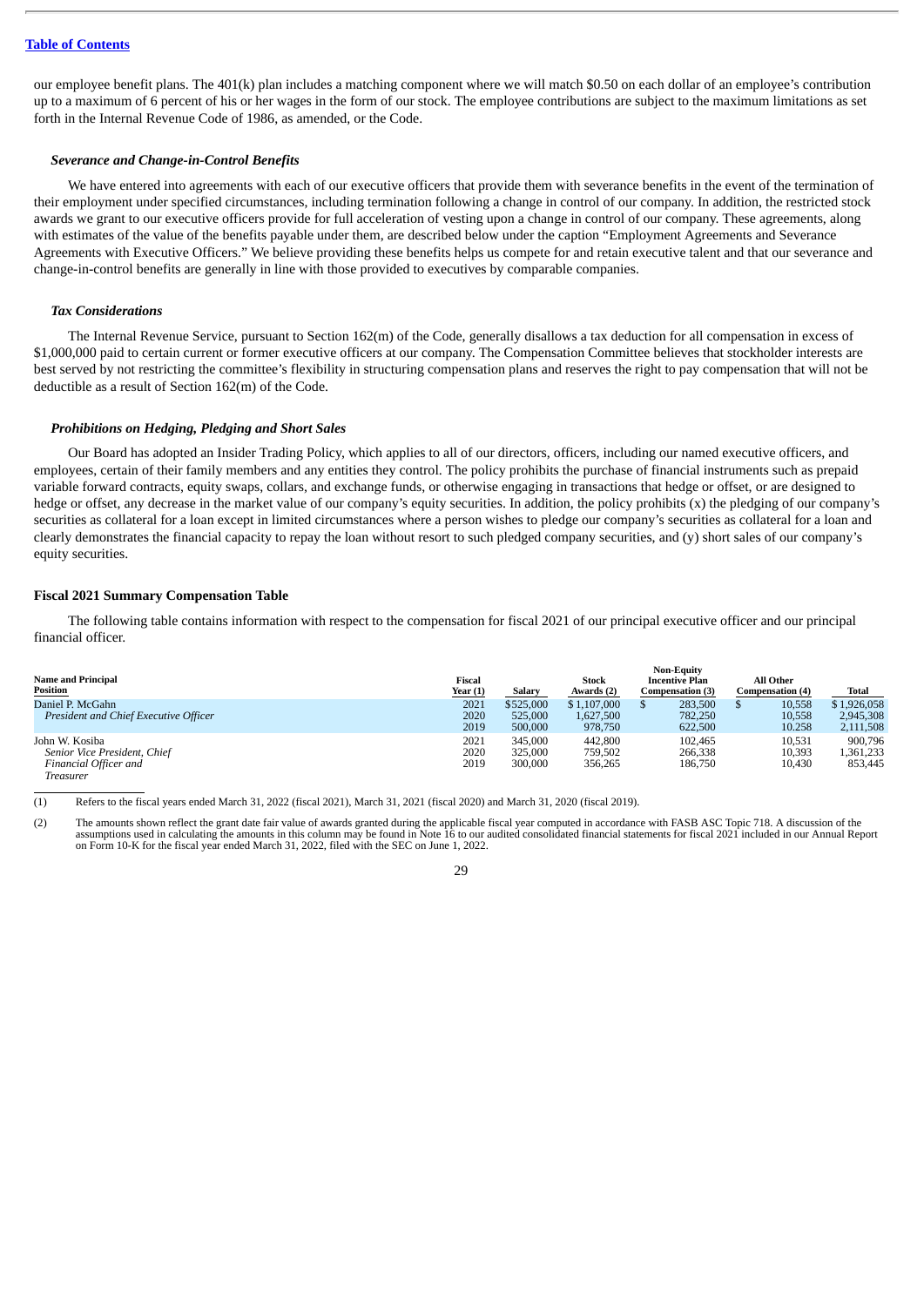our employee benefit plans. The 401(k) plan includes a matching component where we will match \$0.50 on each dollar of an employee's contribution up to a maximum of 6 percent of his or her wages in the form of our stock. The employee contributions are subject to the maximum limitations as set forth in the Internal Revenue Code of 1986, as amended, or the Code.

### *Severance and Change-in-Control Benefits*

We have entered into agreements with each of our executive officers that provide them with severance benefits in the event of the termination of their employment under specified circumstances, including termination following a change in control of our company. In addition, the restricted stock awards we grant to our executive officers provide for full acceleration of vesting upon a change in control of our company. These agreements, along with estimates of the value of the benefits payable under them, are described below under the caption "Employment Agreements and Severance Agreements with Executive Officers." We believe providing these benefits helps us compete for and retain executive talent and that our severance and change-in-control benefits are generally in line with those provided to executives by comparable companies.

### *Tax Considerations*

The Internal Revenue Service, pursuant to Section 162(m) of the Code, generally disallows a tax deduction for all compensation in excess of \$1,000,000 paid to certain current or former executive officers at our company. The Compensation Committee believes that stockholder interests are best served by not restricting the committee's flexibility in structuring compensation plans and reserves the right to pay compensation that will not be deductible as a result of Section 162(m) of the Code.

### *Prohibitions on Hedging, Pledging and Short Sales*

Our Board has adopted an Insider Trading Policy, which applies to all of our directors, officers, including our named executive officers, and employees, certain of their family members and any entities they control. The policy prohibits the purchase of financial instruments such as prepaid variable forward contracts, equity swaps, collars, and exchange funds, or otherwise engaging in transactions that hedge or offset, or are designed to hedge or offset, any decrease in the market value of our company's equity securities. In addition, the policy prohibits (x) the pledging of our company's securities as collateral for a loan except in limited circumstances where a person wishes to pledge our company's securities as collateral for a loan and clearly demonstrates the financial capacity to repay the loan without resort to such pledged company securities, and (y) short sales of our company's equity securities.

## Fiscal 2021 Summary Compensation Table

The following table contains information with respect to the compensation for fiscal 2021 of our principal executive officer and our principal financial officer.

| Name and Principal Position | Fiscal Year (1) | Salary | Stock Awards (2) | Non-Equity Incentive Plan Compensation (3) | All Other Compensation (4) | Total |
|---|---|---|---|---|---|---|
| Daniel P. McGahn | 2021 | \$525,000 | \$ 1,107,000 | \$ 283,500 | \$ 10,558 | \$ 1,926,058 |
| *President and Chief Executive Officer* | 2020 | 525,000 | 1,627,500 | 782,250 | 10,558 | 2,945,308 |
| | 2019 | 500,000 | 978,750 | 622,500 | 10,258 | 2,111,508 |
| John W. Kosiba | 2021 | 345,000 | 442,800 | 102,465 | 10,531 | 900,796 |
| *Senior Vice President, Chief* | 2020 | 325,000 | 759,502 | 266,338 | 10,393 | 1,361,233 |
| *Financial Officer and* | 2019 | 300,000 | 356,265 | 186,750 | 10,430 | 853,445 |
| *Treasurer* | | | | | | |

(1) Refers to the fiscal years ended March 31, 2022 (fiscal 2021), March 31, 2021 (fiscal 2020) and March 31, 2020 (fiscal 2019).

(2) The amounts shown reflect the grant date fair value of awards granted during the applicable fiscal year computed in accordance with FASB ASC Topic 718. A discussion of the assumptions used in calculating the amounts in this column may be found in Note 16 to our audited consolidated financial statements for fiscal 2021 included in our Annual Report on Form 10-K for the fiscal year ended March 31, 2022, filed with the SEC on June 1, 2022.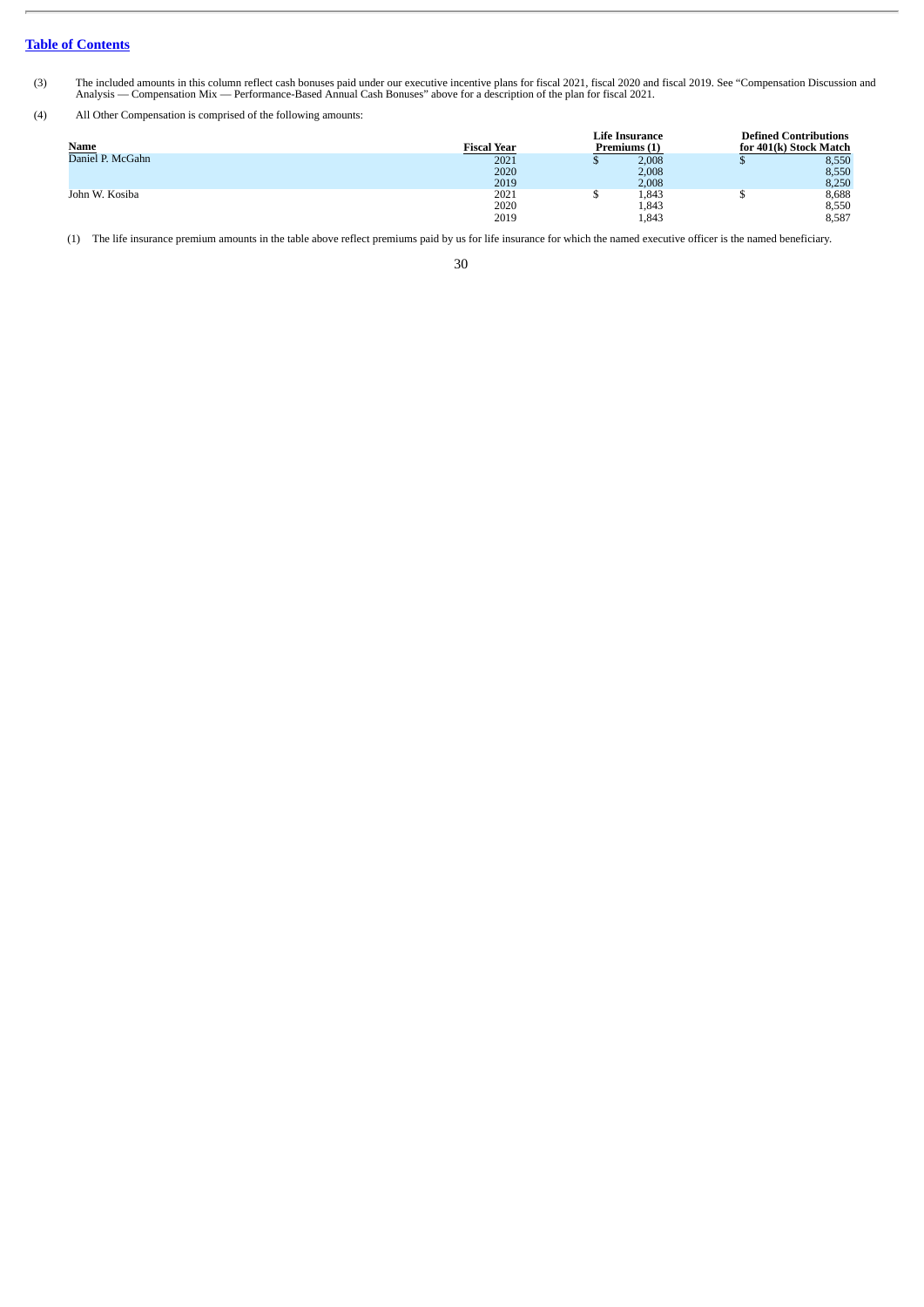[Table of Contents](#)

(3) The included amounts in this column reflect cash bonuses paid under our executive incentive plans for fiscal 2021, fiscal 2020 and fiscal 2019. See "Compensation Discussion and Analysis — Compensation Mix — Performance-Based Annual Cash Bonuses" above for a description of the plan for fiscal 2021.

(4) All Other Compensation is comprised of the following amounts:

| Name | Fiscal Year | Life Insurance Premiums (1) | Defined Contributions for 401(k) Stock Match |
|---|---|---|---|
| Daniel P. McGahn | 2021 | $ 2,008 | $ 8,550 |
| | 2020 | 2,008 | 8,550 |
| | 2019 | 2,008 | 8,250 |
| John W. Kosiba | 2021 | $ 1,843 | $ 8,688 |
| | 2020 | 1,843 | 8,550 |
| | 2019 | 1,843 | 8,587 |

(1) The life insurance premium amounts in the table above reflect premiums paid by us for life insurance for which the named executive officer is the named beneficiary.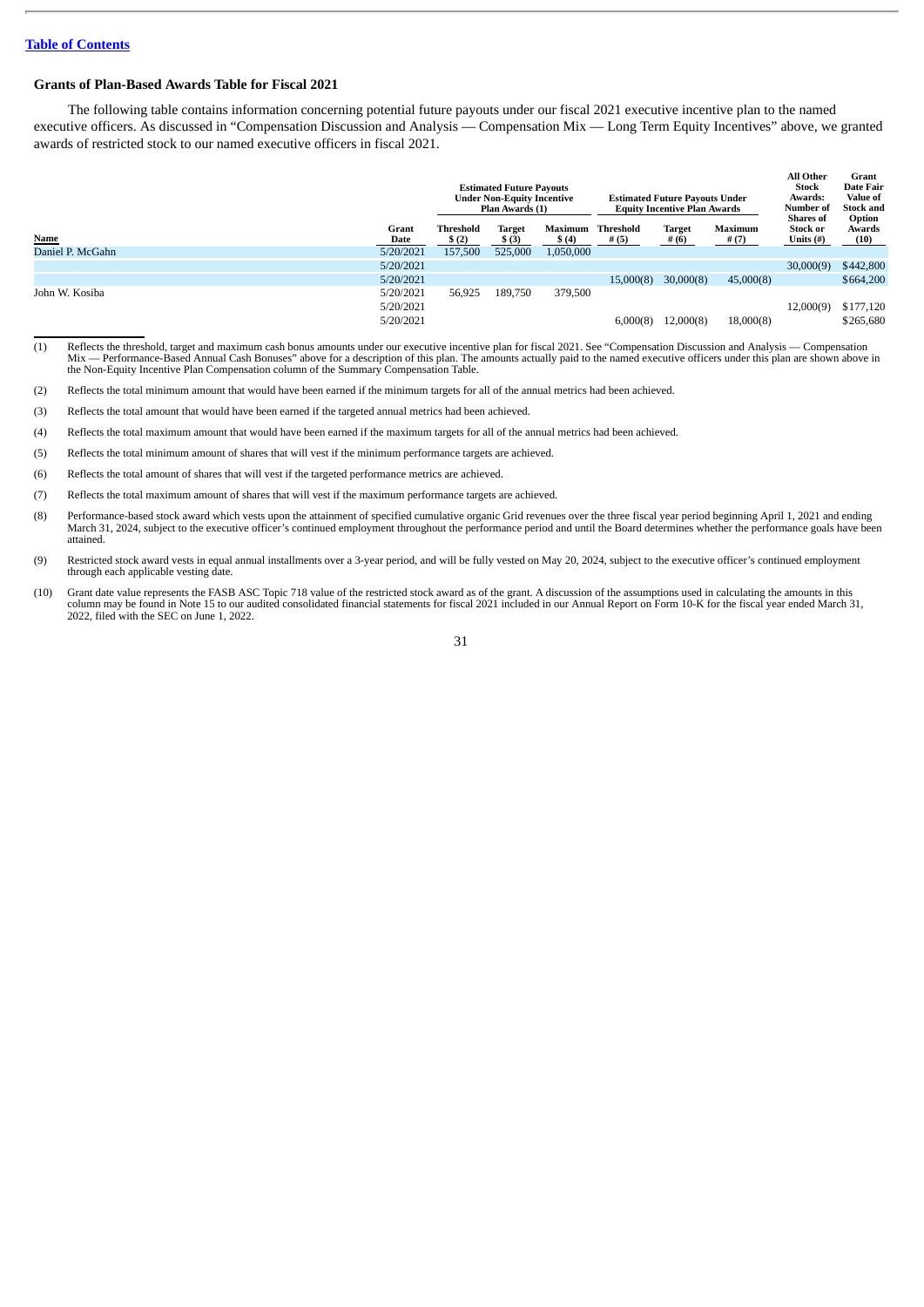[Table of Contents]

### Grants of Plan-Based Awards Table for Fiscal 2021

The following table contains information concerning potential future payouts under our fiscal 2021 executive incentive plan to the named executive officers. As discussed in "Compensation Discussion and Analysis — Compensation Mix — Long Term Equity Incentives" above, we granted awards of restricted stock to our named executive officers in fiscal 2021.

| | | Estimated Future Payouts Under Non-Equity Incentive Plan Awards (1) | | | Estimated Future Payouts Under Equity Incentive Plan Awards | | | All Other Stock Awards: Number of Shares of Stock or Units (#) | Grant Date Fair Value of Stock and Option Awards (10) |
|---|---|---|---|---|---|---|---|---|---|
| Name | Grant Date | Threshold $ (2) | Target $ (3) | Maximum $ (4) | Threshold # (5) | Target # (6) | Maximum # (7) | | |
| Daniel P. McGahn | 5/20/2021 | 157,500 | 525,000 | 1,050,000 | | | | | |
| | 5/20/2021 | | | | | | | 30,000(9) | $442,800 |
| | 5/20/2021 | | | | 15,000(8) | 30,000(8) | 45,000(8) | | $664,200 |
| John W. Kosiba | 5/20/2021 | 56,925 | 189,750 | 379,500 | | | | | |
| | 5/20/2021 | | | | | | | 12,000(9) | $177,120 |
| | 5/20/2021 | | | | 6,000(8) | 12,000(8) | 18,000(8) | | $265,680 |

(1) Reflects the threshold, target and maximum cash bonus amounts under our executive incentive plan for fiscal 2021. See "Compensation Discussion and Analysis — Compensation Mix — Performance-Based Annual Cash Bonuses" above for a description of this plan. The amounts actually paid to the named executive officers under this plan are shown above in the Non-Equity Incentive Plan Compensation column of the Summary Compensation Table.

(2) Reflects the total minimum amount that would have been earned if the minimum targets for all of the annual metrics had been achieved.

(3) Reflects the total amount that would have been earned if the targeted annual metrics had been achieved.

(4) Reflects the total maximum amount that would have been earned if the maximum targets for all of the annual metrics had been achieved.

(5) Reflects the total minimum amount of shares that will vest if the minimum performance targets are achieved.

(6) Reflects the total amount of shares that will vest if the targeted performance metrics are achieved.

(7) Reflects the total maximum amount of shares that will vest if the maximum performance targets are achieved.

(8) Performance-based stock award which vests upon the attainment of specified cumulative organic Grid revenues over the three fiscal year period beginning April 1, 2021 and ending March 31, 2024, subject to the executive officer's continued employment throughout the performance period and until the Board determines whether the performance goals have been attained.

(9) Restricted stock award vests in equal annual installments over a 3-year period, and will be fully vested on May 20, 2024, subject to the executive officer's continued employment through each applicable vesting date.

(10) Grant date value represents the FASB ASC Topic 718 value of the restricted stock award as of the grant. A discussion of the assumptions used in calculating the amounts in this column may be found in Note 15 to our audited consolidated financial statements for fiscal 2021 included in our Annual Report on Form 10-K for the fiscal year ended March 31, 2022, filed with the SEC on June 1, 2022.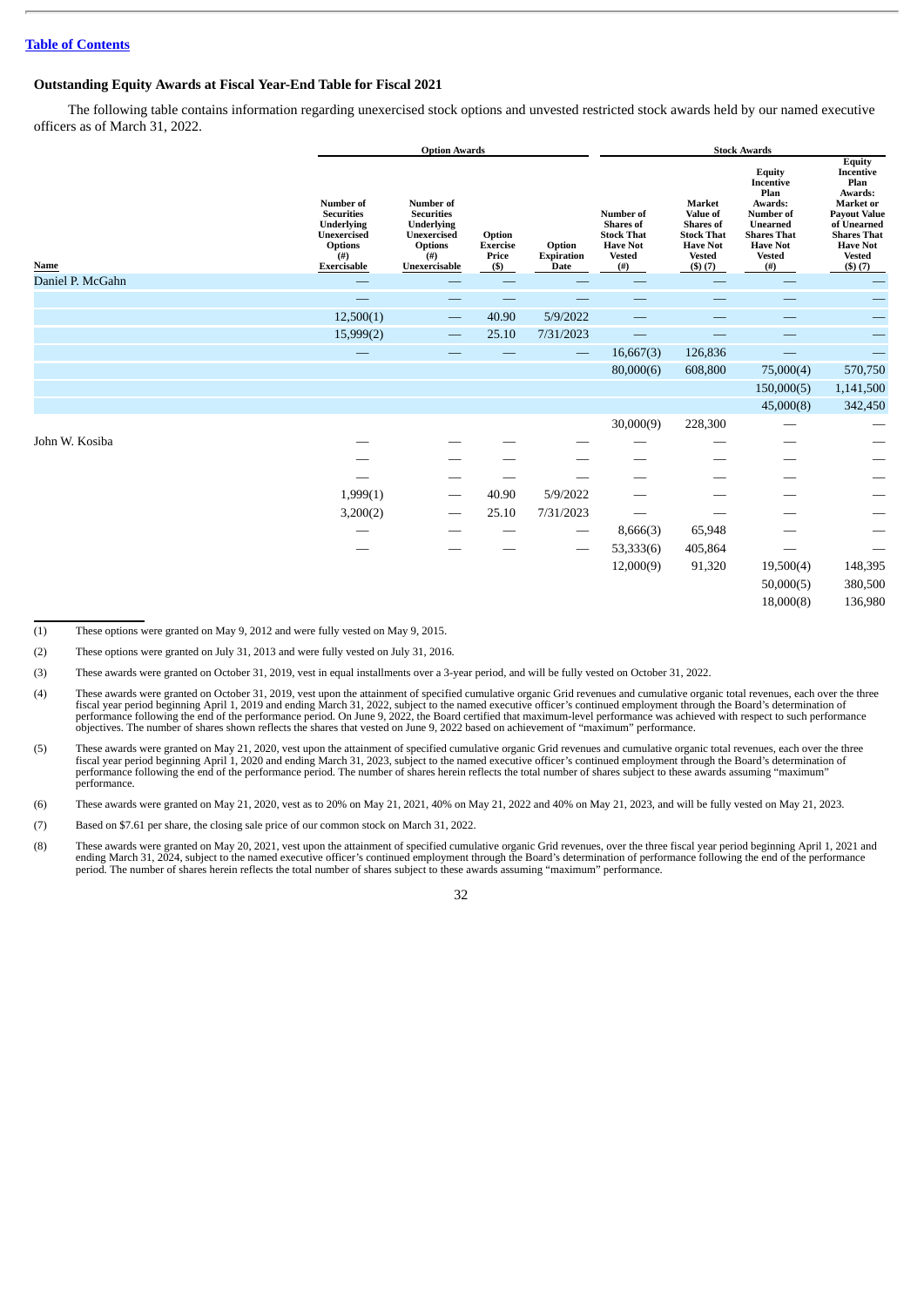[Table of Contents](#)

### Outstanding Equity Awards at Fiscal Year-End Table for Fiscal 2021

The following table contains information regarding unexercised stock options and unvested restricted stock awards held by our named executive officers as of March 31, 2022.

| | Option Awards | | | | Stock Awards | | | |
|---|---|---|---|---|---|---|---|---|
| Name | Number of Securities Underlying Unexercised Options (#) Exercisable | Number of Securities Underlying Unexercised Options (#) Unexercisable | Option Exercise Price ($) | Option Expiration Date | Number of Shares of Stock That Have Not Vested (#) | Market Value of Shares of Stock That Have Not Vested ($) (7) | Equity Incentive Plan Awards: Number of Unearned Shares That Have Not Vested (#) | Equity Incentive Plan Awards: Market or Payout Value of Unearned Shares That Have Not Vested ($) (7) |
| Daniel P. McGahn | — | — | — | — | — | — | — | — |
| | — | — | — | — | — | — | — | — |
| | 12,500(1) | — | 40.90 | 5/9/2022 | — | — | — | — |
| | 15,999(2) | — | 25.10 | 7/31/2023 | — | — | — | — |
| | — | — | — | — | 16,667(3) | 126,836 | — | — |
| | | | | | 80,000(6) | 608,800 | 75,000(4) | 570,750 |
| | | | | | | | 150,000(5) | 1,141,500 |
| | | | | | | | 45,000(8) | 342,450 |
| | | | | | 30,000(9) | 228,300 | — | — |
| John W. Kosiba | — | — | — | — | — | — | — | — |
| | — | — | — | — | — | — | — | — |
| | — | — | — | — | — | — | — | — |
| | 1,999(1) | — | 40.90 | 5/9/2022 | — | — | — | — |
| | 3,200(2) | — | 25.10 | 7/31/2023 | — | — | — | — |
| | — | — | — | — | 8,666(3) | 65,948 | — | — |
| | — | — | — | — | 53,333(6) | 405,864 | — | — |
| | | | | | 12,000(9) | 91,320 | 19,500(4) | 148,395 |
| | | | | | | | 50,000(5) | 380,500 |
| | | | | | | | 18,000(8) | 136,980 |

(1) These options were granted on May 9, 2012 and were fully vested on May 9, 2015.

(2) These options were granted on July 31, 2013 and were fully vested on July 31, 2016.

(3) These awards were granted on October 31, 2019, vest in equal installments over a 3-year period, and will be fully vested on October 31, 2022.

(4) These awards were granted on October 31, 2019, vest upon the attainment of specified cumulative organic Grid revenues and cumulative organic total revenues, each over the three fiscal year period beginning April 1, 2019 and ending March 31, 2022, subject to the named executive officer's continued employment through the Board's determination of performance following the end of the performance period. On June 9, 2022, the Board certified that maximum-level performance was achieved with respect to such performance objectives. The number of shares shown reflects the shares that vested on June 9, 2022 based on achievement of "maximum" performance.

(5) These awards were granted on May 21, 2020, vest upon the attainment of specified cumulative organic Grid revenues and cumulative organic total revenues, each over the three fiscal year period beginning April 1, 2020 and ending March 31, 2023, subject to the named executive officer's continued employment through the Board's determination of performance following the end of the performance period. The number of shares herein reflects the total number of shares subject to these awards assuming "maximum" performance.

(6) These awards were granted on May 21, 2020, vest as to 20% on May 21, 2021, 40% on May 21, 2022 and 40% on May 21, 2023, and will be fully vested on May 21, 2023.

(7) Based on $7.61 per share, the closing sale price of our common stock on March 31, 2022.

(8) These awards were granted on May 20, 2021, vest upon the attainment of specified cumulative organic Grid revenues, over the three fiscal year period beginning April 1, 2021 and ending March 31, 2024, subject to the named executive officer's continued employment through the Board's determination of performance following the end of the performance period. The number of shares herein reflects the total number of shares subject to these awards assuming "maximum" performance.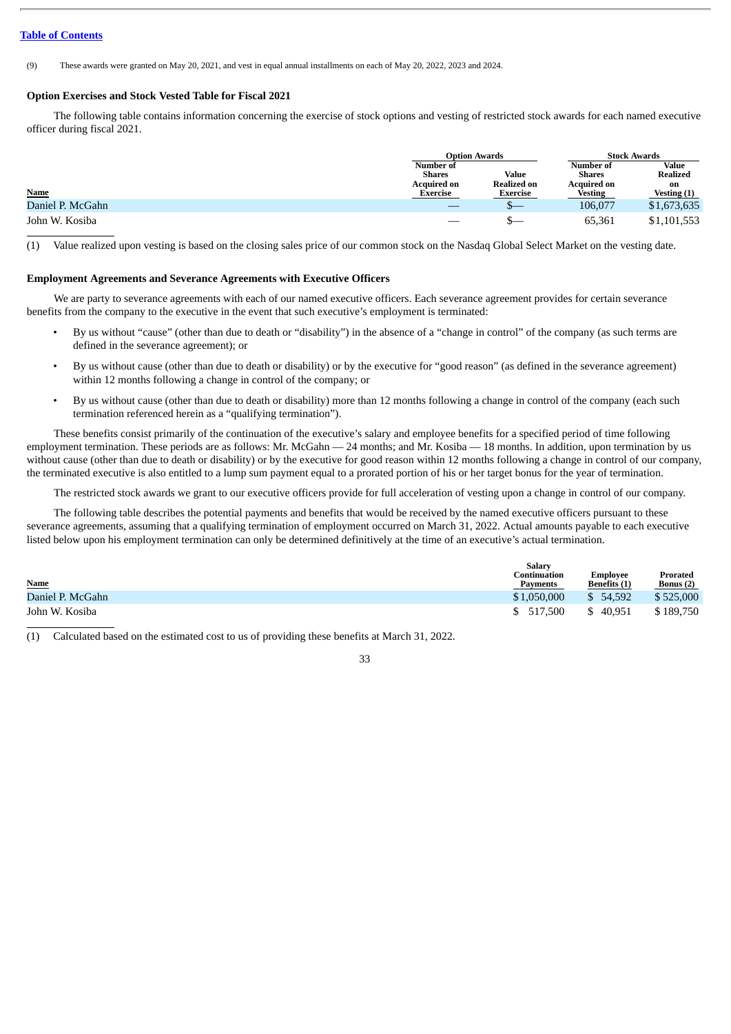[Table of Contents](#)

(9) These awards were granted on May 20, 2021, and vest in equal annual installments on each of May 20, 2022, 2023 and 2024.

### Option Exercises and Stock Vested Table for Fiscal 2021

The following table contains information concerning the exercise of stock options and vesting of restricted stock awards for each named executive officer during fiscal 2021.

| | Option Awards | | Stock Awards | |
|---|---|---|---|---|
| Name | Number of Shares Acquired on Exercise | Value Realized on Exercise | Number of Shares Acquired on Vesting | Value Realized on Vesting (1) |
| Daniel P. McGahn | — | $— | 106,077 | $1,673,635 |
| John W. Kosiba | — | $— | 65,361 | $1,101,553 |

(1) Value realized upon vesting is based on the closing sales price of our common stock on the Nasdaq Global Select Market on the vesting date.

### Employment Agreements and Severance Agreements with Executive Officers

We are party to severance agreements with each of our named executive officers. Each severance agreement provides for certain severance benefits from the company to the executive in the event that such executive's employment is terminated:

- By us without "cause" (other than due to death or "disability") in the absence of a "change in control" of the company (as such terms are defined in the severance agreement); or
- By us without cause (other than due to death or disability) or by the executive for "good reason" (as defined in the severance agreement) within 12 months following a change in control of the company; or
- By us without cause (other than due to death or disability) more than 12 months following a change in control of the company (each such termination referenced herein as a "qualifying termination").

These benefits consist primarily of the continuation of the executive's salary and employee benefits for a specified period of time following employment termination. These periods are as follows: Mr. McGahn — 24 months; and Mr. Kosiba — 18 months. In addition, upon termination by us without cause (other than due to death or disability) or by the executive for good reason within 12 months following a change in control of our company, the terminated executive is also entitled to a lump sum payment equal to a prorated portion of his or her target bonus for the year of termination.

The restricted stock awards we grant to our executive officers provide for full acceleration of vesting upon a change in control of our company.

The following table describes the potential payments and benefits that would be received by the named executive officers pursuant to these severance agreements, assuming that a qualifying termination of employment occurred on March 31, 2022. Actual amounts payable to each executive listed below upon his employment termination can only be determined definitively at the time of an executive's actual termination.

| Name | Salary Continuation Payments | Employee Benefits (1) | Prorated Bonus (2) |
|---|---|---|---|
| Daniel P. McGahn | $1,050,000 | $ 54,592 | $ 525,000 |
| John W. Kosiba | $ 517,500 | $ 40,951 | $ 189,750 |

(1) Calculated based on the estimated cost to us of providing these benefits at March 31, 2022.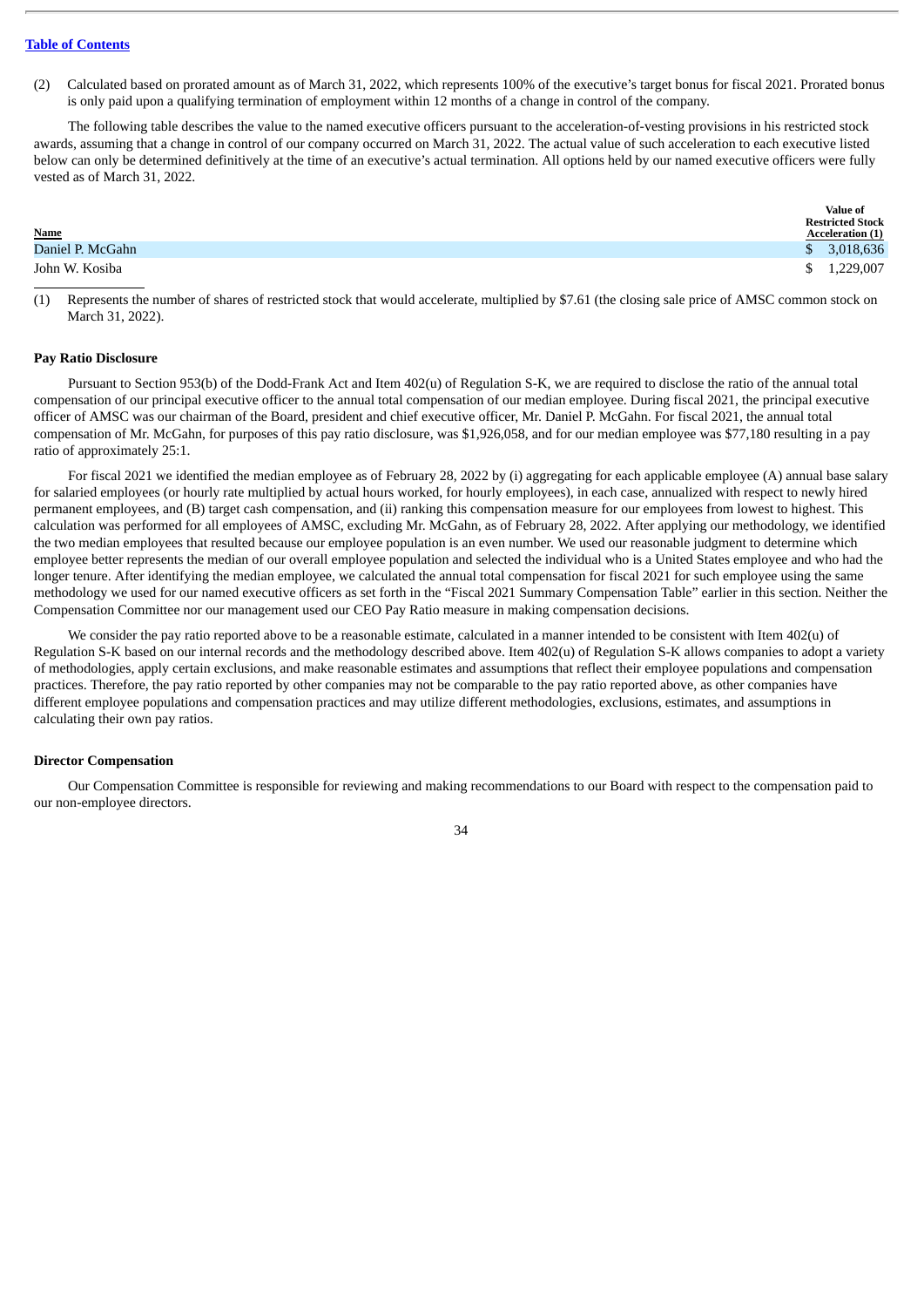(2) Calculated based on prorated amount as of March 31, 2022, which represents 100% of the executive's target bonus for fiscal 2021. Prorated bonus is only paid upon a qualifying termination of employment within 12 months of a change in control of the company.

The following table describes the value to the named executive officers pursuant to the acceleration-of-vesting provisions in his restricted stock awards, assuming that a change in control of our company occurred on March 31, 2022. The actual value of such acceleration to each executive listed below can only be determined definitively at the time of an executive's actual termination. All options held by our named executive officers were fully vested as of March 31, 2022.

| Name | Value of Restricted Stock Acceleration (1) |
|---|---|
| Daniel P. McGahn | $ 3,018,636 |
| John W. Kosiba | $ 1,229,007 |

(1) Represents the number of shares of restricted stock that would accelerate, multiplied by $7.61 (the closing sale price of AMSC common stock on March 31, 2022).

**Pay Ratio Disclosure**

Pursuant to Section 953(b) of the Dodd-Frank Act and Item 402(u) of Regulation S-K, we are required to disclose the ratio of the annual total compensation of our principal executive officer to the annual total compensation of our median employee. During fiscal 2021, the principal executive officer of AMSC was our chairman of the Board, president and chief executive officer, Mr. Daniel P. McGahn. For fiscal 2021, the annual total compensation of Mr. McGahn, for purposes of this pay ratio disclosure, was $1,926,058, and for our median employee was $77,180 resulting in a pay ratio of approximately 25:1.

For fiscal 2021 we identified the median employee as of February 28, 2022 by (i) aggregating for each applicable employee (A) annual base salary for salaried employees (or hourly rate multiplied by actual hours worked, for hourly employees), in each case, annualized with respect to newly hired permanent employees, and (B) target cash compensation, and (ii) ranking this compensation measure for our employees from lowest to highest. This calculation was performed for all employees of AMSC, excluding Mr. McGahn, as of February 28, 2022. After applying our methodology, we identified the two median employees that resulted because our employee population is an even number. We used our reasonable judgment to determine which employee better represents the median of our overall employee population and selected the individual who is a United States employee and who had the longer tenure. After identifying the median employee, we calculated the annual total compensation for fiscal 2021 for such employee using the same methodology we used for our named executive officers as set forth in the "Fiscal 2021 Summary Compensation Table" earlier in this section. Neither the Compensation Committee nor our management used our CEO Pay Ratio measure in making compensation decisions.

We consider the pay ratio reported above to be a reasonable estimate, calculated in a manner intended to be consistent with Item 402(u) of Regulation S-K based on our internal records and the methodology described above. Item 402(u) of Regulation S-K allows companies to adopt a variety of methodologies, apply certain exclusions, and make reasonable estimates and assumptions that reflect their employee populations and compensation practices. Therefore, the pay ratio reported by other companies may not be comparable to the pay ratio reported above, as other companies have different employee populations and compensation practices and may utilize different methodologies, exclusions, estimates, and assumptions in calculating their own pay ratios.

**Director Compensation**

Our Compensation Committee is responsible for reviewing and making recommendations to our Board with respect to the compensation paid to our non-employee directors.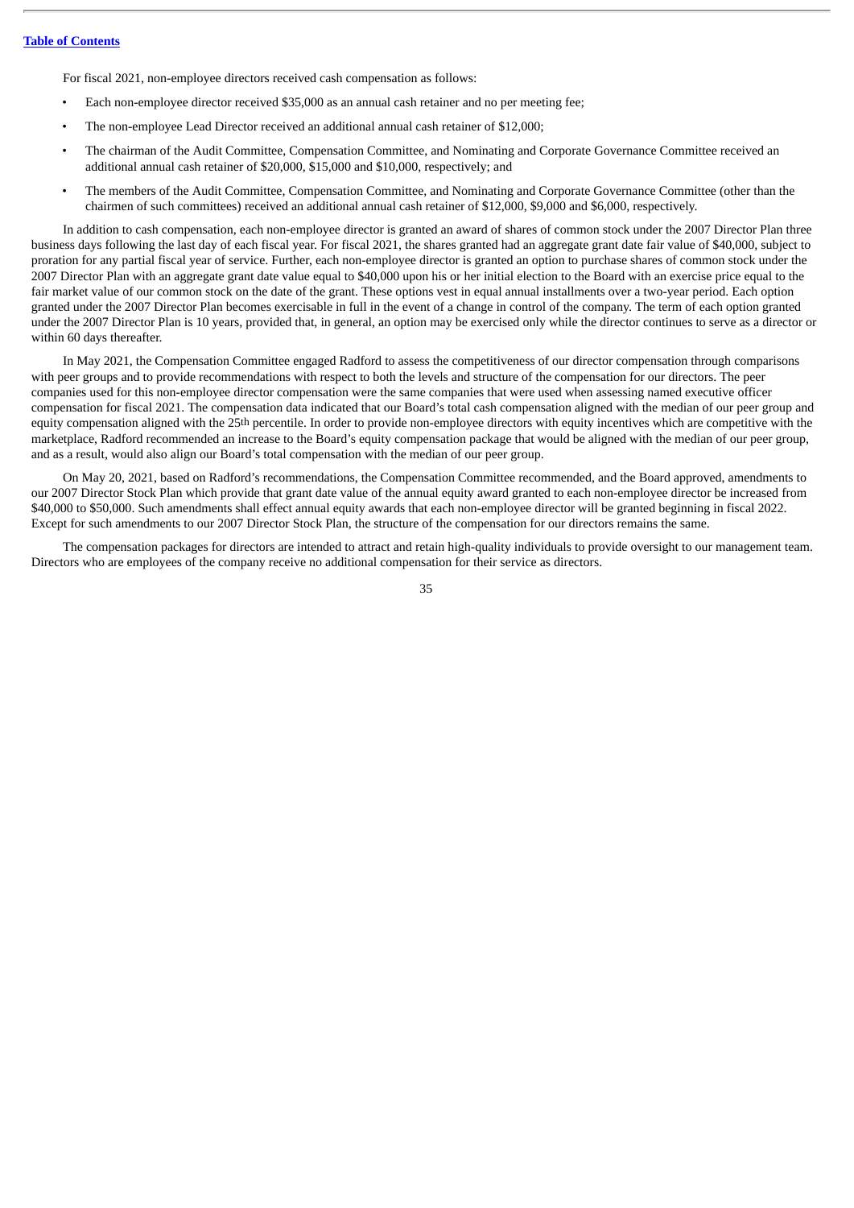For fiscal 2021, non-employee directors received cash compensation as follows:

- Each non-employee director received $35,000 as an annual cash retainer and no per meeting fee;
- The non-employee Lead Director received an additional annual cash retainer of $12,000;
- The chairman of the Audit Committee, Compensation Committee, and Nominating and Corporate Governance Committee received an additional annual cash retainer of $20,000, $15,000 and $10,000, respectively; and
- The members of the Audit Committee, Compensation Committee, and Nominating and Corporate Governance Committee (other than the chairmen of such committees) received an additional annual cash retainer of $12,000, $9,000 and $6,000, respectively.

In addition to cash compensation, each non-employee director is granted an award of shares of common stock under the 2007 Director Plan three business days following the last day of each fiscal year. For fiscal 2021, the shares granted had an aggregate grant date fair value of $40,000, subject to proration for any partial fiscal year of service. Further, each non-employee director is granted an option to purchase shares of common stock under the 2007 Director Plan with an aggregate grant date value equal to $40,000 upon his or her initial election to the Board with an exercise price equal to the fair market value of our common stock on the date of the grant. These options vest in equal annual installments over a two-year period. Each option granted under the 2007 Director Plan becomes exercisable in full in the event of a change in control of the company. The term of each option granted under the 2007 Director Plan is 10 years, provided that, in general, an option may be exercised only while the director continues to serve as a director or within 60 days thereafter.

In May 2021, the Compensation Committee engaged Radford to assess the competitiveness of our director compensation through comparisons with peer groups and to provide recommendations with respect to both the levels and structure of the compensation for our directors. The peer companies used for this non-employee director compensation were the same companies that were used when assessing named executive officer compensation for fiscal 2021. The compensation data indicated that our Board's total cash compensation aligned with the median of our peer group and equity compensation aligned with the 25th percentile. In order to provide non-employee directors with equity incentives which are competitive with the marketplace, Radford recommended an increase to the Board's equity compensation package that would be aligned with the median of our peer group, and as a result, would also align our Board's total compensation with the median of our peer group.

On May 20, 2021, based on Radford's recommendations, the Compensation Committee recommended, and the Board approved, amendments to our 2007 Director Stock Plan which provide that grant date value of the annual equity award granted to each non-employee director be increased from $40,000 to $50,000. Such amendments shall effect annual equity awards that each non-employee director will be granted beginning in fiscal 2022. Except for such amendments to our 2007 Director Stock Plan, the structure of the compensation for our directors remains the same.

The compensation packages for directors are intended to attract and retain high-quality individuals to provide oversight to our management team. Directors who are employees of the company receive no additional compensation for their service as directors.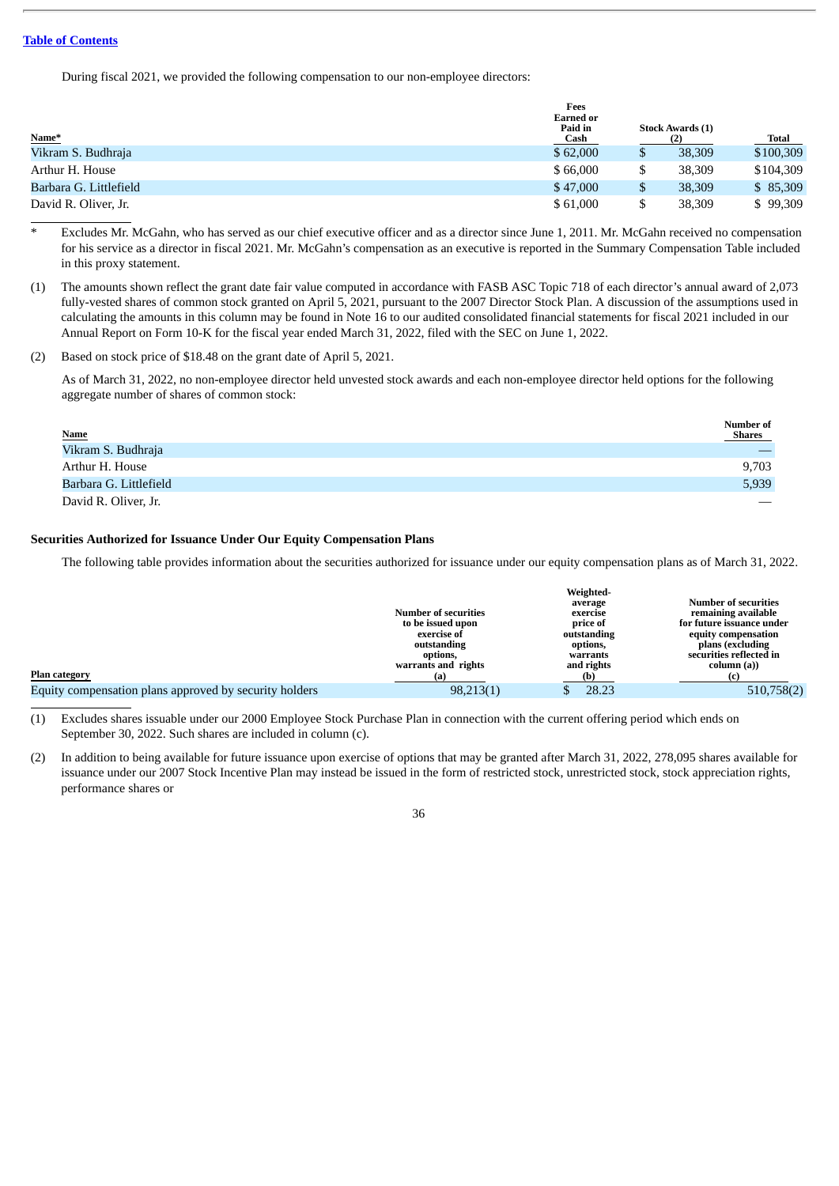[Table of Contents](#)

During fiscal 2021, we provided the following compensation to our non-employee directors:

| Name* | Fees Earned or Paid in Cash | Stock Awards (1) (2) | Total |
|---|---|---|---|
| Vikram S. Budhraja | $ 62,000 | $ 38,309 | $100,309 |
| Arthur H. House | $ 66,000 | $ 38,309 | $104,309 |
| Barbara G. Littlefield | $ 47,000 | $ 38,309 | $ 85,309 |
| David R. Oliver, Jr. | $ 61,000 | $ 38,309 | $ 99,309 |

\* Excludes Mr. McGahn, who has served as our chief executive officer and as a director since June 1, 2011. Mr. McGahn received no compensation for his service as a director in fiscal 2021. Mr. McGahn's compensation as an executive is reported in the Summary Compensation Table included in this proxy statement.

(1) The amounts shown reflect the grant date fair value computed in accordance with FASB ASC Topic 718 of each director's annual award of 2,073 fully-vested shares of common stock granted on April 5, 2021, pursuant to the 2007 Director Stock Plan. A discussion of the assumptions used in calculating the amounts in this column may be found in Note 16 to our audited consolidated financial statements for fiscal 2021 included in our Annual Report on Form 10-K for the fiscal year ended March 31, 2022, filed with the SEC on June 1, 2022.

(2) Based on stock price of $18.48 on the grant date of April 5, 2021.

As of March 31, 2022, no non-employee director held unvested stock awards and each non-employee director held options for the following aggregate number of shares of common stock:

| Name | Number of Shares |
|---|---|
| Vikram S. Budhraja | — |
| Arthur H. House | 9,703 |
| Barbara G. Littlefield | 5,939 |
| David R. Oliver, Jr. | — |

### Securities Authorized for Issuance Under Our Equity Compensation Plans

The following table provides information about the securities authorized for issuance under our equity compensation plans as of March 31, 2022.

| Plan category | Number of securities to be issued upon exercise of outstanding options, warrants and rights (a) | Weighted-average exercise price of outstanding options, warrants and rights (b) | Number of securities remaining available for future issuance under equity compensation plans (excluding securities reflected in column (a)) (c) |
|---|---|---|---|
| Equity compensation plans approved by security holders | 98,213(1) | $ 28.23 | 510,758(2) |

(1) Excludes shares issuable under our 2000 Employee Stock Purchase Plan in connection with the current offering period which ends on September 30, 2022. Such shares are included in column (c).

(2) In addition to being available for future issuance upon exercise of options that may be granted after March 31, 2022, 278,095 shares available for issuance under our 2007 Stock Incentive Plan may instead be issued in the form of restricted stock, unrestricted stock, stock appreciation rights, performance shares or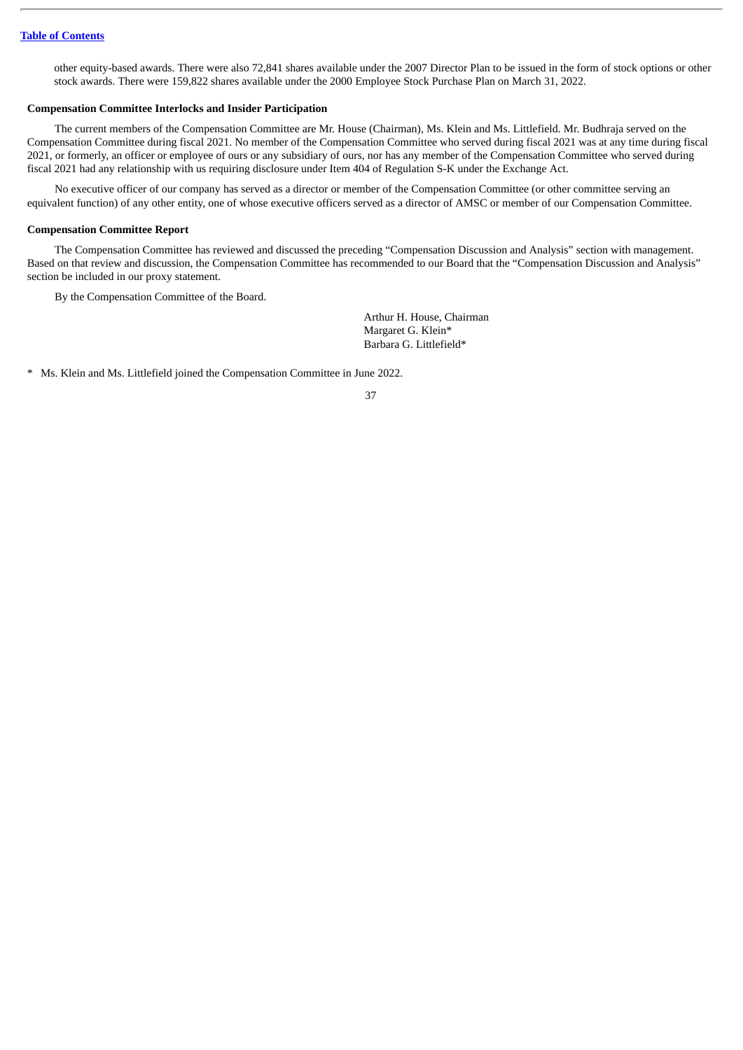other equity-based awards. There were also 72,841 shares available under the 2007 Director Plan to be issued in the form of stock options or other stock awards. There were 159,822 shares available under the 2000 Employee Stock Purchase Plan on March 31, 2022.

**Compensation Committee Interlocks and Insider Participation**

The current members of the Compensation Committee are Mr. House (Chairman), Ms. Klein and Ms. Littlefield. Mr. Budhraja served on the Compensation Committee during fiscal 2021. No member of the Compensation Committee who served during fiscal 2021 was at any time during fiscal 2021, or formerly, an officer or employee of ours or any subsidiary of ours, nor has any member of the Compensation Committee who served during fiscal 2021 had any relationship with us requiring disclosure under Item 404 of Regulation S-K under the Exchange Act.

No executive officer of our company has served as a director or member of the Compensation Committee (or other committee serving an equivalent function) of any other entity, one of whose executive officers served as a director of AMSC or member of our Compensation Committee.

**Compensation Committee Report**

The Compensation Committee has reviewed and discussed the preceding "Compensation Discussion and Analysis" section with management. Based on that review and discussion, the Compensation Committee has recommended to our Board that the "Compensation Discussion and Analysis" section be included in our proxy statement.

By the Compensation Committee of the Board.

Arthur H. House, Chairman
Margaret G. Klein*
Barbara G. Littlefield*

* Ms. Klein and Ms. Littlefield joined the Compensation Committee in June 2022.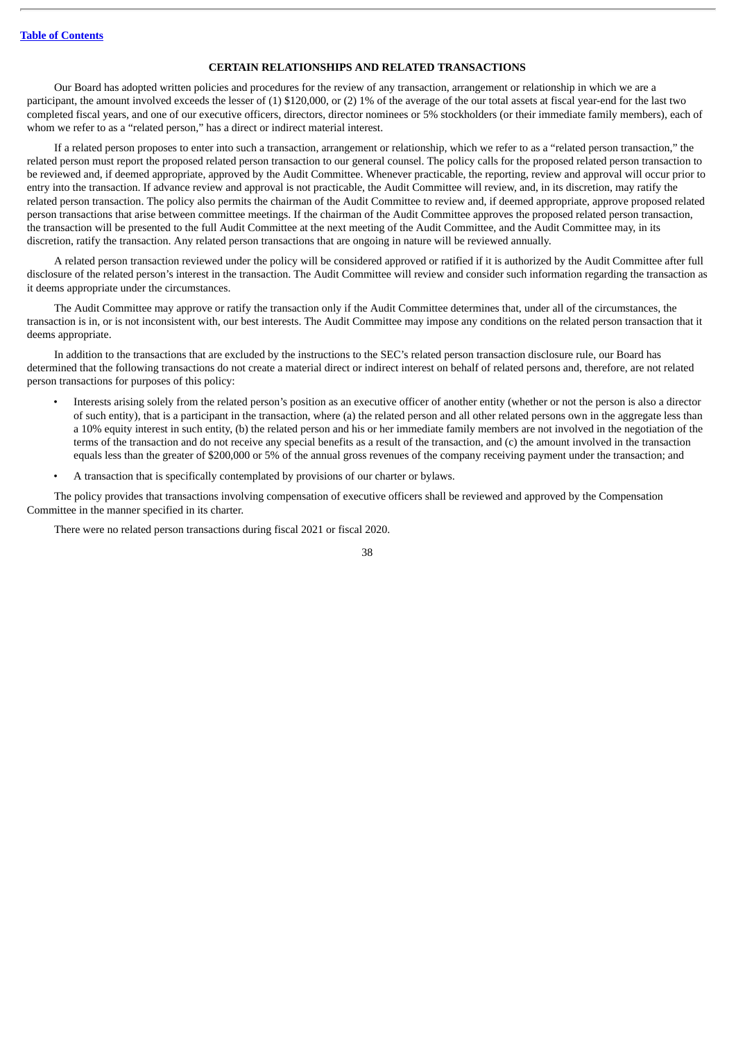## CERTAIN RELATIONSHIPS AND RELATED TRANSACTIONS

Our Board has adopted written policies and procedures for the review of any transaction, arrangement or relationship in which we are a participant, the amount involved exceeds the lesser of (1) $120,000, or (2) 1% of the average of the our total assets at fiscal year-end for the last two completed fiscal years, and one of our executive officers, directors, director nominees or 5% stockholders (or their immediate family members), each of whom we refer to as a "related person," has a direct or indirect material interest.

If a related person proposes to enter into such a transaction, arrangement or relationship, which we refer to as a "related person transaction," the related person must report the proposed related person transaction to our general counsel. The policy calls for the proposed related person transaction to be reviewed and, if deemed appropriate, approved by the Audit Committee. Whenever practicable, the reporting, review and approval will occur prior to entry into the transaction. If advance review and approval is not practicable, the Audit Committee will review, and, in its discretion, may ratify the related person transaction. The policy also permits the chairman of the Audit Committee to review and, if deemed appropriate, approve proposed related person transactions that arise between committee meetings. If the chairman of the Audit Committee approves the proposed related person transaction, the transaction will be presented to the full Audit Committee at the next meeting of the Audit Committee, and the Audit Committee may, in its discretion, ratify the transaction. Any related person transactions that are ongoing in nature will be reviewed annually.

A related person transaction reviewed under the policy will be considered approved or ratified if it is authorized by the Audit Committee after full disclosure of the related person's interest in the transaction. The Audit Committee will review and consider such information regarding the transaction as it deems appropriate under the circumstances.

The Audit Committee may approve or ratify the transaction only if the Audit Committee determines that, under all of the circumstances, the transaction is in, or is not inconsistent with, our best interests. The Audit Committee may impose any conditions on the related person transaction that it deems appropriate.

In addition to the transactions that are excluded by the instructions to the SEC's related person transaction disclosure rule, our Board has determined that the following transactions do not create a material direct or indirect interest on behalf of related persons and, therefore, are not related person transactions for purposes of this policy:

- Interests arising solely from the related person's position as an executive officer of another entity (whether or not the person is also a director of such entity), that is a participant in the transaction, where (a) the related person and all other related persons own in the aggregate less than a 10% equity interest in such entity, (b) the related person and his or her immediate family members are not involved in the negotiation of the terms of the transaction and do not receive any special benefits as a result of the transaction, and (c) the amount involved in the transaction equals less than the greater of $200,000 or 5% of the annual gross revenues of the company receiving payment under the transaction; and
- A transaction that is specifically contemplated by provisions of our charter or bylaws.

The policy provides that transactions involving compensation of executive officers shall be reviewed and approved by the Compensation Committee in the manner specified in its charter.

There were no related person transactions during fiscal 2021 or fiscal 2020.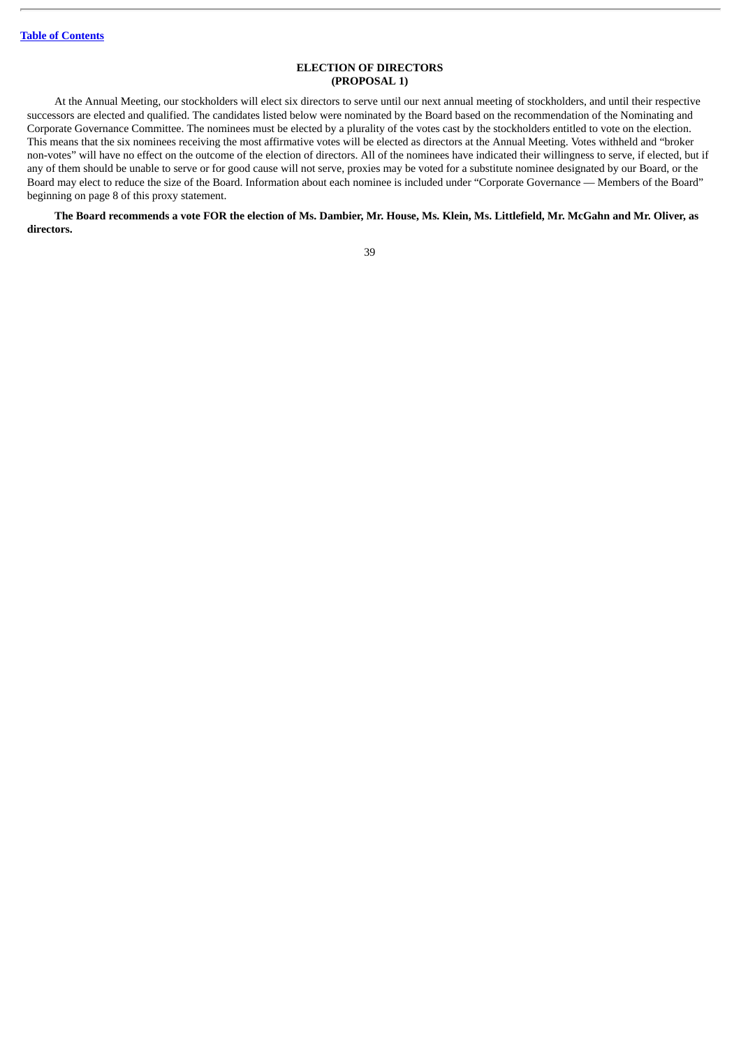## ELECTION OF DIRECTORS
## (PROPOSAL 1)

At the Annual Meeting, our stockholders will elect six directors to serve until our next annual meeting of stockholders, and until their respective successors are elected and qualified. The candidates listed below were nominated by the Board based on the recommendation of the Nominating and Corporate Governance Committee. The nominees must be elected by a plurality of the votes cast by the stockholders entitled to vote on the election. This means that the six nominees receiving the most affirmative votes will be elected as directors at the Annual Meeting. Votes withheld and "broker non-votes" will have no effect on the outcome of the election of directors. All of the nominees have indicated their willingness to serve, if elected, but if any of them should be unable to serve or for good cause will not serve, proxies may be voted for a substitute nominee designated by our Board, or the Board may elect to reduce the size of the Board. Information about each nominee is included under "Corporate Governance — Members of the Board" beginning on page 8 of this proxy statement.

**The Board recommends a vote FOR the election of Ms. Dambier, Mr. House, Ms. Klein, Ms. Littlefield, Mr. McGahn and Mr. Oliver, as directors.**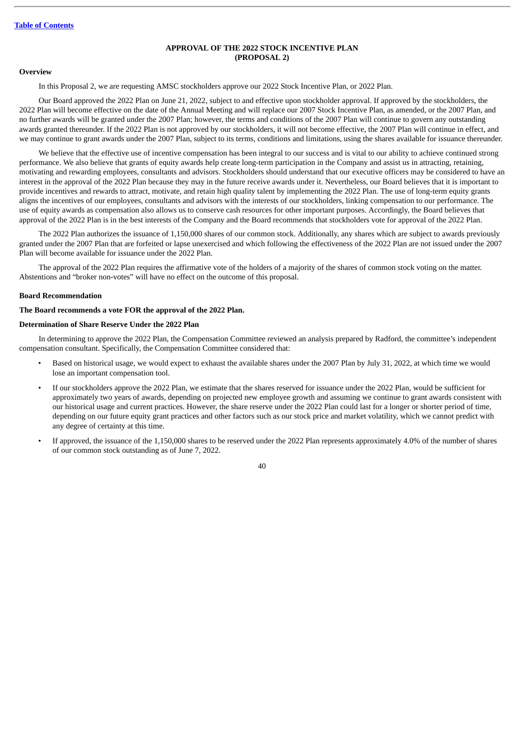## APPROVAL OF THE 2022 STOCK INCENTIVE PLAN
## (PROPOSAL 2)

### Overview

In this Proposal 2, we are requesting AMSC stockholders approve our 2022 Stock Incentive Plan, or 2022 Plan.

Our Board approved the 2022 Plan on June 21, 2022, subject to and effective upon stockholder approval. If approved by the stockholders, the 2022 Plan will become effective on the date of the Annual Meeting and will replace our 2007 Stock Incentive Plan, as amended, or the 2007 Plan, and no further awards will be granted under the 2007 Plan; however, the terms and conditions of the 2007 Plan will continue to govern any outstanding awards granted thereunder. If the 2022 Plan is not approved by our stockholders, it will not become effective, the 2007 Plan will continue in effect, and we may continue to grant awards under the 2007 Plan, subject to its terms, conditions and limitations, using the shares available for issuance thereunder.

We believe that the effective use of incentive compensation has been integral to our success and is vital to our ability to achieve continued strong performance. We also believe that grants of equity awards help create long-term participation in the Company and assist us in attracting, retaining, motivating and rewarding employees, consultants and advisors. Stockholders should understand that our executive officers may be considered to have an interest in the approval of the 2022 Plan because they may in the future receive awards under it. Nevertheless, our Board believes that it is important to provide incentives and rewards to attract, motivate, and retain high quality talent by implementing the 2022 Plan. The use of long-term equity grants aligns the incentives of our employees, consultants and advisors with the interests of our stockholders, linking compensation to our performance. The use of equity awards as compensation also allows us to conserve cash resources for other important purposes. Accordingly, the Board believes that approval of the 2022 Plan is in the best interests of the Company and the Board recommends that stockholders vote for approval of the 2022 Plan.

The 2022 Plan authorizes the issuance of 1,150,000 shares of our common stock. Additionally, any shares which are subject to awards previously granted under the 2007 Plan that are forfeited or lapse unexercised and which following the effectiveness of the 2022 Plan are not issued under the 2007 Plan will become available for issuance under the 2022 Plan.

The approval of the 2022 Plan requires the affirmative vote of the holders of a majority of the shares of common stock voting on the matter. Abstentions and "broker non-votes" will have no effect on the outcome of this proposal.

### Board Recommendation

**The Board recommends a vote FOR the approval of the 2022 Plan.**

### Determination of Share Reserve Under the 2022 Plan

In determining to approve the 2022 Plan, the Compensation Committee reviewed an analysis prepared by Radford, the committee's independent compensation consultant. Specifically, the Compensation Committee considered that:

- Based on historical usage, we would expect to exhaust the available shares under the 2007 Plan by July 31, 2022, at which time we would lose an important compensation tool.
- If our stockholders approve the 2022 Plan, we estimate that the shares reserved for issuance under the 2022 Plan, would be sufficient for approximately two years of awards, depending on projected new employee growth and assuming we continue to grant awards consistent with our historical usage and current practices. However, the share reserve under the 2022 Plan could last for a longer or shorter period of time, depending on our future equity grant practices and other factors such as our stock price and market volatility, which we cannot predict with any degree of certainty at this time.
- If approved, the issuance of the 1,150,000 shares to be reserved under the 2022 Plan represents approximately 4.0% of the number of shares of our common stock outstanding as of June 7, 2022.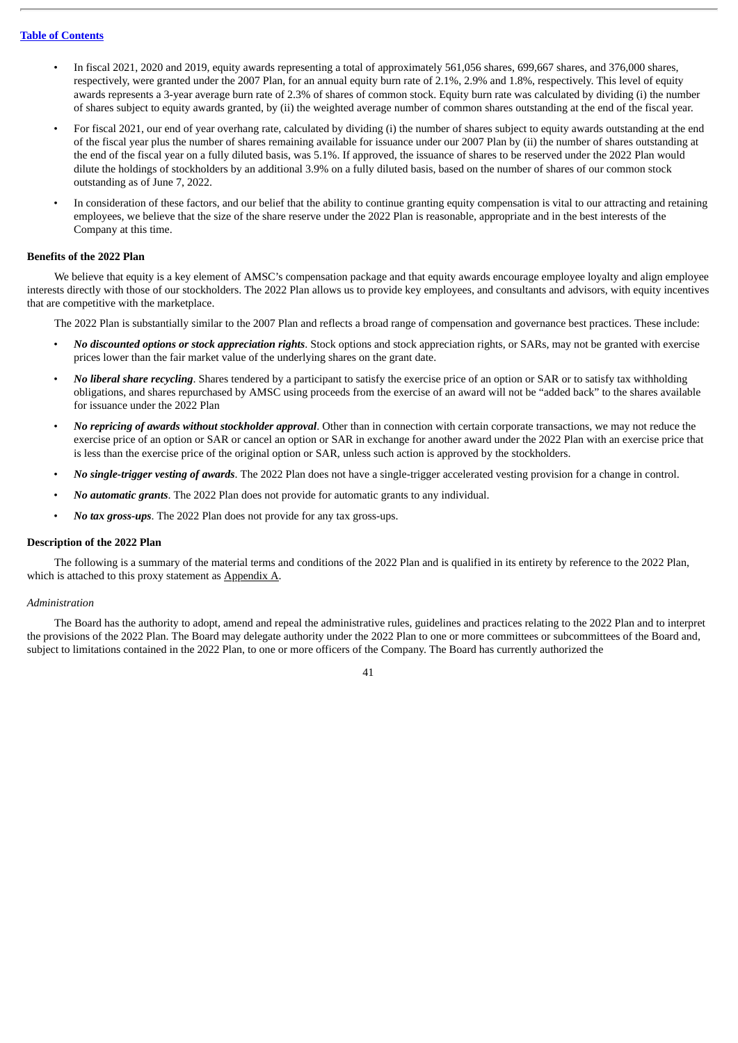- In fiscal 2021, 2020 and 2019, equity awards representing a total of approximately 561,056 shares, 699,667 shares, and 376,000 shares, respectively, were granted under the 2007 Plan, for an annual equity burn rate of 2.1%, 2.9% and 1.8%, respectively. This level of equity awards represents a 3-year average burn rate of 2.3% of shares of common stock. Equity burn rate was calculated by dividing (i) the number of shares subject to equity awards granted, by (ii) the weighted average number of common shares outstanding at the end of the fiscal year.
- For fiscal 2021, our end of year overhang rate, calculated by dividing (i) the number of shares subject to equity awards outstanding at the end of the fiscal year plus the number of shares remaining available for issuance under our 2007 Plan by (ii) the number of shares outstanding at the end of the fiscal year on a fully diluted basis, was 5.1%. If approved, the issuance of shares to be reserved under the 2022 Plan would dilute the holdings of stockholders by an additional 3.9% on a fully diluted basis, based on the number of shares of our common stock outstanding as of June 7, 2022.
- In consideration of these factors, and our belief that the ability to continue granting equity compensation is vital to our attracting and retaining employees, we believe that the size of the share reserve under the 2022 Plan is reasonable, appropriate and in the best interests of the Company at this time.

**Benefits of the 2022 Plan**

We believe that equity is a key element of AMSC's compensation package and that equity awards encourage employee loyalty and align employee interests directly with those of our stockholders. The 2022 Plan allows us to provide key employees, and consultants and advisors, with equity incentives that are competitive with the marketplace.

The 2022 Plan is substantially similar to the 2007 Plan and reflects a broad range of compensation and governance best practices. These include:

- ***No discounted options or stock appreciation rights***. Stock options and stock appreciation rights, or SARs, may not be granted with exercise prices lower than the fair market value of the underlying shares on the grant date.
- ***No liberal share recycling***. Shares tendered by a participant to satisfy the exercise price of an option or SAR or to satisfy tax withholding obligations, and shares repurchased by AMSC using proceeds from the exercise of an award will not be "added back" to the shares available for issuance under the 2022 Plan
- ***No repricing of awards without stockholder approval***. Other than in connection with certain corporate transactions, we may not reduce the exercise price of an option or SAR or cancel an option or SAR in exchange for another award under the 2022 Plan with an exercise price that is less than the exercise price of the original option or SAR, unless such action is approved by the stockholders.
- ***No single-trigger vesting of awards***. The 2022 Plan does not have a single-trigger accelerated vesting provision for a change in control.
- ***No automatic grants***. The 2022 Plan does not provide for automatic grants to any individual.
- ***No tax gross-ups***. The 2022 Plan does not provide for any tax gross-ups.

**Description of the 2022 Plan**

The following is a summary of the material terms and conditions of the 2022 Plan and is qualified in its entirety by reference to the 2022 Plan, which is attached to this proxy statement as Appendix A.

*Administration*

The Board has the authority to adopt, amend and repeal the administrative rules, guidelines and practices relating to the 2022 Plan and to interpret the provisions of the 2022 Plan. The Board may delegate authority under the 2022 Plan to one or more committees or subcommittees of the Board and, subject to limitations contained in the 2022 Plan, to one or more officers of the Company. The Board has currently authorized the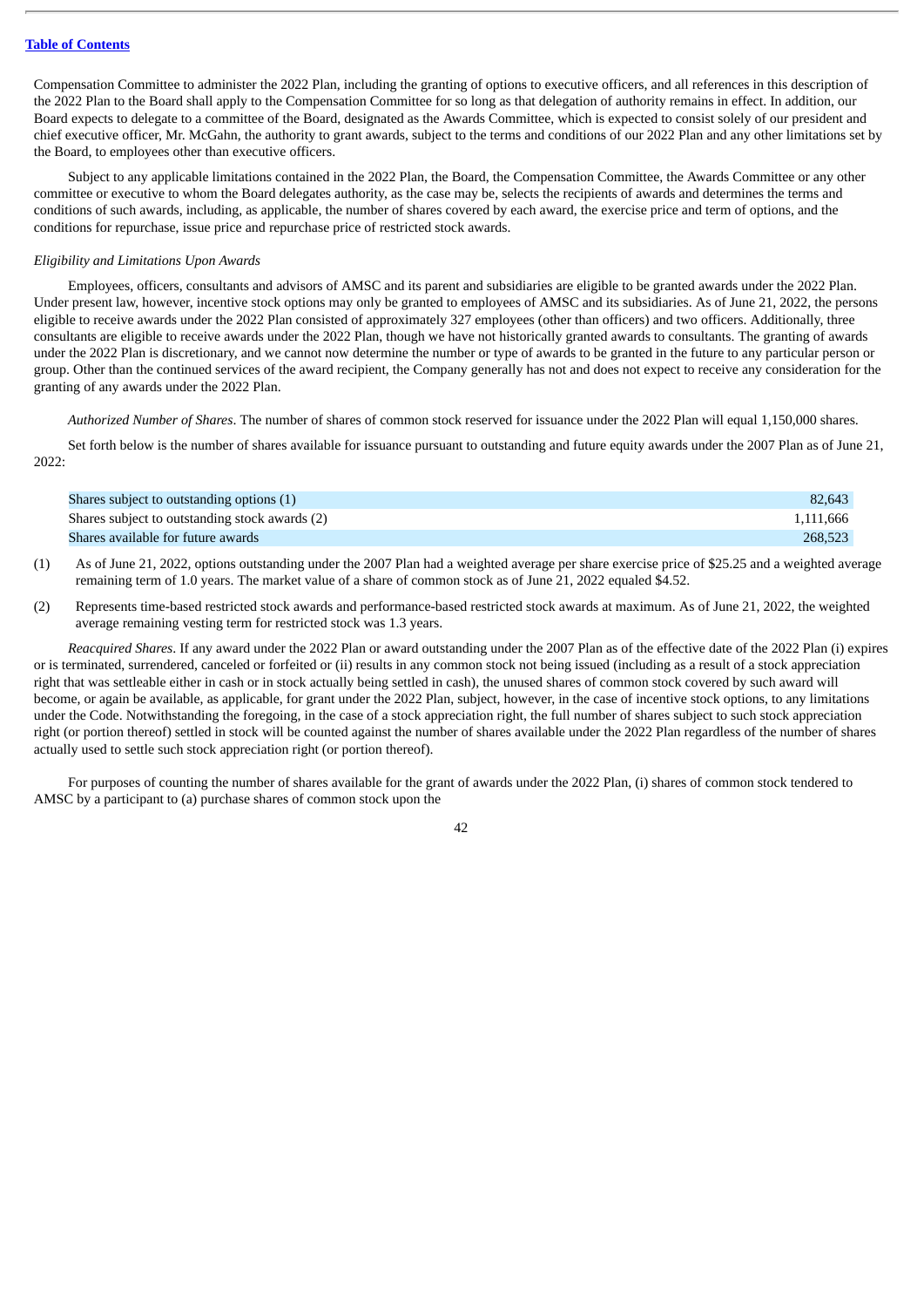Compensation Committee to administer the 2022 Plan, including the granting of options to executive officers, and all references in this description of the 2022 Plan to the Board shall apply to the Compensation Committee for so long as that delegation of authority remains in effect. In addition, our Board expects to delegate to a committee of the Board, designated as the Awards Committee, which is expected to consist solely of our president and chief executive officer, Mr. McGahn, the authority to grant awards, subject to the terms and conditions of our 2022 Plan and any other limitations set by the Board, to employees other than executive officers.

Subject to any applicable limitations contained in the 2022 Plan, the Board, the Compensation Committee, the Awards Committee or any other committee or executive to whom the Board delegates authority, as the case may be, selects the recipients of awards and determines the terms and conditions of such awards, including, as applicable, the number of shares covered by each award, the exercise price and term of options, and the conditions for repurchase, issue price and repurchase price of restricted stock awards.

*Eligibility and Limitations Upon Awards*

Employees, officers, consultants and advisors of AMSC and its parent and subsidiaries are eligible to be granted awards under the 2022 Plan. Under present law, however, incentive stock options may only be granted to employees of AMSC and its subsidiaries. As of June 21, 2022, the persons eligible to receive awards under the 2022 Plan consisted of approximately 327 employees (other than officers) and two officers. Additionally, three consultants are eligible to receive awards under the 2022 Plan, though we have not historically granted awards to consultants. The granting of awards under the 2022 Plan is discretionary, and we cannot now determine the number or type of awards to be granted in the future to any particular person or group. Other than the continued services of the award recipient, the Company generally has not and does not expect to receive any consideration for the granting of any awards under the 2022 Plan.

*Authorized Number of Shares*. The number of shares of common stock reserved for issuance under the 2022 Plan will equal 1,150,000 shares.

Set forth below is the number of shares available for issuance pursuant to outstanding and future equity awards under the 2007 Plan as of June 21, 2022:

| | |
|---|---|
| Shares subject to outstanding options (1) | 82,643 |
| Shares subject to outstanding stock awards (2) | 1,111,666 |
| Shares available for future awards | 268,523 |

(1) As of June 21, 2022, options outstanding under the 2007 Plan had a weighted average per share exercise price of $25.25 and a weighted average remaining term of 1.0 years. The market value of a share of common stock as of June 21, 2022 equaled $4.52.

(2) Represents time-based restricted stock awards and performance-based restricted stock awards at maximum. As of June 21, 2022, the weighted average remaining vesting term for restricted stock was 1.3 years.

*Reacquired Shares*. If any award under the 2022 Plan or award outstanding under the 2007 Plan as of the effective date of the 2022 Plan (i) expires or is terminated, surrendered, canceled or forfeited or (ii) results in any common stock not being issued (including as a result of a stock appreciation right that was settleable either in cash or in stock actually being settled in cash), the unused shares of common stock covered by such award will become, or again be available, as applicable, for grant under the 2022 Plan, subject, however, in the case of incentive stock options, to any limitations under the Code. Notwithstanding the foregoing, in the case of a stock appreciation right, the full number of shares subject to such stock appreciation right (or portion thereof) settled in stock will be counted against the number of shares available under the 2022 Plan regardless of the number of shares actually used to settle such stock appreciation right (or portion thereof).

For purposes of counting the number of shares available for the grant of awards under the 2022 Plan, (i) shares of common stock tendered to AMSC by a participant to (a) purchase shares of common stock upon the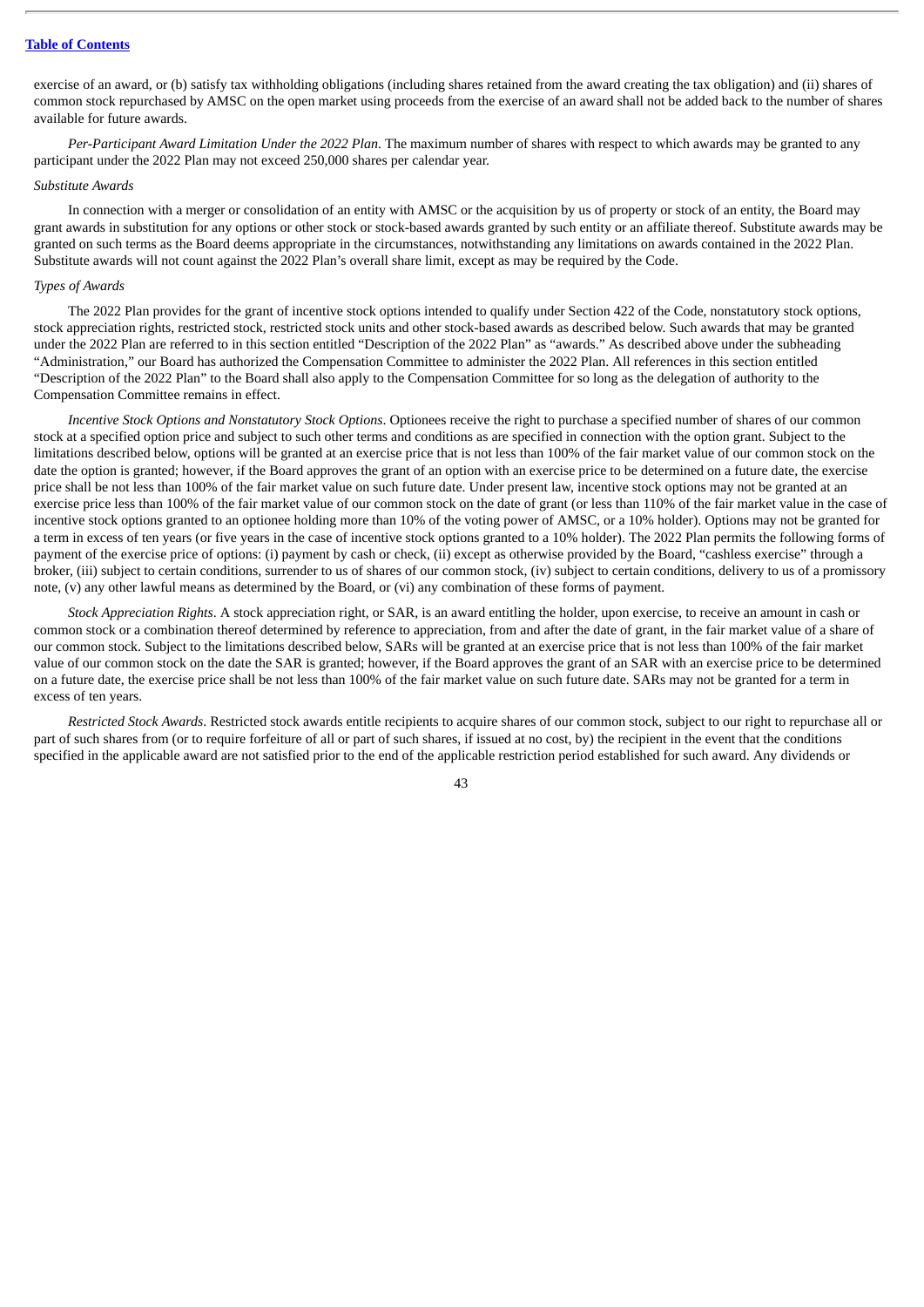exercise of an award, or (b) satisfy tax withholding obligations (including shares retained from the award creating the tax obligation) and (ii) shares of common stock repurchased by AMSC on the open market using proceeds from the exercise of an award shall not be added back to the number of shares available for future awards.

*Per-Participant Award Limitation Under the 2022 Plan*. The maximum number of shares with respect to which awards may be granted to any participant under the 2022 Plan may not exceed 250,000 shares per calendar year.

*Substitute Awards*

In connection with a merger or consolidation of an entity with AMSC or the acquisition by us of property or stock of an entity, the Board may grant awards in substitution for any options or other stock or stock-based awards granted by such entity or an affiliate thereof. Substitute awards may be granted on such terms as the Board deems appropriate in the circumstances, notwithstanding any limitations on awards contained in the 2022 Plan. Substitute awards will not count against the 2022 Plan's overall share limit, except as may be required by the Code.

*Types of Awards*

The 2022 Plan provides for the grant of incentive stock options intended to qualify under Section 422 of the Code, nonstatutory stock options, stock appreciation rights, restricted stock, restricted stock units and other stock-based awards as described below. Such awards that may be granted under the 2022 Plan are referred to in this section entitled "Description of the 2022 Plan" as "awards." As described above under the subheading "Administration," our Board has authorized the Compensation Committee to administer the 2022 Plan. All references in this section entitled "Description of the 2022 Plan" to the Board shall also apply to the Compensation Committee for so long as the delegation of authority to the Compensation Committee remains in effect.

*Incentive Stock Options and Nonstatutory Stock Options*. Optionees receive the right to purchase a specified number of shares of our common stock at a specified option price and subject to such other terms and conditions as are specified in connection with the option grant. Subject to the limitations described below, options will be granted at an exercise price that is not less than 100% of the fair market value of our common stock on the date the option is granted; however, if the Board approves the grant of an option with an exercise price to be determined on a future date, the exercise price shall be not less than 100% of the fair market value on such future date. Under present law, incentive stock options may not be granted at an exercise price less than 100% of the fair market value of our common stock on the date of grant (or less than 110% of the fair market value in the case of incentive stock options granted to an optionee holding more than 10% of the voting power of AMSC, or a 10% holder). Options may not be granted for a term in excess of ten years (or five years in the case of incentive stock options granted to a 10% holder). The 2022 Plan permits the following forms of payment of the exercise price of options: (i) payment by cash or check, (ii) except as otherwise provided by the Board, "cashless exercise" through a broker, (iii) subject to certain conditions, surrender to us of shares of our common stock, (iv) subject to certain conditions, delivery to us of a promissory note, (v) any other lawful means as determined by the Board, or (vi) any combination of these forms of payment.

*Stock Appreciation Rights*. A stock appreciation right, or SAR, is an award entitling the holder, upon exercise, to receive an amount in cash or common stock or a combination thereof determined by reference to appreciation, from and after the date of grant, in the fair market value of a share of our common stock. Subject to the limitations described below, SARs will be granted at an exercise price that is not less than 100% of the fair market value of our common stock on the date the SAR is granted; however, if the Board approves the grant of an SAR with an exercise price to be determined on a future date, the exercise price shall be not less than 100% of the fair market value on such future date. SARs may not be granted for a term in excess of ten years.

*Restricted Stock Awards*. Restricted stock awards entitle recipients to acquire shares of our common stock, subject to our right to repurchase all or part of such shares from (or to require forfeiture of all or part of such shares, if issued at no cost, by) the recipient in the event that the conditions specified in the applicable award are not satisfied prior to the end of the applicable restriction period established for such award. Any dividends or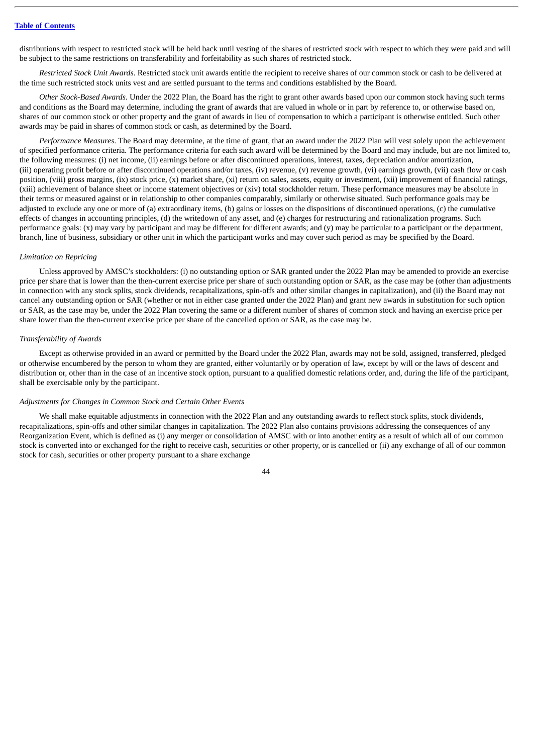distributions with respect to restricted stock will be held back until vesting of the shares of restricted stock with respect to which they were paid and will be subject to the same restrictions on transferability and forfeitability as such shares of restricted stock.

*Restricted Stock Unit Awards*. Restricted stock unit awards entitle the recipient to receive shares of our common stock or cash to be delivered at the time such restricted stock units vest and are settled pursuant to the terms and conditions established by the Board.

*Other Stock-Based Awards*. Under the 2022 Plan, the Board has the right to grant other awards based upon our common stock having such terms and conditions as the Board may determine, including the grant of awards that are valued in whole or in part by reference to, or otherwise based on, shares of our common stock or other property and the grant of awards in lieu of compensation to which a participant is otherwise entitled. Such other awards may be paid in shares of common stock or cash, as determined by the Board.

*Performance Measures*. The Board may determine, at the time of grant, that an award under the 2022 Plan will vest solely upon the achievement of specified performance criteria. The performance criteria for each such award will be determined by the Board and may include, but are not limited to, the following measures: (i) net income, (ii) earnings before or after discontinued operations, interest, taxes, depreciation and/or amortization, (iii) operating profit before or after discontinued operations and/or taxes, (iv) revenue, (v) revenue growth, (vi) earnings growth, (vii) cash flow or cash position, (viii) gross margins, (ix) stock price, (x) market share, (xi) return on sales, assets, equity or investment, (xii) improvement of financial ratings, (xiii) achievement of balance sheet or income statement objectives or (xiv) total stockholder return. These performance measures may be absolute in their terms or measured against or in relationship to other companies comparably, similarly or otherwise situated. Such performance goals may be adjusted to exclude any one or more of (a) extraordinary items, (b) gains or losses on the dispositions of discontinued operations, (c) the cumulative effects of changes in accounting principles, (d) the writedown of any asset, and (e) charges for restructuring and rationalization programs. Such performance goals: (x) may vary by participant and may be different for different awards; and (y) may be particular to a participant or the department, branch, line of business, subsidiary or other unit in which the participant works and may cover such period as may be specified by the Board.

### *Limitation on Repricing*

Unless approved by AMSC's stockholders: (i) no outstanding option or SAR granted under the 2022 Plan may be amended to provide an exercise price per share that is lower than the then-current exercise price per share of such outstanding option or SAR, as the case may be (other than adjustments in connection with any stock splits, stock dividends, recapitalizations, spin-offs and other similar changes in capitalization), and (ii) the Board may not cancel any outstanding option or SAR (whether or not in either case granted under the 2022 Plan) and grant new awards in substitution for such option or SAR, as the case may be, under the 2022 Plan covering the same or a different number of shares of common stock and having an exercise price per share lower than the then-current exercise price per share of the cancelled option or SAR, as the case may be.

### *Transferability of Awards*

Except as otherwise provided in an award or permitted by the Board under the 2022 Plan, awards may not be sold, assigned, transferred, pledged or otherwise encumbered by the person to whom they are granted, either voluntarily or by operation of law, except by will or the laws of descent and distribution or, other than in the case of an incentive stock option, pursuant to a qualified domestic relations order, and, during the life of the participant, shall be exercisable only by the participant.

### *Adjustments for Changes in Common Stock and Certain Other Events*

We shall make equitable adjustments in connection with the 2022 Plan and any outstanding awards to reflect stock splits, stock dividends, recapitalizations, spin-offs and other similar changes in capitalization. The 2022 Plan also contains provisions addressing the consequences of any Reorganization Event, which is defined as (i) any merger or consolidation of AMSC with or into another entity as a result of which all of our common stock is converted into or exchanged for the right to receive cash, securities or other property, or is cancelled or (ii) any exchange of all of our common stock for cash, securities or other property pursuant to a share exchange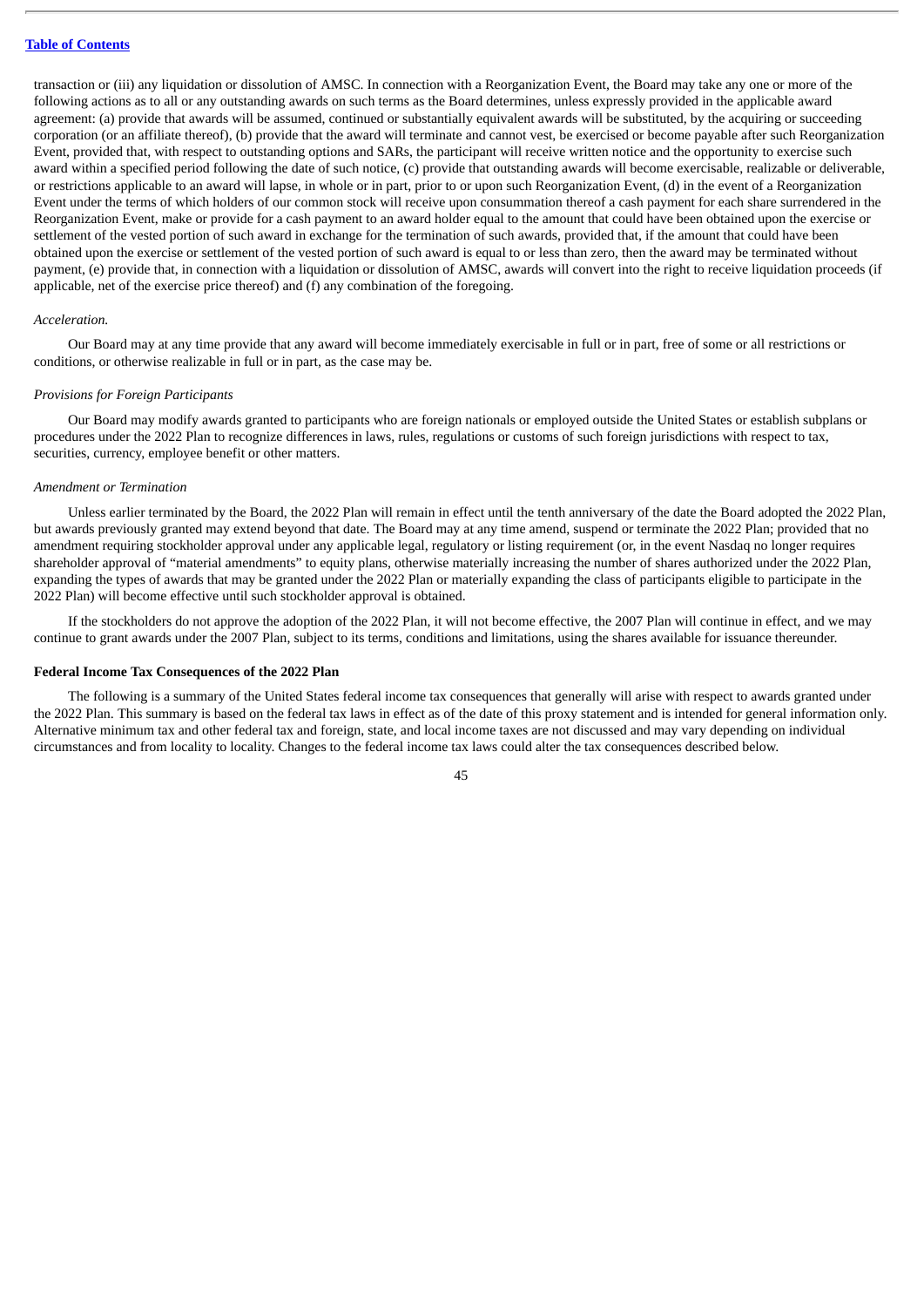transaction or (iii) any liquidation or dissolution of AMSC. In connection with a Reorganization Event, the Board may take any one or more of the following actions as to all or any outstanding awards on such terms as the Board determines, unless expressly provided in the applicable award agreement: (a) provide that awards will be assumed, continued or substantially equivalent awards will be substituted, by the acquiring or succeeding corporation (or an affiliate thereof), (b) provide that the award will terminate and cannot vest, be exercised or become payable after such Reorganization Event, provided that, with respect to outstanding options and SARs, the participant will receive written notice and the opportunity to exercise such award within a specified period following the date of such notice, (c) provide that outstanding awards will become exercisable, realizable or deliverable, or restrictions applicable to an award will lapse, in whole or in part, prior to or upon such Reorganization Event, (d) in the event of a Reorganization Event under the terms of which holders of our common stock will receive upon consummation thereof a cash payment for each share surrendered in the Reorganization Event, make or provide for a cash payment to an award holder equal to the amount that could have been obtained upon the exercise or settlement of the vested portion of such award in exchange for the termination of such awards, provided that, if the amount that could have been obtained upon the exercise or settlement of the vested portion of such award is equal to or less than zero, then the award may be terminated without payment, (e) provide that, in connection with a liquidation or dissolution of AMSC, awards will convert into the right to receive liquidation proceeds (if applicable, net of the exercise price thereof) and (f) any combination of the foregoing.

*Acceleration.*

Our Board may at any time provide that any award will become immediately exercisable in full or in part, free of some or all restrictions or conditions, or otherwise realizable in full or in part, as the case may be.

*Provisions for Foreign Participants*

Our Board may modify awards granted to participants who are foreign nationals or employed outside the United States or establish subplans or procedures under the 2022 Plan to recognize differences in laws, rules, regulations or customs of such foreign jurisdictions with respect to tax, securities, currency, employee benefit or other matters.

*Amendment or Termination*

Unless earlier terminated by the Board, the 2022 Plan will remain in effect until the tenth anniversary of the date the Board adopted the 2022 Plan, but awards previously granted may extend beyond that date. The Board may at any time amend, suspend or terminate the 2022 Plan; provided that no amendment requiring stockholder approval under any applicable legal, regulatory or listing requirement (or, in the event Nasdaq no longer requires shareholder approval of "material amendments" to equity plans, otherwise materially increasing the number of shares authorized under the 2022 Plan, expanding the types of awards that may be granted under the 2022 Plan or materially expanding the class of participants eligible to participate in the 2022 Plan) will become effective until such stockholder approval is obtained.

If the stockholders do not approve the adoption of the 2022 Plan, it will not become effective, the 2007 Plan will continue in effect, and we may continue to grant awards under the 2007 Plan, subject to its terms, conditions and limitations, using the shares available for issuance thereunder.

**Federal Income Tax Consequences of the 2022 Plan**

The following is a summary of the United States federal income tax consequences that generally will arise with respect to awards granted under the 2022 Plan. This summary is based on the federal tax laws in effect as of the date of this proxy statement and is intended for general information only. Alternative minimum tax and other federal tax and foreign, state, and local income taxes are not discussed and may vary depending on individual circumstances and from locality to locality. Changes to the federal income tax laws could alter the tax consequences described below.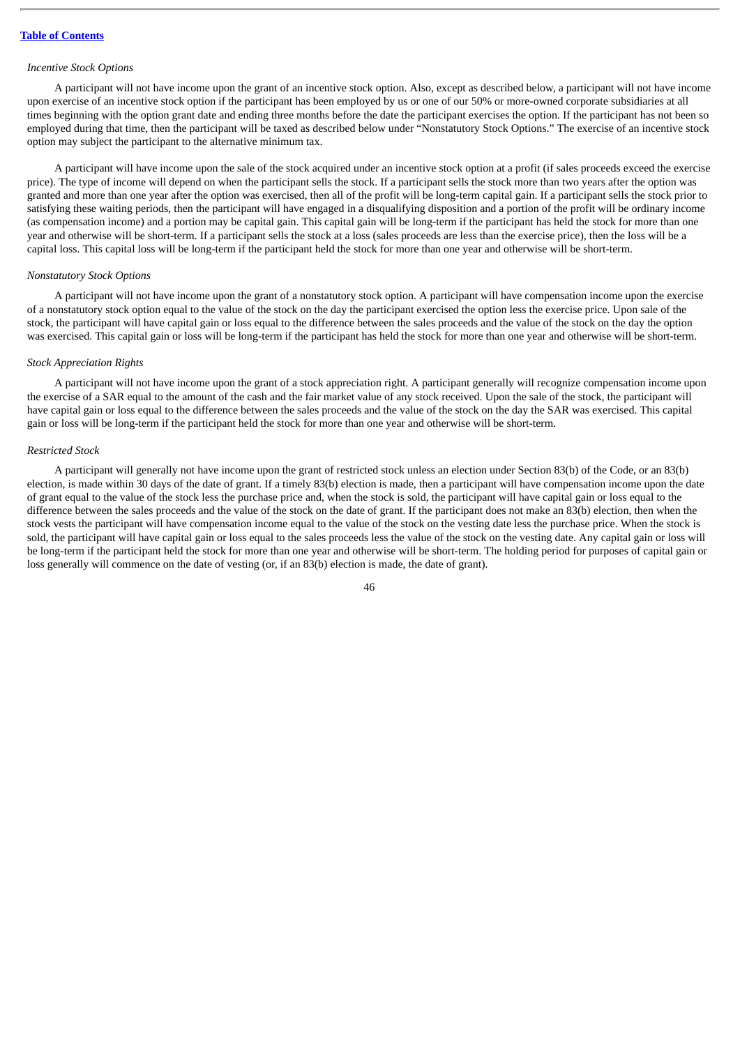*Incentive Stock Options*

A participant will not have income upon the grant of an incentive stock option. Also, except as described below, a participant will not have income upon exercise of an incentive stock option if the participant has been employed by us or one of our 50% or more-owned corporate subsidiaries at all times beginning with the option grant date and ending three months before the date the participant exercises the option. If the participant has not been so employed during that time, then the participant will be taxed as described below under "Nonstatutory Stock Options." The exercise of an incentive stock option may subject the participant to the alternative minimum tax.

A participant will have income upon the sale of the stock acquired under an incentive stock option at a profit (if sales proceeds exceed the exercise price). The type of income will depend on when the participant sells the stock. If a participant sells the stock more than two years after the option was granted and more than one year after the option was exercised, then all of the profit will be long-term capital gain. If a participant sells the stock prior to satisfying these waiting periods, then the participant will have engaged in a disqualifying disposition and a portion of the profit will be ordinary income (as compensation income) and a portion may be capital gain. This capital gain will be long-term if the participant has held the stock for more than one year and otherwise will be short-term. If a participant sells the stock at a loss (sales proceeds are less than the exercise price), then the loss will be a capital loss. This capital loss will be long-term if the participant held the stock for more than one year and otherwise will be short-term.

*Nonstatutory Stock Options*

A participant will not have income upon the grant of a nonstatutory stock option. A participant will have compensation income upon the exercise of a nonstatutory stock option equal to the value of the stock on the day the participant exercised the option less the exercise price. Upon sale of the stock, the participant will have capital gain or loss equal to the difference between the sales proceeds and the value of the stock on the day the option was exercised. This capital gain or loss will be long-term if the participant has held the stock for more than one year and otherwise will be short-term.

*Stock Appreciation Rights*

A participant will not have income upon the grant of a stock appreciation right. A participant generally will recognize compensation income upon the exercise of a SAR equal to the amount of the cash and the fair market value of any stock received. Upon the sale of the stock, the participant will have capital gain or loss equal to the difference between the sales proceeds and the value of the stock on the day the SAR was exercised. This capital gain or loss will be long-term if the participant held the stock for more than one year and otherwise will be short-term.

*Restricted Stock*

A participant will generally not have income upon the grant of restricted stock unless an election under Section 83(b) of the Code, or an 83(b) election, is made within 30 days of the date of grant. If a timely 83(b) election is made, then a participant will have compensation income upon the date of grant equal to the value of the stock less the purchase price and, when the stock is sold, the participant will have capital gain or loss equal to the difference between the sales proceeds and the value of the stock on the date of grant. If the participant does not make an 83(b) election, then when the stock vests the participant will have compensation income equal to the value of the stock on the vesting date less the purchase price. When the stock is sold, the participant will have capital gain or loss equal to the sales proceeds less the value of the stock on the vesting date. Any capital gain or loss will be long-term if the participant held the stock for more than one year and otherwise will be short-term. The holding period for purposes of capital gain or loss generally will commence on the date of vesting (or, if an 83(b) election is made, the date of grant).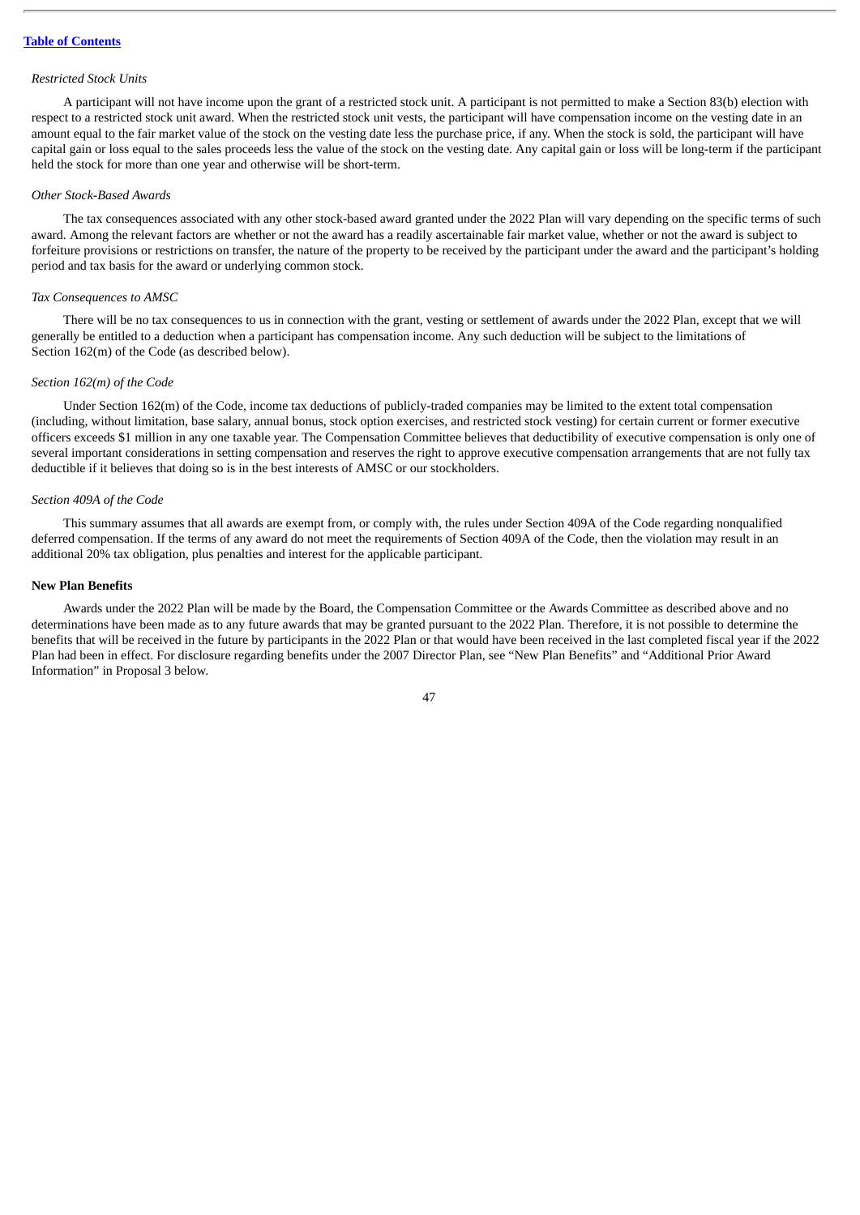*Restricted Stock Units*

A participant will not have income upon the grant of a restricted stock unit. A participant is not permitted to make a Section 83(b) election with respect to a restricted stock unit award. When the restricted stock unit vests, the participant will have compensation income on the vesting date in an amount equal to the fair market value of the stock on the vesting date less the purchase price, if any. When the stock is sold, the participant will have capital gain or loss equal to the sales proceeds less the value of the stock on the vesting date. Any capital gain or loss will be long-term if the participant held the stock for more than one year and otherwise will be short-term.

*Other Stock-Based Awards*

The tax consequences associated with any other stock-based award granted under the 2022 Plan will vary depending on the specific terms of such award. Among the relevant factors are whether or not the award has a readily ascertainable fair market value, whether or not the award is subject to forfeiture provisions or restrictions on transfer, the nature of the property to be received by the participant under the award and the participant's holding period and tax basis for the award or underlying common stock.

*Tax Consequences to AMSC*

There will be no tax consequences to us in connection with the grant, vesting or settlement of awards under the 2022 Plan, except that we will generally be entitled to a deduction when a participant has compensation income. Any such deduction will be subject to the limitations of Section 162(m) of the Code (as described below).

*Section 162(m) of the Code*

Under Section 162(m) of the Code, income tax deductions of publicly-traded companies may be limited to the extent total compensation (including, without limitation, base salary, annual bonus, stock option exercises, and restricted stock vesting) for certain current or former executive officers exceeds $1 million in any one taxable year. The Compensation Committee believes that deductibility of executive compensation is only one of several important considerations in setting compensation and reserves the right to approve executive compensation arrangements that are not fully tax deductible if it believes that doing so is in the best interests of AMSC or our stockholders.

*Section 409A of the Code*

This summary assumes that all awards are exempt from, or comply with, the rules under Section 409A of the Code regarding nonqualified deferred compensation. If the terms of any award do not meet the requirements of Section 409A of the Code, then the violation may result in an additional 20% tax obligation, plus penalties and interest for the applicable participant.

**New Plan Benefits**

Awards under the 2022 Plan will be made by the Board, the Compensation Committee or the Awards Committee as described above and no determinations have been made as to any future awards that may be granted pursuant to the 2022 Plan. Therefore, it is not possible to determine the benefits that will be received in the future by participants in the 2022 Plan or that would have been received in the last completed fiscal year if the 2022 Plan had been in effect. For disclosure regarding benefits under the 2007 Director Plan, see "New Plan Benefits" and "Additional Prior Award Information" in Proposal 3 below.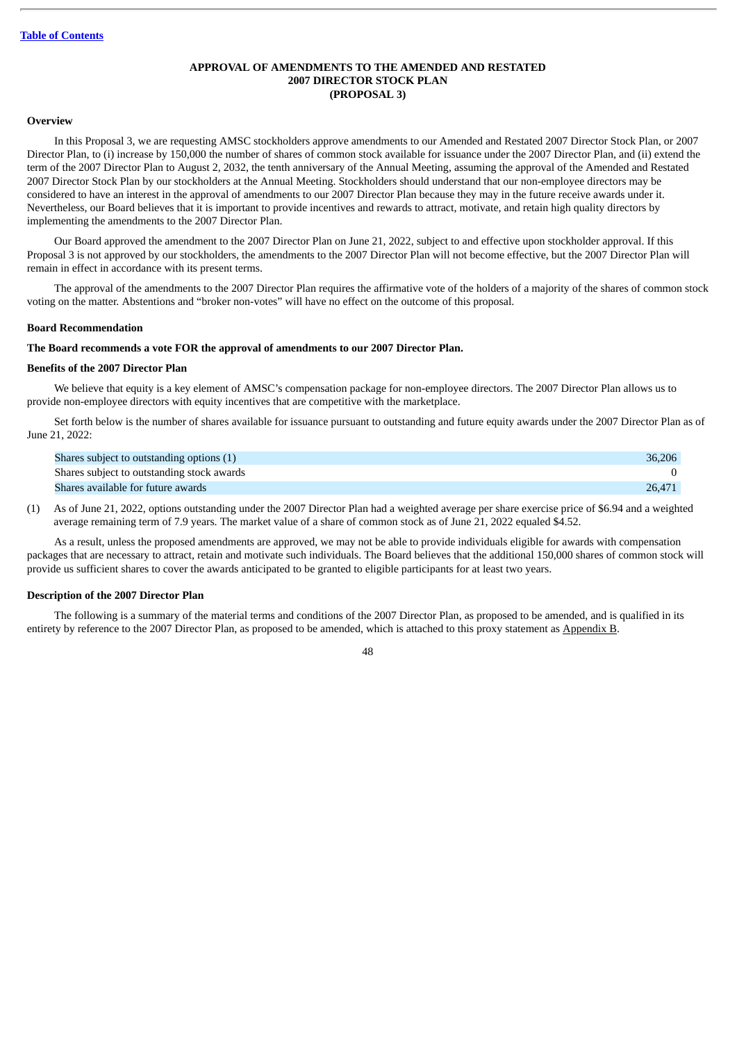## APPROVAL OF AMENDMENTS TO THE AMENDED AND RESTATED 2007 DIRECTOR STOCK PLAN (PROPOSAL 3)

### Overview

In this Proposal 3, we are requesting AMSC stockholders approve amendments to our Amended and Restated 2007 Director Stock Plan, or 2007 Director Plan, to (i) increase by 150,000 the number of shares of common stock available for issuance under the 2007 Director Plan, and (ii) extend the term of the 2007 Director Plan to August 2, 2032, the tenth anniversary of the Annual Meeting, assuming the approval of the Amended and Restated 2007 Director Stock Plan by our stockholders at the Annual Meeting. Stockholders should understand that our non-employee directors may be considered to have an interest in the approval of amendments to our 2007 Director Plan because they may in the future receive awards under it. Nevertheless, our Board believes that it is important to provide incentives and rewards to attract, motivate, and retain high quality directors by implementing the amendments to the 2007 Director Plan.

Our Board approved the amendment to the 2007 Director Plan on June 21, 2022, subject to and effective upon stockholder approval. If this Proposal 3 is not approved by our stockholders, the amendments to the 2007 Director Plan will not become effective, but the 2007 Director Plan will remain in effect in accordance with its present terms.

The approval of the amendments to the 2007 Director Plan requires the affirmative vote of the holders of a majority of the shares of common stock voting on the matter. Abstentions and "broker non-votes" will have no effect on the outcome of this proposal.

### Board Recommendation

**The Board recommends a vote FOR the approval of amendments to our 2007 Director Plan.**

### Benefits of the 2007 Director Plan

We believe that equity is a key element of AMSC's compensation package for non-employee directors. The 2007 Director Plan allows us to provide non-employee directors with equity incentives that are competitive with the marketplace.

Set forth below is the number of shares available for issuance pursuant to outstanding and future equity awards under the 2007 Director Plan as of June 21, 2022:

| | |
|---|---|
| Shares subject to outstanding options (1) | 36,206 |
| Shares subject to outstanding stock awards | 0 |
| Shares available for future awards | 26,471 |

(1) As of June 21, 2022, options outstanding under the 2007 Director Plan had a weighted average per share exercise price of $6.94 and a weighted average remaining term of 7.9 years. The market value of a share of common stock as of June 21, 2022 equaled $4.52.

As a result, unless the proposed amendments are approved, we may not be able to provide individuals eligible for awards with compensation packages that are necessary to attract, retain and motivate such individuals. The Board believes that the additional 150,000 shares of common stock will provide us sufficient shares to cover the awards anticipated to be granted to eligible participants for at least two years.

### Description of the 2007 Director Plan

The following is a summary of the material terms and conditions of the 2007 Director Plan, as proposed to be amended, and is qualified in its entirety by reference to the 2007 Director Plan, as proposed to be amended, which is attached to this proxy statement as Appendix B.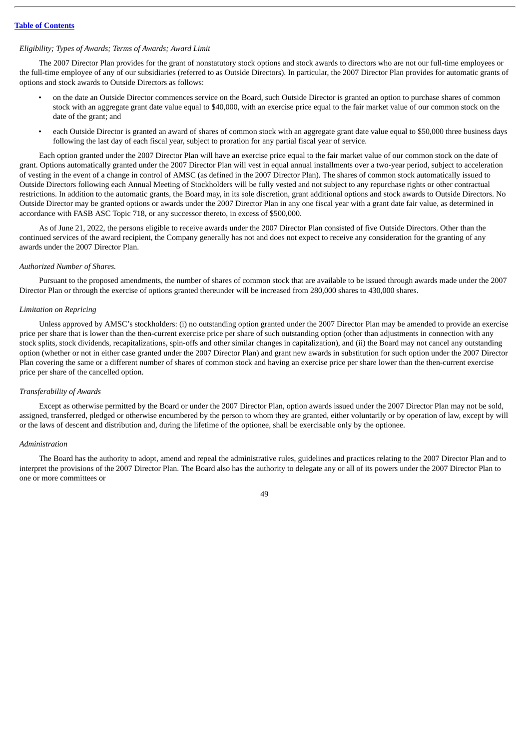*Eligibility; Types of Awards; Terms of Awards; Award Limit*

The 2007 Director Plan provides for the grant of nonstatutory stock options and stock awards to directors who are not our full-time employees or the full-time employee of any of our subsidiaries (referred to as Outside Directors). In particular, the 2007 Director Plan provides for automatic grants of options and stock awards to Outside Directors as follows:

- on the date an Outside Director commences service on the Board, such Outside Director is granted an option to purchase shares of common stock with an aggregate grant date value equal to $40,000, with an exercise price equal to the fair market value of our common stock on the date of the grant; and
- each Outside Director is granted an award of shares of common stock with an aggregate grant date value equal to $50,000 three business days following the last day of each fiscal year, subject to proration for any partial fiscal year of service.

Each option granted under the 2007 Director Plan will have an exercise price equal to the fair market value of our common stock on the date of grant. Options automatically granted under the 2007 Director Plan will vest in equal annual installments over a two-year period, subject to acceleration of vesting in the event of a change in control of AMSC (as defined in the 2007 Director Plan). The shares of common stock automatically issued to Outside Directors following each Annual Meeting of Stockholders will be fully vested and not subject to any repurchase rights or other contractual restrictions. In addition to the automatic grants, the Board may, in its sole discretion, grant additional options and stock awards to Outside Directors. No Outside Director may be granted options or awards under the 2007 Director Plan in any one fiscal year with a grant date fair value, as determined in accordance with FASB ASC Topic 718, or any successor thereto, in excess of $500,000.

As of June 21, 2022, the persons eligible to receive awards under the 2007 Director Plan consisted of five Outside Directors. Other than the continued services of the award recipient, the Company generally has not and does not expect to receive any consideration for the granting of any awards under the 2007 Director Plan.

*Authorized Number of Shares.*

Pursuant to the proposed amendments, the number of shares of common stock that are available to be issued through awards made under the 2007 Director Plan or through the exercise of options granted thereunder will be increased from 280,000 shares to 430,000 shares.

*Limitation on Repricing*

Unless approved by AMSC's stockholders: (i) no outstanding option granted under the 2007 Director Plan may be amended to provide an exercise price per share that is lower than the then-current exercise price per share of such outstanding option (other than adjustments in connection with any stock splits, stock dividends, recapitalizations, spin-offs and other similar changes in capitalization), and (ii) the Board may not cancel any outstanding option (whether or not in either case granted under the 2007 Director Plan) and grant new awards in substitution for such option under the 2007 Director Plan covering the same or a different number of shares of common stock and having an exercise price per share lower than the then-current exercise price per share of the cancelled option.

*Transferability of Awards*

Except as otherwise permitted by the Board or under the 2007 Director Plan, option awards issued under the 2007 Director Plan may not be sold, assigned, transferred, pledged or otherwise encumbered by the person to whom they are granted, either voluntarily or by operation of law, except by will or the laws of descent and distribution and, during the lifetime of the optionee, shall be exercisable only by the optionee.

*Administration*

The Board has the authority to adopt, amend and repeal the administrative rules, guidelines and practices relating to the 2007 Director Plan and to interpret the provisions of the 2007 Director Plan. The Board also has the authority to delegate any or all of its powers under the 2007 Director Plan to one or more committees or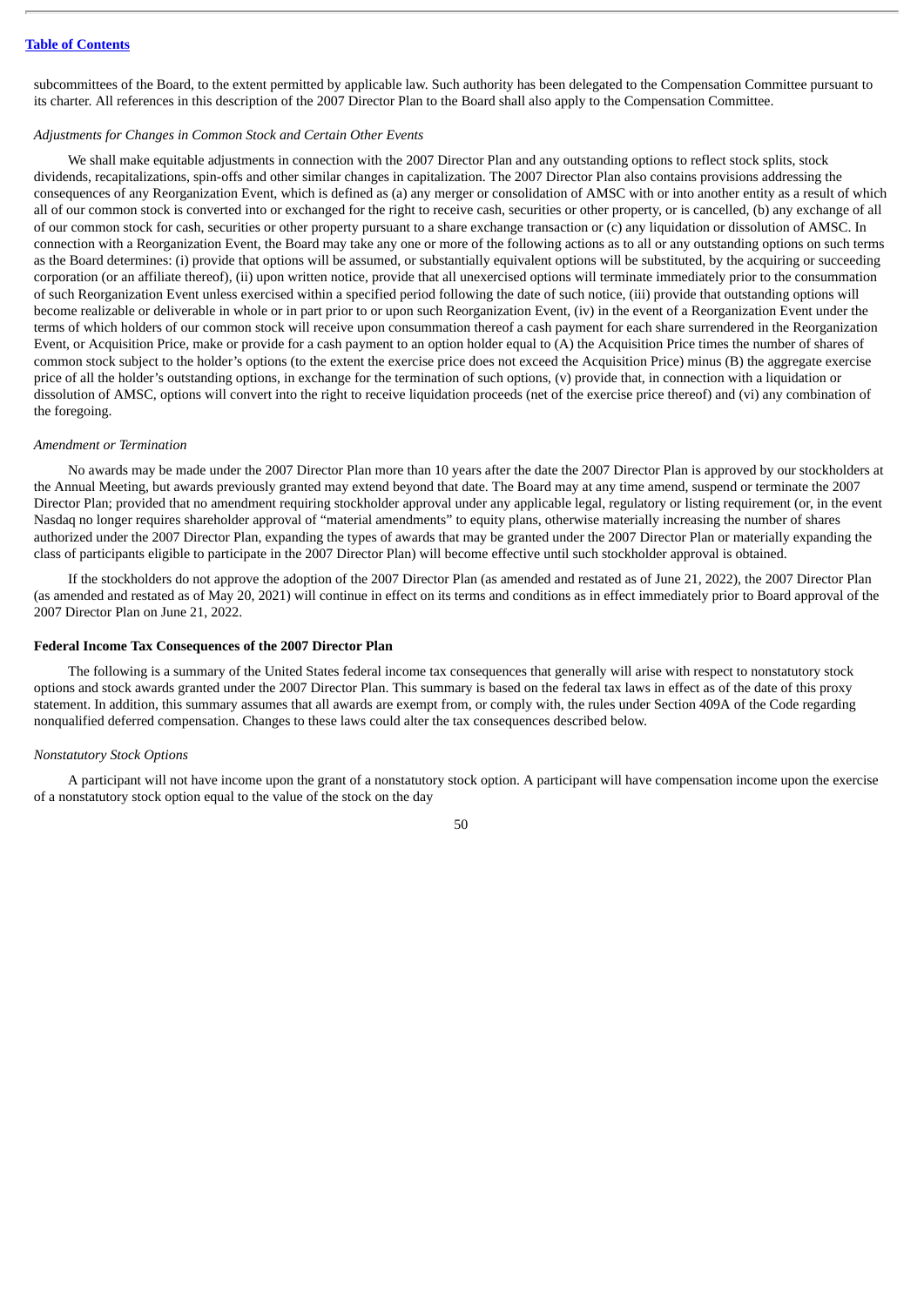subcommittees of the Board, to the extent permitted by applicable law. Such authority has been delegated to the Compensation Committee pursuant to its charter. All references in this description of the 2007 Director Plan to the Board shall also apply to the Compensation Committee.

*Adjustments for Changes in Common Stock and Certain Other Events*

We shall make equitable adjustments in connection with the 2007 Director Plan and any outstanding options to reflect stock splits, stock dividends, recapitalizations, spin-offs and other similar changes in capitalization. The 2007 Director Plan also contains provisions addressing the consequences of any Reorganization Event, which is defined as (a) any merger or consolidation of AMSC with or into another entity as a result of which all of our common stock is converted into or exchanged for the right to receive cash, securities or other property, or is cancelled, (b) any exchange of all of our common stock for cash, securities or other property pursuant to a share exchange transaction or (c) any liquidation or dissolution of AMSC. In connection with a Reorganization Event, the Board may take any one or more of the following actions as to all or any outstanding options on such terms as the Board determines: (i) provide that options will be assumed, or substantially equivalent options will be substituted, by the acquiring or succeeding corporation (or an affiliate thereof), (ii) upon written notice, provide that all unexercised options will terminate immediately prior to the consummation of such Reorganization Event unless exercised within a specified period following the date of such notice, (iii) provide that outstanding options will become realizable or deliverable in whole or in part prior to or upon such Reorganization Event, (iv) in the event of a Reorganization Event under the terms of which holders of our common stock will receive upon consummation thereof a cash payment for each share surrendered in the Reorganization Event, or Acquisition Price, make or provide for a cash payment to an option holder equal to (A) the Acquisition Price times the number of shares of common stock subject to the holder's options (to the extent the exercise price does not exceed the Acquisition Price) minus (B) the aggregate exercise price of all the holder's outstanding options, in exchange for the termination of such options, (v) provide that, in connection with a liquidation or dissolution of AMSC, options will convert into the right to receive liquidation proceeds (net of the exercise price thereof) and (vi) any combination of the foregoing.

*Amendment or Termination*

No awards may be made under the 2007 Director Plan more than 10 years after the date the 2007 Director Plan is approved by our stockholders at the Annual Meeting, but awards previously granted may extend beyond that date. The Board may at any time amend, suspend or terminate the 2007 Director Plan; provided that no amendment requiring stockholder approval under any applicable legal, regulatory or listing requirement (or, in the event Nasdaq no longer requires shareholder approval of "material amendments" to equity plans, otherwise materially increasing the number of shares authorized under the 2007 Director Plan, expanding the types of awards that may be granted under the 2007 Director Plan or materially expanding the class of participants eligible to participate in the 2007 Director Plan) will become effective until such stockholder approval is obtained.

If the stockholders do not approve the adoption of the 2007 Director Plan (as amended and restated as of June 21, 2022), the 2007 Director Plan (as amended and restated as of May 20, 2021) will continue in effect on its terms and conditions as in effect immediately prior to Board approval of the 2007 Director Plan on June 21, 2022.

**Federal Income Tax Consequences of the 2007 Director Plan**

The following is a summary of the United States federal income tax consequences that generally will arise with respect to nonstatutory stock options and stock awards granted under the 2007 Director Plan. This summary is based on the federal tax laws in effect as of the date of this proxy statement. In addition, this summary assumes that all awards are exempt from, or comply with, the rules under Section 409A of the Code regarding nonqualified deferred compensation. Changes to these laws could alter the tax consequences described below.

*Nonstatutory Stock Options*

A participant will not have income upon the grant of a nonstatutory stock option. A participant will have compensation income upon the exercise of a nonstatutory stock option equal to the value of the stock on the day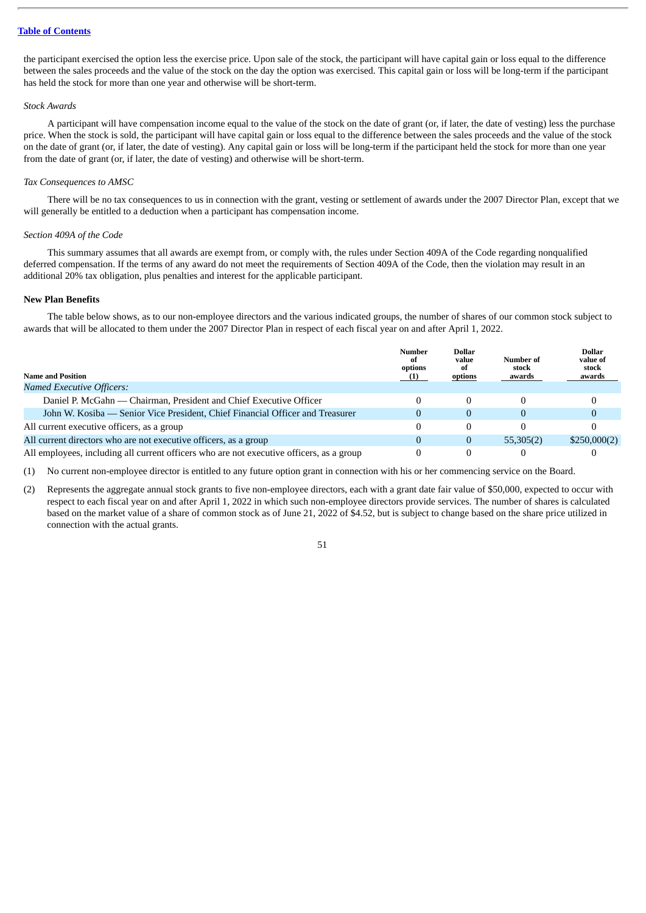the participant exercised the option less the exercise price. Upon sale of the stock, the participant will have capital gain or loss equal to the difference between the sales proceeds and the value of the stock on the day the option was exercised. This capital gain or loss will be long-term if the participant has held the stock for more than one year and otherwise will be short-term.

*Stock Awards*

A participant will have compensation income equal to the value of the stock on the date of grant (or, if later, the date of vesting) less the purchase price. When the stock is sold, the participant will have capital gain or loss equal to the difference between the sales proceeds and the value of the stock on the date of grant (or, if later, the date of vesting). Any capital gain or loss will be long-term if the participant held the stock for more than one year from the date of grant (or, if later, the date of vesting) and otherwise will be short-term.

*Tax Consequences to AMSC*

There will be no tax consequences to us in connection with the grant, vesting or settlement of awards under the 2007 Director Plan, except that we will generally be entitled to a deduction when a participant has compensation income.

*Section 409A of the Code*

This summary assumes that all awards are exempt from, or comply with, the rules under Section 409A of the Code regarding nonqualified deferred compensation. If the terms of any award do not meet the requirements of Section 409A of the Code, then the violation may result in an additional 20% tax obligation, plus penalties and interest for the applicable participant.

**New Plan Benefits**

The table below shows, as to our non-employee directors and the various indicated groups, the number of shares of our common stock subject to awards that will be allocated to them under the 2007 Director Plan in respect of each fiscal year on and after April 1, 2022.

| Name and Position | Number of options (1) | Dollar value of options | Number of stock awards | Dollar value of stock awards |
|---|---|---|---|---|
| *Named Executive Officers:* | | | | |
| Daniel P. McGahn — Chairman, President and Chief Executive Officer | 0 | 0 | 0 | 0 |
| John W. Kosiba — Senior Vice President, Chief Financial Officer and Treasurer | 0 | 0 | 0 | 0 |
| All current executive officers, as a group | 0 | 0 | 0 | 0 |
| All current directors who are not executive officers, as a group | 0 | 0 | 55,305(2) | $250,000(2) |
| All employees, including all current officers who are not executive officers, as a group | 0 | 0 | 0 | 0 |

(1) No current non-employee director is entitled to any future option grant in connection with his or her commencing service on the Board.

(2) Represents the aggregate annual stock grants to five non-employee directors, each with a grant date fair value of $50,000, expected to occur with respect to each fiscal year on and after April 1, 2022 in which such non-employee directors provide services. The number of shares is calculated based on the market value of a share of common stock as of June 21, 2022 of $4.52, but is subject to change based on the share price utilized in connection with the actual grants.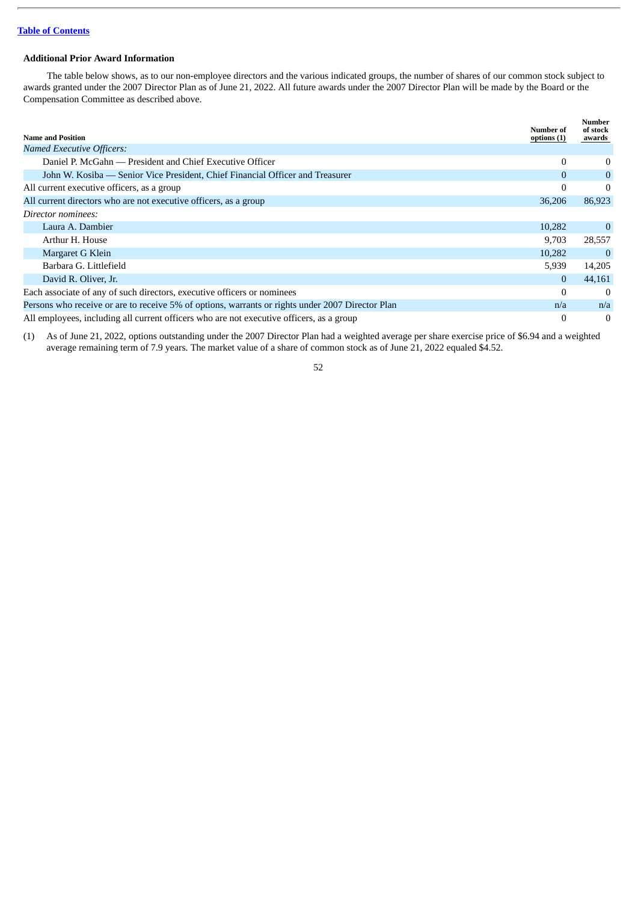**Additional Prior Award Information**

The table below shows, as to our non-employee directors and the various indicated groups, the number of shares of our common stock subject to awards granted under the 2007 Director Plan as of June 21, 2022. All future awards under the 2007 Director Plan will be made by the Board or the Compensation Committee as described above.

| Name and Position | Number of options (1) | Number of stock awards |
|---|---|---|
| *Named Executive Officers:* | | |
| Daniel P. McGahn — President and Chief Executive Officer | 0 | 0 |
| John W. Kosiba — Senior Vice President, Chief Financial Officer and Treasurer | 0 | 0 |
| All current executive officers, as a group | 0 | 0 |
| All current directors who are not executive officers, as a group | 36,206 | 86,923 |
| *Director nominees:* | | |
| Laura A. Dambier | 10,282 | 0 |
| Arthur H. House | 9,703 | 28,557 |
| Margaret G Klein | 10,282 | 0 |
| Barbara G. Littlefield | 5,939 | 14,205 |
| David R. Oliver, Jr. | 0 | 44,161 |
| Each associate of any of such directors, executive officers or nominees | 0 | 0 |
| Persons who receive or are to receive 5% of options, warrants or rights under 2007 Director Plan | n/a | n/a |
| All employees, including all current officers who are not executive officers, as a group | 0 | 0 |

(1) As of June 21, 2022, options outstanding under the 2007 Director Plan had a weighted average per share exercise price of $6.94 and a weighted average remaining term of 7.9 years. The market value of a share of common stock as of June 21, 2022 equaled $4.52.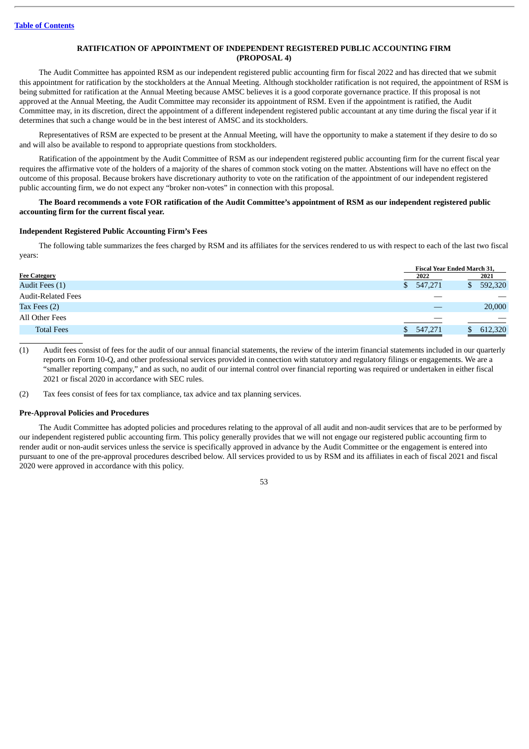[Table of Contents](#)

## RATIFICATION OF APPOINTMENT OF INDEPENDENT REGISTERED PUBLIC ACCOUNTING FIRM (PROPOSAL 4)

The Audit Committee has appointed RSM as our independent registered public accounting firm for fiscal 2022 and has directed that we submit this appointment for ratification by the stockholders at the Annual Meeting. Although stockholder ratification is not required, the appointment of RSM is being submitted for ratification at the Annual Meeting because AMSC believes it is a good corporate governance practice. If this proposal is not approved at the Annual Meeting, the Audit Committee may reconsider its appointment of RSM. Even if the appointment is ratified, the Audit Committee may, in its discretion, direct the appointment of a different independent registered public accountant at any time during the fiscal year if it determines that such a change would be in the best interest of AMSC and its stockholders.

Representatives of RSM are expected to be present at the Annual Meeting, will have the opportunity to make a statement if they desire to do so and will also be available to respond to appropriate questions from stockholders.

Ratification of the appointment by the Audit Committee of RSM as our independent registered public accounting firm for the current fiscal year requires the affirmative vote of the holders of a majority of the shares of common stock voting on the matter. Abstentions will have no effect on the outcome of this proposal. Because brokers have discretionary authority to vote on the ratification of the appointment of our independent registered public accounting firm, we do not expect any "broker non-votes" in connection with this proposal.

**The Board recommends a vote FOR ratification of the Audit Committee's appointment of RSM as our independent registered public accounting firm for the current fiscal year.**

### Independent Registered Public Accounting Firm's Fees

The following table summarizes the fees charged by RSM and its affiliates for the services rendered to us with respect to each of the last two fiscal years:

| | Fiscal Year Ended March 31, | |
|---|---|---|
| **Fee Category** | **2022** | **2021** |
| Audit Fees (1) | $ 547,271 | $ 592,320 |
| Audit-Related Fees | — | — |
| Tax Fees (2) | — | 20,000 |
| All Other Fees | — | — |
| Total Fees | $ 547,271 | $ 612,320 |

(1) Audit fees consist of fees for the audit of our annual financial statements, the review of the interim financial statements included in our quarterly reports on Form 10-Q, and other professional services provided in connection with statutory and regulatory filings or engagements. We are a "smaller reporting company," and as such, no audit of our internal control over financial reporting was required or undertaken in either fiscal 2021 or fiscal 2020 in accordance with SEC rules.

(2) Tax fees consist of fees for tax compliance, tax advice and tax planning services.

### Pre-Approval Policies and Procedures

The Audit Committee has adopted policies and procedures relating to the approval of all audit and non-audit services that are to be performed by our independent registered public accounting firm. This policy generally provides that we will not engage our registered public accounting firm to render audit or non-audit services unless the service is specifically approved in advance by the Audit Committee or the engagement is entered into pursuant to one of the pre-approval procedures described below. All services provided to us by RSM and its affiliates in each of fiscal 2021 and fiscal 2020 were approved in accordance with this policy.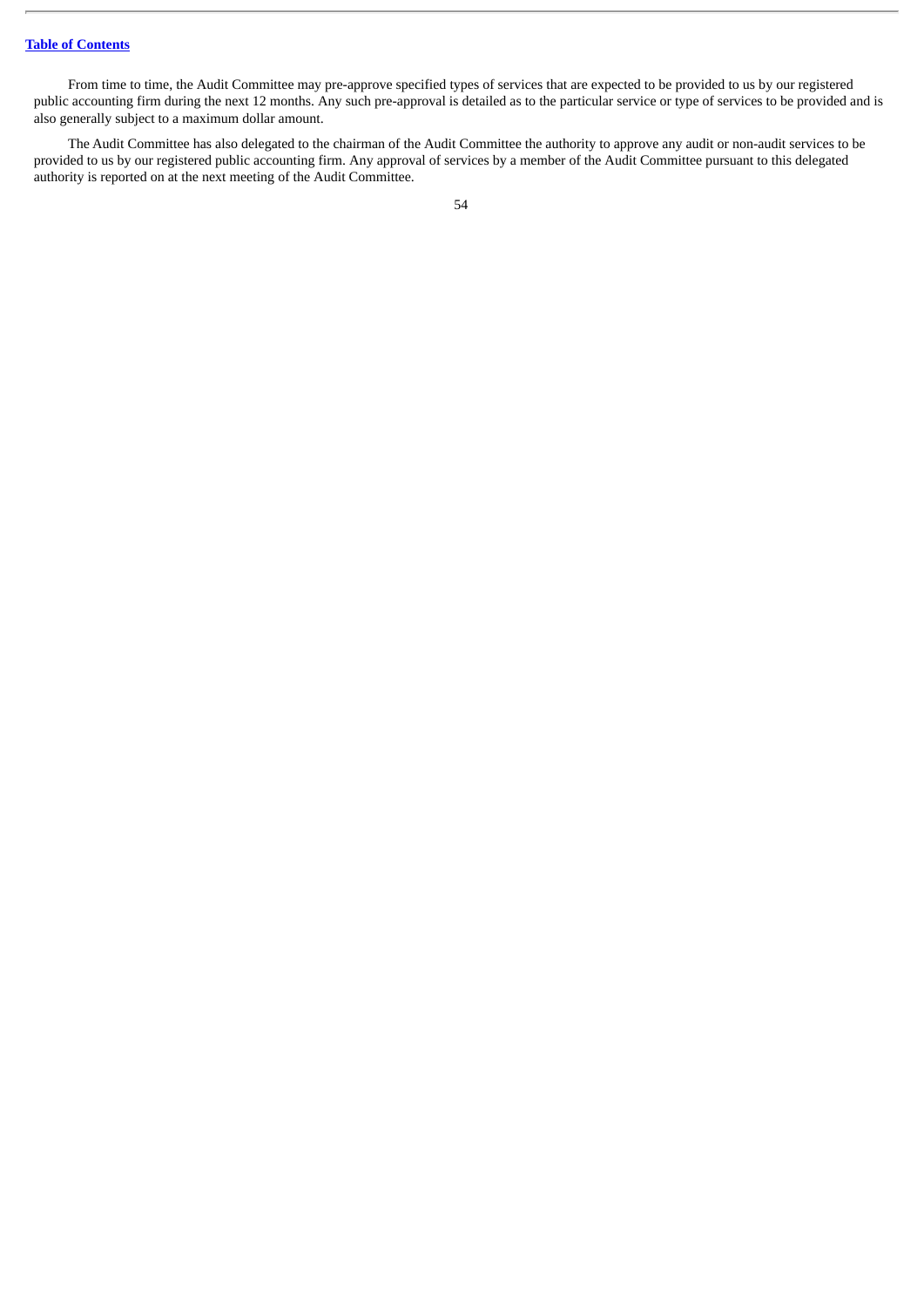From time to time, the Audit Committee may pre-approve specified types of services that are expected to be provided to us by our registered public accounting firm during the next 12 months. Any such pre-approval is detailed as to the particular service or type of services to be provided and is also generally subject to a maximum dollar amount.

The Audit Committee has also delegated to the chairman of the Audit Committee the authority to approve any audit or non-audit services to be provided to us by our registered public accounting firm. Any approval of services by a member of the Audit Committee pursuant to this delegated authority is reported on at the next meeting of the Audit Committee.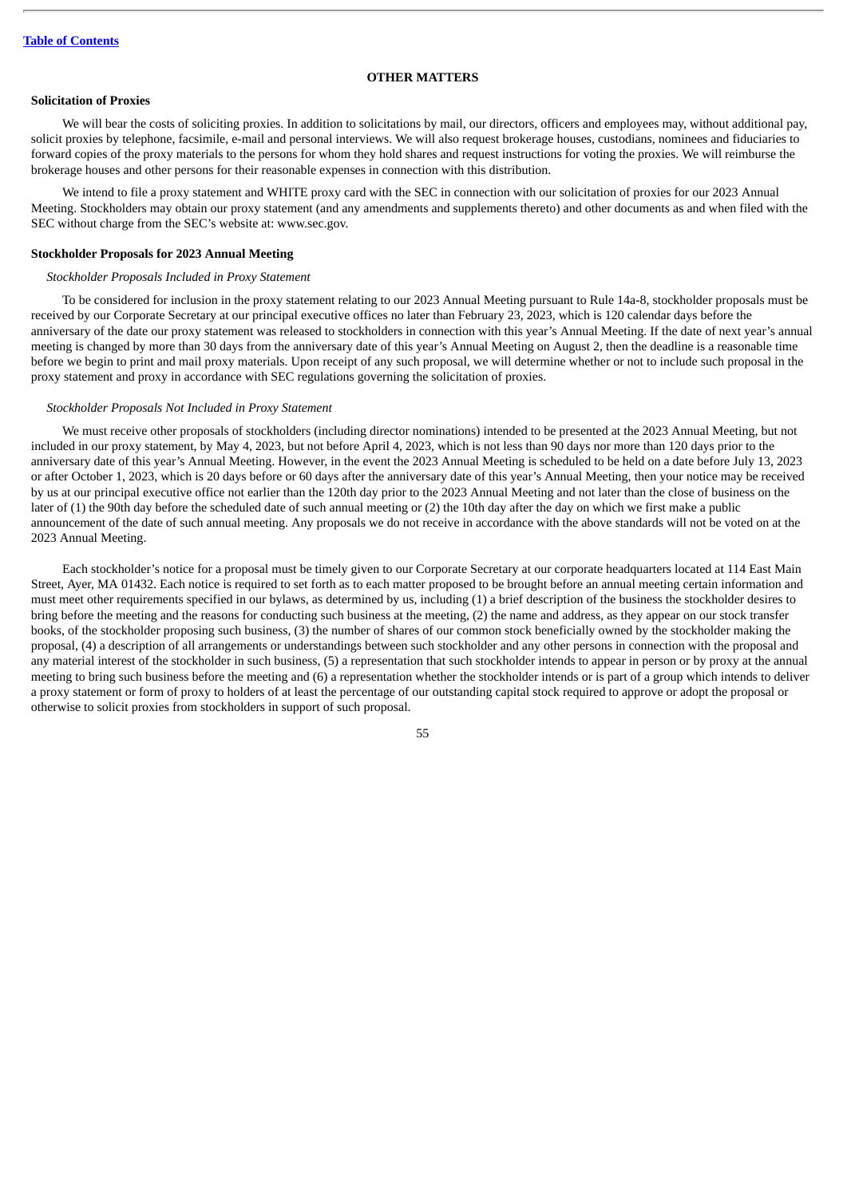## OTHER MATTERS

### Solicitation of Proxies

We will bear the costs of soliciting proxies. In addition to solicitations by mail, our directors, officers and employees may, without additional pay, solicit proxies by telephone, facsimile, e-mail and personal interviews. We will also request brokerage houses, custodians, nominees and fiduciaries to forward copies of the proxy materials to the persons for whom they hold shares and request instructions for voting the proxies. We will reimburse the brokerage houses and other persons for their reasonable expenses in connection with this distribution.

We intend to file a proxy statement and WHITE proxy card with the SEC in connection with our solicitation of proxies for our 2023 Annual Meeting. Stockholders may obtain our proxy statement (and any amendments and supplements thereto) and other documents as and when filed with the SEC without charge from the SEC's website at: www.sec.gov.

### Stockholder Proposals for 2023 Annual Meeting

*Stockholder Proposals Included in Proxy Statement*

To be considered for inclusion in the proxy statement relating to our 2023 Annual Meeting pursuant to Rule 14a-8, stockholder proposals must be received by our Corporate Secretary at our principal executive offices no later than February 23, 2023, which is 120 calendar days before the anniversary of the date our proxy statement was released to stockholders in connection with this year's Annual Meeting. If the date of next year's annual meeting is changed by more than 30 days from the anniversary date of this year's Annual Meeting on August 2, then the deadline is a reasonable time before we begin to print and mail proxy materials. Upon receipt of any such proposal, we will determine whether or not to include such proposal in the proxy statement and proxy in accordance with SEC regulations governing the solicitation of proxies.

*Stockholder Proposals Not Included in Proxy Statement*

We must receive other proposals of stockholders (including director nominations) intended to be presented at the 2023 Annual Meeting, but not included in our proxy statement, by May 4, 2023, but not before April 4, 2023, which is not less than 90 days nor more than 120 days prior to the anniversary date of this year's Annual Meeting. However, in the event the 2023 Annual Meeting is scheduled to be held on a date before July 13, 2023 or after October 1, 2023, which is 20 days before or 60 days after the anniversary date of this year's Annual Meeting, then your notice may be received by us at our principal executive office not earlier than the 120th day prior to the 2023 Annual Meeting and not later than the close of business on the later of (1) the 90th day before the scheduled date of such annual meeting or (2) the 10th day after the day on which we first make a public announcement of the date of such annual meeting. Any proposals we do not receive in accordance with the above standards will not be voted on at the 2023 Annual Meeting.

Each stockholder's notice for a proposal must be timely given to our Corporate Secretary at our corporate headquarters located at 114 East Main Street, Ayer, MA 01432. Each notice is required to set forth as to each matter proposed to be brought before an annual meeting certain information and must meet other requirements specified in our bylaws, as determined by us, including (1) a brief description of the business the stockholder desires to bring before the meeting and the reasons for conducting such business at the meeting, (2) the name and address, as they appear on our stock transfer books, of the stockholder proposing such business, (3) the number of shares of our common stock beneficially owned by the stockholder making the proposal, (4) a description of all arrangements or understandings between such stockholder and any other persons in connection with the proposal and any material interest of the stockholder in such business, (5) a representation that such stockholder intends to appear in person or by proxy at the annual meeting to bring such business before the meeting and (6) a representation whether the stockholder intends or is part of a group which intends to deliver a proxy statement or form of proxy to holders of at least the percentage of our outstanding capital stock required to approve or adopt the proposal or otherwise to solicit proxies from stockholders in support of such proposal.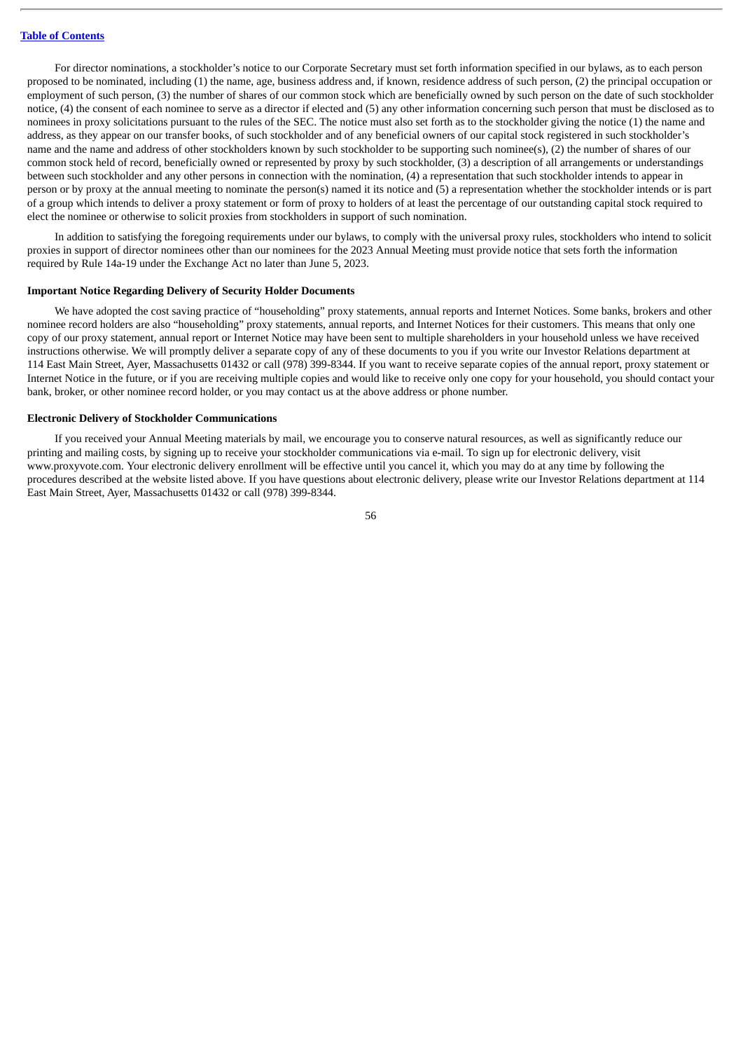For director nominations, a stockholder's notice to our Corporate Secretary must set forth information specified in our bylaws, as to each person proposed to be nominated, including (1) the name, age, business address and, if known, residence address of such person, (2) the principal occupation or employment of such person, (3) the number of shares of our common stock which are beneficially owned by such person on the date of such stockholder notice, (4) the consent of each nominee to serve as a director if elected and (5) any other information concerning such person that must be disclosed as to nominees in proxy solicitations pursuant to the rules of the SEC. The notice must also set forth as to the stockholder giving the notice (1) the name and address, as they appear on our transfer books, of such stockholder and of any beneficial owners of our capital stock registered in such stockholder's name and the name and address of other stockholders known by such stockholder to be supporting such nominee(s), (2) the number of shares of our common stock held of record, beneficially owned or represented by proxy by such stockholder, (3) a description of all arrangements or understandings between such stockholder and any other persons in connection with the nomination, (4) a representation that such stockholder intends to appear in person or by proxy at the annual meeting to nominate the person(s) named it its notice and (5) a representation whether the stockholder intends or is part of a group which intends to deliver a proxy statement or form of proxy to holders of at least the percentage of our outstanding capital stock required to elect the nominee or otherwise to solicit proxies from stockholders in support of such nomination.

In addition to satisfying the foregoing requirements under our bylaws, to comply with the universal proxy rules, stockholders who intend to solicit proxies in support of director nominees other than our nominees for the 2023 Annual Meeting must provide notice that sets forth the information required by Rule 14a-19 under the Exchange Act no later than June 5, 2023.

**Important Notice Regarding Delivery of Security Holder Documents**

We have adopted the cost saving practice of "householding" proxy statements, annual reports and Internet Notices. Some banks, brokers and other nominee record holders are also "householding" proxy statements, annual reports, and Internet Notices for their customers. This means that only one copy of our proxy statement, annual report or Internet Notice may have been sent to multiple shareholders in your household unless we have received instructions otherwise. We will promptly deliver a separate copy of any of these documents to you if you write our Investor Relations department at 114 East Main Street, Ayer, Massachusetts 01432 or call (978) 399-8344. If you want to receive separate copies of the annual report, proxy statement or Internet Notice in the future, or if you are receiving multiple copies and would like to receive only one copy for your household, you should contact your bank, broker, or other nominee record holder, or you may contact us at the above address or phone number.

**Electronic Delivery of Stockholder Communications**

If you received your Annual Meeting materials by mail, we encourage you to conserve natural resources, as well as significantly reduce our printing and mailing costs, by signing up to receive your stockholder communications via e-mail. To sign up for electronic delivery, visit www.proxyvote.com. Your electronic delivery enrollment will be effective until you cancel it, which you may do at any time by following the procedures described at the website listed above. If you have questions about electronic delivery, please write our Investor Relations department at 114 East Main Street, Ayer, Massachusetts 01432 or call (978) 399-8344.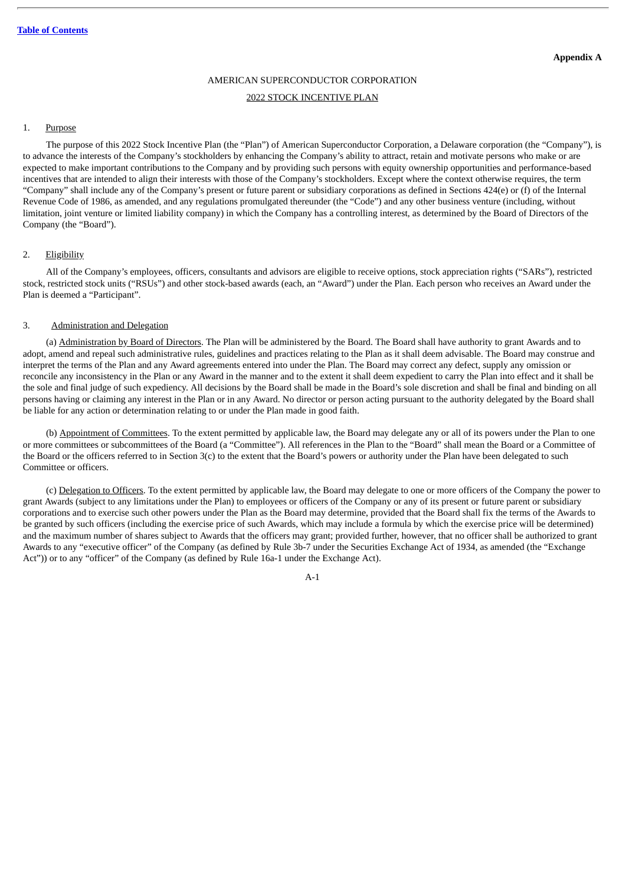**Appendix A**

AMERICAN SUPERCONDUCTOR CORPORATION

2022 STOCK INCENTIVE PLAN

1. Purpose

The purpose of this 2022 Stock Incentive Plan (the "Plan") of American Superconductor Corporation, a Delaware corporation (the "Company"), is to advance the interests of the Company's stockholders by enhancing the Company's ability to attract, retain and motivate persons who make or are expected to make important contributions to the Company and by providing such persons with equity ownership opportunities and performance-based incentives that are intended to align their interests with those of the Company's stockholders. Except where the context otherwise requires, the term "Company" shall include any of the Company's present or future parent or subsidiary corporations as defined in Sections 424(e) or (f) of the Internal Revenue Code of 1986, as amended, and any regulations promulgated thereunder (the "Code") and any other business venture (including, without limitation, joint venture or limited liability company) in which the Company has a controlling interest, as determined by the Board of Directors of the Company (the "Board").

2. Eligibility

All of the Company's employees, officers, consultants and advisors are eligible to receive options, stock appreciation rights ("SARs"), restricted stock, restricted stock units ("RSUs") and other stock-based awards (each, an "Award") under the Plan. Each person who receives an Award under the Plan is deemed a "Participant".

3. Administration and Delegation

(a) Administration by Board of Directors. The Plan will be administered by the Board. The Board shall have authority to grant Awards and to adopt, amend and repeal such administrative rules, guidelines and practices relating to the Plan as it shall deem advisable. The Board may construe and interpret the terms of the Plan and any Award agreements entered into under the Plan. The Board may correct any defect, supply any omission or reconcile any inconsistency in the Plan or any Award in the manner and to the extent it shall deem expedient to carry the Plan into effect and it shall be the sole and final judge of such expediency. All decisions by the Board shall be made in the Board's sole discretion and shall be final and binding on all persons having or claiming any interest in the Plan or in any Award. No director or person acting pursuant to the authority delegated by the Board shall be liable for any action or determination relating to or under the Plan made in good faith.

(b) Appointment of Committees. To the extent permitted by applicable law, the Board may delegate any or all of its powers under the Plan to one or more committees or subcommittees of the Board (a "Committee"). All references in the Plan to the "Board" shall mean the Board or a Committee of the Board or the officers referred to in Section 3(c) to the extent that the Board's powers or authority under the Plan have been delegated to such Committee or officers.

(c) Delegation to Officers. To the extent permitted by applicable law, the Board may delegate to one or more officers of the Company the power to grant Awards (subject to any limitations under the Plan) to employees or officers of the Company or any of its present or future parent or subsidiary corporations and to exercise such other powers under the Plan as the Board may determine, provided that the Board shall fix the terms of the Awards to be granted by such officers (including the exercise price of such Awards, which may include a formula by which the exercise price will be determined) and the maximum number of shares subject to Awards that the officers may grant; provided further, however, that no officer shall be authorized to grant Awards to any "executive officer" of the Company (as defined by Rule 3b-7 under the Securities Exchange Act of 1934, as amended (the "Exchange Act")) or to any "officer" of the Company (as defined by Rule 16a-1 under the Exchange Act).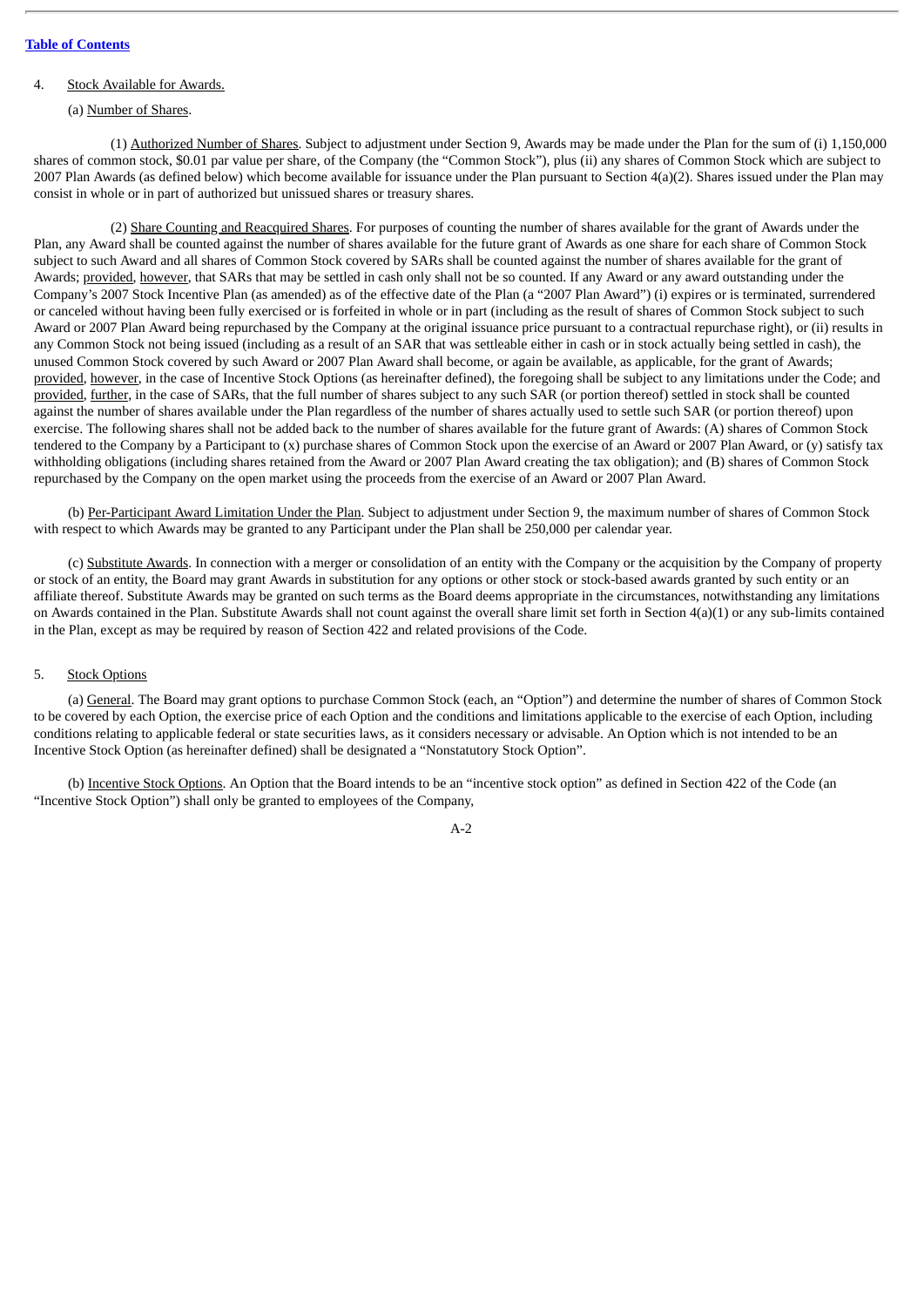4. Stock Available for Awards.

(a) Number of Shares.

(1) Authorized Number of Shares. Subject to adjustment under Section 9, Awards may be made under the Plan for the sum of (i) 1,150,000 shares of common stock, $0.01 par value per share, of the Company (the "Common Stock"), plus (ii) any shares of Common Stock which are subject to 2007 Plan Awards (as defined below) which become available for issuance under the Plan pursuant to Section 4(a)(2). Shares issued under the Plan may consist in whole or in part of authorized but unissued shares or treasury shares.

(2) Share Counting and Reacquired Shares. For purposes of counting the number of shares available for the grant of Awards under the Plan, any Award shall be counted against the number of shares available for the future grant of Awards as one share for each share of Common Stock subject to such Award and all shares of Common Stock covered by SARs shall be counted against the number of shares available for the grant of Awards; provided, however, that SARs that may be settled in cash only shall not be so counted. If any Award or any award outstanding under the Company's 2007 Stock Incentive Plan (as amended) as of the effective date of the Plan (a "2007 Plan Award") (i) expires or is terminated, surrendered or canceled without having been fully exercised or is forfeited in whole or in part (including as the result of shares of Common Stock subject to such Award or 2007 Plan Award being repurchased by the Company at the original issuance price pursuant to a contractual repurchase right), or (ii) results in any Common Stock not being issued (including as a result of an SAR that was settleable either in cash or in stock actually being settled in cash), the unused Common Stock covered by such Award or 2007 Plan Award shall become, or again be available, as applicable, for the grant of Awards; provided, however, in the case of Incentive Stock Options (as hereinafter defined), the foregoing shall be subject to any limitations under the Code; and provided, further, in the case of SARs, that the full number of shares subject to any such SAR (or portion thereof) settled in stock shall be counted against the number of shares available under the Plan regardless of the number of shares actually used to settle such SAR (or portion thereof) upon exercise. The following shares shall not be added back to the number of shares available for the future grant of Awards: (A) shares of Common Stock tendered to the Company by a Participant to (x) purchase shares of Common Stock upon the exercise of an Award or 2007 Plan Award, or (y) satisfy tax withholding obligations (including shares retained from the Award or 2007 Plan Award creating the tax obligation); and (B) shares of Common Stock repurchased by the Company on the open market using the proceeds from the exercise of an Award or 2007 Plan Award.

(b) Per-Participant Award Limitation Under the Plan. Subject to adjustment under Section 9, the maximum number of shares of Common Stock with respect to which Awards may be granted to any Participant under the Plan shall be 250,000 per calendar year.

(c) Substitute Awards. In connection with a merger or consolidation of an entity with the Company or the acquisition by the Company of property or stock of an entity, the Board may grant Awards in substitution for any options or other stock or stock-based awards granted by such entity or an affiliate thereof. Substitute Awards may be granted on such terms as the Board deems appropriate in the circumstances, notwithstanding any limitations on Awards contained in the Plan. Substitute Awards shall not count against the overall share limit set forth in Section 4(a)(1) or any sub-limits contained in the Plan, except as may be required by reason of Section 422 and related provisions of the Code.

5. Stock Options

(a) General. The Board may grant options to purchase Common Stock (each, an "Option") and determine the number of shares of Common Stock to be covered by each Option, the exercise price of each Option and the conditions and limitations applicable to the exercise of each Option, including conditions relating to applicable federal or state securities laws, as it considers necessary or advisable. An Option which is not intended to be an Incentive Stock Option (as hereinafter defined) shall be designated a "Nonstatutory Stock Option".

(b) Incentive Stock Options. An Option that the Board intends to be an "incentive stock option" as defined in Section 422 of the Code (an "Incentive Stock Option") shall only be granted to employees of the Company,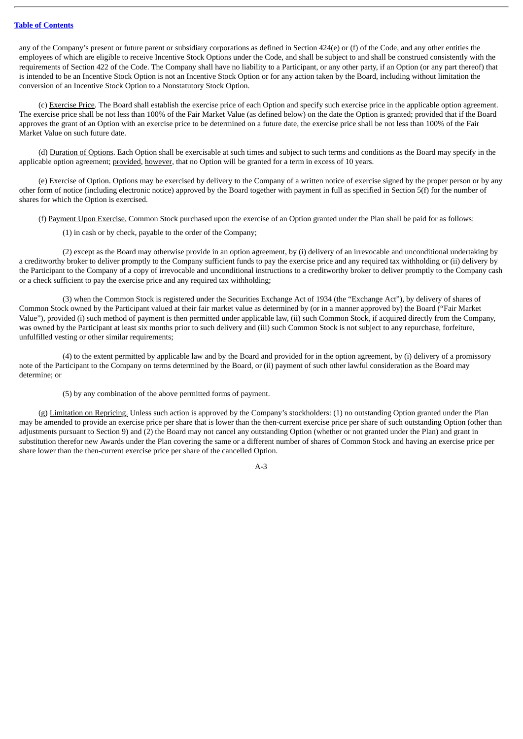any of the Company's present or future parent or subsidiary corporations as defined in Section 424(e) or (f) of the Code, and any other entities the employees of which are eligible to receive Incentive Stock Options under the Code, and shall be subject to and shall be construed consistently with the requirements of Section 422 of the Code. The Company shall have no liability to a Participant, or any other party, if an Option (or any part thereof) that is intended to be an Incentive Stock Option is not an Incentive Stock Option or for any action taken by the Board, including without limitation the conversion of an Incentive Stock Option to a Nonstatutory Stock Option.

(c) Exercise Price. The Board shall establish the exercise price of each Option and specify such exercise price in the applicable option agreement. The exercise price shall be not less than 100% of the Fair Market Value (as defined below) on the date the Option is granted; provided that if the Board approves the grant of an Option with an exercise price to be determined on a future date, the exercise price shall be not less than 100% of the Fair Market Value on such future date.

(d) Duration of Options. Each Option shall be exercisable at such times and subject to such terms and conditions as the Board may specify in the applicable option agreement; provided, however, that no Option will be granted for a term in excess of 10 years.

(e) Exercise of Option. Options may be exercised by delivery to the Company of a written notice of exercise signed by the proper person or by any other form of notice (including electronic notice) approved by the Board together with payment in full as specified in Section 5(f) for the number of shares for which the Option is exercised.

(f) Payment Upon Exercise. Common Stock purchased upon the exercise of an Option granted under the Plan shall be paid for as follows:

(1) in cash or by check, payable to the order of the Company;

(2) except as the Board may otherwise provide in an option agreement, by (i) delivery of an irrevocable and unconditional undertaking by a creditworthy broker to deliver promptly to the Company sufficient funds to pay the exercise price and any required tax withholding or (ii) delivery by the Participant to the Company of a copy of irrevocable and unconditional instructions to a creditworthy broker to deliver promptly to the Company cash or a check sufficient to pay the exercise price and any required tax withholding;

(3) when the Common Stock is registered under the Securities Exchange Act of 1934 (the "Exchange Act"), by delivery of shares of Common Stock owned by the Participant valued at their fair market value as determined by (or in a manner approved by) the Board ("Fair Market Value"), provided (i) such method of payment is then permitted under applicable law, (ii) such Common Stock, if acquired directly from the Company, was owned by the Participant at least six months prior to such delivery and (iii) such Common Stock is not subject to any repurchase, forfeiture, unfulfilled vesting or other similar requirements;

(4) to the extent permitted by applicable law and by the Board and provided for in the option agreement, by (i) delivery of a promissory note of the Participant to the Company on terms determined by the Board, or (ii) payment of such other lawful consideration as the Board may determine; or

(5) by any combination of the above permitted forms of payment.

(g) Limitation on Repricing. Unless such action is approved by the Company's stockholders: (1) no outstanding Option granted under the Plan may be amended to provide an exercise price per share that is lower than the then-current exercise price per share of such outstanding Option (other than adjustments pursuant to Section 9) and (2) the Board may not cancel any outstanding Option (whether or not granted under the Plan) and grant in substitution therefor new Awards under the Plan covering the same or a different number of shares of Common Stock and having an exercise price per share lower than the then-current exercise price per share of the cancelled Option.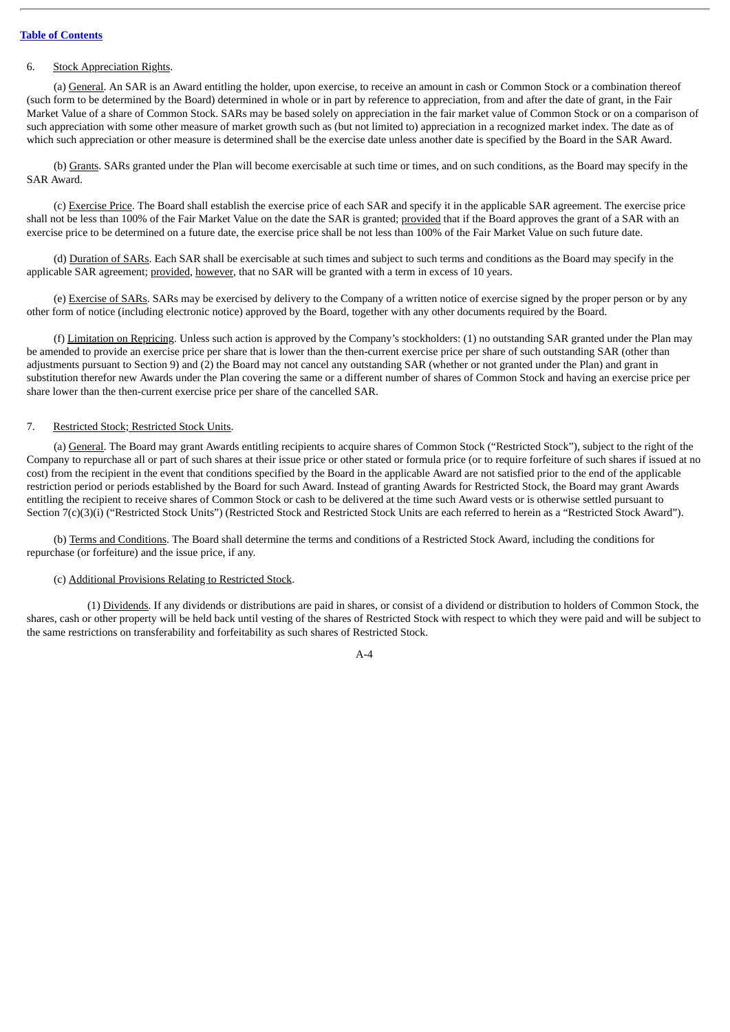6. Stock Appreciation Rights.

(a) General. An SAR is an Award entitling the holder, upon exercise, to receive an amount in cash or Common Stock or a combination thereof (such form to be determined by the Board) determined in whole or in part by reference to appreciation, from and after the date of grant, in the Fair Market Value of a share of Common Stock. SARs may be based solely on appreciation in the fair market value of Common Stock or on a comparison of such appreciation with some other measure of market growth such as (but not limited to) appreciation in a recognized market index. The date as of which such appreciation or other measure is determined shall be the exercise date unless another date is specified by the Board in the SAR Award.

(b) Grants. SARs granted under the Plan will become exercisable at such time or times, and on such conditions, as the Board may specify in the SAR Award.

(c) Exercise Price. The Board shall establish the exercise price of each SAR and specify it in the applicable SAR agreement. The exercise price shall not be less than 100% of the Fair Market Value on the date the SAR is granted; provided that if the Board approves the grant of a SAR with an exercise price to be determined on a future date, the exercise price shall be not less than 100% of the Fair Market Value on such future date.

(d) Duration of SARs. Each SAR shall be exercisable at such times and subject to such terms and conditions as the Board may specify in the applicable SAR agreement; provided, however, that no SAR will be granted with a term in excess of 10 years.

(e) Exercise of SARs. SARs may be exercised by delivery to the Company of a written notice of exercise signed by the proper person or by any other form of notice (including electronic notice) approved by the Board, together with any other documents required by the Board.

(f) Limitation on Repricing. Unless such action is approved by the Company's stockholders: (1) no outstanding SAR granted under the Plan may be amended to provide an exercise price per share that is lower than the then-current exercise price per share of such outstanding SAR (other than adjustments pursuant to Section 9) and (2) the Board may not cancel any outstanding SAR (whether or not granted under the Plan) and grant in substitution therefor new Awards under the Plan covering the same or a different number of shares of Common Stock and having an exercise price per share lower than the then-current exercise price per share of the cancelled SAR.

7. Restricted Stock; Restricted Stock Units.

(a) General. The Board may grant Awards entitling recipients to acquire shares of Common Stock ("Restricted Stock"), subject to the right of the Company to repurchase all or part of such shares at their issue price or other stated or formula price (or to require forfeiture of such shares if issued at no cost) from the recipient in the event that conditions specified by the Board in the applicable Award are not satisfied prior to the end of the applicable restriction period or periods established by the Board for such Award. Instead of granting Awards for Restricted Stock, the Board may grant Awards entitling the recipient to receive shares of Common Stock or cash to be delivered at the time such Award vests or is otherwise settled pursuant to Section 7(c)(3)(i) ("Restricted Stock Units") (Restricted Stock and Restricted Stock Units are each referred to herein as a "Restricted Stock Award").

(b) Terms and Conditions. The Board shall determine the terms and conditions of a Restricted Stock Award, including the conditions for repurchase (or forfeiture) and the issue price, if any.

(c) Additional Provisions Relating to Restricted Stock.

(1) Dividends. If any dividends or distributions are paid in shares, or consist of a dividend or distribution to holders of Common Stock, the shares, cash or other property will be held back until vesting of the shares of Restricted Stock with respect to which they were paid and will be subject to the same restrictions on transferability and forfeitability as such shares of Restricted Stock.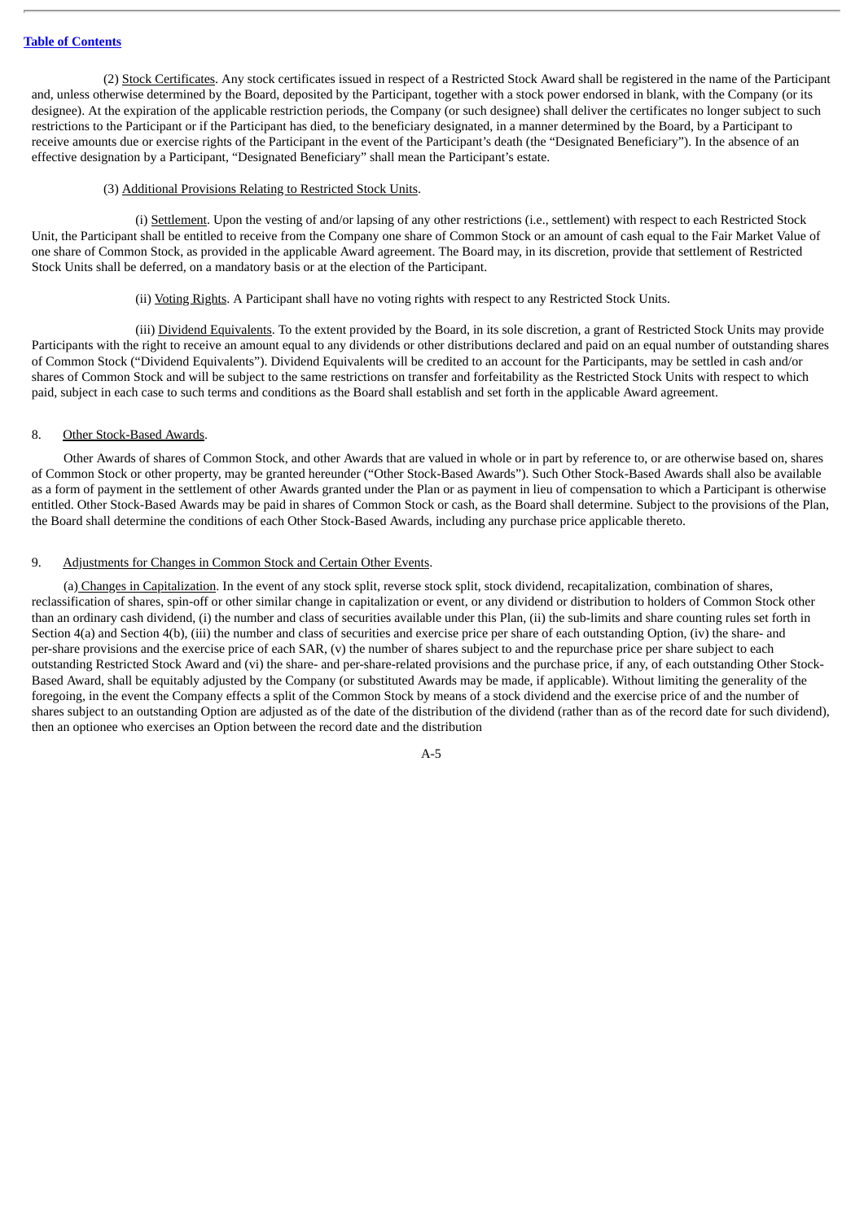(2) Stock Certificates. Any stock certificates issued in respect of a Restricted Stock Award shall be registered in the name of the Participant and, unless otherwise determined by the Board, deposited by the Participant, together with a stock power endorsed in blank, with the Company (or its designee). At the expiration of the applicable restriction periods, the Company (or such designee) shall deliver the certificates no longer subject to such restrictions to the Participant or if the Participant has died, to the beneficiary designated, in a manner determined by the Board, by a Participant to receive amounts due or exercise rights of the Participant in the event of the Participant's death (the "Designated Beneficiary"). In the absence of an effective designation by a Participant, "Designated Beneficiary" shall mean the Participant's estate.

(3) Additional Provisions Relating to Restricted Stock Units.

(i) Settlement. Upon the vesting of and/or lapsing of any other restrictions (i.e., settlement) with respect to each Restricted Stock Unit, the Participant shall be entitled to receive from the Company one share of Common Stock or an amount of cash equal to the Fair Market Value of one share of Common Stock, as provided in the applicable Award agreement. The Board may, in its discretion, provide that settlement of Restricted Stock Units shall be deferred, on a mandatory basis or at the election of the Participant.

(ii) Voting Rights. A Participant shall have no voting rights with respect to any Restricted Stock Units.

(iii) Dividend Equivalents. To the extent provided by the Board, in its sole discretion, a grant of Restricted Stock Units may provide Participants with the right to receive an amount equal to any dividends or other distributions declared and paid on an equal number of outstanding shares of Common Stock ("Dividend Equivalents"). Dividend Equivalents will be credited to an account for the Participants, may be settled in cash and/or shares of Common Stock and will be subject to the same restrictions on transfer and forfeitability as the Restricted Stock Units with respect to which paid, subject in each case to such terms and conditions as the Board shall establish and set forth in the applicable Award agreement.

8. Other Stock-Based Awards.

Other Awards of shares of Common Stock, and other Awards that are valued in whole or in part by reference to, or are otherwise based on, shares of Common Stock or other property, may be granted hereunder ("Other Stock-Based Awards"). Such Other Stock-Based Awards shall also be available as a form of payment in the settlement of other Awards granted under the Plan or as payment in lieu of compensation to which a Participant is otherwise entitled. Other Stock-Based Awards may be paid in shares of Common Stock or cash, as the Board shall determine. Subject to the provisions of the Plan, the Board shall determine the conditions of each Other Stock-Based Awards, including any purchase price applicable thereto.

9. Adjustments for Changes in Common Stock and Certain Other Events.

(a) Changes in Capitalization. In the event of any stock split, reverse stock split, stock dividend, recapitalization, combination of shares, reclassification of shares, spin-off or other similar change in capitalization or event, or any dividend or distribution to holders of Common Stock other than an ordinary cash dividend, (i) the number and class of securities available under this Plan, (ii) the sub-limits and share counting rules set forth in Section 4(a) and Section 4(b), (iii) the number and class of securities and exercise price per share of each outstanding Option, (iv) the share- and per-share provisions and the exercise price of each SAR, (v) the number of shares subject to and the repurchase price per share subject to each outstanding Restricted Stock Award and (vi) the share- and per-share-related provisions and the purchase price, if any, of each outstanding Other Stock-Based Award, shall be equitably adjusted by the Company (or substituted Awards may be made, if applicable). Without limiting the generality of the foregoing, in the event the Company effects a split of the Common Stock by means of a stock dividend and the exercise price of and the number of shares subject to an outstanding Option are adjusted as of the date of the distribution of the dividend (rather than as of the record date for such dividend), then an optionee who exercises an Option between the record date and the distribution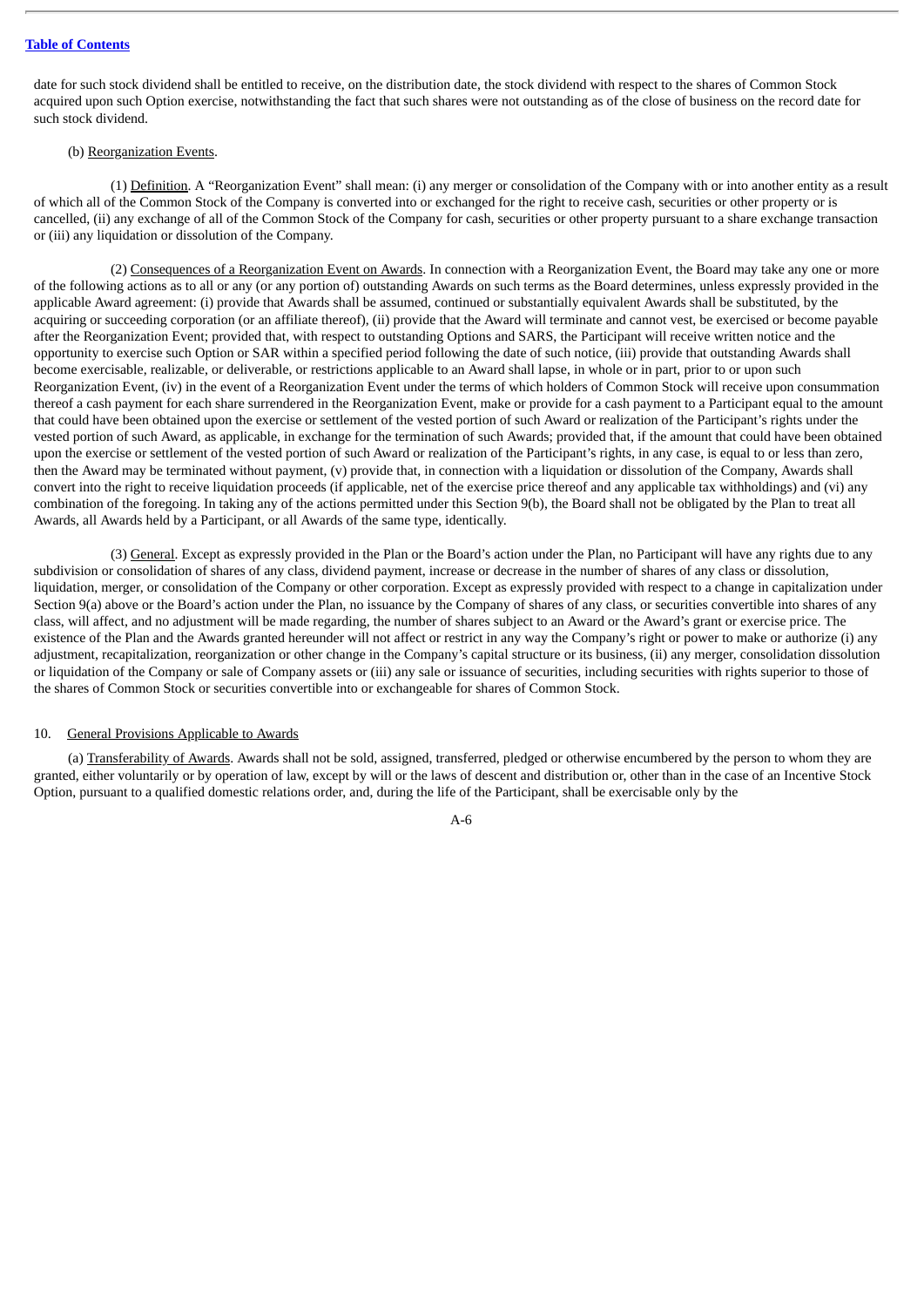date for such stock dividend shall be entitled to receive, on the distribution date, the stock dividend with respect to the shares of Common Stock acquired upon such Option exercise, notwithstanding the fact that such shares were not outstanding as of the close of business on the record date for such stock dividend.

(b) Reorganization Events.

(1) Definition. A "Reorganization Event" shall mean: (i) any merger or consolidation of the Company with or into another entity as a result of which all of the Common Stock of the Company is converted into or exchanged for the right to receive cash, securities or other property or is cancelled, (ii) any exchange of all of the Common Stock of the Company for cash, securities or other property pursuant to a share exchange transaction or (iii) any liquidation or dissolution of the Company.

(2) Consequences of a Reorganization Event on Awards. In connection with a Reorganization Event, the Board may take any one or more of the following actions as to all or any (or any portion of) outstanding Awards on such terms as the Board determines, unless expressly provided in the applicable Award agreement: (i) provide that Awards shall be assumed, continued or substantially equivalent Awards shall be substituted, by the acquiring or succeeding corporation (or an affiliate thereof), (ii) provide that the Award will terminate and cannot vest, be exercised or become payable after the Reorganization Event; provided that, with respect to outstanding Options and SARS, the Participant will receive written notice and the opportunity to exercise such Option or SAR within a specified period following the date of such notice, (iii) provide that outstanding Awards shall become exercisable, realizable, or deliverable, or restrictions applicable to an Award shall lapse, in whole or in part, prior to or upon such Reorganization Event, (iv) in the event of a Reorganization Event under the terms of which holders of Common Stock will receive upon consummation thereof a cash payment for each share surrendered in the Reorganization Event, make or provide for a cash payment to a Participant equal to the amount that could have been obtained upon the exercise or settlement of the vested portion of such Award or realization of the Participant's rights under the vested portion of such Award, as applicable, in exchange for the termination of such Awards; provided that, if the amount that could have been obtained upon the exercise or settlement of the vested portion of such Award or realization of the Participant's rights, in any case, is equal to or less than zero, then the Award may be terminated without payment, (v) provide that, in connection with a liquidation or dissolution of the Company, Awards shall convert into the right to receive liquidation proceeds (if applicable, net of the exercise price thereof and any applicable tax withholdings) and (vi) any combination of the foregoing. In taking any of the actions permitted under this Section 9(b), the Board shall not be obligated by the Plan to treat all Awards, all Awards held by a Participant, or all Awards of the same type, identically.

(3) General. Except as expressly provided in the Plan or the Board's action under the Plan, no Participant will have any rights due to any subdivision or consolidation of shares of any class, dividend payment, increase or decrease in the number of shares of any class or dissolution, liquidation, merger, or consolidation of the Company or other corporation. Except as expressly provided with respect to a change in capitalization under Section 9(a) above or the Board's action under the Plan, no issuance by the Company of shares of any class, or securities convertible into shares of any class, will affect, and no adjustment will be made regarding, the number of shares subject to an Award or the Award's grant or exercise price. The existence of the Plan and the Awards granted hereunder will not affect or restrict in any way the Company's right or power to make or authorize (i) any adjustment, recapitalization, reorganization or other change in the Company's capital structure or its business, (ii) any merger, consolidation dissolution or liquidation of the Company or sale of Company assets or (iii) any sale or issuance of securities, including securities with rights superior to those of the shares of Common Stock or securities convertible into or exchangeable for shares of Common Stock.

10. General Provisions Applicable to Awards

(a) Transferability of Awards. Awards shall not be sold, assigned, transferred, pledged or otherwise encumbered by the person to whom they are granted, either voluntarily or by operation of law, except by will or the laws of descent and distribution or, other than in the case of an Incentive Stock Option, pursuant to a qualified domestic relations order, and, during the life of the Participant, shall be exercisable only by the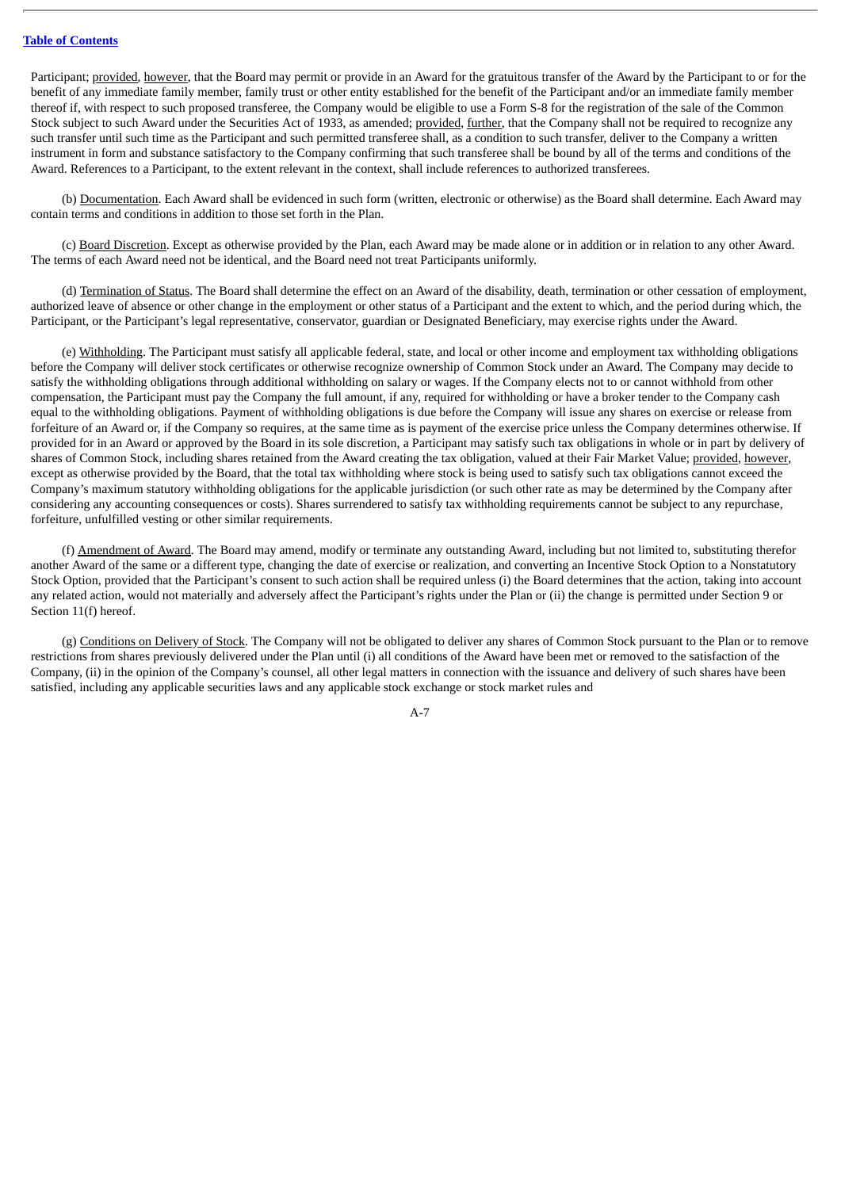Participant; provided, however, that the Board may permit or provide in an Award for the gratuitous transfer of the Award by the Participant to or for the benefit of any immediate family member, family trust or other entity established for the benefit of the Participant and/or an immediate family member thereof if, with respect to such proposed transferee, the Company would be eligible to use a Form S-8 for the registration of the sale of the Common Stock subject to such Award under the Securities Act of 1933, as amended; provided, further, that the Company shall not be required to recognize any such transfer until such time as the Participant and such permitted transferee shall, as a condition to such transfer, deliver to the Company a written instrument in form and substance satisfactory to the Company confirming that such transferee shall be bound by all of the terms and conditions of the Award. References to a Participant, to the extent relevant in the context, shall include references to authorized transferees.

(b) Documentation. Each Award shall be evidenced in such form (written, electronic or otherwise) as the Board shall determine. Each Award may contain terms and conditions in addition to those set forth in the Plan.

(c) Board Discretion. Except as otherwise provided by the Plan, each Award may be made alone or in addition or in relation to any other Award. The terms of each Award need not be identical, and the Board need not treat Participants uniformly.

(d) Termination of Status. The Board shall determine the effect on an Award of the disability, death, termination or other cessation of employment, authorized leave of absence or other change in the employment or other status of a Participant and the extent to which, and the period during which, the Participant, or the Participant's legal representative, conservator, guardian or Designated Beneficiary, may exercise rights under the Award.

(e) Withholding. The Participant must satisfy all applicable federal, state, and local or other income and employment tax withholding obligations before the Company will deliver stock certificates or otherwise recognize ownership of Common Stock under an Award. The Company may decide to satisfy the withholding obligations through additional withholding on salary or wages. If the Company elects not to or cannot withhold from other compensation, the Participant must pay the Company the full amount, if any, required for withholding or have a broker tender to the Company cash equal to the withholding obligations. Payment of withholding obligations is due before the Company will issue any shares on exercise or release from forfeiture of an Award or, if the Company so requires, at the same time as is payment of the exercise price unless the Company determines otherwise. If provided for in an Award or approved by the Board in its sole discretion, a Participant may satisfy such tax obligations in whole or in part by delivery of shares of Common Stock, including shares retained from the Award creating the tax obligation, valued at their Fair Market Value; provided, however, except as otherwise provided by the Board, that the total tax withholding where stock is being used to satisfy such tax obligations cannot exceed the Company's maximum statutory withholding obligations for the applicable jurisdiction (or such other rate as may be determined by the Company after considering any accounting consequences or costs). Shares surrendered to satisfy tax withholding requirements cannot be subject to any repurchase, forfeiture, unfulfilled vesting or other similar requirements.

(f) Amendment of Award. The Board may amend, modify or terminate any outstanding Award, including but not limited to, substituting therefor another Award of the same or a different type, changing the date of exercise or realization, and converting an Incentive Stock Option to a Nonstatutory Stock Option, provided that the Participant's consent to such action shall be required unless (i) the Board determines that the action, taking into account any related action, would not materially and adversely affect the Participant's rights under the Plan or (ii) the change is permitted under Section 9 or Section 11(f) hereof.

(g) Conditions on Delivery of Stock. The Company will not be obligated to deliver any shares of Common Stock pursuant to the Plan or to remove restrictions from shares previously delivered under the Plan until (i) all conditions of the Award have been met or removed to the satisfaction of the Company, (ii) in the opinion of the Company's counsel, all other legal matters in connection with the issuance and delivery of such shares have been satisfied, including any applicable securities laws and any applicable stock exchange or stock market rules and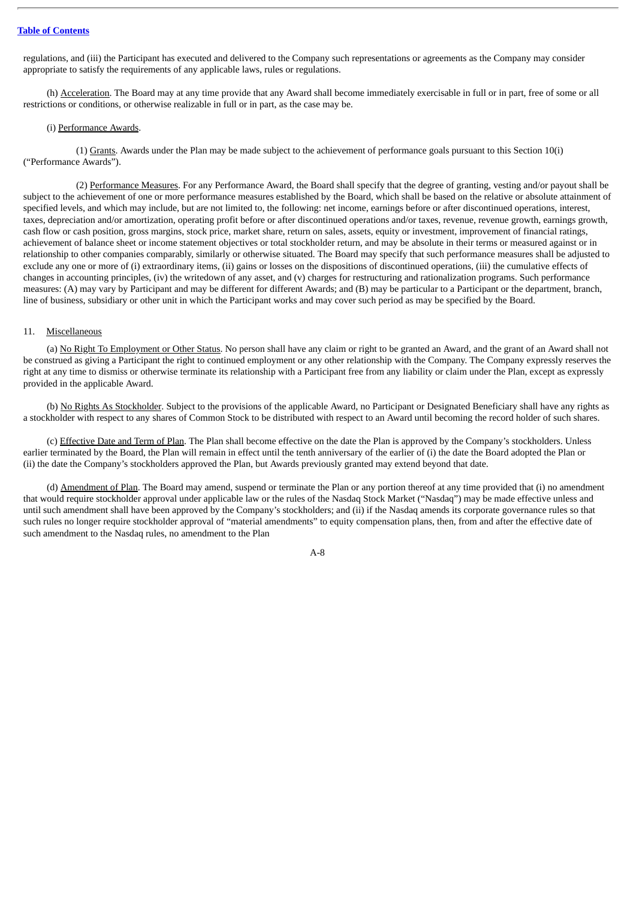regulations, and (iii) the Participant has executed and delivered to the Company such representations or agreements as the Company may consider appropriate to satisfy the requirements of any applicable laws, rules or regulations.

(h) Acceleration. The Board may at any time provide that any Award shall become immediately exercisable in full or in part, free of some or all restrictions or conditions, or otherwise realizable in full or in part, as the case may be.

(i) Performance Awards.

(1) Grants. Awards under the Plan may be made subject to the achievement of performance goals pursuant to this Section 10(i) ("Performance Awards").

(2) Performance Measures. For any Performance Award, the Board shall specify that the degree of granting, vesting and/or payout shall be subject to the achievement of one or more performance measures established by the Board, which shall be based on the relative or absolute attainment of specified levels, and which may include, but are not limited to, the following: net income, earnings before or after discontinued operations, interest, taxes, depreciation and/or amortization, operating profit before or after discontinued operations and/or taxes, revenue, revenue growth, earnings growth, cash flow or cash position, gross margins, stock price, market share, return on sales, assets, equity or investment, improvement of financial ratings, achievement of balance sheet or income statement objectives or total stockholder return, and may be absolute in their terms or measured against or in relationship to other companies comparably, similarly or otherwise situated. The Board may specify that such performance measures shall be adjusted to exclude any one or more of (i) extraordinary items, (ii) gains or losses on the dispositions of discontinued operations, (iii) the cumulative effects of changes in accounting principles, (iv) the writedown of any asset, and (v) charges for restructuring and rationalization programs. Such performance measures: (A) may vary by Participant and may be different for different Awards; and (B) may be particular to a Participant or the department, branch, line of business, subsidiary or other unit in which the Participant works and may cover such period as may be specified by the Board.

11. Miscellaneous

(a) No Right To Employment or Other Status. No person shall have any claim or right to be granted an Award, and the grant of an Award shall not be construed as giving a Participant the right to continued employment or any other relationship with the Company. The Company expressly reserves the right at any time to dismiss or otherwise terminate its relationship with a Participant free from any liability or claim under the Plan, except as expressly provided in the applicable Award.

(b) No Rights As Stockholder. Subject to the provisions of the applicable Award, no Participant or Designated Beneficiary shall have any rights as a stockholder with respect to any shares of Common Stock to be distributed with respect to an Award until becoming the record holder of such shares.

(c) Effective Date and Term of Plan. The Plan shall become effective on the date the Plan is approved by the Company's stockholders. Unless earlier terminated by the Board, the Plan will remain in effect until the tenth anniversary of the earlier of (i) the date the Board adopted the Plan or (ii) the date the Company's stockholders approved the Plan, but Awards previously granted may extend beyond that date.

(d) Amendment of Plan. The Board may amend, suspend or terminate the Plan or any portion thereof at any time provided that (i) no amendment that would require stockholder approval under applicable law or the rules of the Nasdaq Stock Market ("Nasdaq") may be made effective unless and until such amendment shall have been approved by the Company's stockholders; and (ii) if the Nasdaq amends its corporate governance rules so that such rules no longer require stockholder approval of "material amendments" to equity compensation plans, then, from and after the effective date of such amendment to the Nasdaq rules, no amendment to the Plan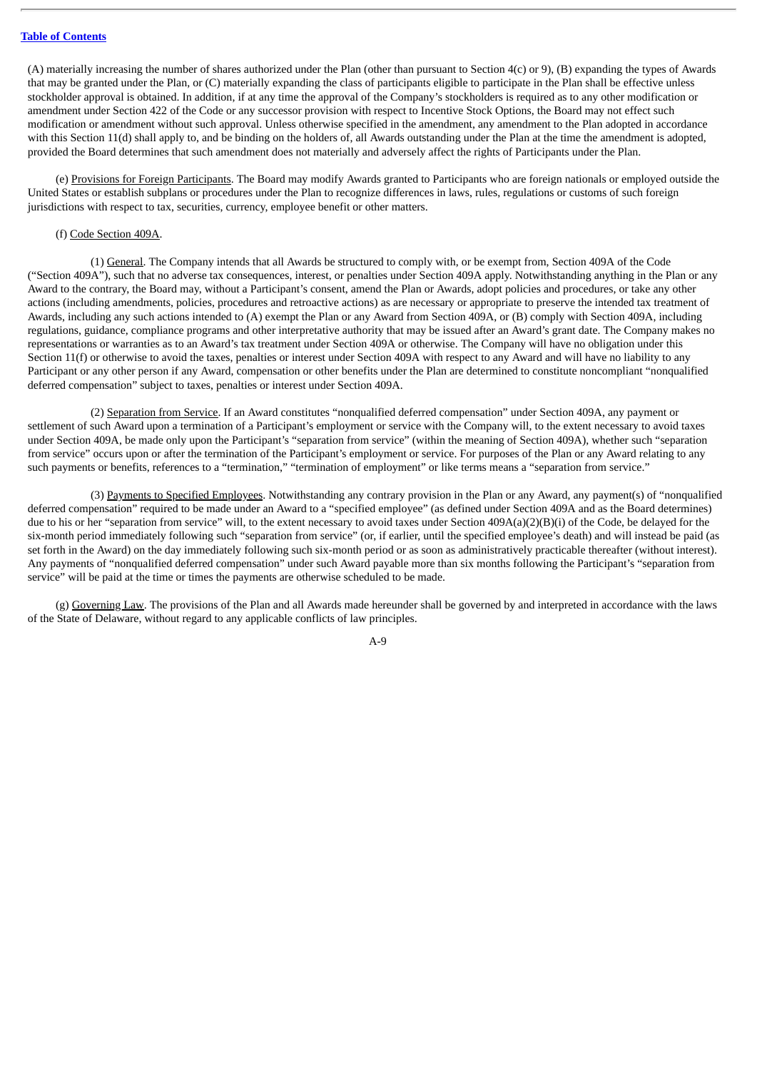(A) materially increasing the number of shares authorized under the Plan (other than pursuant to Section 4(c) or 9), (B) expanding the types of Awards that may be granted under the Plan, or (C) materially expanding the class of participants eligible to participate in the Plan shall be effective unless stockholder approval is obtained. In addition, if at any time the approval of the Company's stockholders is required as to any other modification or amendment under Section 422 of the Code or any successor provision with respect to Incentive Stock Options, the Board may not effect such modification or amendment without such approval. Unless otherwise specified in the amendment, any amendment to the Plan adopted in accordance with this Section 11(d) shall apply to, and be binding on the holders of, all Awards outstanding under the Plan at the time the amendment is adopted, provided the Board determines that such amendment does not materially and adversely affect the rights of Participants under the Plan.

(e) Provisions for Foreign Participants. The Board may modify Awards granted to Participants who are foreign nationals or employed outside the United States or establish subplans or procedures under the Plan to recognize differences in laws, rules, regulations or customs of such foreign jurisdictions with respect to tax, securities, currency, employee benefit or other matters.

(f) Code Section 409A.

(1) General. The Company intends that all Awards be structured to comply with, or be exempt from, Section 409A of the Code ("Section 409A"), such that no adverse tax consequences, interest, or penalties under Section 409A apply. Notwithstanding anything in the Plan or any Award to the contrary, the Board may, without a Participant's consent, amend the Plan or Awards, adopt policies and procedures, or take any other actions (including amendments, policies, procedures and retroactive actions) as are necessary or appropriate to preserve the intended tax treatment of Awards, including any such actions intended to (A) exempt the Plan or any Award from Section 409A, or (B) comply with Section 409A, including regulations, guidance, compliance programs and other interpretative authority that may be issued after an Award's grant date. The Company makes no representations or warranties as to an Award's tax treatment under Section 409A or otherwise. The Company will have no obligation under this Section 11(f) or otherwise to avoid the taxes, penalties or interest under Section 409A with respect to any Award and will have no liability to any Participant or any other person if any Award, compensation or other benefits under the Plan are determined to constitute noncompliant "nonqualified deferred compensation" subject to taxes, penalties or interest under Section 409A.

(2) Separation from Service. If an Award constitutes "nonqualified deferred compensation" under Section 409A, any payment or settlement of such Award upon a termination of a Participant's employment or service with the Company will, to the extent necessary to avoid taxes under Section 409A, be made only upon the Participant's "separation from service" (within the meaning of Section 409A), whether such "separation from service" occurs upon or after the termination of the Participant's employment or service. For purposes of the Plan or any Award relating to any such payments or benefits, references to a "termination," "termination of employment" or like terms means a "separation from service."

(3) Payments to Specified Employees. Notwithstanding any contrary provision in the Plan or any Award, any payment(s) of "nonqualified deferred compensation" required to be made under an Award to a "specified employee" (as defined under Section 409A and as the Board determines) due to his or her "separation from service" will, to the extent necessary to avoid taxes under Section 409A(a)(2)(B)(i) of the Code, be delayed for the six-month period immediately following such "separation from service" (or, if earlier, until the specified employee's death) and will instead be paid (as set forth in the Award) on the day immediately following such six-month period or as soon as administratively practicable thereafter (without interest). Any payments of "nonqualified deferred compensation" under such Award payable more than six months following the Participant's "separation from service" will be paid at the time or times the payments are otherwise scheduled to be made.

(g) Governing Law. The provisions of the Plan and all Awards made hereunder shall be governed by and interpreted in accordance with the laws of the State of Delaware, without regard to any applicable conflicts of law principles.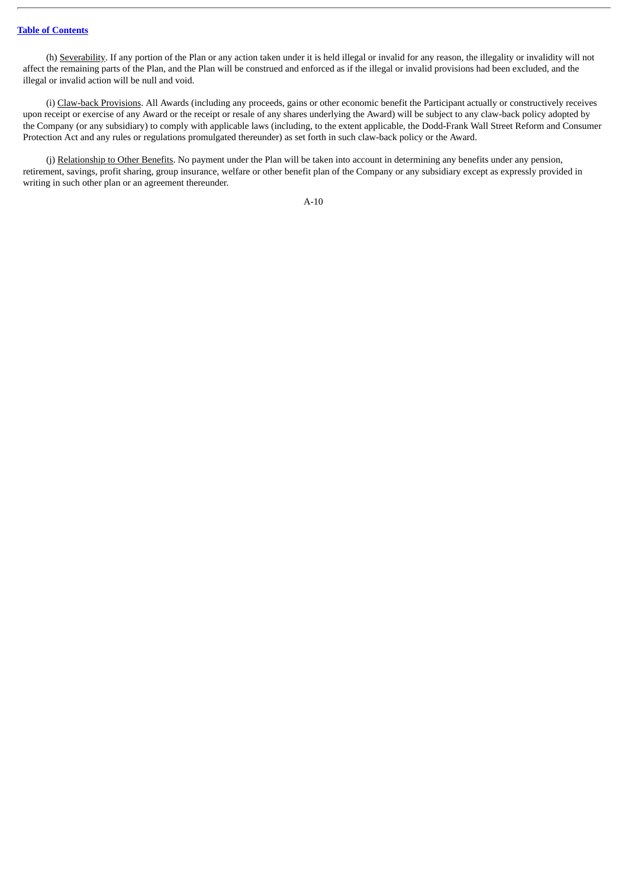(h) Severability. If any portion of the Plan or any action taken under it is held illegal or invalid for any reason, the illegality or invalidity will not affect the remaining parts of the Plan, and the Plan will be construed and enforced as if the illegal or invalid provisions had been excluded, and the illegal or invalid action will be null and void.

(i) Claw-back Provisions. All Awards (including any proceeds, gains or other economic benefit the Participant actually or constructively receives upon receipt or exercise of any Award or the receipt or resale of any shares underlying the Award) will be subject to any claw-back policy adopted by the Company (or any subsidiary) to comply with applicable laws (including, to the extent applicable, the Dodd-Frank Wall Street Reform and Consumer Protection Act and any rules or regulations promulgated thereunder) as set forth in such claw-back policy or the Award.

(j) Relationship to Other Benefits. No payment under the Plan will be taken into account in determining any benefits under any pension, retirement, savings, profit sharing, group insurance, welfare or other benefit plan of the Company or any subsidiary except as expressly provided in writing in such other plan or an agreement thereunder.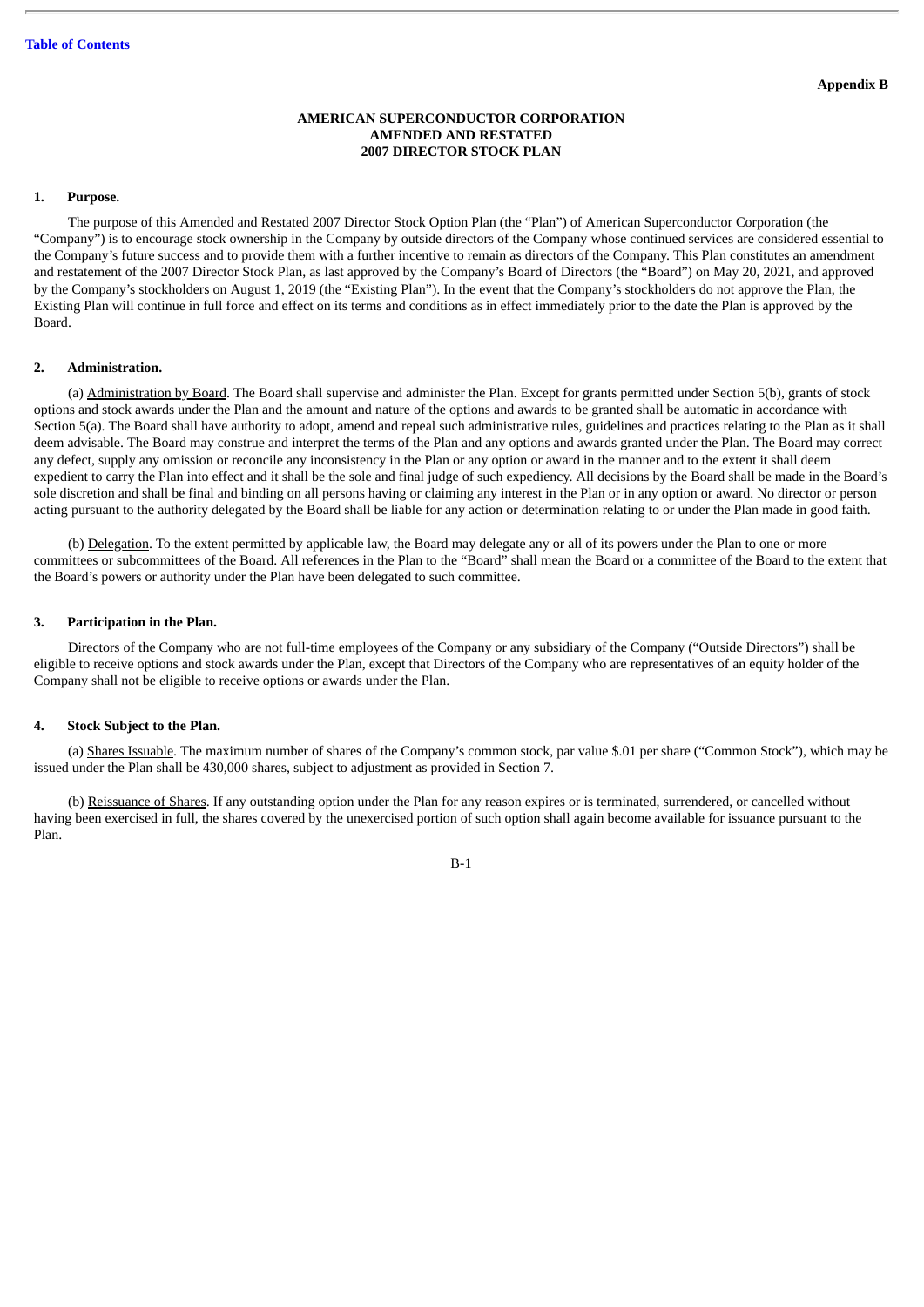**Appendix B**

# AMERICAN SUPERCONDUCTOR CORPORATION
# AMENDED AND RESTATED
# 2007 DIRECTOR STOCK PLAN

## 1. Purpose.

The purpose of this Amended and Restated 2007 Director Stock Option Plan (the "Plan") of American Superconductor Corporation (the "Company") is to encourage stock ownership in the Company by outside directors of the Company whose continued services are considered essential to the Company's future success and to provide them with a further incentive to remain as directors of the Company. This Plan constitutes an amendment and restatement of the 2007 Director Stock Plan, as last approved by the Company's Board of Directors (the "Board") on May 20, 2021, and approved by the Company's stockholders on August 1, 2019 (the "Existing Plan"). In the event that the Company's stockholders do not approve the Plan, the Existing Plan will continue in full force and effect on its terms and conditions as in effect immediately prior to the date the Plan is approved by the Board.

## 2. Administration.

(a) Administration by Board. The Board shall supervise and administer the Plan. Except for grants permitted under Section 5(b), grants of stock options and stock awards under the Plan and the amount and nature of the options and awards to be granted shall be automatic in accordance with Section 5(a). The Board shall have authority to adopt, amend and repeal such administrative rules, guidelines and practices relating to the Plan as it shall deem advisable. The Board may construe and interpret the terms of the Plan and any options and awards granted under the Plan. The Board may correct any defect, supply any omission or reconcile any inconsistency in the Plan or any option or award in the manner and to the extent it shall deem expedient to carry the Plan into effect and it shall be the sole and final judge of such expediency. All decisions by the Board shall be made in the Board's sole discretion and shall be final and binding on all persons having or claiming any interest in the Plan or in any option or award. No director or person acting pursuant to the authority delegated by the Board shall be liable for any action or determination relating to or under the Plan made in good faith.

(b) Delegation. To the extent permitted by applicable law, the Board may delegate any or all of its powers under the Plan to one or more committees or subcommittees of the Board. All references in the Plan to the "Board" shall mean the Board or a committee of the Board to the extent that the Board's powers or authority under the Plan have been delegated to such committee.

## 3. Participation in the Plan.

Directors of the Company who are not full-time employees of the Company or any subsidiary of the Company ("Outside Directors") shall be eligible to receive options and stock awards under the Plan, except that Directors of the Company who are representatives of an equity holder of the Company shall not be eligible to receive options or awards under the Plan.

## 4. Stock Subject to the Plan.

(a) Shares Issuable. The maximum number of shares of the Company's common stock, par value $.01 per share ("Common Stock"), which may be issued under the Plan shall be 430,000 shares, subject to adjustment as provided in Section 7.

(b) Reissuance of Shares. If any outstanding option under the Plan for any reason expires or is terminated, surrendered, or cancelled without having been exercised in full, the shares covered by the unexercised portion of such option shall again become available for issuance pursuant to the Plan.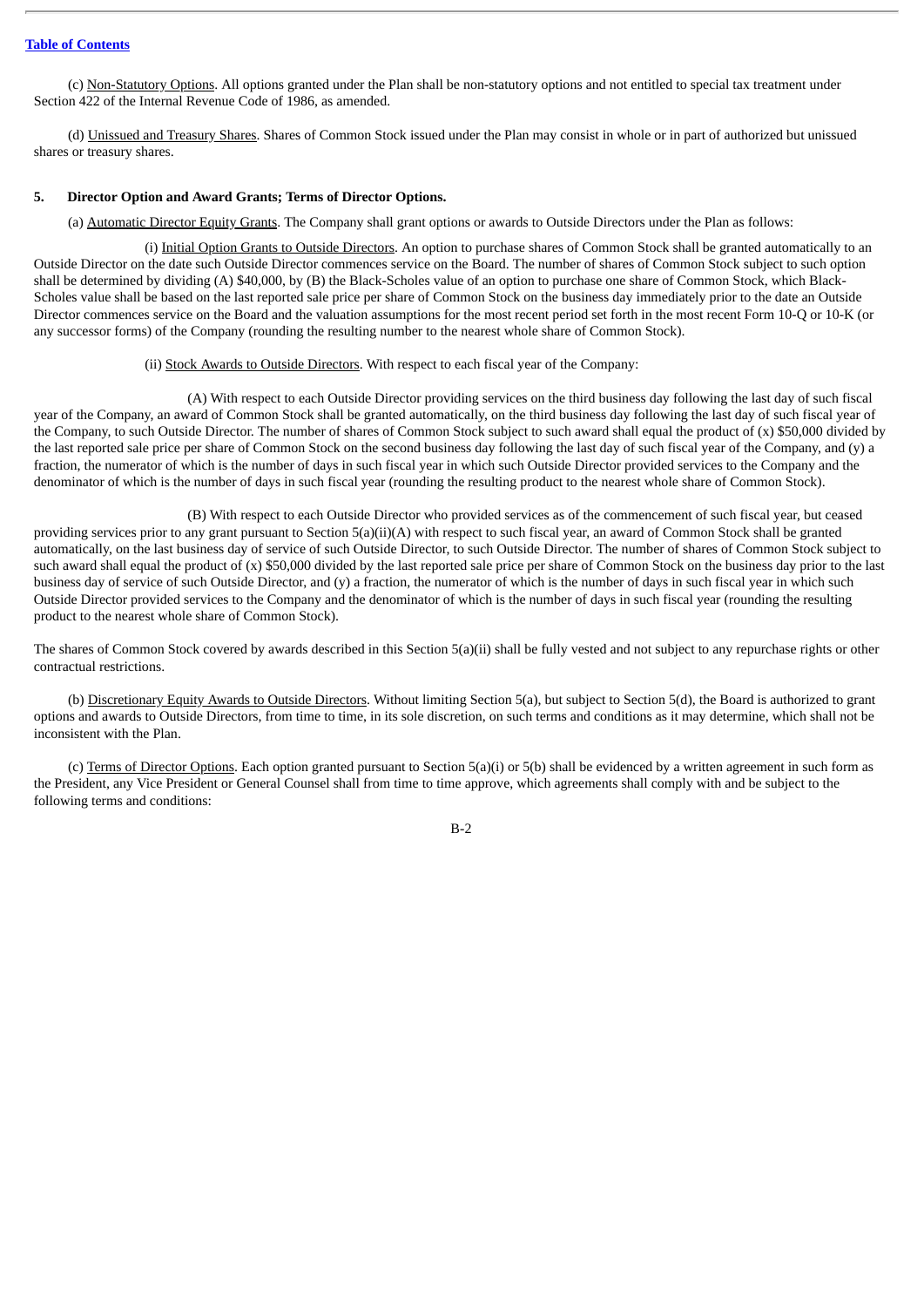(c) Non-Statutory Options. All options granted under the Plan shall be non-statutory options and not entitled to special tax treatment under Section 422 of the Internal Revenue Code of 1986, as amended.

(d) Unissued and Treasury Shares. Shares of Common Stock issued under the Plan may consist in whole or in part of authorized but unissued shares or treasury shares.

**5. Director Option and Award Grants; Terms of Director Options.**

(a) Automatic Director Equity Grants. The Company shall grant options or awards to Outside Directors under the Plan as follows:

(i) Initial Option Grants to Outside Directors. An option to purchase shares of Common Stock shall be granted automatically to an Outside Director on the date such Outside Director commences service on the Board. The number of shares of Common Stock subject to such option shall be determined by dividing (A) $40,000, by (B) the Black-Scholes value of an option to purchase one share of Common Stock, which Black-Scholes value shall be based on the last reported sale price per share of Common Stock on the business day immediately prior to the date an Outside Director commences service on the Board and the valuation assumptions for the most recent period set forth in the most recent Form 10-Q or 10-K (or any successor forms) of the Company (rounding the resulting number to the nearest whole share of Common Stock).

(ii) Stock Awards to Outside Directors. With respect to each fiscal year of the Company:

(A) With respect to each Outside Director providing services on the third business day following the last day of such fiscal year of the Company, an award of Common Stock shall be granted automatically, on the third business day following the last day of such fiscal year of the Company, to such Outside Director. The number of shares of Common Stock subject to such award shall equal the product of (x) $50,000 divided by the last reported sale price per share of Common Stock on the second business day following the last day of such fiscal year of the Company, and (y) a fraction, the numerator of which is the number of days in such fiscal year in which such Outside Director provided services to the Company and the denominator of which is the number of days in such fiscal year (rounding the resulting product to the nearest whole share of Common Stock).

(B) With respect to each Outside Director who provided services as of the commencement of such fiscal year, but ceased providing services prior to any grant pursuant to Section 5(a)(ii)(A) with respect to such fiscal year, an award of Common Stock shall be granted automatically, on the last business day of service of such Outside Director, to such Outside Director. The number of shares of Common Stock subject to such award shall equal the product of (x) $50,000 divided by the last reported sale price per share of Common Stock on the business day prior to the last business day of service of such Outside Director, and (y) a fraction, the numerator of which is the number of days in such fiscal year in which such Outside Director provided services to the Company and the denominator of which is the number of days in such fiscal year (rounding the resulting product to the nearest whole share of Common Stock).

The shares of Common Stock covered by awards described in this Section 5(a)(ii) shall be fully vested and not subject to any repurchase rights or other contractual restrictions.

(b) Discretionary Equity Awards to Outside Directors. Without limiting Section 5(a), but subject to Section 5(d), the Board is authorized to grant options and awards to Outside Directors, from time to time, in its sole discretion, on such terms and conditions as it may determine, which shall not be inconsistent with the Plan.

(c) Terms of Director Options. Each option granted pursuant to Section 5(a)(i) or 5(b) shall be evidenced by a written agreement in such form as the President, any Vice President or General Counsel shall from time to time approve, which agreements shall comply with and be subject to the following terms and conditions: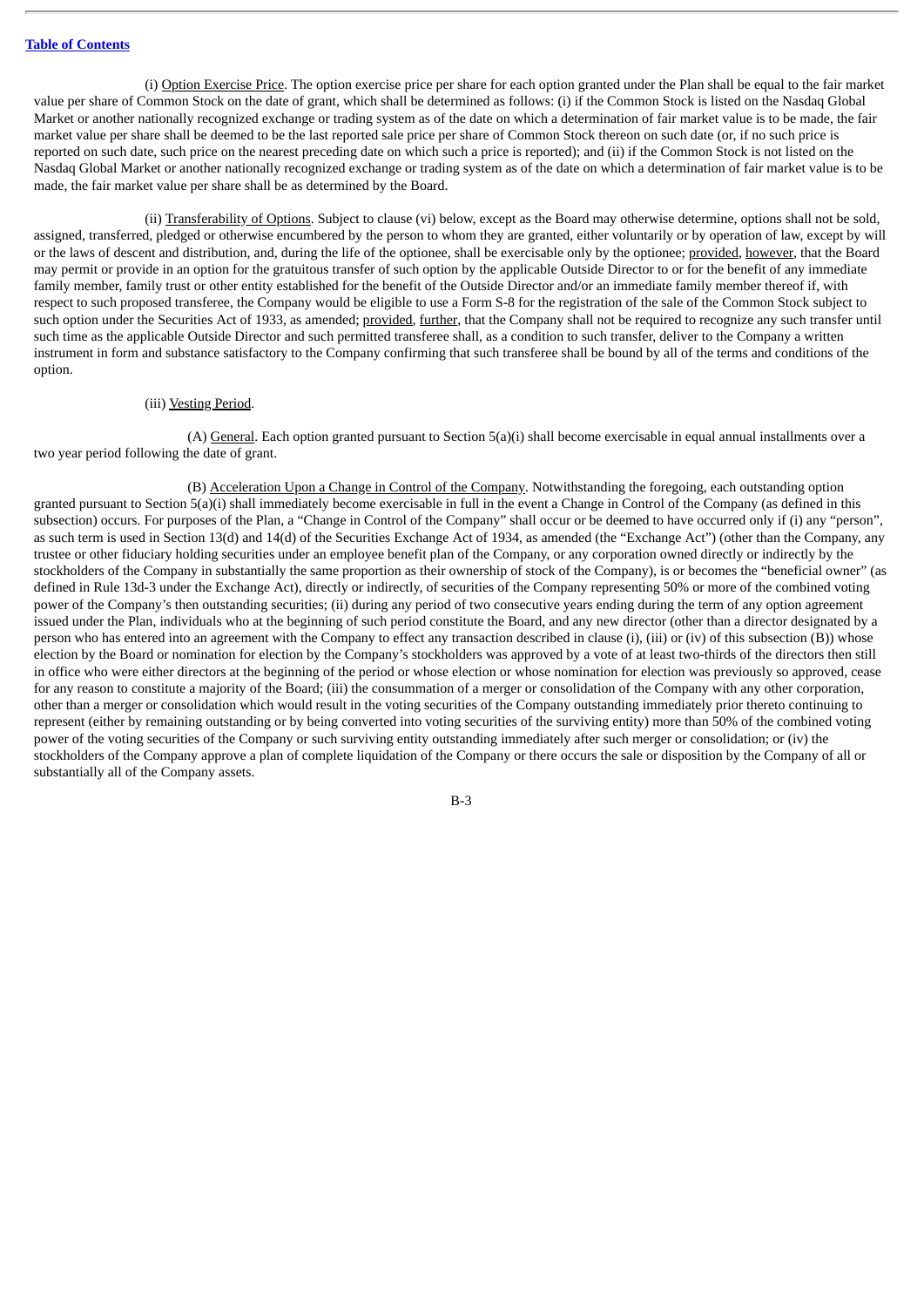(i) Option Exercise Price. The option exercise price per share for each option granted under the Plan shall be equal to the fair market value per share of Common Stock on the date of grant, which shall be determined as follows: (i) if the Common Stock is listed on the Nasdaq Global Market or another nationally recognized exchange or trading system as of the date on which a determination of fair market value is to be made, the fair market value per share shall be deemed to be the last reported sale price per share of Common Stock thereon on such date (or, if no such price is reported on such date, such price on the nearest preceding date on which such a price is reported); and (ii) if the Common Stock is not listed on the Nasdaq Global Market or another nationally recognized exchange or trading system as of the date on which a determination of fair market value is to be made, the fair market value per share shall be as determined by the Board.

(ii) Transferability of Options. Subject to clause (vi) below, except as the Board may otherwise determine, options shall not be sold, assigned, transferred, pledged or otherwise encumbered by the person to whom they are granted, either voluntarily or by operation of law, except by will or the laws of descent and distribution, and, during the life of the optionee, shall be exercisable only by the optionee; provided, however, that the Board may permit or provide in an option for the gratuitous transfer of such option by the applicable Outside Director to or for the benefit of any immediate family member, family trust or other entity established for the benefit of the Outside Director and/or an immediate family member thereof if, with respect to such proposed transferee, the Company would be eligible to use a Form S-8 for the registration of the sale of the Common Stock subject to such option under the Securities Act of 1933, as amended; provided, further, that the Company shall not be required to recognize any such transfer until such time as the applicable Outside Director and such permitted transferee shall, as a condition to such transfer, deliver to the Company a written instrument in form and substance satisfactory to the Company confirming that such transferee shall be bound by all of the terms and conditions of the option.

(iii) Vesting Period.

(A) General. Each option granted pursuant to Section 5(a)(i) shall become exercisable in equal annual installments over a two year period following the date of grant.

(B) Acceleration Upon a Change in Control of the Company. Notwithstanding the foregoing, each outstanding option granted pursuant to Section 5(a)(i) shall immediately become exercisable in full in the event a Change in Control of the Company (as defined in this subsection) occurs. For purposes of the Plan, a "Change in Control of the Company" shall occur or be deemed to have occurred only if (i) any "person", as such term is used in Section 13(d) and 14(d) of the Securities Exchange Act of 1934, as amended (the "Exchange Act") (other than the Company, any trustee or other fiduciary holding securities under an employee benefit plan of the Company, or any corporation owned directly or indirectly by the stockholders of the Company in substantially the same proportion as their ownership of stock of the Company), is or becomes the "beneficial owner" (as defined in Rule 13d-3 under the Exchange Act), directly or indirectly, of securities of the Company representing 50% or more of the combined voting power of the Company's then outstanding securities; (ii) during any period of two consecutive years ending during the term of any option agreement issued under the Plan, individuals who at the beginning of such period constitute the Board, and any new director (other than a director designated by a person who has entered into an agreement with the Company to effect any transaction described in clause (i), (iii) or (iv) of this subsection (B)) whose election by the Board or nomination for election by the Company's stockholders was approved by a vote of at least two-thirds of the directors then still in office who were either directors at the beginning of the period or whose election or whose nomination for election was previously so approved, cease for any reason to constitute a majority of the Board; (iii) the consummation of a merger or consolidation of the Company with any other corporation, other than a merger or consolidation which would result in the voting securities of the Company outstanding immediately prior thereto continuing to represent (either by remaining outstanding or by being converted into voting securities of the surviving entity) more than 50% of the combined voting power of the voting securities of the Company or such surviving entity outstanding immediately after such merger or consolidation; or (iv) the stockholders of the Company approve a plan of complete liquidation of the Company or there occurs the sale or disposition by the Company of all or substantially all of the Company assets.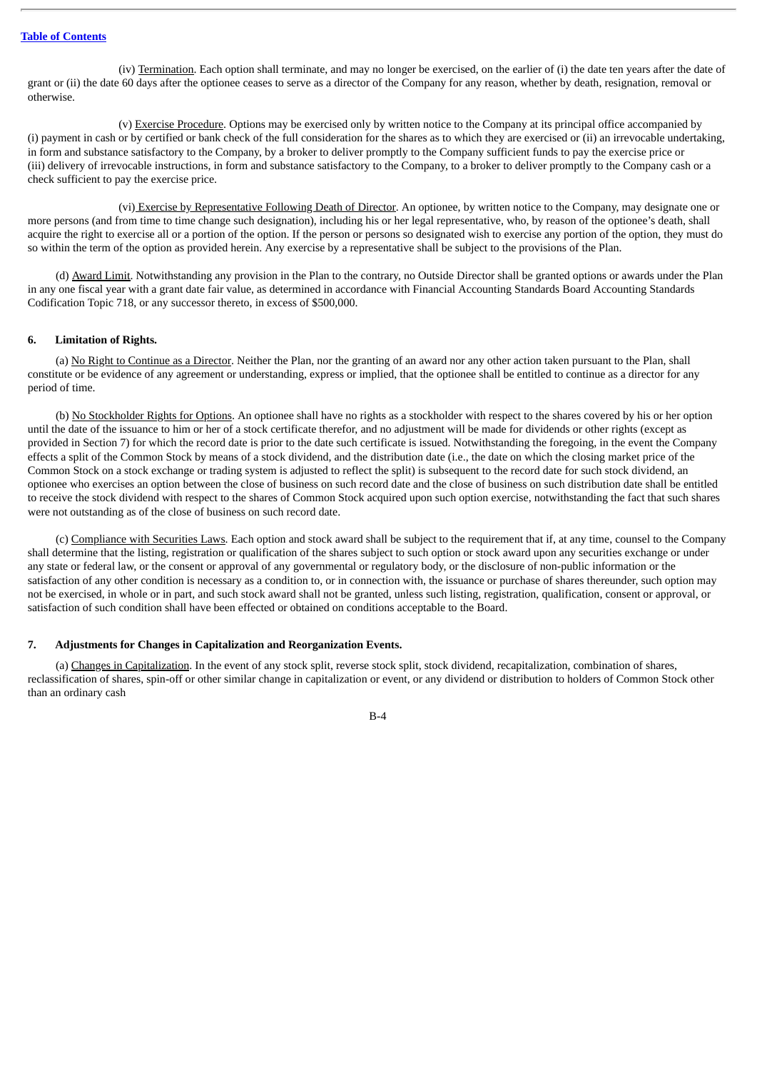(iv) Termination. Each option shall terminate, and may no longer be exercised, on the earlier of (i) the date ten years after the date of grant or (ii) the date 60 days after the optionee ceases to serve as a director of the Company for any reason, whether by death, resignation, removal or otherwise.

(v) Exercise Procedure. Options may be exercised only by written notice to the Company at its principal office accompanied by (i) payment in cash or by certified or bank check of the full consideration for the shares as to which they are exercised or (ii) an irrevocable undertaking, in form and substance satisfactory to the Company, by a broker to deliver promptly to the Company sufficient funds to pay the exercise price or (iii) delivery of irrevocable instructions, in form and substance satisfactory to the Company, to a broker to deliver promptly to the Company cash or a check sufficient to pay the exercise price.

(vi) Exercise by Representative Following Death of Director. An optionee, by written notice to the Company, may designate one or more persons (and from time to time change such designation), including his or her legal representative, who, by reason of the optionee's death, shall acquire the right to exercise all or a portion of the option. If the person or persons so designated wish to exercise any portion of the option, they must do so within the term of the option as provided herein. Any exercise by a representative shall be subject to the provisions of the Plan.

(d) Award Limit. Notwithstanding any provision in the Plan to the contrary, no Outside Director shall be granted options or awards under the Plan in any one fiscal year with a grant date fair value, as determined in accordance with Financial Accounting Standards Board Accounting Standards Codification Topic 718, or any successor thereto, in excess of $500,000.

## 6. Limitation of Rights.

(a) No Right to Continue as a Director. Neither the Plan, nor the granting of an award nor any other action taken pursuant to the Plan, shall constitute or be evidence of any agreement or understanding, express or implied, that the optionee shall be entitled to continue as a director for any period of time.

(b) No Stockholder Rights for Options. An optionee shall have no rights as a stockholder with respect to the shares covered by his or her option until the date of the issuance to him or her of a stock certificate therefor, and no adjustment will be made for dividends or other rights (except as provided in Section 7) for which the record date is prior to the date such certificate is issued. Notwithstanding the foregoing, in the event the Company effects a split of the Common Stock by means of a stock dividend, and the distribution date (i.e., the date on which the closing market price of the Common Stock on a stock exchange or trading system is adjusted to reflect the split) is subsequent to the record date for such stock dividend, an optionee who exercises an option between the close of business on such record date and the close of business on such distribution date shall be entitled to receive the stock dividend with respect to the shares of Common Stock acquired upon such option exercise, notwithstanding the fact that such shares were not outstanding as of the close of business on such record date.

(c) Compliance with Securities Laws. Each option and stock award shall be subject to the requirement that if, at any time, counsel to the Company shall determine that the listing, registration or qualification of the shares subject to such option or stock award upon any securities exchange or under any state or federal law, or the consent or approval of any governmental or regulatory body, or the disclosure of non-public information or the satisfaction of any other condition is necessary as a condition to, or in connection with, the issuance or purchase of shares thereunder, such option may not be exercised, in whole or in part, and such stock award shall not be granted, unless such listing, registration, qualification, consent or approval, or satisfaction of such condition shall have been effected or obtained on conditions acceptable to the Board.

## 7. Adjustments for Changes in Capitalization and Reorganization Events.

(a) Changes in Capitalization. In the event of any stock split, reverse stock split, stock dividend, recapitalization, combination of shares, reclassification of shares, spin-off or other similar change in capitalization or event, or any dividend or distribution to holders of Common Stock other than an ordinary cash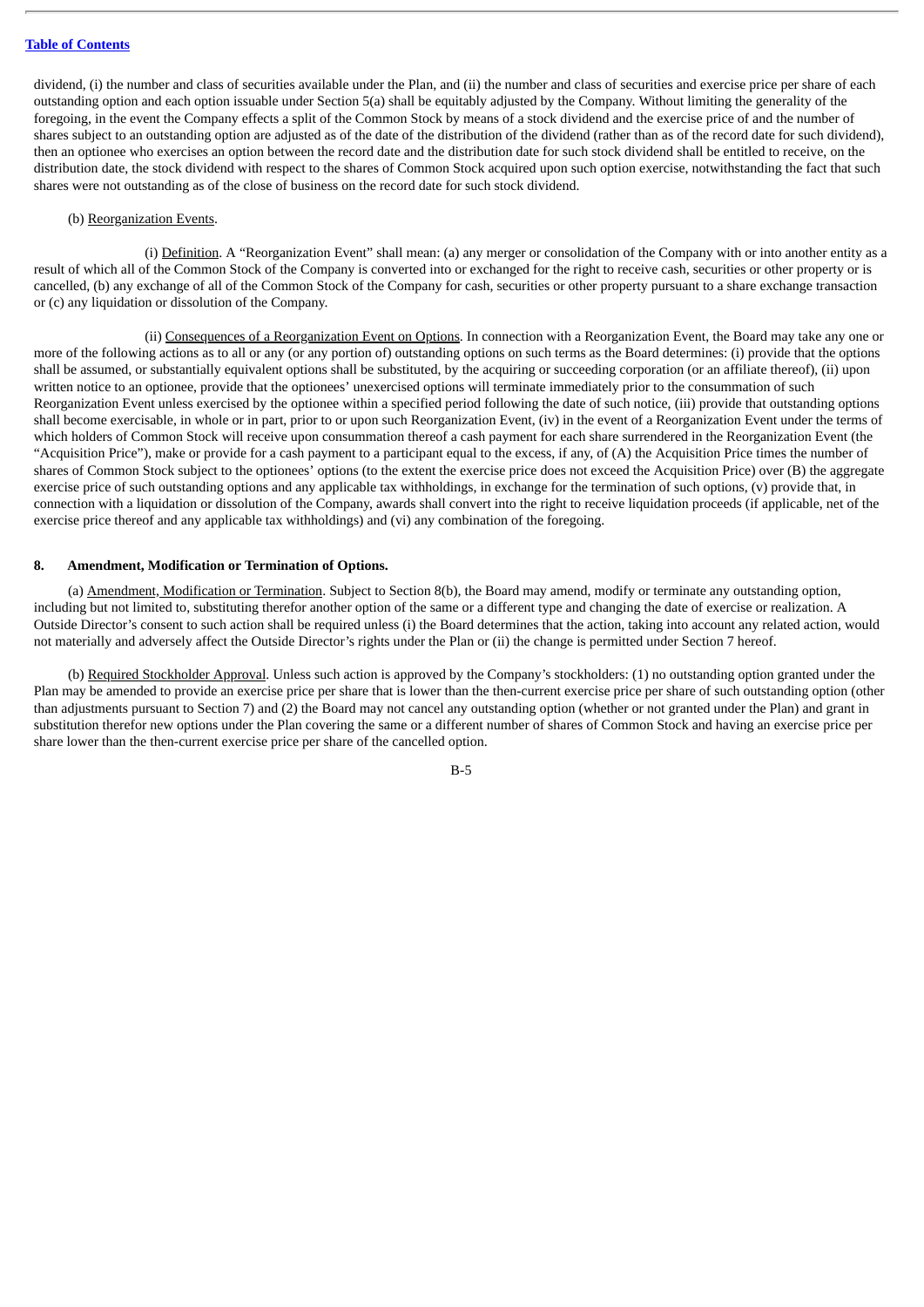dividend, (i) the number and class of securities available under the Plan, and (ii) the number and class of securities and exercise price per share of each outstanding option and each option issuable under Section 5(a) shall be equitably adjusted by the Company. Without limiting the generality of the foregoing, in the event the Company effects a split of the Common Stock by means of a stock dividend and the exercise price of and the number of shares subject to an outstanding option are adjusted as of the date of the distribution of the dividend (rather than as of the record date for such dividend), then an optionee who exercises an option between the record date and the distribution date for such stock dividend shall be entitled to receive, on the distribution date, the stock dividend with respect to the shares of Common Stock acquired upon such option exercise, notwithstanding the fact that such shares were not outstanding as of the close of business on the record date for such stock dividend.

(b) Reorganization Events.

(i) Definition. A "Reorganization Event" shall mean: (a) any merger or consolidation of the Company with or into another entity as a result of which all of the Common Stock of the Company is converted into or exchanged for the right to receive cash, securities or other property or is cancelled, (b) any exchange of all of the Common Stock of the Company for cash, securities or other property pursuant to a share exchange transaction or (c) any liquidation or dissolution of the Company.

(ii) Consequences of a Reorganization Event on Options. In connection with a Reorganization Event, the Board may take any one or more of the following actions as to all or any (or any portion of) outstanding options on such terms as the Board determines: (i) provide that the options shall be assumed, or substantially equivalent options shall be substituted, by the acquiring or succeeding corporation (or an affiliate thereof), (ii) upon written notice to an optionee, provide that the optionees' unexercised options will terminate immediately prior to the consummation of such Reorganization Event unless exercised by the optionee within a specified period following the date of such notice, (iii) provide that outstanding options shall become exercisable, in whole or in part, prior to or upon such Reorganization Event, (iv) in the event of a Reorganization Event under the terms of which holders of Common Stock will receive upon consummation thereof a cash payment for each share surrendered in the Reorganization Event (the "Acquisition Price"), make or provide for a cash payment to a participant equal to the excess, if any, of (A) the Acquisition Price times the number of shares of Common Stock subject to the optionees' options (to the extent the exercise price does not exceed the Acquisition Price) over (B) the aggregate exercise price of such outstanding options and any applicable tax withholdings, in exchange for the termination of such options, (v) provide that, in connection with a liquidation or dissolution of the Company, awards shall convert into the right to receive liquidation proceeds (if applicable, net of the exercise price thereof and any applicable tax withholdings) and (vi) any combination of the foregoing.

## 8. Amendment, Modification or Termination of Options.

(a) Amendment, Modification or Termination. Subject to Section 8(b), the Board may amend, modify or terminate any outstanding option, including but not limited to, substituting therefor another option of the same or a different type and changing the date of exercise or realization. A Outside Director's consent to such action shall be required unless (i) the Board determines that the action, taking into account any related action, would not materially and adversely affect the Outside Director's rights under the Plan or (ii) the change is permitted under Section 7 hereof.

(b) Required Stockholder Approval. Unless such action is approved by the Company's stockholders: (1) no outstanding option granted under the Plan may be amended to provide an exercise price per share that is lower than the then-current exercise price per share of such outstanding option (other than adjustments pursuant to Section 7) and (2) the Board may not cancel any outstanding option (whether or not granted under the Plan) and grant in substitution therefor new options under the Plan covering the same or a different number of shares of Common Stock and having an exercise price per share lower than the then-current exercise price per share of the cancelled option.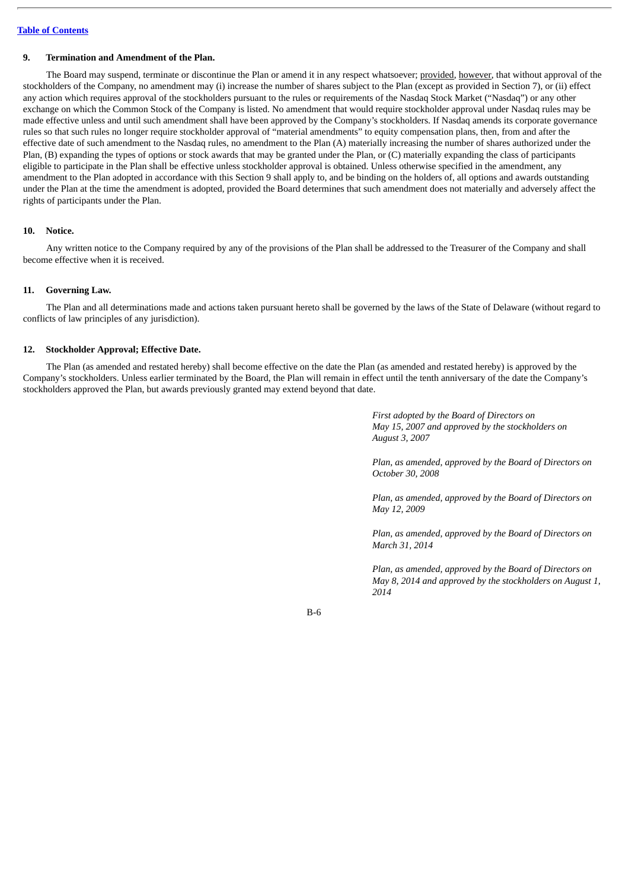### 9. Termination and Amendment of the Plan.

The Board may suspend, terminate or discontinue the Plan or amend it in any respect whatsoever; provided, however, that without approval of the stockholders of the Company, no amendment may (i) increase the number of shares subject to the Plan (except as provided in Section 7), or (ii) effect any action which requires approval of the stockholders pursuant to the rules or requirements of the Nasdaq Stock Market ("Nasdaq") or any other exchange on which the Common Stock of the Company is listed. No amendment that would require stockholder approval under Nasdaq rules may be made effective unless and until such amendment shall have been approved by the Company's stockholders. If Nasdaq amends its corporate governance rules so that such rules no longer require stockholder approval of "material amendments" to equity compensation plans, then, from and after the effective date of such amendment to the Nasdaq rules, no amendment to the Plan (A) materially increasing the number of shares authorized under the Plan, (B) expanding the types of options or stock awards that may be granted under the Plan, or (C) materially expanding the class of participants eligible to participate in the Plan shall be effective unless stockholder approval is obtained. Unless otherwise specified in the amendment, any amendment to the Plan adopted in accordance with this Section 9 shall apply to, and be binding on the holders of, all options and awards outstanding under the Plan at the time the amendment is adopted, provided the Board determines that such amendment does not materially and adversely affect the rights of participants under the Plan.

### 10. Notice.

Any written notice to the Company required by any of the provisions of the Plan shall be addressed to the Treasurer of the Company and shall become effective when it is received.

### 11. Governing Law.

The Plan and all determinations made and actions taken pursuant hereto shall be governed by the laws of the State of Delaware (without regard to conflicts of law principles of any jurisdiction).

### 12. Stockholder Approval; Effective Date.

The Plan (as amended and restated hereby) shall become effective on the date the Plan (as amended and restated hereby) is approved by the Company's stockholders. Unless earlier terminated by the Board, the Plan will remain in effect until the tenth anniversary of the date the Company's stockholders approved the Plan, but awards previously granted may extend beyond that date.

*First adopted by the Board of Directors on May 15, 2007 and approved by the stockholders on August 3, 2007*

*Plan, as amended, approved by the Board of Directors on October 30, 2008*

*Plan, as amended, approved by the Board of Directors on May 12, 2009*

*Plan, as amended, approved by the Board of Directors on March 31, 2014*

*Plan, as amended, approved by the Board of Directors on May 8, 2014 and approved by the stockholders on August 1, 2014*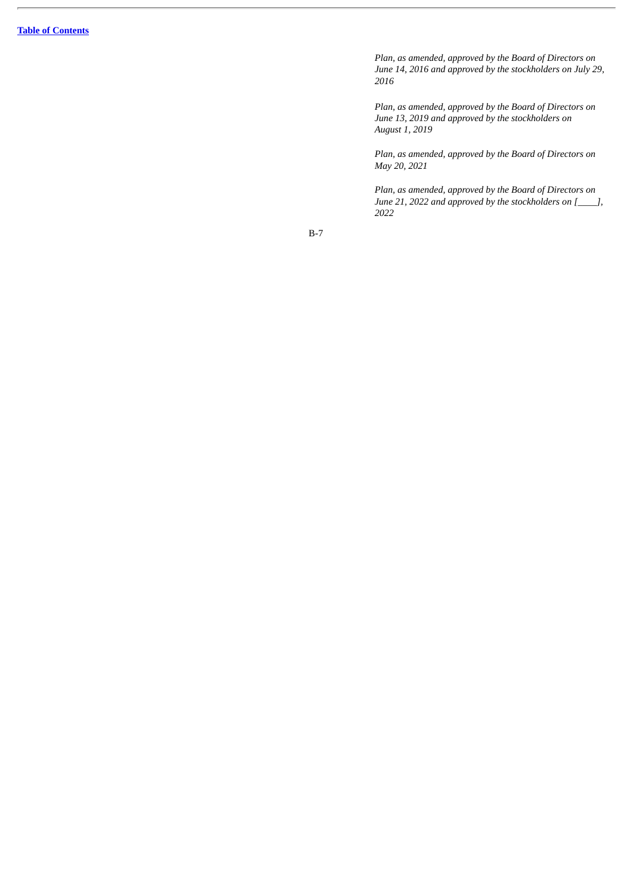*Plan, as amended, approved by the Board of Directors on June 14, 2016 and approved by the stockholders on July 29, 2016*

*Plan, as amended, approved by the Board of Directors on June 13, 2019 and approved by the stockholders on August 1, 2019*

*Plan, as amended, approved by the Board of Directors on May 20, 2021*

*Plan, as amended, approved by the Board of Directors on June 21, 2022 and approved by the stockholders on [____], 2022*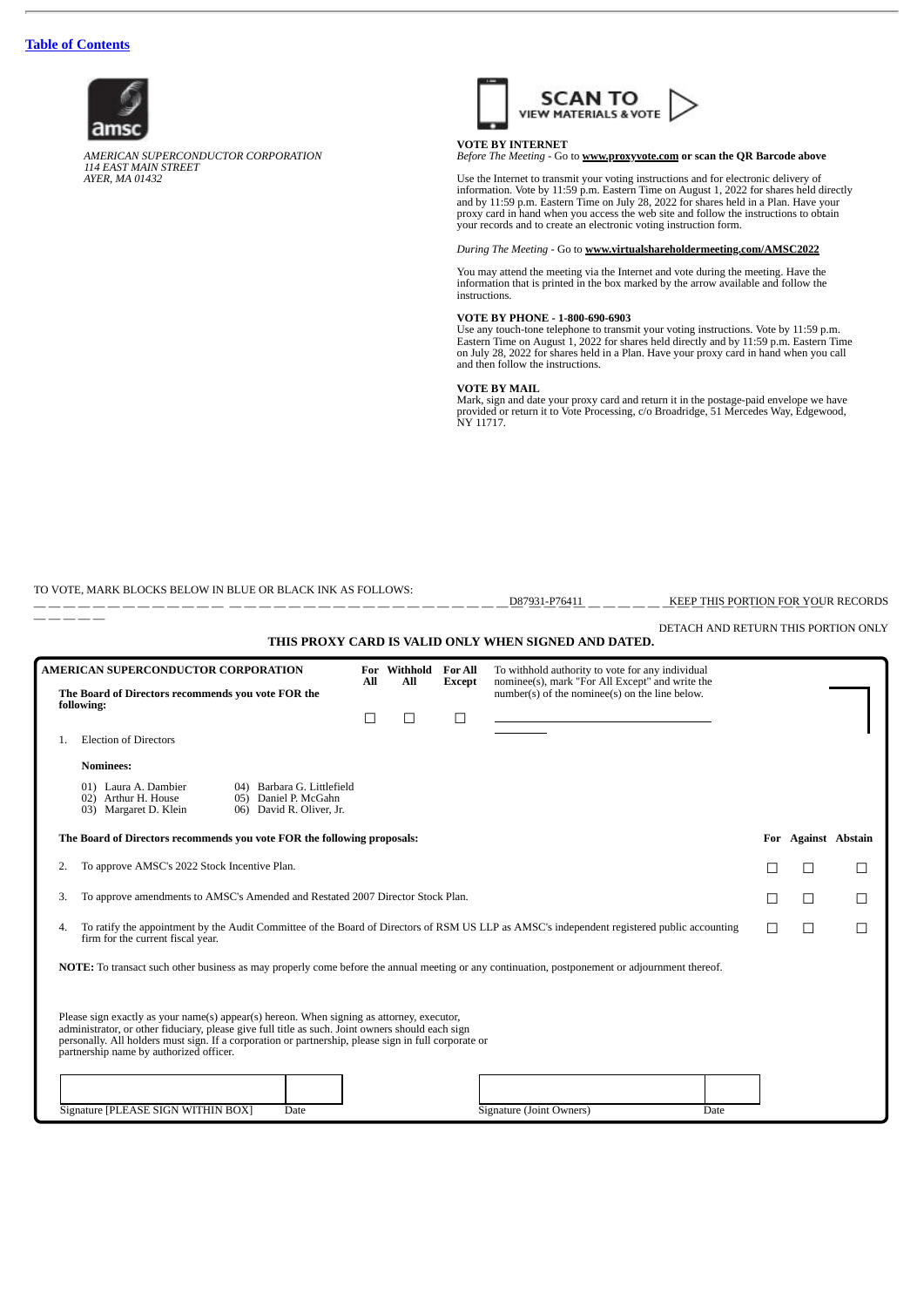[Table of Contents](#)

*AMERICAN SUPERCONDUCTOR CORPORATION*
*114 EAST MAIN STREET*
*AYER, MA 01432*

SCAN TO VIEW MATERIALS & VOTE

**VOTE BY INTERNET**
*Before The Meeting* - Go to **www.proxyvote.com or scan the QR Barcode above**

Use the Internet to transmit your voting instructions and for electronic delivery of information. Vote by 11:59 p.m. Eastern Time on August 1, 2022 for shares held directly and by 11:59 p.m. Eastern Time on July 28, 2022 for shares held in a Plan. Have your proxy card in hand when you access the web site and follow the instructions to obtain your records and to create an electronic voting instruction form.

*During The Meeting* - Go to **www.virtualshareholdermeeting.com/AMSC2022**

You may attend the meeting via the Internet and vote during the meeting. Have the information that is printed in the box marked by the arrow available and follow the instructions.

**VOTE BY PHONE - 1-800-690-6903**
Use any touch-tone telephone to transmit your voting instructions. Vote by 11:59 p.m. Eastern Time on August 1, 2022 for shares held directly and by 11:59 p.m. Eastern Time on July 28, 2022 for shares held in a Plan. Have your proxy card in hand when you call and then follow the instructions.

**VOTE BY MAIL**
Mark, sign and date your proxy card and return it in the postage-paid envelope we have provided or return it to Vote Processing, c/o Broadridge, 51 Mercedes Way, Edgewood, NY 11717.

TO VOTE, MARK BLOCKS BELOW IN BLUE OR BLACK INK AS FOLLOWS:

D87931-P76411 KEEP THIS PORTION FOR YOUR RECORDS

DETACH AND RETURN THIS PORTION ONLY

**THIS PROXY CARD IS VALID ONLY WHEN SIGNED AND DATED.**

**AMERICAN SUPERCONDUCTOR CORPORATION**

**The Board of Directors recommends you vote FOR the following:**

| | For All | Withhold All | For All Except |
|---|---|---|---|
| 1. Election of Directors | ☐ | ☐ | ☐ |

To withhold authority to vote for any individual nominee(s), mark "For All Except" and write the number(s) of the nominee(s) on the line below.

**Nominees:**

01) Laura A. Dambier
02) Arthur H. House
03) Margaret D. Klein
04) Barbara G. Littlefield
05) Daniel P. McGahn
06) David R. Oliver, Jr.

**The Board of Directors recommends you vote FOR the following proposals:**

| | For | Against | Abstain |
|---|---|---|---|
| 2. To approve AMSC's 2022 Stock Incentive Plan. | ☐ | ☐ | ☐ |
| 3. To approve amendments to AMSC's Amended and Restated 2007 Director Stock Plan. | ☐ | ☐ | ☐ |
| 4. To ratify the appointment by the Audit Committee of the Board of Directors of RSM US LLP as AMSC's independent registered public accounting firm for the current fiscal year. | ☐ | ☐ | ☐ |

**NOTE:** To transact such other business as may properly come before the annual meeting or any continuation, postponement or adjournment thereof.

Please sign exactly as your name(s) appear(s) hereon. When signing as attorney, executor, administrator, or other fiduciary, please give full title as such. Joint owners should each sign personally. All holders must sign. If a corporation or partnership, please sign in full corporate or partnership name by authorized officer.

| Signature [PLEASE SIGN WITHIN BOX] | Date | Signature (Joint Owners) | Date |
|---|---|---|---|
| | | | |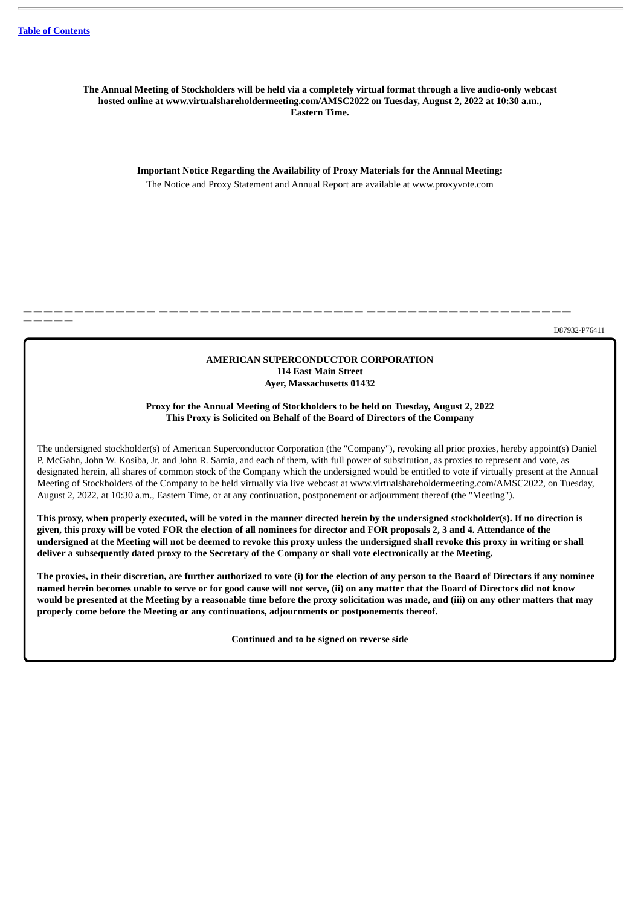**The Annual Meeting of Stockholders will be held via a completely virtual format through a live audio-only webcast hosted online at www.virtualshareholdermeeting.com/AMSC2022 on Tuesday, August 2, 2022 at 10:30 a.m., Eastern Time.**

**Important Notice Regarding the Availability of Proxy Materials for the Annual Meeting:**

The Notice and Proxy Statement and Annual Report are available at www.proxyvote.com

D87932-P76411

**AMERICAN SUPERCONDUCTOR CORPORATION**
**114 East Main Street**
**Ayer, Massachusetts 01432**

**Proxy for the Annual Meeting of Stockholders to be held on Tuesday, August 2, 2022**
**This Proxy is Solicited on Behalf of the Board of Directors of the Company**

The undersigned stockholder(s) of American Superconductor Corporation (the "Company"), revoking all prior proxies, hereby appoint(s) Daniel P. McGahn, John W. Kosiba, Jr. and John R. Samia, and each of them, with full power of substitution, as proxies to represent and vote, as designated herein, all shares of common stock of the Company which the undersigned would be entitled to vote if virtually present at the Annual Meeting of Stockholders of the Company to be held virtually via live webcast at www.virtualshareholdermeeting.com/AMSC2022, on Tuesday, August 2, 2022, at 10:30 a.m., Eastern Time, or at any continuation, postponement or adjournment thereof (the "Meeting").

**This proxy, when properly executed, will be voted in the manner directed herein by the undersigned stockholder(s). If no direction is given, this proxy will be voted FOR the election of all nominees for director and FOR proposals 2, 3 and 4. Attendance of the undersigned at the Meeting will not be deemed to revoke this proxy unless the undersigned shall revoke this proxy in writing or shall deliver a subsequently dated proxy to the Secretary of the Company or shall vote electronically at the Meeting.**

**The proxies, in their discretion, are further authorized to vote (i) for the election of any person to the Board of Directors if any nominee named herein becomes unable to serve or for good cause will not serve, (ii) on any matter that the Board of Directors did not know would be presented at the Meeting by a reasonable time before the proxy solicitation was made, and (iii) on any other matters that may properly come before the Meeting or any continuations, adjournments or postponements thereof.**

**Continued and to be signed on reverse side**